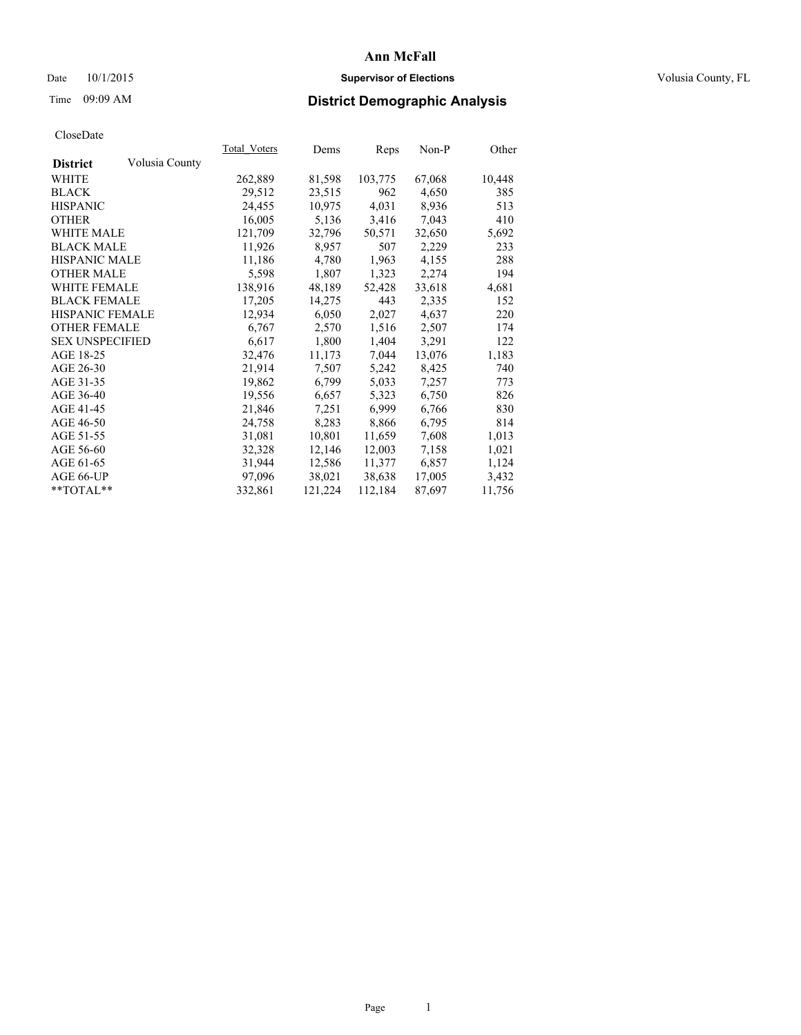# Ann McFall

Date 10/1/2015 **Supervisor of Elections** Volusia County, FL

Time 09:09 AM **District Demographic Analysis**

CloseDate

| District | Volusia County | Total_Voters | Dems | Reps | Non-P | Other |
|---|---|---|---|---|---|---|
| WHITE | | 262,889 | 81,598 | 103,775 | 67,068 | 10,448 |
| BLACK | | 29,512 | 23,515 | 962 | 4,650 | 385 |
| HISPANIC | | 24,455 | 10,975 | 4,031 | 8,936 | 513 |
| OTHER | | 16,005 | 5,136 | 3,416 | 7,043 | 410 |
| WHITE MALE | | 121,709 | 32,796 | 50,571 | 32,650 | 5,692 |
| BLACK MALE | | 11,926 | 8,957 | 507 | 2,229 | 233 |
| HISPANIC MALE | | 11,186 | 4,780 | 1,963 | 4,155 | 288 |
| OTHER MALE | | 5,598 | 1,807 | 1,323 | 2,274 | 194 |
| WHITE FEMALE | | 138,916 | 48,189 | 52,428 | 33,618 | 4,681 |
| BLACK FEMALE | | 17,205 | 14,275 | 443 | 2,335 | 152 |
| HISPANIC FEMALE | | 12,934 | 6,050 | 2,027 | 4,637 | 220 |
| OTHER FEMALE | | 6,767 | 2,570 | 1,516 | 2,507 | 174 |
| SEX UNSPECIFIED | | 6,617 | 1,800 | 1,404 | 3,291 | 122 |
| AGE 18-25 | | 32,476 | 11,173 | 7,044 | 13,076 | 1,183 |
| AGE 26-30 | | 21,914 | 7,507 | 5,242 | 8,425 | 740 |
| AGE 31-35 | | 19,862 | 6,799 | 5,033 | 7,257 | 773 |
| AGE 36-40 | | 19,556 | 6,657 | 5,323 | 6,750 | 826 |
| AGE 41-45 | | 21,846 | 7,251 | 6,999 | 6,766 | 830 |
| AGE 46-50 | | 24,758 | 8,283 | 8,866 | 6,795 | 814 |
| AGE 51-55 | | 31,081 | 10,801 | 11,659 | 7,608 | 1,013 |
| AGE 56-60 | | 32,328 | 12,146 | 12,003 | 7,158 | 1,021 |
| AGE 61-65 | | 31,944 | 12,586 | 11,377 | 6,857 | 1,124 |
| AGE 66-UP | | 97,096 | 38,021 | 38,638 | 17,005 | 3,432 |
| **TOTAL** | | 332,861 | 121,224 | 112,184 | 87,697 | 11,756 |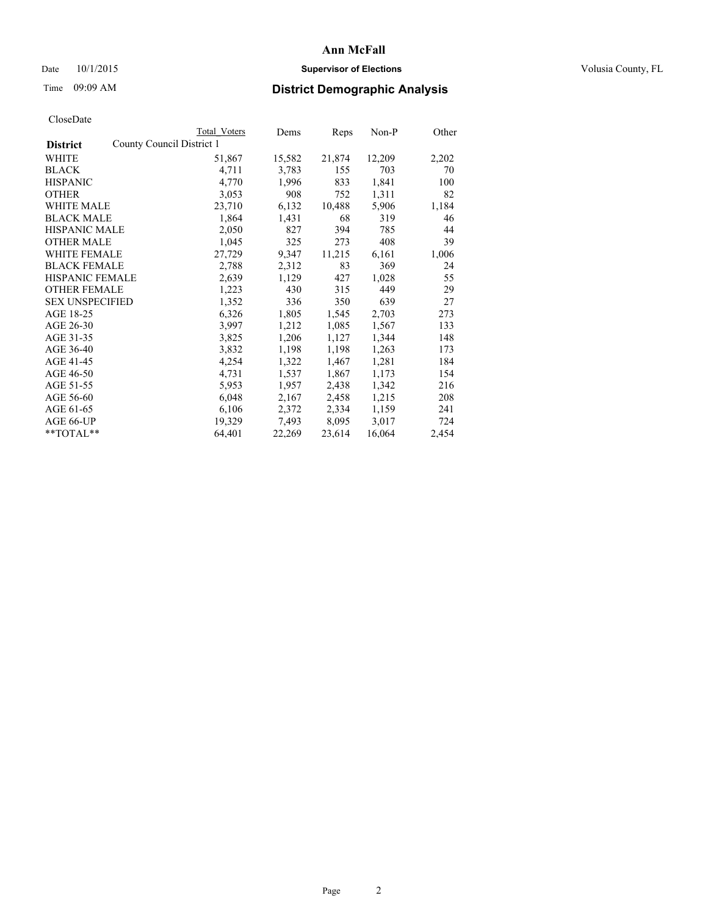# Ann McFall

Date 10/1/2015 **Supervisor of Elections** Volusia County, FL

Time 09:09 AM

## District Demographic Analysis

CloseDate

| **District** | County Council District 1 | Total Voters | Dems | Reps | Non-P | Other |
|---|---|---|---|---|---|---|
| WHITE | | 51,867 | 15,582 | 21,874 | 12,209 | 2,202 |
| BLACK | | 4,711 | 3,783 | 155 | 703 | 70 |
| HISPANIC | | 4,770 | 1,996 | 833 | 1,841 | 100 |
| OTHER | | 3,053 | 908 | 752 | 1,311 | 82 |
| WHITE MALE | | 23,710 | 6,132 | 10,488 | 5,906 | 1,184 |
| BLACK MALE | | 1,864 | 1,431 | 68 | 319 | 46 |
| HISPANIC MALE | | 2,050 | 827 | 394 | 785 | 44 |
| OTHER MALE | | 1,045 | 325 | 273 | 408 | 39 |
| WHITE FEMALE | | 27,729 | 9,347 | 11,215 | 6,161 | 1,006 |
| BLACK FEMALE | | 2,788 | 2,312 | 83 | 369 | 24 |
| HISPANIC FEMALE | | 2,639 | 1,129 | 427 | 1,028 | 55 |
| OTHER FEMALE | | 1,223 | 430 | 315 | 449 | 29 |
| SEX UNSPECIFIED | | 1,352 | 336 | 350 | 639 | 27 |
| AGE 18-25 | | 6,326 | 1,805 | 1,545 | 2,703 | 273 |
| AGE 26-30 | | 3,997 | 1,212 | 1,085 | 1,567 | 133 |
| AGE 31-35 | | 3,825 | 1,206 | 1,127 | 1,344 | 148 |
| AGE 36-40 | | 3,832 | 1,198 | 1,198 | 1,263 | 173 |
| AGE 41-45 | | 4,254 | 1,322 | 1,467 | 1,281 | 184 |
| AGE 46-50 | | 4,731 | 1,537 | 1,867 | 1,173 | 154 |
| AGE 51-55 | | 5,953 | 1,957 | 2,438 | 1,342 | 216 |
| AGE 56-60 | | 6,048 | 2,167 | 2,458 | 1,215 | 208 |
| AGE 61-65 | | 6,106 | 2,372 | 2,334 | 1,159 | 241 |
| AGE 66-UP | | 19,329 | 7,493 | 8,095 | 3,017 | 724 |
| **TOTAL** | | 64,401 | 22,269 | 23,614 | 16,064 | 2,454 |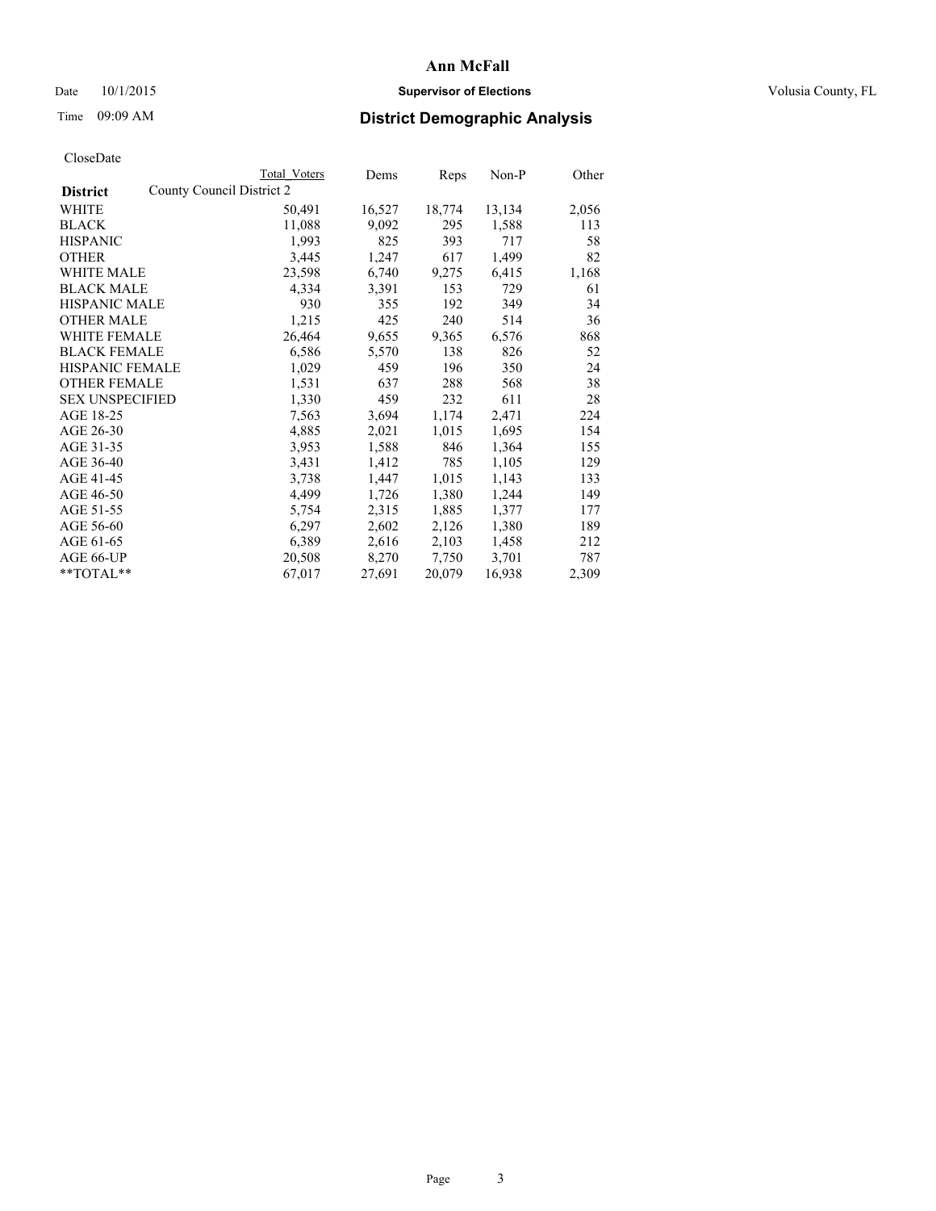# Ann McFall

Date 10/1/2015 **Supervisor of Elections** Volusia County, FL

Time 09:09 AM **District Demographic Analysis**

CloseDate

| **District** | County Council District 2 | Total Voters | Dems | Reps | Non-P | Other |
|---|---|---|---|---|---|---|
| WHITE | | 50,491 | 16,527 | 18,774 | 13,134 | 2,056 |
| BLACK | | 11,088 | 9,092 | 295 | 1,588 | 113 |
| HISPANIC | | 1,993 | 825 | 393 | 717 | 58 |
| OTHER | | 3,445 | 1,247 | 617 | 1,499 | 82 |
| WHITE MALE | | 23,598 | 6,740 | 9,275 | 6,415 | 1,168 |
| BLACK MALE | | 4,334 | 3,391 | 153 | 729 | 61 |
| HISPANIC MALE | | 930 | 355 | 192 | 349 | 34 |
| OTHER MALE | | 1,215 | 425 | 240 | 514 | 36 |
| WHITE FEMALE | | 26,464 | 9,655 | 9,365 | 6,576 | 868 |
| BLACK FEMALE | | 6,586 | 5,570 | 138 | 826 | 52 |
| HISPANIC FEMALE | | 1,029 | 459 | 196 | 350 | 24 |
| OTHER FEMALE | | 1,531 | 637 | 288 | 568 | 38 |
| SEX UNSPECIFIED | | 1,330 | 459 | 232 | 611 | 28 |
| AGE 18-25 | | 7,563 | 3,694 | 1,174 | 2,471 | 224 |
| AGE 26-30 | | 4,885 | 2,021 | 1,015 | 1,695 | 154 |
| AGE 31-35 | | 3,953 | 1,588 | 846 | 1,364 | 155 |
| AGE 36-40 | | 3,431 | 1,412 | 785 | 1,105 | 129 |
| AGE 41-45 | | 3,738 | 1,447 | 1,015 | 1,143 | 133 |
| AGE 46-50 | | 4,499 | 1,726 | 1,380 | 1,244 | 149 |
| AGE 51-55 | | 5,754 | 2,315 | 1,885 | 1,377 | 177 |
| AGE 56-60 | | 6,297 | 2,602 | 2,126 | 1,380 | 189 |
| AGE 61-65 | | 6,389 | 2,616 | 2,103 | 1,458 | 212 |
| AGE 66-UP | | 20,508 | 8,270 | 7,750 | 3,701 | 787 |
| **TOTAL** | | 67,017 | 27,691 | 20,079 | 16,938 | 2,309 |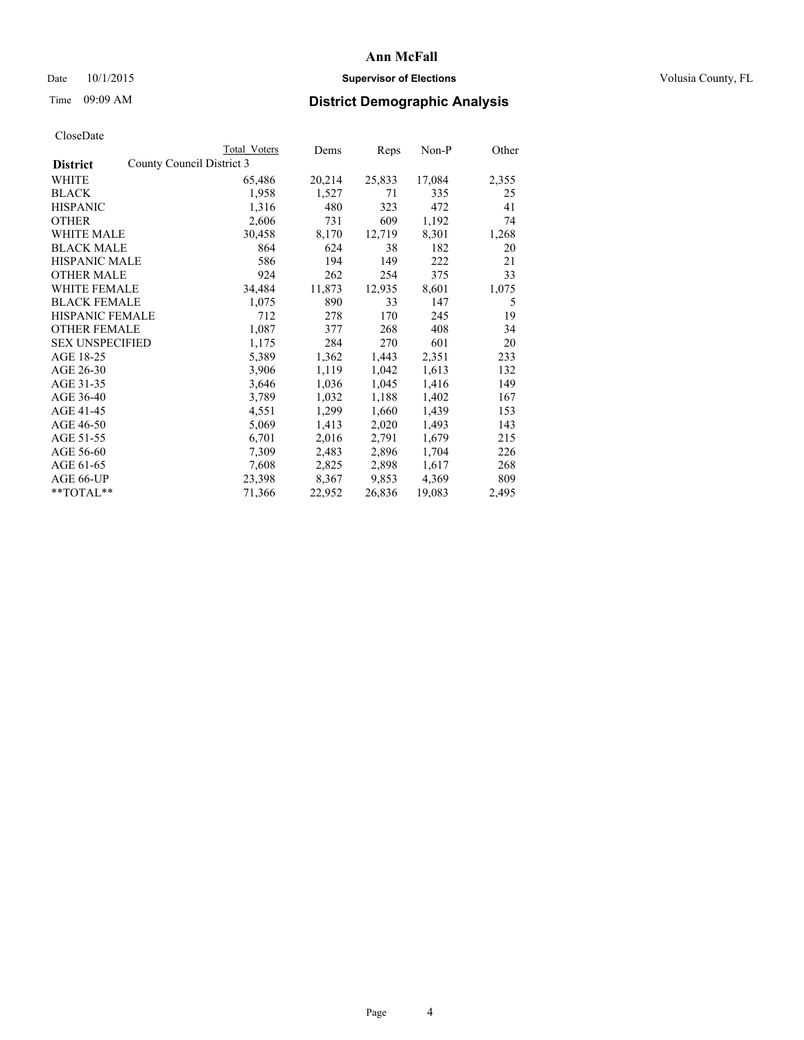# Ann McFall

Date 10/1/2015

**Supervisor of Elections**

Volusia County, FL

Time 09:09 AM

## District Demographic Analysis

CloseDate

| District | Total Voters | Dems | Reps | Non-P | Other |
|---|---|---|---|---|---|
| County Council District 3 | | | | | |
| WHITE | 65,486 | 20,214 | 25,833 | 17,084 | 2,355 |
| BLACK | 1,958 | 1,527 | 71 | 335 | 25 |
| HISPANIC | 1,316 | 480 | 323 | 472 | 41 |
| OTHER | 2,606 | 731 | 609 | 1,192 | 74 |
| WHITE MALE | 30,458 | 8,170 | 12,719 | 8,301 | 1,268 |
| BLACK MALE | 864 | 624 | 38 | 182 | 20 |
| HISPANIC MALE | 586 | 194 | 149 | 222 | 21 |
| OTHER MALE | 924 | 262 | 254 | 375 | 33 |
| WHITE FEMALE | 34,484 | 11,873 | 12,935 | 8,601 | 1,075 |
| BLACK FEMALE | 1,075 | 890 | 33 | 147 | 5 |
| HISPANIC FEMALE | 712 | 278 | 170 | 245 | 19 |
| OTHER FEMALE | 1,087 | 377 | 268 | 408 | 34 |
| SEX UNSPECIFIED | 1,175 | 284 | 270 | 601 | 20 |
| AGE 18-25 | 5,389 | 1,362 | 1,443 | 2,351 | 233 |
| AGE 26-30 | 3,906 | 1,119 | 1,042 | 1,613 | 132 |
| AGE 31-35 | 3,646 | 1,036 | 1,045 | 1,416 | 149 |
| AGE 36-40 | 3,789 | 1,032 | 1,188 | 1,402 | 167 |
| AGE 41-45 | 4,551 | 1,299 | 1,660 | 1,439 | 153 |
| AGE 46-50 | 5,069 | 1,413 | 2,020 | 1,493 | 143 |
| AGE 51-55 | 6,701 | 2,016 | 2,791 | 1,679 | 215 |
| AGE 56-60 | 7,309 | 2,483 | 2,896 | 1,704 | 226 |
| AGE 61-65 | 7,608 | 2,825 | 2,898 | 1,617 | 268 |
| AGE 66-UP | 23,398 | 8,367 | 9,853 | 4,369 | 809 |
| **TOTAL** | 71,366 | 22,952 | 26,836 | 19,083 | 2,495 |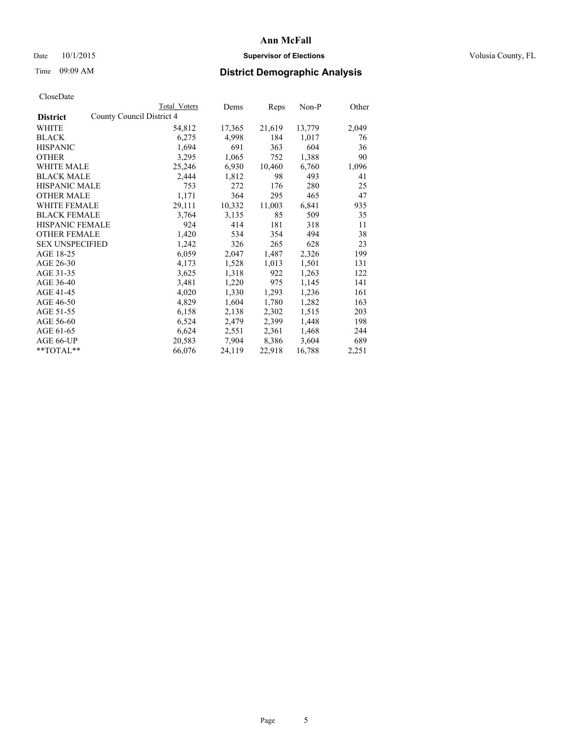# Ann McFall

Date 10/1/2015 **Supervisor of Elections** Volusia County, FL

Time 09:09 AM **District Demographic Analysis**

CloseDate

| District | Total Voters | Dems | Reps | Non-P | Other |
|---|---|---|---|---|---|
| County Council District 4 | | | | | |
| WHITE | 54,812 | 17,365 | 21,619 | 13,779 | 2,049 |
| BLACK | 6,275 | 4,998 | 184 | 1,017 | 76 |
| HISPANIC | 1,694 | 691 | 363 | 604 | 36 |
| OTHER | 3,295 | 1,065 | 752 | 1,388 | 90 |
| WHITE MALE | 25,246 | 6,930 | 10,460 | 6,760 | 1,096 |
| BLACK MALE | 2,444 | 1,812 | 98 | 493 | 41 |
| HISPANIC MALE | 753 | 272 | 176 | 280 | 25 |
| OTHER MALE | 1,171 | 364 | 295 | 465 | 47 |
| WHITE FEMALE | 29,111 | 10,332 | 11,003 | 6,841 | 935 |
| BLACK FEMALE | 3,764 | 3,135 | 85 | 509 | 35 |
| HISPANIC FEMALE | 924 | 414 | 181 | 318 | 11 |
| OTHER FEMALE | 1,420 | 534 | 354 | 494 | 38 |
| SEX UNSPECIFIED | 1,242 | 326 | 265 | 628 | 23 |
| AGE 18-25 | 6,059 | 2,047 | 1,487 | 2,326 | 199 |
| AGE 26-30 | 4,173 | 1,528 | 1,013 | 1,501 | 131 |
| AGE 31-35 | 3,625 | 1,318 | 922 | 1,263 | 122 |
| AGE 36-40 | 3,481 | 1,220 | 975 | 1,145 | 141 |
| AGE 41-45 | 4,020 | 1,330 | 1,293 | 1,236 | 161 |
| AGE 46-50 | 4,829 | 1,604 | 1,780 | 1,282 | 163 |
| AGE 51-55 | 6,158 | 2,138 | 2,302 | 1,515 | 203 |
| AGE 56-60 | 6,524 | 2,479 | 2,399 | 1,448 | 198 |
| AGE 61-65 | 6,624 | 2,551 | 2,361 | 1,468 | 244 |
| AGE 66-UP | 20,583 | 7,904 | 8,386 | 3,604 | 689 |
| **TOTAL** | 66,076 | 24,119 | 22,918 | 16,788 | 2,251 |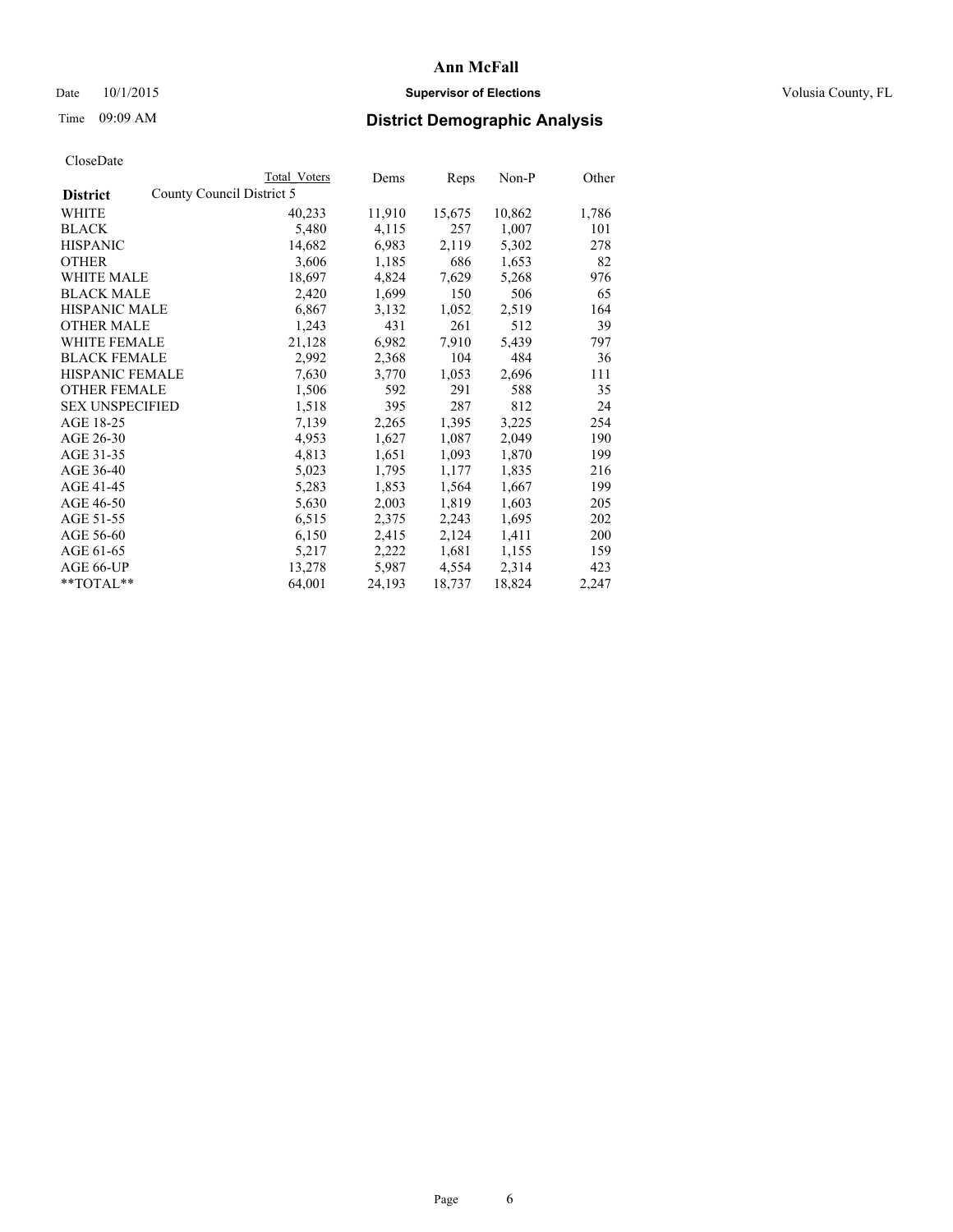# Ann McFall

Date 10/1/2015 **Supervisor of Elections** Volusia County, FL

Time 09:09 AM **District Demographic Analysis**

CloseDate

| District | County Council District 5 Total Voters | Dems | Reps | Non-P | Other |
|---|---|---|---|---|---|
| WHITE | 40,233 | 11,910 | 15,675 | 10,862 | 1,786 |
| BLACK | 5,480 | 4,115 | 257 | 1,007 | 101 |
| HISPANIC | 14,682 | 6,983 | 2,119 | 5,302 | 278 |
| OTHER | 3,606 | 1,185 | 686 | 1,653 | 82 |
| WHITE MALE | 18,697 | 4,824 | 7,629 | 5,268 | 976 |
| BLACK MALE | 2,420 | 1,699 | 150 | 506 | 65 |
| HISPANIC MALE | 6,867 | 3,132 | 1,052 | 2,519 | 164 |
| OTHER MALE | 1,243 | 431 | 261 | 512 | 39 |
| WHITE FEMALE | 21,128 | 6,982 | 7,910 | 5,439 | 797 |
| BLACK FEMALE | 2,992 | 2,368 | 104 | 484 | 36 |
| HISPANIC FEMALE | 7,630 | 3,770 | 1,053 | 2,696 | 111 |
| OTHER FEMALE | 1,506 | 592 | 291 | 588 | 35 |
| SEX UNSPECIFIED | 1,518 | 395 | 287 | 812 | 24 |
| AGE 18-25 | 7,139 | 2,265 | 1,395 | 3,225 | 254 |
| AGE 26-30 | 4,953 | 1,627 | 1,087 | 2,049 | 190 |
| AGE 31-35 | 4,813 | 1,651 | 1,093 | 1,870 | 199 |
| AGE 36-40 | 5,023 | 1,795 | 1,177 | 1,835 | 216 |
| AGE 41-45 | 5,283 | 1,853 | 1,564 | 1,667 | 199 |
| AGE 46-50 | 5,630 | 2,003 | 1,819 | 1,603 | 205 |
| AGE 51-55 | 6,515 | 2,375 | 2,243 | 1,695 | 202 |
| AGE 56-60 | 6,150 | 2,415 | 2,124 | 1,411 | 200 |
| AGE 61-65 | 5,217 | 2,222 | 1,681 | 1,155 | 159 |
| AGE 66-UP | 13,278 | 5,987 | 4,554 | 2,314 | 423 |
| **TOTAL** | 64,001 | 24,193 | 18,737 | 18,824 | 2,247 |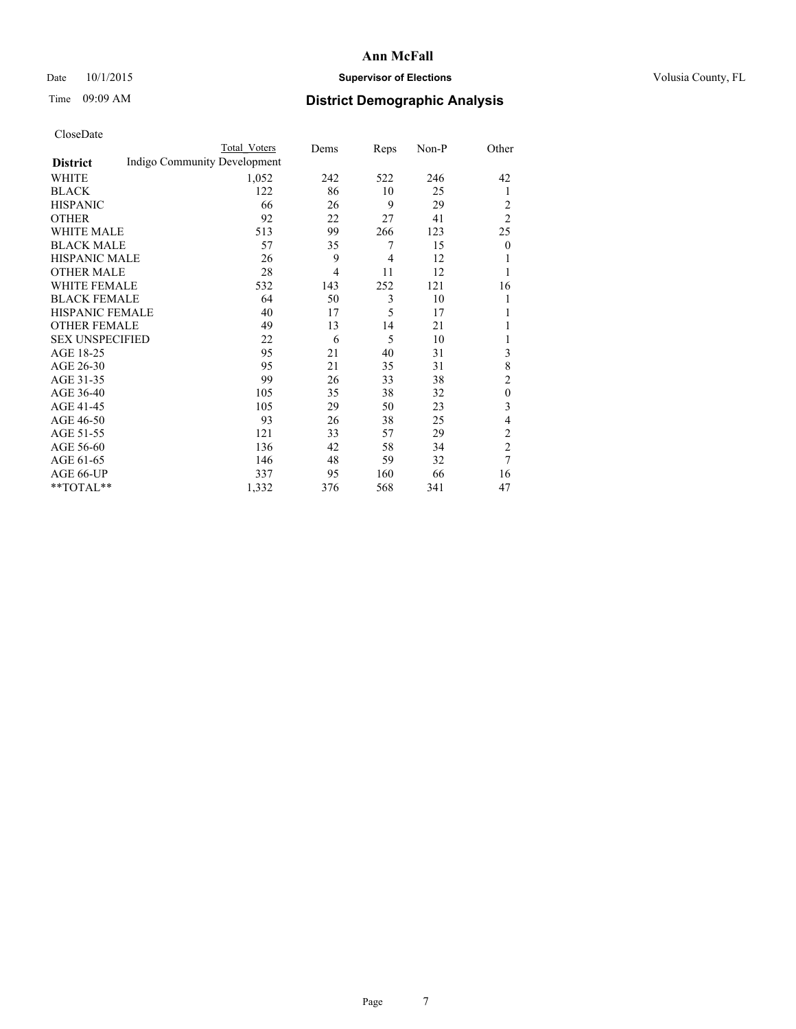# Ann McFall

Date 10/1/2015 **Supervisor of Elections** Volusia County, FL

Time 09:09 AM **District Demographic Analysis**

CloseDate

| District | Total Voters | Dems | Reps | Non-P | Other |
|---|---|---|---|---|---|
| Indigo Community Development | | | | | |
| WHITE | 1,052 | 242 | 522 | 246 | 42 |
| BLACK | 122 | 86 | 10 | 25 | 1 |
| HISPANIC | 66 | 26 | 9 | 29 | 2 |
| OTHER | 92 | 22 | 27 | 41 | 2 |
| WHITE MALE | 513 | 99 | 266 | 123 | 25 |
| BLACK MALE | 57 | 35 | 7 | 15 | 0 |
| HISPANIC MALE | 26 | 9 | 4 | 12 | 1 |
| OTHER MALE | 28 | 4 | 11 | 12 | 1 |
| WHITE FEMALE | 532 | 143 | 252 | 121 | 16 |
| BLACK FEMALE | 64 | 50 | 3 | 10 | 1 |
| HISPANIC FEMALE | 40 | 17 | 5 | 17 | 1 |
| OTHER FEMALE | 49 | 13 | 14 | 21 | 1 |
| SEX UNSPECIFIED | 22 | 6 | 5 | 10 | 1 |
| AGE 18-25 | 95 | 21 | 40 | 31 | 3 |
| AGE 26-30 | 95 | 21 | 35 | 31 | 8 |
| AGE 31-35 | 99 | 26 | 33 | 38 | 2 |
| AGE 36-40 | 105 | 35 | 38 | 32 | 0 |
| AGE 41-45 | 105 | 29 | 50 | 23 | 3 |
| AGE 46-50 | 93 | 26 | 38 | 25 | 4 |
| AGE 51-55 | 121 | 33 | 57 | 29 | 2 |
| AGE 56-60 | 136 | 42 | 58 | 34 | 2 |
| AGE 61-65 | 146 | 48 | 59 | 32 | 7 |
| AGE 66-UP | 337 | 95 | 160 | 66 | 16 |
| **TOTAL** | 1,332 | 376 | 568 | 341 | 47 |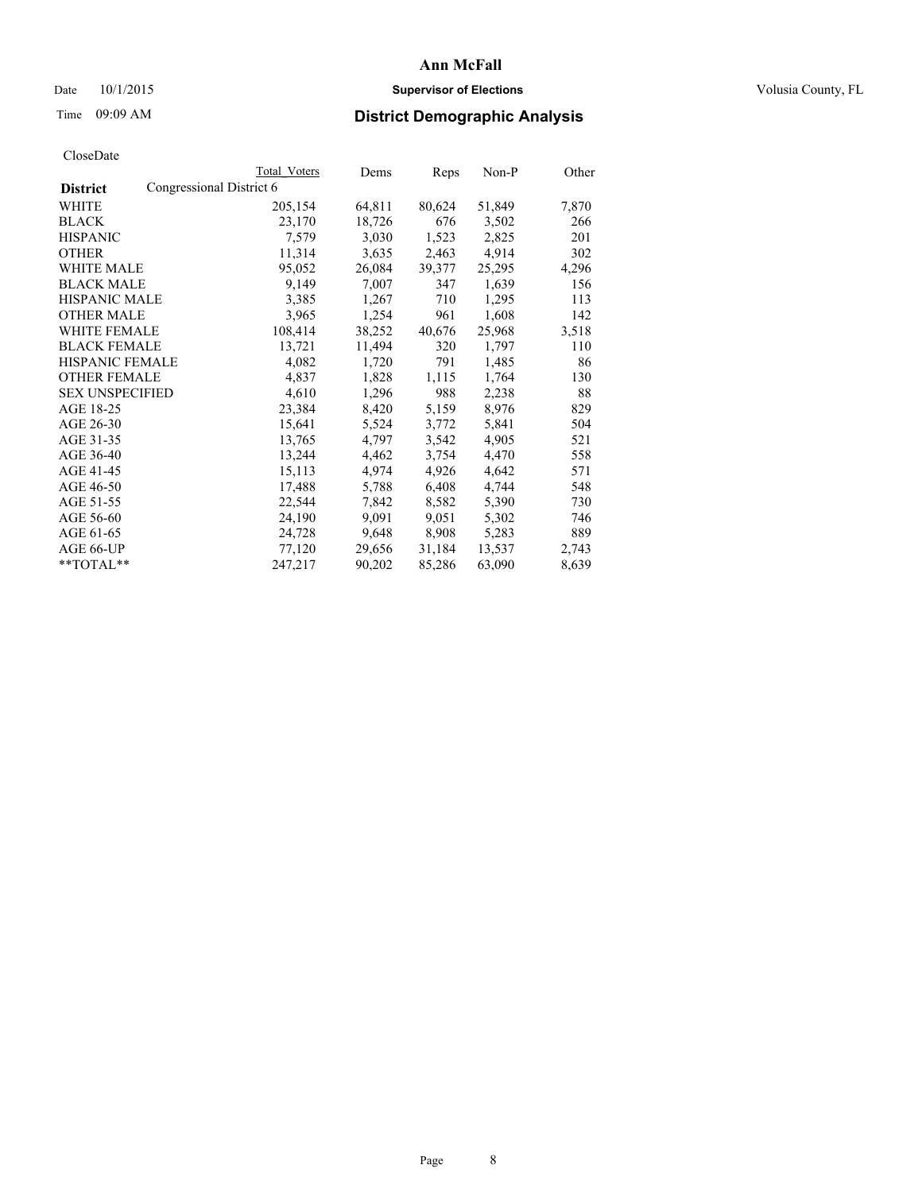# Ann McFall

Date 10/1/2015 **Supervisor of Elections** Volusia County, FL

Time 09:09 AM **District Demographic Analysis**

CloseDate

| | Total Voters | Dems | Reps | Non-P | Other |
|---|---|---|---|---|---|
| **District** Congressional District 6 | | | | | |
| WHITE | 205,154 | 64,811 | 80,624 | 51,849 | 7,870 |
| BLACK | 23,170 | 18,726 | 676 | 3,502 | 266 |
| HISPANIC | 7,579 | 3,030 | 1,523 | 2,825 | 201 |
| OTHER | 11,314 | 3,635 | 2,463 | 4,914 | 302 |
| WHITE MALE | 95,052 | 26,084 | 39,377 | 25,295 | 4,296 |
| BLACK MALE | 9,149 | 7,007 | 347 | 1,639 | 156 |
| HISPANIC MALE | 3,385 | 1,267 | 710 | 1,295 | 113 |
| OTHER MALE | 3,965 | 1,254 | 961 | 1,608 | 142 |
| WHITE FEMALE | 108,414 | 38,252 | 40,676 | 25,968 | 3,518 |
| BLACK FEMALE | 13,721 | 11,494 | 320 | 1,797 | 110 |
| HISPANIC FEMALE | 4,082 | 1,720 | 791 | 1,485 | 86 |
| OTHER FEMALE | 4,837 | 1,828 | 1,115 | 1,764 | 130 |
| SEX UNSPECIFIED | 4,610 | 1,296 | 988 | 2,238 | 88 |
| AGE 18-25 | 23,384 | 8,420 | 5,159 | 8,976 | 829 |
| AGE 26-30 | 15,641 | 5,524 | 3,772 | 5,841 | 504 |
| AGE 31-35 | 13,765 | 4,797 | 3,542 | 4,905 | 521 |
| AGE 36-40 | 13,244 | 4,462 | 3,754 | 4,470 | 558 |
| AGE 41-45 | 15,113 | 4,974 | 4,926 | 4,642 | 571 |
| AGE 46-50 | 17,488 | 5,788 | 6,408 | 4,744 | 548 |
| AGE 51-55 | 22,544 | 7,842 | 8,582 | 5,390 | 730 |
| AGE 56-60 | 24,190 | 9,091 | 9,051 | 5,302 | 746 |
| AGE 61-65 | 24,728 | 9,648 | 8,908 | 5,283 | 889 |
| AGE 66-UP | 77,120 | 29,656 | 31,184 | 13,537 | 2,743 |
| **TOTAL** | 247,217 | 90,202 | 85,286 | 63,090 | 8,639 |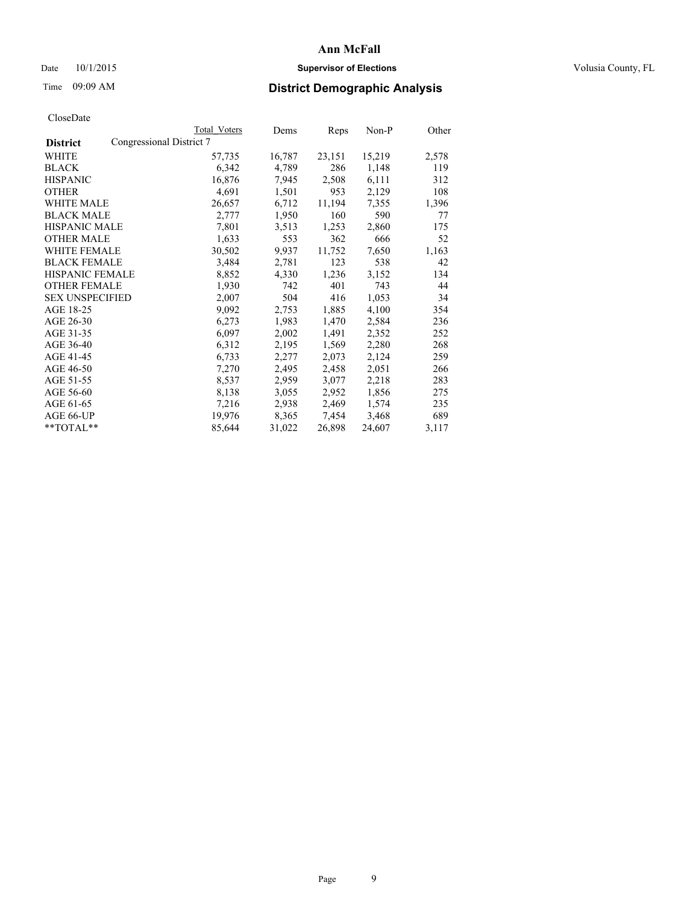# Ann McFall

Date 10/1/2015 **Supervisor of Elections** Volusia County, FL

Time 09:09 AM **District Demographic Analysis**

CloseDate

| | Total Voters | Dems | Reps | Non-P | Other |
|---|---|---|---|---|---|
| **District** Congressional District 7 | | | | | |
| WHITE | 57,735 | 16,787 | 23,151 | 15,219 | 2,578 |
| BLACK | 6,342 | 4,789 | 286 | 1,148 | 119 |
| HISPANIC | 16,876 | 7,945 | 2,508 | 6,111 | 312 |
| OTHER | 4,691 | 1,501 | 953 | 2,129 | 108 |
| WHITE MALE | 26,657 | 6,712 | 11,194 | 7,355 | 1,396 |
| BLACK MALE | 2,777 | 1,950 | 160 | 590 | 77 |
| HISPANIC MALE | 7,801 | 3,513 | 1,253 | 2,860 | 175 |
| OTHER MALE | 1,633 | 553 | 362 | 666 | 52 |
| WHITE FEMALE | 30,502 | 9,937 | 11,752 | 7,650 | 1,163 |
| BLACK FEMALE | 3,484 | 2,781 | 123 | 538 | 42 |
| HISPANIC FEMALE | 8,852 | 4,330 | 1,236 | 3,152 | 134 |
| OTHER FEMALE | 1,930 | 742 | 401 | 743 | 44 |
| SEX UNSPECIFIED | 2,007 | 504 | 416 | 1,053 | 34 |
| AGE 18-25 | 9,092 | 2,753 | 1,885 | 4,100 | 354 |
| AGE 26-30 | 6,273 | 1,983 | 1,470 | 2,584 | 236 |
| AGE 31-35 | 6,097 | 2,002 | 1,491 | 2,352 | 252 |
| AGE 36-40 | 6,312 | 2,195 | 1,569 | 2,280 | 268 |
| AGE 41-45 | 6,733 | 2,277 | 2,073 | 2,124 | 259 |
| AGE 46-50 | 7,270 | 2,495 | 2,458 | 2,051 | 266 |
| AGE 51-55 | 8,537 | 2,959 | 3,077 | 2,218 | 283 |
| AGE 56-60 | 8,138 | 3,055 | 2,952 | 1,856 | 275 |
| AGE 61-65 | 7,216 | 2,938 | 2,469 | 1,574 | 235 |
| AGE 66-UP | 19,976 | 8,365 | 7,454 | 3,468 | 689 |
| **TOTAL** | 85,644 | 31,022 | 26,898 | 24,607 | 3,117 |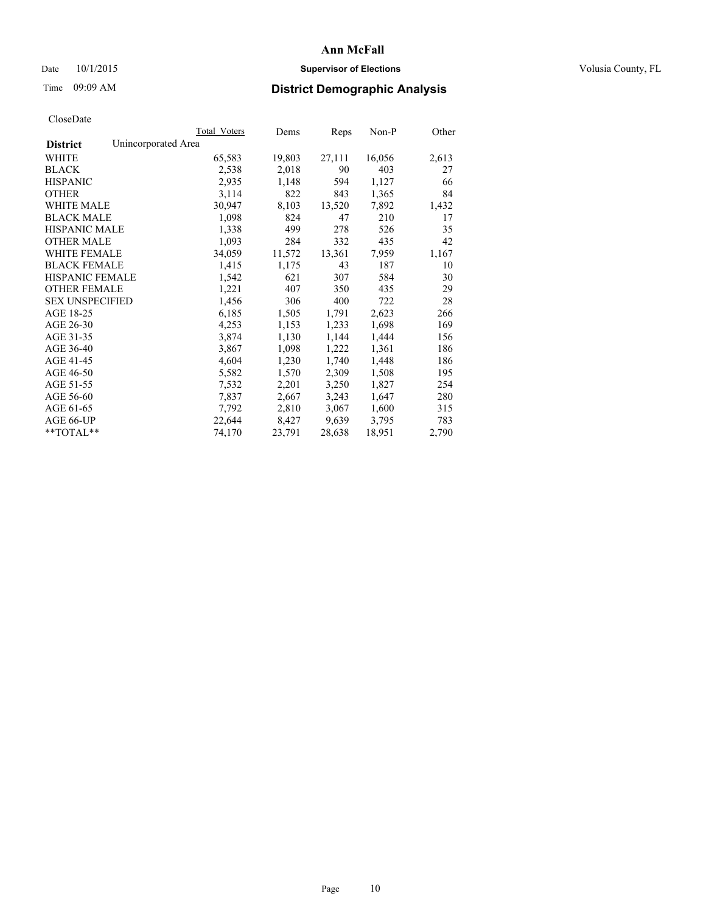# Ann McFall

Date 10/1/2015 **Supervisor of Elections** Volusia County, FL

Time 09:09 AM **District Demographic Analysis**

CloseDate

| | Total Voters | Dems | Reps | Non-P | Other |
|---|---|---|---|---|---|
| **District** Unincorporated Area | | | | | |
| WHITE | 65,583 | 19,803 | 27,111 | 16,056 | 2,613 |
| BLACK | 2,538 | 2,018 | 90 | 403 | 27 |
| HISPANIC | 2,935 | 1,148 | 594 | 1,127 | 66 |
| OTHER | 3,114 | 822 | 843 | 1,365 | 84 |
| WHITE MALE | 30,947 | 8,103 | 13,520 | 7,892 | 1,432 |
| BLACK MALE | 1,098 | 824 | 47 | 210 | 17 |
| HISPANIC MALE | 1,338 | 499 | 278 | 526 | 35 |
| OTHER MALE | 1,093 | 284 | 332 | 435 | 42 |
| WHITE FEMALE | 34,059 | 11,572 | 13,361 | 7,959 | 1,167 |
| BLACK FEMALE | 1,415 | 1,175 | 43 | 187 | 10 |
| HISPANIC FEMALE | 1,542 | 621 | 307 | 584 | 30 |
| OTHER FEMALE | 1,221 | 407 | 350 | 435 | 29 |
| SEX UNSPECIFIED | 1,456 | 306 | 400 | 722 | 28 |
| AGE 18-25 | 6,185 | 1,505 | 1,791 | 2,623 | 266 |
| AGE 26-30 | 4,253 | 1,153 | 1,233 | 1,698 | 169 |
| AGE 31-35 | 3,874 | 1,130 | 1,144 | 1,444 | 156 |
| AGE 36-40 | 3,867 | 1,098 | 1,222 | 1,361 | 186 |
| AGE 41-45 | 4,604 | 1,230 | 1,740 | 1,448 | 186 |
| AGE 46-50 | 5,582 | 1,570 | 2,309 | 1,508 | 195 |
| AGE 51-55 | 7,532 | 2,201 | 3,250 | 1,827 | 254 |
| AGE 56-60 | 7,837 | 2,667 | 3,243 | 1,647 | 280 |
| AGE 61-65 | 7,792 | 2,810 | 3,067 | 1,600 | 315 |
| AGE 66-UP | 22,644 | 8,427 | 9,639 | 3,795 | 783 |
| **TOTAL** | 74,170 | 23,791 | 28,638 | 18,951 | 2,790 |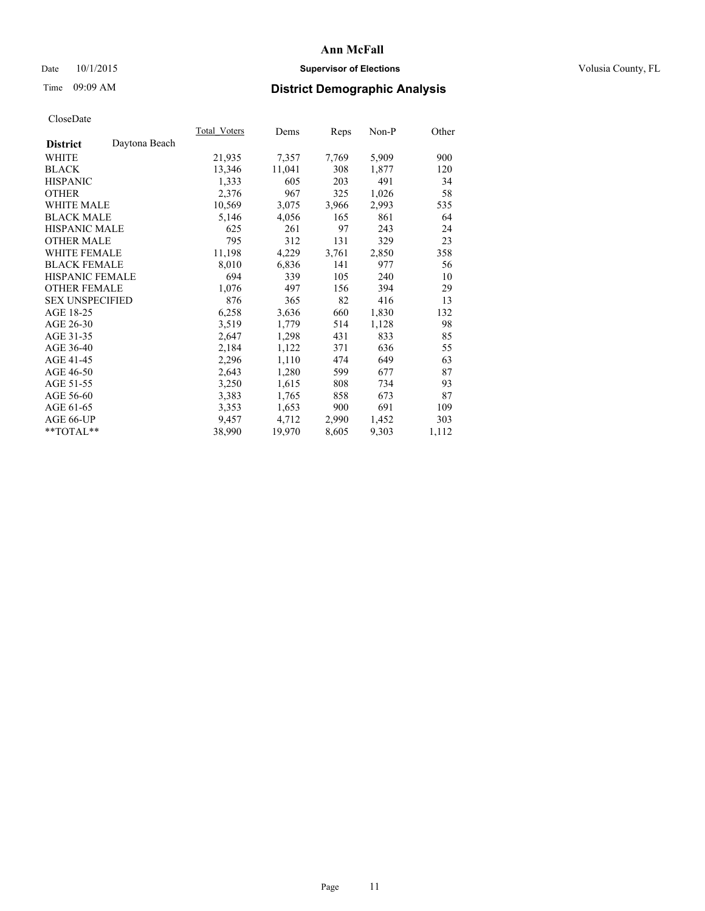# Ann McFall

Date 10/1/2015 **Supervisor of Elections** Volusia County, FL

Time 09:09 AM **District Demographic Analysis**

CloseDate

| **District** Daytona Beach | Total_Voters | Dems | Reps | Non-P | Other |
|---|---|---|---|---|---|
| WHITE | 21,935 | 7,357 | 7,769 | 5,909 | 900 |
| BLACK | 13,346 | 11,041 | 308 | 1,877 | 120 |
| HISPANIC | 1,333 | 605 | 203 | 491 | 34 |
| OTHER | 2,376 | 967 | 325 | 1,026 | 58 |
| WHITE MALE | 10,569 | 3,075 | 3,966 | 2,993 | 535 |
| BLACK MALE | 5,146 | 4,056 | 165 | 861 | 64 |
| HISPANIC MALE | 625 | 261 | 97 | 243 | 24 |
| OTHER MALE | 795 | 312 | 131 | 329 | 23 |
| WHITE FEMALE | 11,198 | 4,229 | 3,761 | 2,850 | 358 |
| BLACK FEMALE | 8,010 | 6,836 | 141 | 977 | 56 |
| HISPANIC FEMALE | 694 | 339 | 105 | 240 | 10 |
| OTHER FEMALE | 1,076 | 497 | 156 | 394 | 29 |
| SEX UNSPECIFIED | 876 | 365 | 82 | 416 | 13 |
| AGE 18-25 | 6,258 | 3,636 | 660 | 1,830 | 132 |
| AGE 26-30 | 3,519 | 1,779 | 514 | 1,128 | 98 |
| AGE 31-35 | 2,647 | 1,298 | 431 | 833 | 85 |
| AGE 36-40 | 2,184 | 1,122 | 371 | 636 | 55 |
| AGE 41-45 | 2,296 | 1,110 | 474 | 649 | 63 |
| AGE 46-50 | 2,643 | 1,280 | 599 | 677 | 87 |
| AGE 51-55 | 3,250 | 1,615 | 808 | 734 | 93 |
| AGE 56-60 | 3,383 | 1,765 | 858 | 673 | 87 |
| AGE 61-65 | 3,353 | 1,653 | 900 | 691 | 109 |
| AGE 66-UP | 9,457 | 4,712 | 2,990 | 1,452 | 303 |
| **TOTAL** | 38,990 | 19,970 | 8,605 | 9,303 | 1,112 |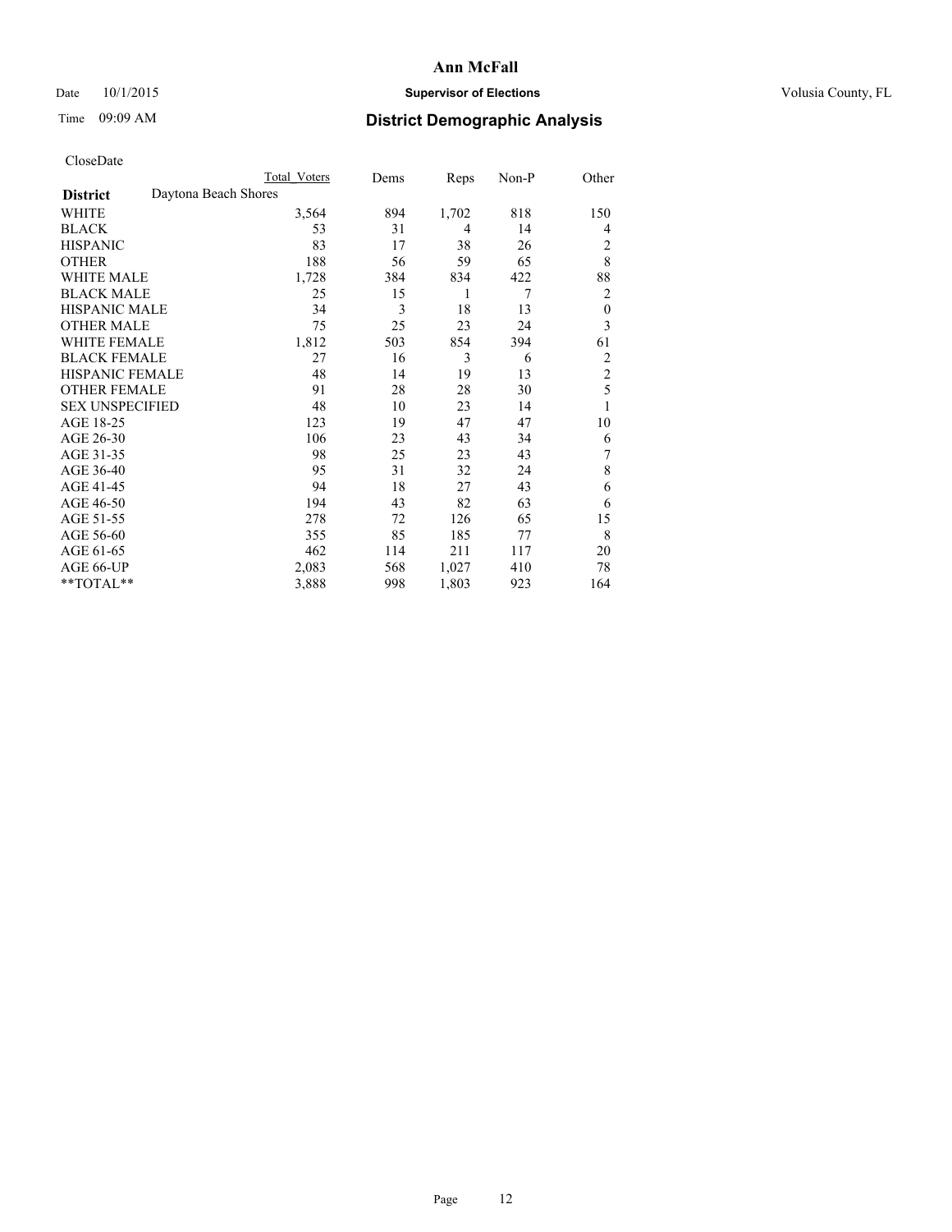# Ann McFall

Date 10/1/2015 **Supervisor of Elections** Volusia County, FL

Time 09:09 AM **District Demographic Analysis**

CloseDate

| | Total Voters | Dems | Reps | Non-P | Other |
|---|---|---|---|---|---|
| **District** Daytona Beach Shores | | | | | |
| WHITE | 3,564 | 894 | 1,702 | 818 | 150 |
| BLACK | 53 | 31 | 4 | 14 | 4 |
| HISPANIC | 83 | 17 | 38 | 26 | 2 |
| OTHER | 188 | 56 | 59 | 65 | 8 |
| WHITE MALE | 1,728 | 384 | 834 | 422 | 88 |
| BLACK MALE | 25 | 15 | 1 | 7 | 2 |
| HISPANIC MALE | 34 | 3 | 18 | 13 | 0 |
| OTHER MALE | 75 | 25 | 23 | 24 | 3 |
| WHITE FEMALE | 1,812 | 503 | 854 | 394 | 61 |
| BLACK FEMALE | 27 | 16 | 3 | 6 | 2 |
| HISPANIC FEMALE | 48 | 14 | 19 | 13 | 2 |
| OTHER FEMALE | 91 | 28 | 28 | 30 | 5 |
| SEX UNSPECIFIED | 48 | 10 | 23 | 14 | 1 |
| AGE 18-25 | 123 | 19 | 47 | 47 | 10 |
| AGE 26-30 | 106 | 23 | 43 | 34 | 6 |
| AGE 31-35 | 98 | 25 | 23 | 43 | 7 |
| AGE 36-40 | 95 | 31 | 32 | 24 | 8 |
| AGE 41-45 | 94 | 18 | 27 | 43 | 6 |
| AGE 46-50 | 194 | 43 | 82 | 63 | 6 |
| AGE 51-55 | 278 | 72 | 126 | 65 | 15 |
| AGE 56-60 | 355 | 85 | 185 | 77 | 8 |
| AGE 61-65 | 462 | 114 | 211 | 117 | 20 |
| AGE 66-UP | 2,083 | 568 | 1,027 | 410 | 78 |
| **TOTAL** | 3,888 | 998 | 1,803 | 923 | 164 |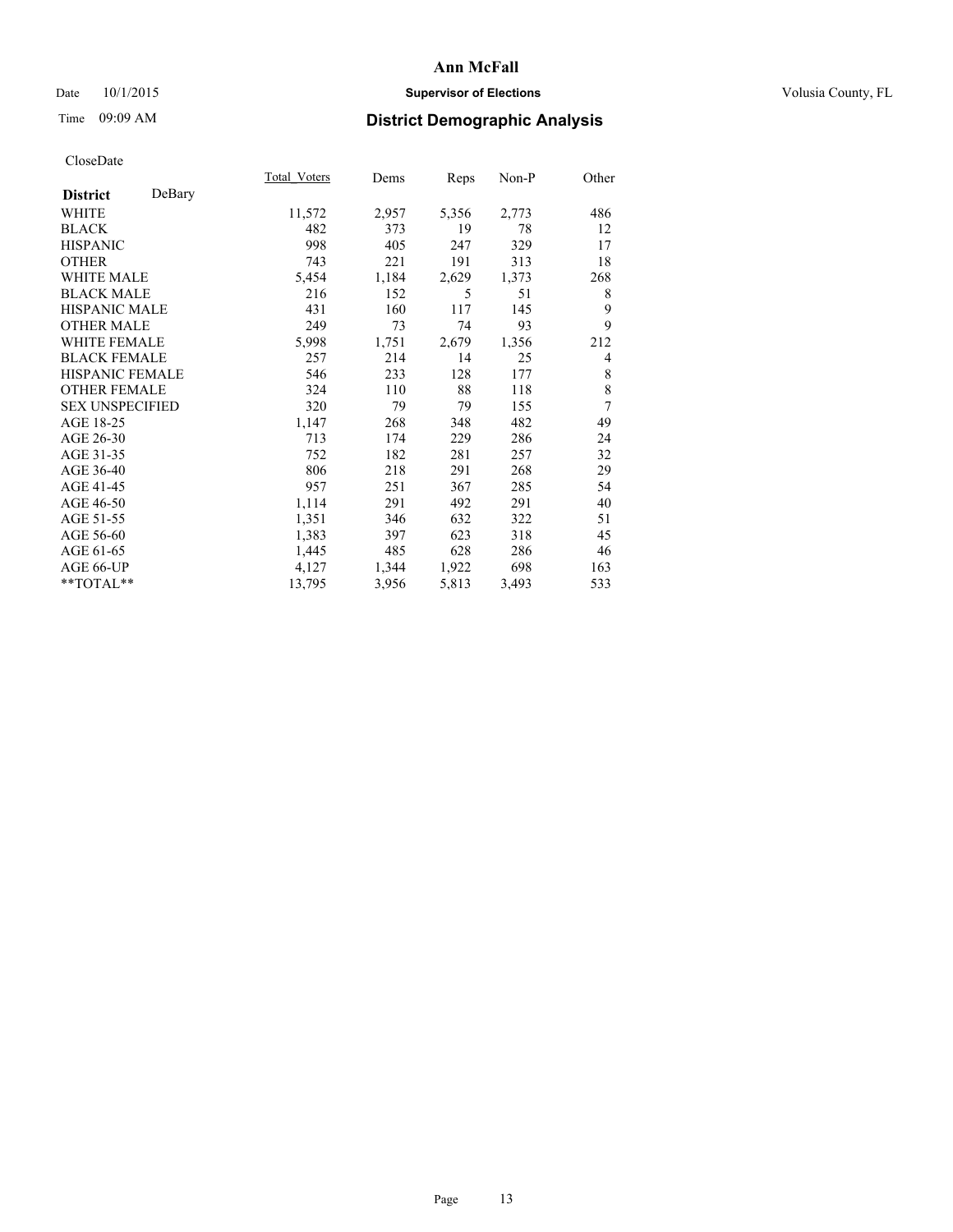**Ann McFall**

Date 10/1/2015 **Supervisor of Elections** Volusia County, FL

Time 09:09 AM **District Demographic Analysis**

CloseDate

| **District** DeBary | Total_Voters | Dems | Reps | Non-P | Other |
|---|---|---|---|---|---|
| WHITE | 11,572 | 2,957 | 5,356 | 2,773 | 486 |
| BLACK | 482 | 373 | 19 | 78 | 12 |
| HISPANIC | 998 | 405 | 247 | 329 | 17 |
| OTHER | 743 | 221 | 191 | 313 | 18 |
| WHITE MALE | 5,454 | 1,184 | 2,629 | 1,373 | 268 |
| BLACK MALE | 216 | 152 | 5 | 51 | 8 |
| HISPANIC MALE | 431 | 160 | 117 | 145 | 9 |
| OTHER MALE | 249 | 73 | 74 | 93 | 9 |
| WHITE FEMALE | 5,998 | 1,751 | 2,679 | 1,356 | 212 |
| BLACK FEMALE | 257 | 214 | 14 | 25 | 4 |
| HISPANIC FEMALE | 546 | 233 | 128 | 177 | 8 |
| OTHER FEMALE | 324 | 110 | 88 | 118 | 8 |
| SEX UNSPECIFIED | 320 | 79 | 79 | 155 | 7 |
| AGE 18-25 | 1,147 | 268 | 348 | 482 | 49 |
| AGE 26-30 | 713 | 174 | 229 | 286 | 24 |
| AGE 31-35 | 752 | 182 | 281 | 257 | 32 |
| AGE 36-40 | 806 | 218 | 291 | 268 | 29 |
| AGE 41-45 | 957 | 251 | 367 | 285 | 54 |
| AGE 46-50 | 1,114 | 291 | 492 | 291 | 40 |
| AGE 51-55 | 1,351 | 346 | 632 | 322 | 51 |
| AGE 56-60 | 1,383 | 397 | 623 | 318 | 45 |
| AGE 61-65 | 1,445 | 485 | 628 | 286 | 46 |
| AGE 66-UP | 4,127 | 1,344 | 1,922 | 698 | 163 |
| **TOTAL** | 13,795 | 3,956 | 5,813 | 3,493 | 533 |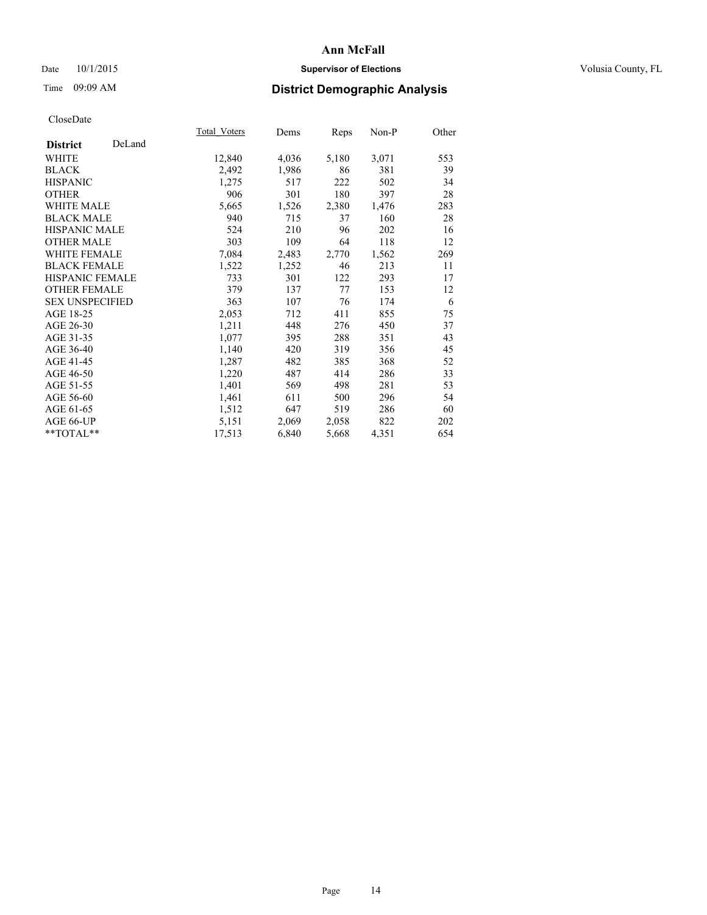# Ann McFall

Date 10/1/2015 **Supervisor of Elections** Volusia County, FL

Time 09:09 AM **District Demographic Analysis**

CloseDate

| **District** DeLand | Total_Voters | Dems | Reps | Non-P | Other |
|---|---|---|---|---|---|
| WHITE | 12,840 | 4,036 | 5,180 | 3,071 | 553 |
| BLACK | 2,492 | 1,986 | 86 | 381 | 39 |
| HISPANIC | 1,275 | 517 | 222 | 502 | 34 |
| OTHER | 906 | 301 | 180 | 397 | 28 |
| WHITE MALE | 5,665 | 1,526 | 2,380 | 1,476 | 283 |
| BLACK MALE | 940 | 715 | 37 | 160 | 28 |
| HISPANIC MALE | 524 | 210 | 96 | 202 | 16 |
| OTHER MALE | 303 | 109 | 64 | 118 | 12 |
| WHITE FEMALE | 7,084 | 2,483 | 2,770 | 1,562 | 269 |
| BLACK FEMALE | 1,522 | 1,252 | 46 | 213 | 11 |
| HISPANIC FEMALE | 733 | 301 | 122 | 293 | 17 |
| OTHER FEMALE | 379 | 137 | 77 | 153 | 12 |
| SEX UNSPECIFIED | 363 | 107 | 76 | 174 | 6 |
| AGE 18-25 | 2,053 | 712 | 411 | 855 | 75 |
| AGE 26-30 | 1,211 | 448 | 276 | 450 | 37 |
| AGE 31-35 | 1,077 | 395 | 288 | 351 | 43 |
| AGE 36-40 | 1,140 | 420 | 319 | 356 | 45 |
| AGE 41-45 | 1,287 | 482 | 385 | 368 | 52 |
| AGE 46-50 | 1,220 | 487 | 414 | 286 | 33 |
| AGE 51-55 | 1,401 | 569 | 498 | 281 | 53 |
| AGE 56-60 | 1,461 | 611 | 500 | 296 | 54 |
| AGE 61-65 | 1,512 | 647 | 519 | 286 | 60 |
| AGE 66-UP | 5,151 | 2,069 | 2,058 | 822 | 202 |
| **TOTAL** | 17,513 | 6,840 | 5,668 | 4,351 | 654 |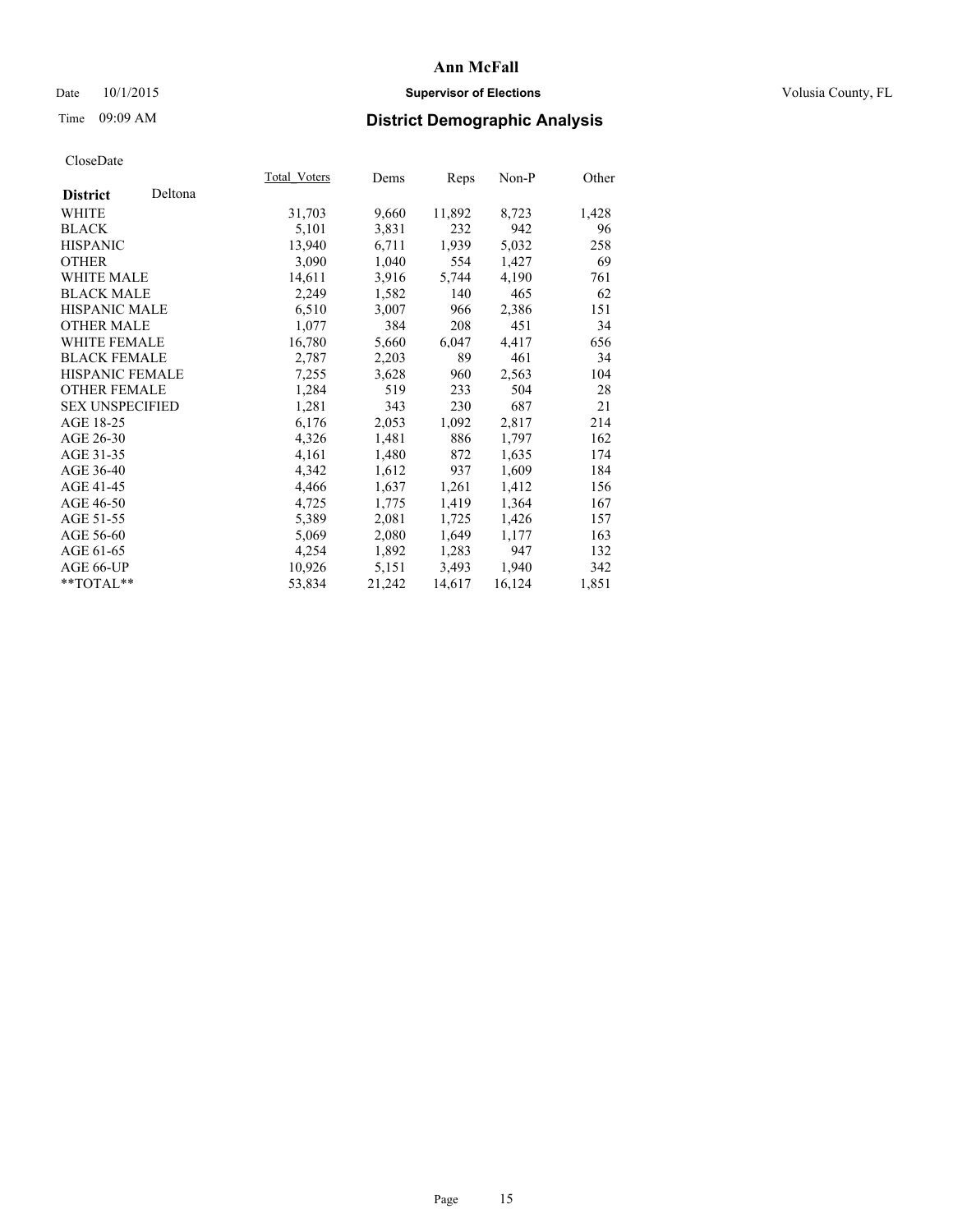# Ann McFall

Date 10/1/2015 **Supervisor of Elections** Volusia County, FL

Time 09:09 AM **District Demographic Analysis**

CloseDate

| | Total_Voters | Dems | Reps | Non-P | Other |
|---|---|---|---|---|---|
| **District** Deltona | | | | | |
| WHITE | 31,703 | 9,660 | 11,892 | 8,723 | 1,428 |
| BLACK | 5,101 | 3,831 | 232 | 942 | 96 |
| HISPANIC | 13,940 | 6,711 | 1,939 | 5,032 | 258 |
| OTHER | 3,090 | 1,040 | 554 | 1,427 | 69 |
| WHITE MALE | 14,611 | 3,916 | 5,744 | 4,190 | 761 |
| BLACK MALE | 2,249 | 1,582 | 140 | 465 | 62 |
| HISPANIC MALE | 6,510 | 3,007 | 966 | 2,386 | 151 |
| OTHER MALE | 1,077 | 384 | 208 | 451 | 34 |
| WHITE FEMALE | 16,780 | 5,660 | 6,047 | 4,417 | 656 |
| BLACK FEMALE | 2,787 | 2,203 | 89 | 461 | 34 |
| HISPANIC FEMALE | 7,255 | 3,628 | 960 | 2,563 | 104 |
| OTHER FEMALE | 1,284 | 519 | 233 | 504 | 28 |
| SEX UNSPECIFIED | 1,281 | 343 | 230 | 687 | 21 |
| AGE 18-25 | 6,176 | 2,053 | 1,092 | 2,817 | 214 |
| AGE 26-30 | 4,326 | 1,481 | 886 | 1,797 | 162 |
| AGE 31-35 | 4,161 | 1,480 | 872 | 1,635 | 174 |
| AGE 36-40 | 4,342 | 1,612 | 937 | 1,609 | 184 |
| AGE 41-45 | 4,466 | 1,637 | 1,261 | 1,412 | 156 |
| AGE 46-50 | 4,725 | 1,775 | 1,419 | 1,364 | 167 |
| AGE 51-55 | 5,389 | 2,081 | 1,725 | 1,426 | 157 |
| AGE 56-60 | 5,069 | 2,080 | 1,649 | 1,177 | 163 |
| AGE 61-65 | 4,254 | 1,892 | 1,283 | 947 | 132 |
| AGE 66-UP | 10,926 | 5,151 | 3,493 | 1,940 | 342 |
| **TOTAL** | 53,834 | 21,242 | 14,617 | 16,124 | 1,851 |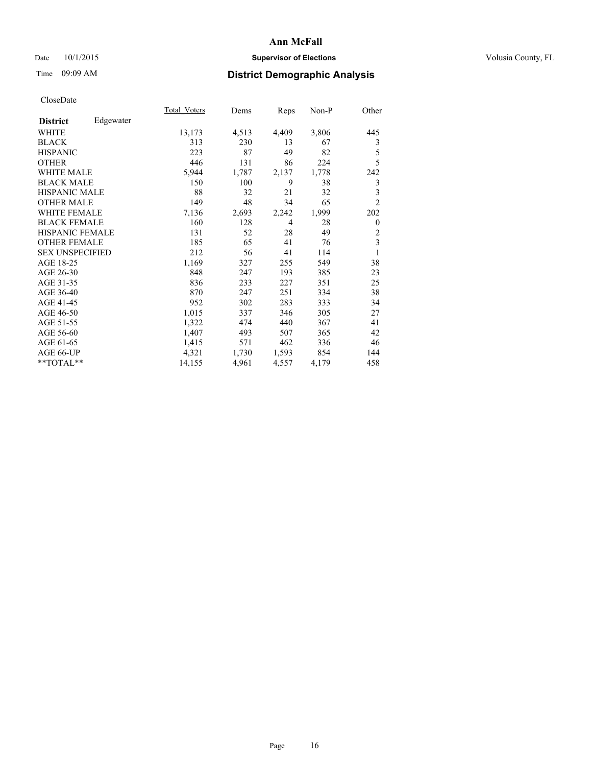# Ann McFall

Date 10/1/2015 **Supervisor of Elections** Volusia County, FL

Time 09:09 AM **District Demographic Analysis**

CloseDate

| | Total_Voters | Dems | Reps | Non-P | Other |
|---|---|---|---|---|---|
| **District** Edgewater | | | | | |
| WHITE | 13,173 | 4,513 | 4,409 | 3,806 | 445 |
| BLACK | 313 | 230 | 13 | 67 | 3 |
| HISPANIC | 223 | 87 | 49 | 82 | 5 |
| OTHER | 446 | 131 | 86 | 224 | 5 |
| WHITE MALE | 5,944 | 1,787 | 2,137 | 1,778 | 242 |
| BLACK MALE | 150 | 100 | 9 | 38 | 3 |
| HISPANIC MALE | 88 | 32 | 21 | 32 | 3 |
| OTHER MALE | 149 | 48 | 34 | 65 | 2 |
| WHITE FEMALE | 7,136 | 2,693 | 2,242 | 1,999 | 202 |
| BLACK FEMALE | 160 | 128 | 4 | 28 | 0 |
| HISPANIC FEMALE | 131 | 52 | 28 | 49 | 2 |
| OTHER FEMALE | 185 | 65 | 41 | 76 | 3 |
| SEX UNSPECIFIED | 212 | 56 | 41 | 114 | 1 |
| AGE 18-25 | 1,169 | 327 | 255 | 549 | 38 |
| AGE 26-30 | 848 | 247 | 193 | 385 | 23 |
| AGE 31-35 | 836 | 233 | 227 | 351 | 25 |
| AGE 36-40 | 870 | 247 | 251 | 334 | 38 |
| AGE 41-45 | 952 | 302 | 283 | 333 | 34 |
| AGE 46-50 | 1,015 | 337 | 346 | 305 | 27 |
| AGE 51-55 | 1,322 | 474 | 440 | 367 | 41 |
| AGE 56-60 | 1,407 | 493 | 507 | 365 | 42 |
| AGE 61-65 | 1,415 | 571 | 462 | 336 | 46 |
| AGE 66-UP | 4,321 | 1,730 | 1,593 | 854 | 144 |
| **TOTAL** | 14,155 | 4,961 | 4,557 | 4,179 | 458 |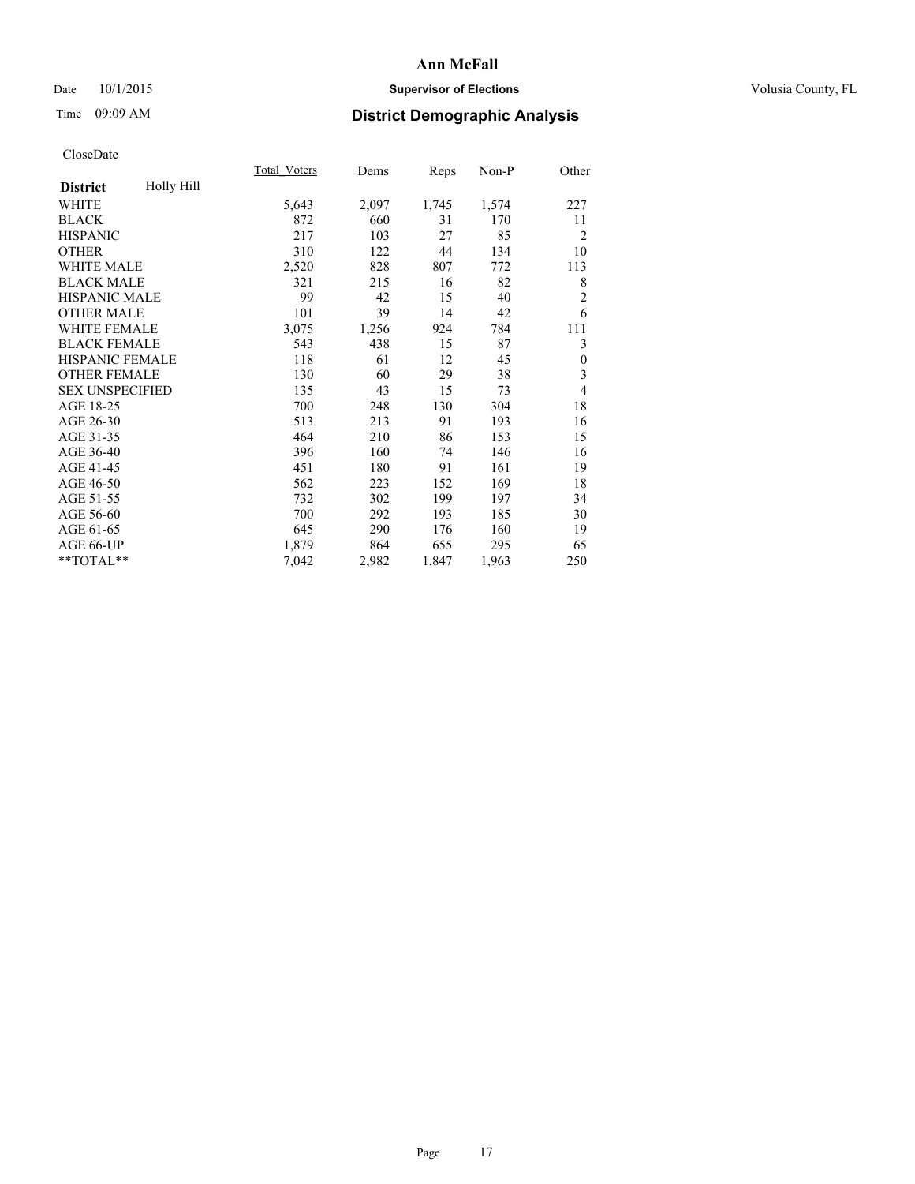# Ann McFall

Date 10/1/2015 **Supervisor of Elections** Volusia County, FL

Time 09:09 AM **District Demographic Analysis**

CloseDate

| **District** Holly Hill | Total_Voters | Dems | Reps | Non-P | Other |
|---|---|---|---|---|---|
| WHITE | 5,643 | 2,097 | 1,745 | 1,574 | 227 |
| BLACK | 872 | 660 | 31 | 170 | 11 |
| HISPANIC | 217 | 103 | 27 | 85 | 2 |
| OTHER | 310 | 122 | 44 | 134 | 10 |
| WHITE MALE | 2,520 | 828 | 807 | 772 | 113 |
| BLACK MALE | 321 | 215 | 16 | 82 | 8 |
| HISPANIC MALE | 99 | 42 | 15 | 40 | 2 |
| OTHER MALE | 101 | 39 | 14 | 42 | 6 |
| WHITE FEMALE | 3,075 | 1,256 | 924 | 784 | 111 |
| BLACK FEMALE | 543 | 438 | 15 | 87 | 3 |
| HISPANIC FEMALE | 118 | 61 | 12 | 45 | 0 |
| OTHER FEMALE | 130 | 60 | 29 | 38 | 3 |
| SEX UNSPECIFIED | 135 | 43 | 15 | 73 | 4 |
| AGE 18-25 | 700 | 248 | 130 | 304 | 18 |
| AGE 26-30 | 513 | 213 | 91 | 193 | 16 |
| AGE 31-35 | 464 | 210 | 86 | 153 | 15 |
| AGE 36-40 | 396 | 160 | 74 | 146 | 16 |
| AGE 41-45 | 451 | 180 | 91 | 161 | 19 |
| AGE 46-50 | 562 | 223 | 152 | 169 | 18 |
| AGE 51-55 | 732 | 302 | 199 | 197 | 34 |
| AGE 56-60 | 700 | 292 | 193 | 185 | 30 |
| AGE 61-65 | 645 | 290 | 176 | 160 | 19 |
| AGE 66-UP | 1,879 | 864 | 655 | 295 | 65 |
| **TOTAL** | 7,042 | 2,982 | 1,847 | 1,963 | 250 |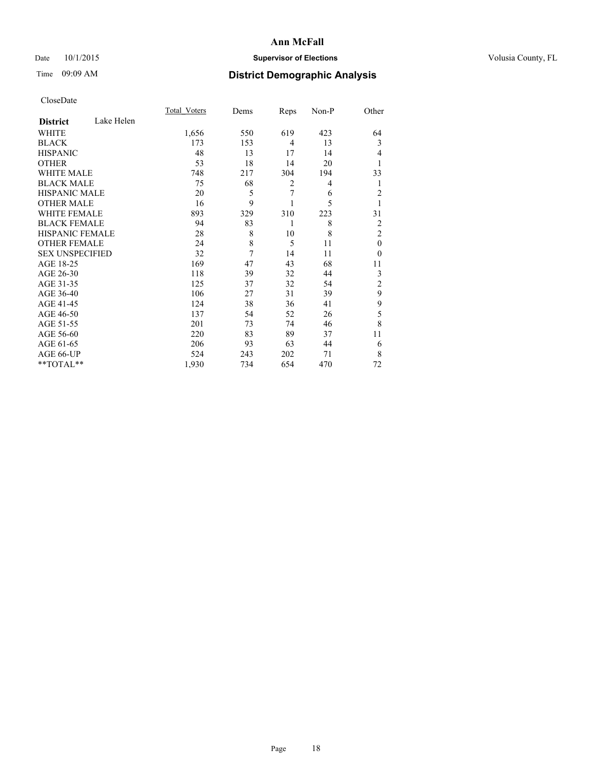# Ann McFall

Date 10/1/2015 **Supervisor of Elections** Volusia County, FL

Time 09:09 AM **District Demographic Analysis**

CloseDate

| **District** Lake Helen | Total_Voters | Dems | Reps | Non-P | Other |
|---|---|---|---|---|---|
| WHITE | 1,656 | 550 | 619 | 423 | 64 |
| BLACK | 173 | 153 | 4 | 13 | 3 |
| HISPANIC | 48 | 13 | 17 | 14 | 4 |
| OTHER | 53 | 18 | 14 | 20 | 1 |
| WHITE MALE | 748 | 217 | 304 | 194 | 33 |
| BLACK MALE | 75 | 68 | 2 | 4 | 1 |
| HISPANIC MALE | 20 | 5 | 7 | 6 | 2 |
| OTHER MALE | 16 | 9 | 1 | 5 | 1 |
| WHITE FEMALE | 893 | 329 | 310 | 223 | 31 |
| BLACK FEMALE | 94 | 83 | 1 | 8 | 2 |
| HISPANIC FEMALE | 28 | 8 | 10 | 8 | 2 |
| OTHER FEMALE | 24 | 8 | 5 | 11 | 0 |
| SEX UNSPECIFIED | 32 | 7 | 14 | 11 | 0 |
| AGE 18-25 | 169 | 47 | 43 | 68 | 11 |
| AGE 26-30 | 118 | 39 | 32 | 44 | 3 |
| AGE 31-35 | 125 | 37 | 32 | 54 | 2 |
| AGE 36-40 | 106 | 27 | 31 | 39 | 9 |
| AGE 41-45 | 124 | 38 | 36 | 41 | 9 |
| AGE 46-50 | 137 | 54 | 52 | 26 | 5 |
| AGE 51-55 | 201 | 73 | 74 | 46 | 8 |
| AGE 56-60 | 220 | 83 | 89 | 37 | 11 |
| AGE 61-65 | 206 | 93 | 63 | 44 | 6 |
| AGE 66-UP | 524 | 243 | 202 | 71 | 8 |
| **TOTAL** | 1,930 | 734 | 654 | 470 | 72 |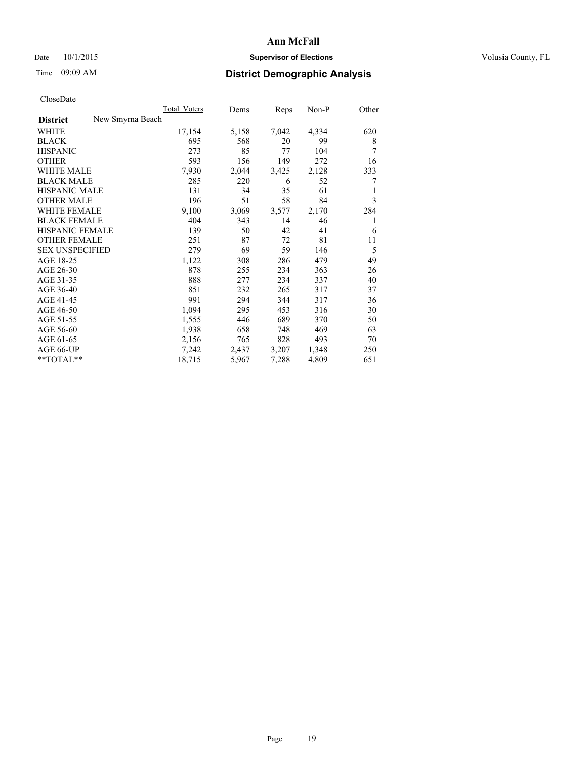# Ann McFall

Date 10/1/2015 **Supervisor of Elections** Volusia County, FL

Time 09:09 AM **District Demographic Analysis**

CloseDate

| | Total_Voters | Dems | Reps | Non-P | Other |
|---|---|---|---|---|---|
| **District** New Smyrna Beach | | | | | |
| WHITE | 17,154 | 5,158 | 7,042 | 4,334 | 620 |
| BLACK | 695 | 568 | 20 | 99 | 8 |
| HISPANIC | 273 | 85 | 77 | 104 | 7 |
| OTHER | 593 | 156 | 149 | 272 | 16 |
| WHITE MALE | 7,930 | 2,044 | 3,425 | 2,128 | 333 |
| BLACK MALE | 285 | 220 | 6 | 52 | 7 |
| HISPANIC MALE | 131 | 34 | 35 | 61 | 1 |
| OTHER MALE | 196 | 51 | 58 | 84 | 3 |
| WHITE FEMALE | 9,100 | 3,069 | 3,577 | 2,170 | 284 |
| BLACK FEMALE | 404 | 343 | 14 | 46 | 1 |
| HISPANIC FEMALE | 139 | 50 | 42 | 41 | 6 |
| OTHER FEMALE | 251 | 87 | 72 | 81 | 11 |
| SEX UNSPECIFIED | 279 | 69 | 59 | 146 | 5 |
| AGE 18-25 | 1,122 | 308 | 286 | 479 | 49 |
| AGE 26-30 | 878 | 255 | 234 | 363 | 26 |
| AGE 31-35 | 888 | 277 | 234 | 337 | 40 |
| AGE 36-40 | 851 | 232 | 265 | 317 | 37 |
| AGE 41-45 | 991 | 294 | 344 | 317 | 36 |
| AGE 46-50 | 1,094 | 295 | 453 | 316 | 30 |
| AGE 51-55 | 1,555 | 446 | 689 | 370 | 50 |
| AGE 56-60 | 1,938 | 658 | 748 | 469 | 63 |
| AGE 61-65 | 2,156 | 765 | 828 | 493 | 70 |
| AGE 66-UP | 7,242 | 2,437 | 3,207 | 1,348 | 250 |
| **TOTAL** | 18,715 | 5,967 | 7,288 | 4,809 | 651 |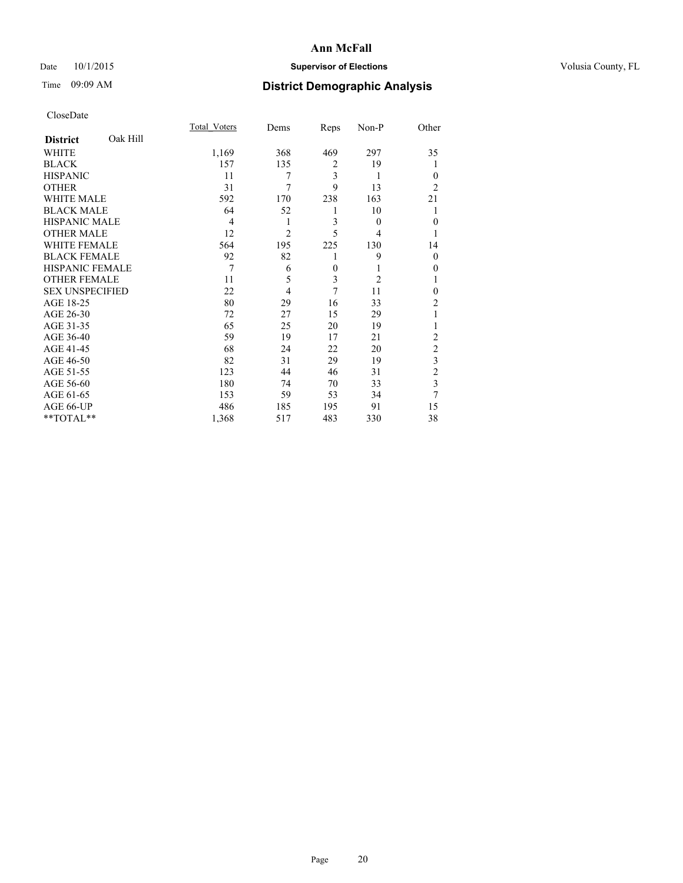# Ann McFall

Date 10/1/2015 **Supervisor of Elections** Volusia County, FL

Time 09:09 AM **District Demographic Analysis**

CloseDate

| **District** Oak Hill | Total_Voters | Dems | Reps | Non-P | Other |
|---|---|---|---|---|---|
| WHITE | 1,169 | 368 | 469 | 297 | 35 |
| BLACK | 157 | 135 | 2 | 19 | 1 |
| HISPANIC | 11 | 7 | 3 | 1 | 0 |
| OTHER | 31 | 7 | 9 | 13 | 2 |
| WHITE MALE | 592 | 170 | 238 | 163 | 21 |
| BLACK MALE | 64 | 52 | 1 | 10 | 1 |
| HISPANIC MALE | 4 | 1 | 3 | 0 | 0 |
| OTHER MALE | 12 | 2 | 5 | 4 | 1 |
| WHITE FEMALE | 564 | 195 | 225 | 130 | 14 |
| BLACK FEMALE | 92 | 82 | 1 | 9 | 0 |
| HISPANIC FEMALE | 7 | 6 | 0 | 1 | 0 |
| OTHER FEMALE | 11 | 5 | 3 | 2 | 1 |
| SEX UNSPECIFIED | 22 | 4 | 7 | 11 | 0 |
| AGE 18-25 | 80 | 29 | 16 | 33 | 2 |
| AGE 26-30 | 72 | 27 | 15 | 29 | 1 |
| AGE 31-35 | 65 | 25 | 20 | 19 | 1 |
| AGE 36-40 | 59 | 19 | 17 | 21 | 2 |
| AGE 41-45 | 68 | 24 | 22 | 20 | 2 |
| AGE 46-50 | 82 | 31 | 29 | 19 | 3 |
| AGE 51-55 | 123 | 44 | 46 | 31 | 2 |
| AGE 56-60 | 180 | 74 | 70 | 33 | 3 |
| AGE 61-65 | 153 | 59 | 53 | 34 | 7 |
| AGE 66-UP | 486 | 185 | 195 | 91 | 15 |
| **TOTAL** | 1,368 | 517 | 483 | 330 | 38 |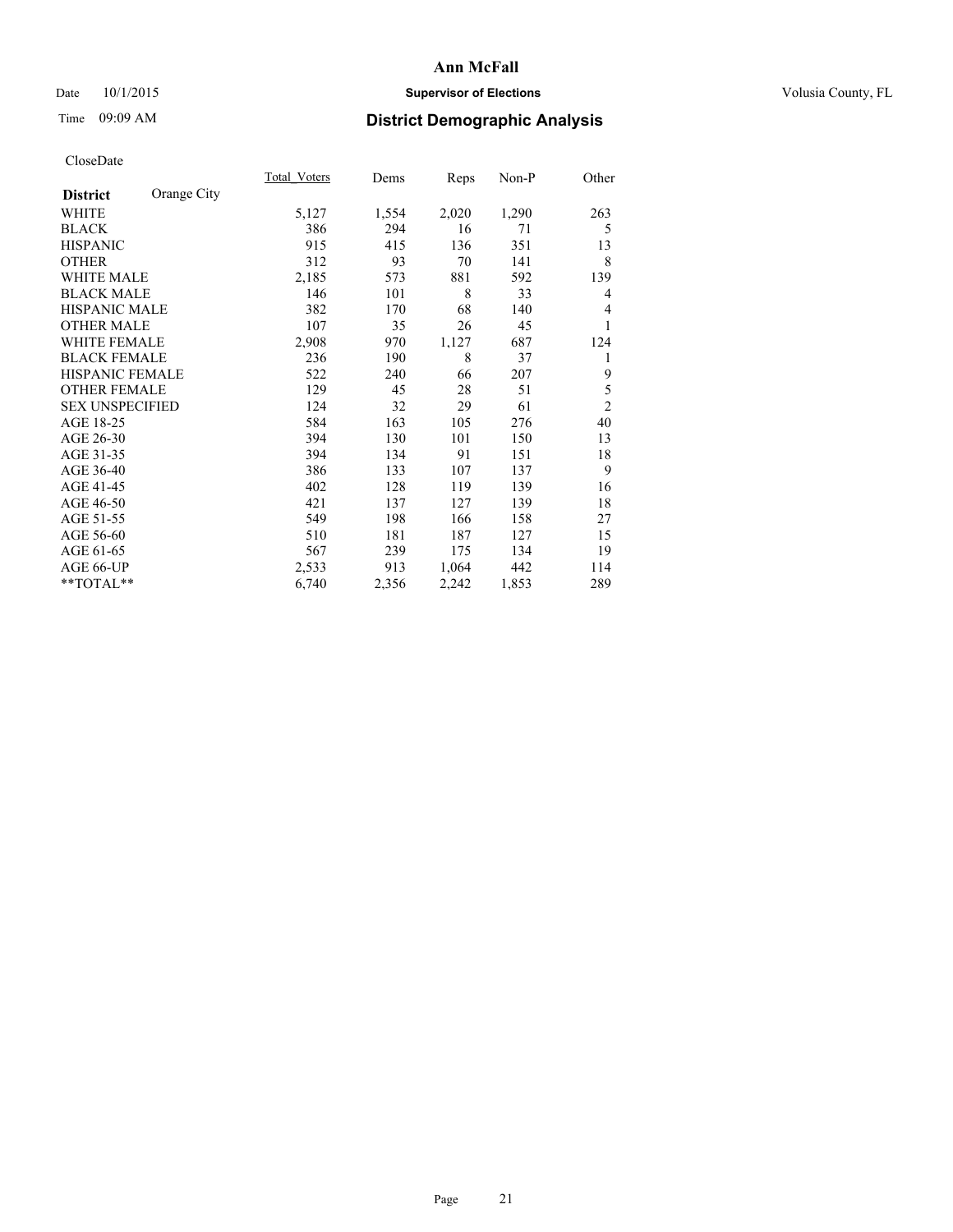# Ann McFall

Date 10/1/2015 **Supervisor of Elections** Volusia County, FL

Time 09:09 AM **District Demographic Analysis**

CloseDate

| **District** Orange City | Total_Voters | Dems | Reps | Non-P | Other |
|---|---|---|---|---|---|
| WHITE | 5,127 | 1,554 | 2,020 | 1,290 | 263 |
| BLACK | 386 | 294 | 16 | 71 | 5 |
| HISPANIC | 915 | 415 | 136 | 351 | 13 |
| OTHER | 312 | 93 | 70 | 141 | 8 |
| WHITE MALE | 2,185 | 573 | 881 | 592 | 139 |
| BLACK MALE | 146 | 101 | 8 | 33 | 4 |
| HISPANIC MALE | 382 | 170 | 68 | 140 | 4 |
| OTHER MALE | 107 | 35 | 26 | 45 | 1 |
| WHITE FEMALE | 2,908 | 970 | 1,127 | 687 | 124 |
| BLACK FEMALE | 236 | 190 | 8 | 37 | 1 |
| HISPANIC FEMALE | 522 | 240 | 66 | 207 | 9 |
| OTHER FEMALE | 129 | 45 | 28 | 51 | 5 |
| SEX UNSPECIFIED | 124 | 32 | 29 | 61 | 2 |
| AGE 18-25 | 584 | 163 | 105 | 276 | 40 |
| AGE 26-30 | 394 | 130 | 101 | 150 | 13 |
| AGE 31-35 | 394 | 134 | 91 | 151 | 18 |
| AGE 36-40 | 386 | 133 | 107 | 137 | 9 |
| AGE 41-45 | 402 | 128 | 119 | 139 | 16 |
| AGE 46-50 | 421 | 137 | 127 | 139 | 18 |
| AGE 51-55 | 549 | 198 | 166 | 158 | 27 |
| AGE 56-60 | 510 | 181 | 187 | 127 | 15 |
| AGE 61-65 | 567 | 239 | 175 | 134 | 19 |
| AGE 66-UP | 2,533 | 913 | 1,064 | 442 | 114 |
| **TOTAL** | 6,740 | 2,356 | 2,242 | 1,853 | 289 |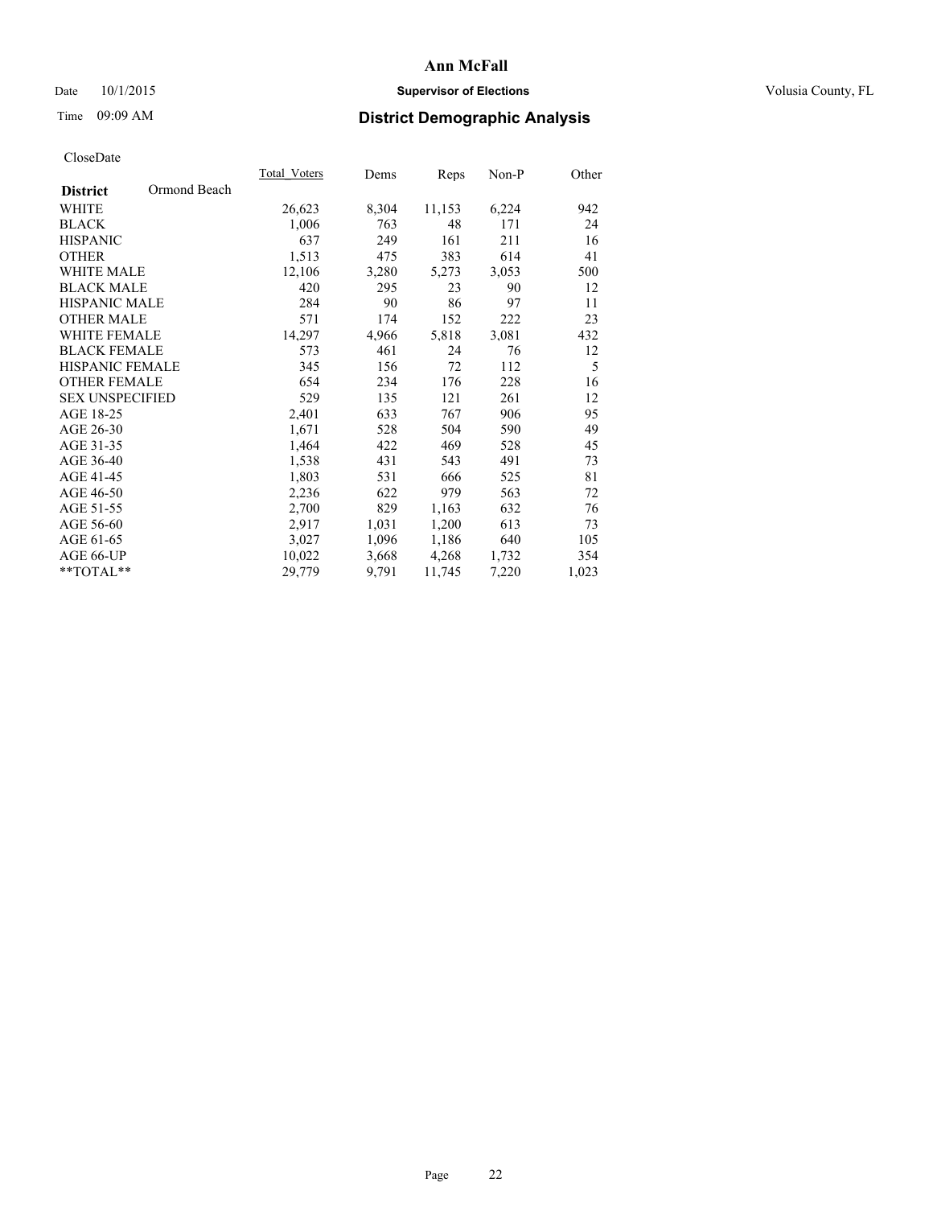# Ann McFall

Date 10/1/2015 **Supervisor of Elections** Volusia County, FL

Time 09:09 AM **District Demographic Analysis**

CloseDate

| District | Ormond Beach | Total_Voters | Dems | Reps | Non-P | Other |
|---|---|---|---|---|---|---|
| WHITE | | 26,623 | 8,304 | 11,153 | 6,224 | 942 |
| BLACK | | 1,006 | 763 | 48 | 171 | 24 |
| HISPANIC | | 637 | 249 | 161 | 211 | 16 |
| OTHER | | 1,513 | 475 | 383 | 614 | 41 |
| WHITE MALE | | 12,106 | 3,280 | 5,273 | 3,053 | 500 |
| BLACK MALE | | 420 | 295 | 23 | 90 | 12 |
| HISPANIC MALE | | 284 | 90 | 86 | 97 | 11 |
| OTHER MALE | | 571 | 174 | 152 | 222 | 23 |
| WHITE FEMALE | | 14,297 | 4,966 | 5,818 | 3,081 | 432 |
| BLACK FEMALE | | 573 | 461 | 24 | 76 | 12 |
| HISPANIC FEMALE | | 345 | 156 | 72 | 112 | 5 |
| OTHER FEMALE | | 654 | 234 | 176 | 228 | 16 |
| SEX UNSPECIFIED | | 529 | 135 | 121 | 261 | 12 |
| AGE 18-25 | | 2,401 | 633 | 767 | 906 | 95 |
| AGE 26-30 | | 1,671 | 528 | 504 | 590 | 49 |
| AGE 31-35 | | 1,464 | 422 | 469 | 528 | 45 |
| AGE 36-40 | | 1,538 | 431 | 543 | 491 | 73 |
| AGE 41-45 | | 1,803 | 531 | 666 | 525 | 81 |
| AGE 46-50 | | 2,236 | 622 | 979 | 563 | 72 |
| AGE 51-55 | | 2,700 | 829 | 1,163 | 632 | 76 |
| AGE 56-60 | | 2,917 | 1,031 | 1,200 | 613 | 73 |
| AGE 61-65 | | 3,027 | 1,096 | 1,186 | 640 | 105 |
| AGE 66-UP | | 10,022 | 3,668 | 4,268 | 1,732 | 354 |
| **TOTAL** | | 29,779 | 9,791 | 11,745 | 7,220 | 1,023 |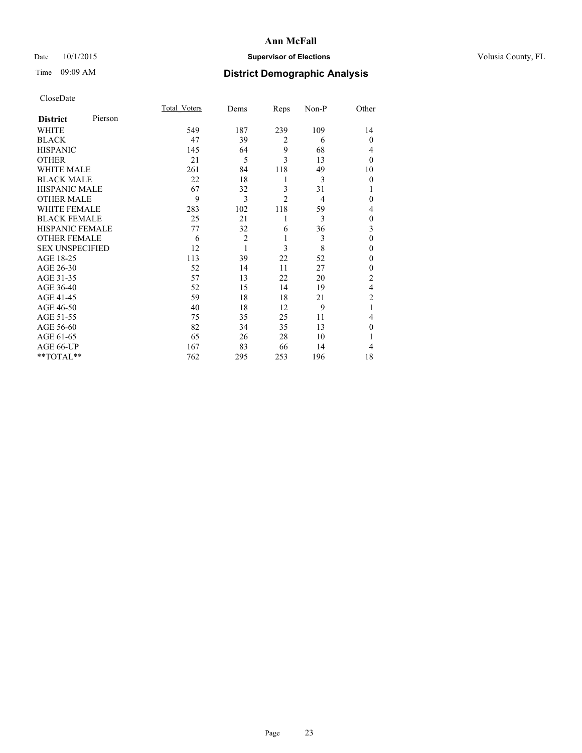# Ann McFall

Date 10/1/2015 **Supervisor of Elections** Volusia County, FL

Time 09:09 AM **District Demographic Analysis**

CloseDate

| **District** Pierson | Total_Voters | Dems | Reps | Non-P | Other |
|---|---|---|---|---|---|
| WHITE | 549 | 187 | 239 | 109 | 14 |
| BLACK | 47 | 39 | 2 | 6 | 0 |
| HISPANIC | 145 | 64 | 9 | 68 | 4 |
| OTHER | 21 | 5 | 3 | 13 | 0 |
| WHITE MALE | 261 | 84 | 118 | 49 | 10 |
| BLACK MALE | 22 | 18 | 1 | 3 | 0 |
| HISPANIC MALE | 67 | 32 | 3 | 31 | 1 |
| OTHER MALE | 9 | 3 | 2 | 4 | 0 |
| WHITE FEMALE | 283 | 102 | 118 | 59 | 4 |
| BLACK FEMALE | 25 | 21 | 1 | 3 | 0 |
| HISPANIC FEMALE | 77 | 32 | 6 | 36 | 3 |
| OTHER FEMALE | 6 | 2 | 1 | 3 | 0 |
| SEX UNSPECIFIED | 12 | 1 | 3 | 8 | 0 |
| AGE 18-25 | 113 | 39 | 22 | 52 | 0 |
| AGE 26-30 | 52 | 14 | 11 | 27 | 0 |
| AGE 31-35 | 57 | 13 | 22 | 20 | 2 |
| AGE 36-40 | 52 | 15 | 14 | 19 | 4 |
| AGE 41-45 | 59 | 18 | 18 | 21 | 2 |
| AGE 46-50 | 40 | 18 | 12 | 9 | 1 |
| AGE 51-55 | 75 | 35 | 25 | 11 | 4 |
| AGE 56-60 | 82 | 34 | 35 | 13 | 0 |
| AGE 61-65 | 65 | 26 | 28 | 10 | 1 |
| AGE 66-UP | 167 | 83 | 66 | 14 | 4 |
| **TOTAL** | 762 | 295 | 253 | 196 | 18 |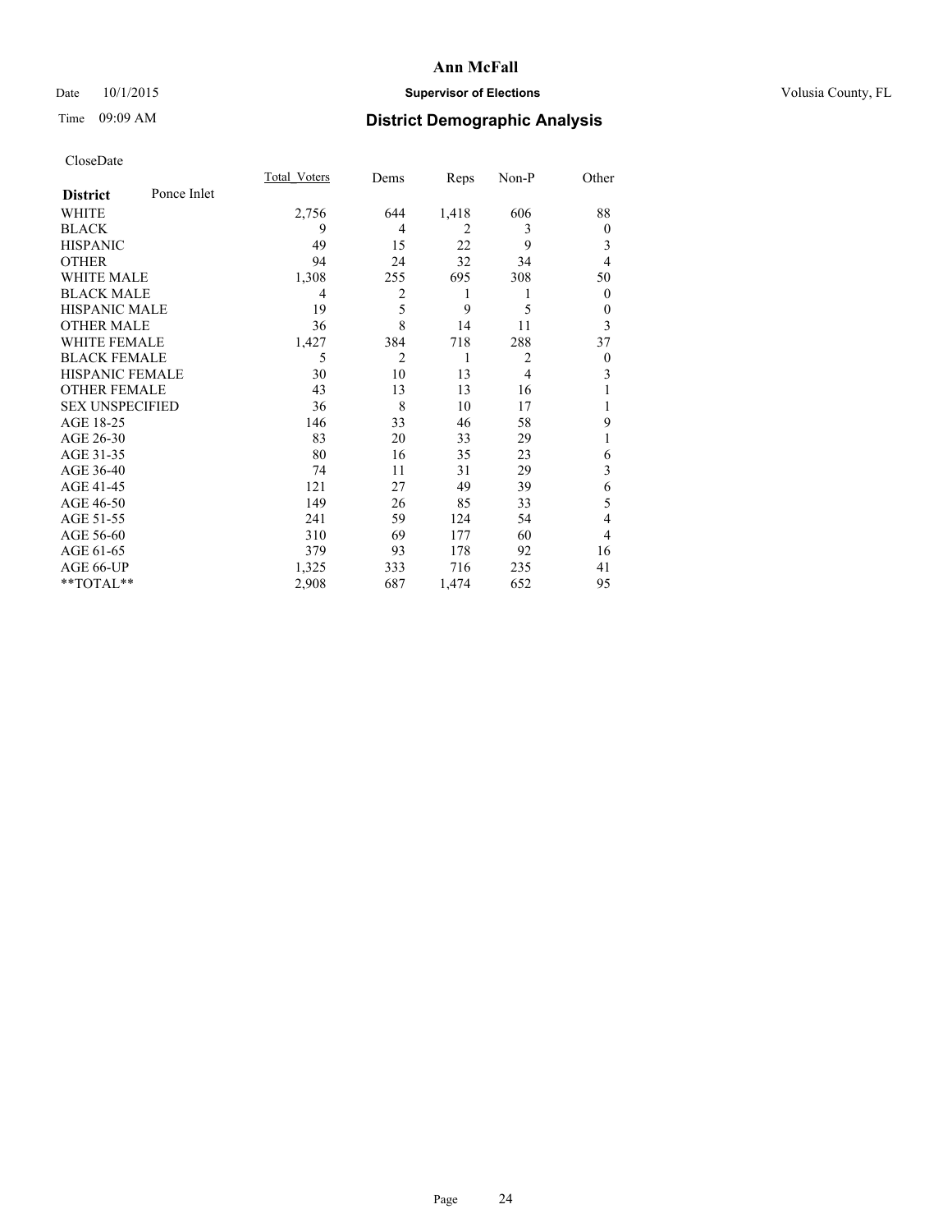# Ann McFall

Date 10/1/2015

**Supervisor of Elections**

Volusia County, FL

Time 09:09 AM

## District Demographic Analysis

CloseDate

| **District** Ponce Inlet | Total_Voters | Dems | Reps | Non-P | Other |
|---|---|---|---|---|---|
| WHITE | 2,756 | 644 | 1,418 | 606 | 88 |
| BLACK | 9 | 4 | 2 | 3 | 0 |
| HISPANIC | 49 | 15 | 22 | 9 | 3 |
| OTHER | 94 | 24 | 32 | 34 | 4 |
| WHITE MALE | 1,308 | 255 | 695 | 308 | 50 |
| BLACK MALE | 4 | 2 | 1 | 1 | 0 |
| HISPANIC MALE | 19 | 5 | 9 | 5 | 0 |
| OTHER MALE | 36 | 8 | 14 | 11 | 3 |
| WHITE FEMALE | 1,427 | 384 | 718 | 288 | 37 |
| BLACK FEMALE | 5 | 2 | 1 | 2 | 0 |
| HISPANIC FEMALE | 30 | 10 | 13 | 4 | 3 |
| OTHER FEMALE | 43 | 13 | 13 | 16 | 1 |
| SEX UNSPECIFIED | 36 | 8 | 10 | 17 | 1 |
| AGE 18-25 | 146 | 33 | 46 | 58 | 9 |
| AGE 26-30 | 83 | 20 | 33 | 29 | 1 |
| AGE 31-35 | 80 | 16 | 35 | 23 | 6 |
| AGE 36-40 | 74 | 11 | 31 | 29 | 3 |
| AGE 41-45 | 121 | 27 | 49 | 39 | 6 |
| AGE 46-50 | 149 | 26 | 85 | 33 | 5 |
| AGE 51-55 | 241 | 59 | 124 | 54 | 4 |
| AGE 56-60 | 310 | 69 | 177 | 60 | 4 |
| AGE 61-65 | 379 | 93 | 178 | 92 | 16 |
| AGE 66-UP | 1,325 | 333 | 716 | 235 | 41 |
| **TOTAL** | 2,908 | 687 | 1,474 | 652 | 95 |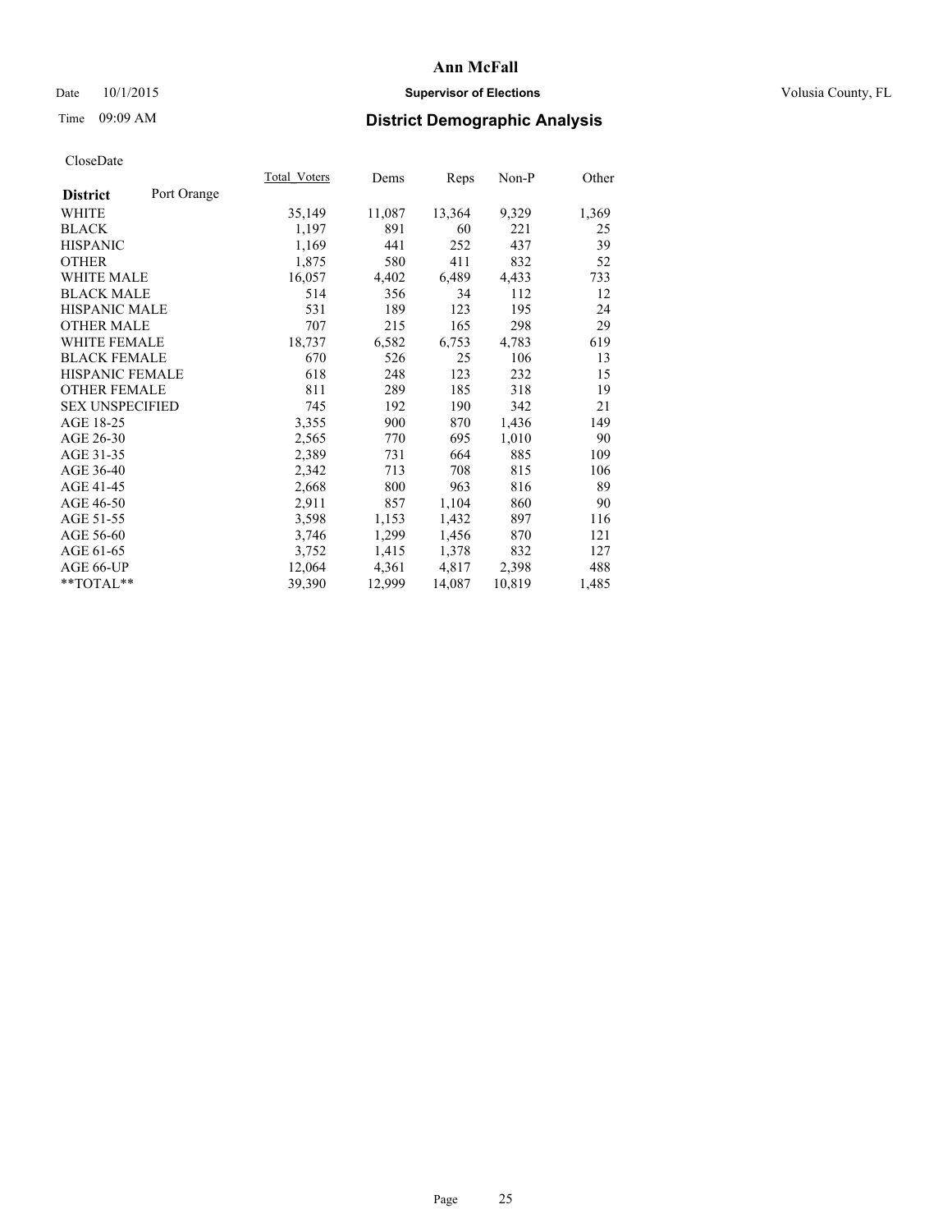# Ann McFall

Date 10/1/2015

**Supervisor of Elections**

Volusia County, FL

Time 09:09 AM

## District Demographic Analysis

CloseDate

| **District** Port Orange | Total_Voters | Dems | Reps | Non-P | Other |
|---|---|---|---|---|---|
| WHITE | 35,149 | 11,087 | 13,364 | 9,329 | 1,369 |
| BLACK | 1,197 | 891 | 60 | 221 | 25 |
| HISPANIC | 1,169 | 441 | 252 | 437 | 39 |
| OTHER | 1,875 | 580 | 411 | 832 | 52 |
| WHITE MALE | 16,057 | 4,402 | 6,489 | 4,433 | 733 |
| BLACK MALE | 514 | 356 | 34 | 112 | 12 |
| HISPANIC MALE | 531 | 189 | 123 | 195 | 24 |
| OTHER MALE | 707 | 215 | 165 | 298 | 29 |
| WHITE FEMALE | 18,737 | 6,582 | 6,753 | 4,783 | 619 |
| BLACK FEMALE | 670 | 526 | 25 | 106 | 13 |
| HISPANIC FEMALE | 618 | 248 | 123 | 232 | 15 |
| OTHER FEMALE | 811 | 289 | 185 | 318 | 19 |
| SEX UNSPECIFIED | 745 | 192 | 190 | 342 | 21 |
| AGE 18-25 | 3,355 | 900 | 870 | 1,436 | 149 |
| AGE 26-30 | 2,565 | 770 | 695 | 1,010 | 90 |
| AGE 31-35 | 2,389 | 731 | 664 | 885 | 109 |
| AGE 36-40 | 2,342 | 713 | 708 | 815 | 106 |
| AGE 41-45 | 2,668 | 800 | 963 | 816 | 89 |
| AGE 46-50 | 2,911 | 857 | 1,104 | 860 | 90 |
| AGE 51-55 | 3,598 | 1,153 | 1,432 | 897 | 116 |
| AGE 56-60 | 3,746 | 1,299 | 1,456 | 870 | 121 |
| AGE 61-65 | 3,752 | 1,415 | 1,378 | 832 | 127 |
| AGE 66-UP | 12,064 | 4,361 | 4,817 | 2,398 | 488 |
| **TOTAL** | 39,390 | 12,999 | 14,087 | 10,819 | 1,485 |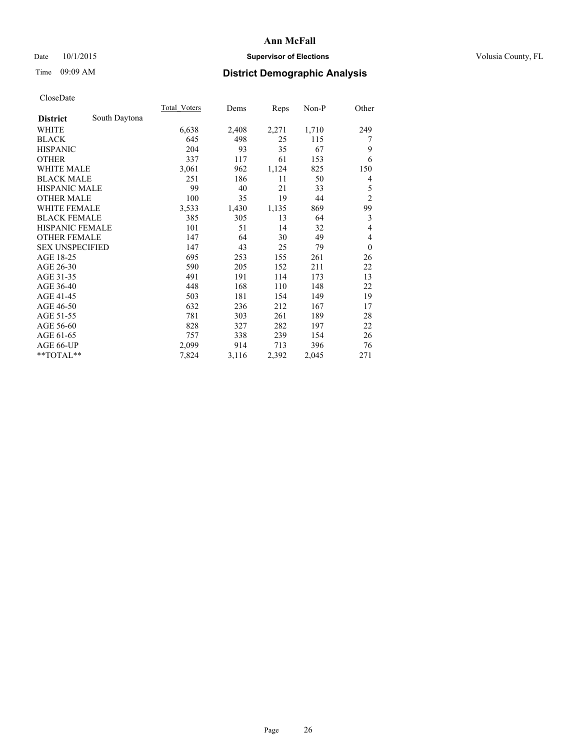Date 10/1/2015

Time 09:09 AM

# Ann McFall

## Supervisor of Elections

Volusia County, FL

## District Demographic Analysis

CloseDate

| | Total_Voters | Dems | Reps | Non-P | Other |
|---|---|---|---|---|---|
| **District** South Daytona | | | | | |
| WHITE | 6,638 | 2,408 | 2,271 | 1,710 | 249 |
| BLACK | 645 | 498 | 25 | 115 | 7 |
| HISPANIC | 204 | 93 | 35 | 67 | 9 |
| OTHER | 337 | 117 | 61 | 153 | 6 |
| WHITE MALE | 3,061 | 962 | 1,124 | 825 | 150 |
| BLACK MALE | 251 | 186 | 11 | 50 | 4 |
| HISPANIC MALE | 99 | 40 | 21 | 33 | 5 |
| OTHER MALE | 100 | 35 | 19 | 44 | 2 |
| WHITE FEMALE | 3,533 | 1,430 | 1,135 | 869 | 99 |
| BLACK FEMALE | 385 | 305 | 13 | 64 | 3 |
| HISPANIC FEMALE | 101 | 51 | 14 | 32 | 4 |
| OTHER FEMALE | 147 | 64 | 30 | 49 | 4 |
| SEX UNSPECIFIED | 147 | 43 | 25 | 79 | 0 |
| AGE 18-25 | 695 | 253 | 155 | 261 | 26 |
| AGE 26-30 | 590 | 205 | 152 | 211 | 22 |
| AGE 31-35 | 491 | 191 | 114 | 173 | 13 |
| AGE 36-40 | 448 | 168 | 110 | 148 | 22 |
| AGE 41-45 | 503 | 181 | 154 | 149 | 19 |
| AGE 46-50 | 632 | 236 | 212 | 167 | 17 |
| AGE 51-55 | 781 | 303 | 261 | 189 | 28 |
| AGE 56-60 | 828 | 327 | 282 | 197 | 22 |
| AGE 61-65 | 757 | 338 | 239 | 154 | 26 |
| AGE 66-UP | 2,099 | 914 | 713 | 396 | 76 |
| **TOTAL** | 7,824 | 3,116 | 2,392 | 2,045 | 271 |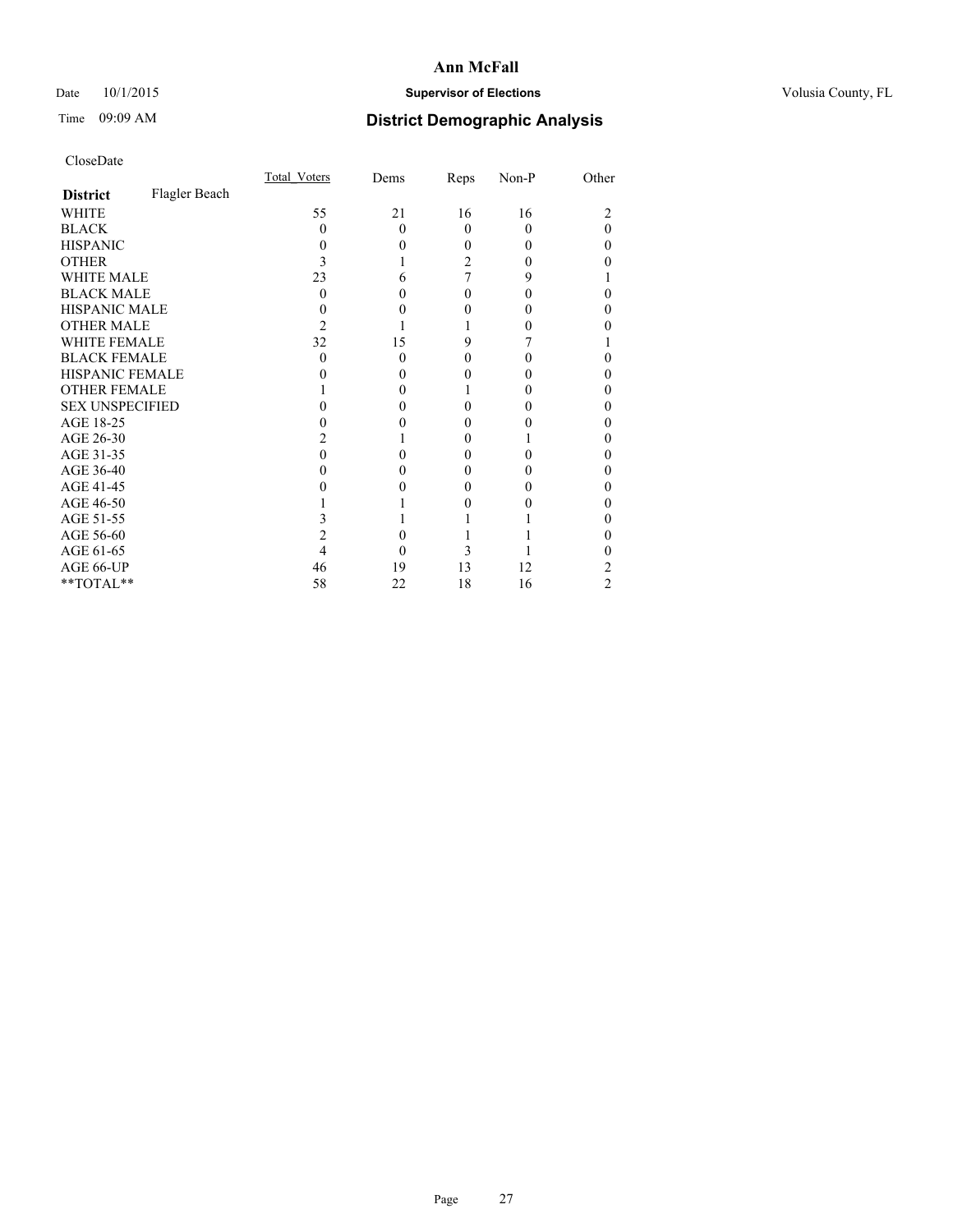# Ann McFall

Date 10/1/2015 **Supervisor of Elections** Volusia County, FL

Time 09:09 AM **District Demographic Analysis**

CloseDate

| **District** Flagler Beach | Total_Voters | Dems | Reps | Non-P | Other |
|---|---|---|---|---|---|
| WHITE | 55 | 21 | 16 | 16 | 2 |
| BLACK | 0 | 0 | 0 | 0 | 0 |
| HISPANIC | 0 | 0 | 0 | 0 | 0 |
| OTHER | 3 | 1 | 2 | 0 | 0 |
| WHITE MALE | 23 | 6 | 7 | 9 | 1 |
| BLACK MALE | 0 | 0 | 0 | 0 | 0 |
| HISPANIC MALE | 0 | 0 | 0 | 0 | 0 |
| OTHER MALE | 2 | 1 | 1 | 0 | 0 |
| WHITE FEMALE | 32 | 15 | 9 | 7 | 1 |
| BLACK FEMALE | 0 | 0 | 0 | 0 | 0 |
| HISPANIC FEMALE | 0 | 0 | 0 | 0 | 0 |
| OTHER FEMALE | 1 | 0 | 1 | 0 | 0 |
| SEX UNSPECIFIED | 0 | 0 | 0 | 0 | 0 |
| AGE 18-25 | 0 | 0 | 0 | 0 | 0 |
| AGE 26-30 | 2 | 1 | 0 | 1 | 0 |
| AGE 31-35 | 0 | 0 | 0 | 0 | 0 |
| AGE 36-40 | 0 | 0 | 0 | 0 | 0 |
| AGE 41-45 | 0 | 0 | 0 | 0 | 0 |
| AGE 46-50 | 1 | 1 | 0 | 0 | 0 |
| AGE 51-55 | 3 | 1 | 1 | 1 | 0 |
| AGE 56-60 | 2 | 0 | 1 | 1 | 0 |
| AGE 61-65 | 4 | 0 | 3 | 1 | 0 |
| AGE 66-UP | 46 | 19 | 13 | 12 | 2 |
| **TOTAL** | 58 | 22 | 18 | 16 | 2 |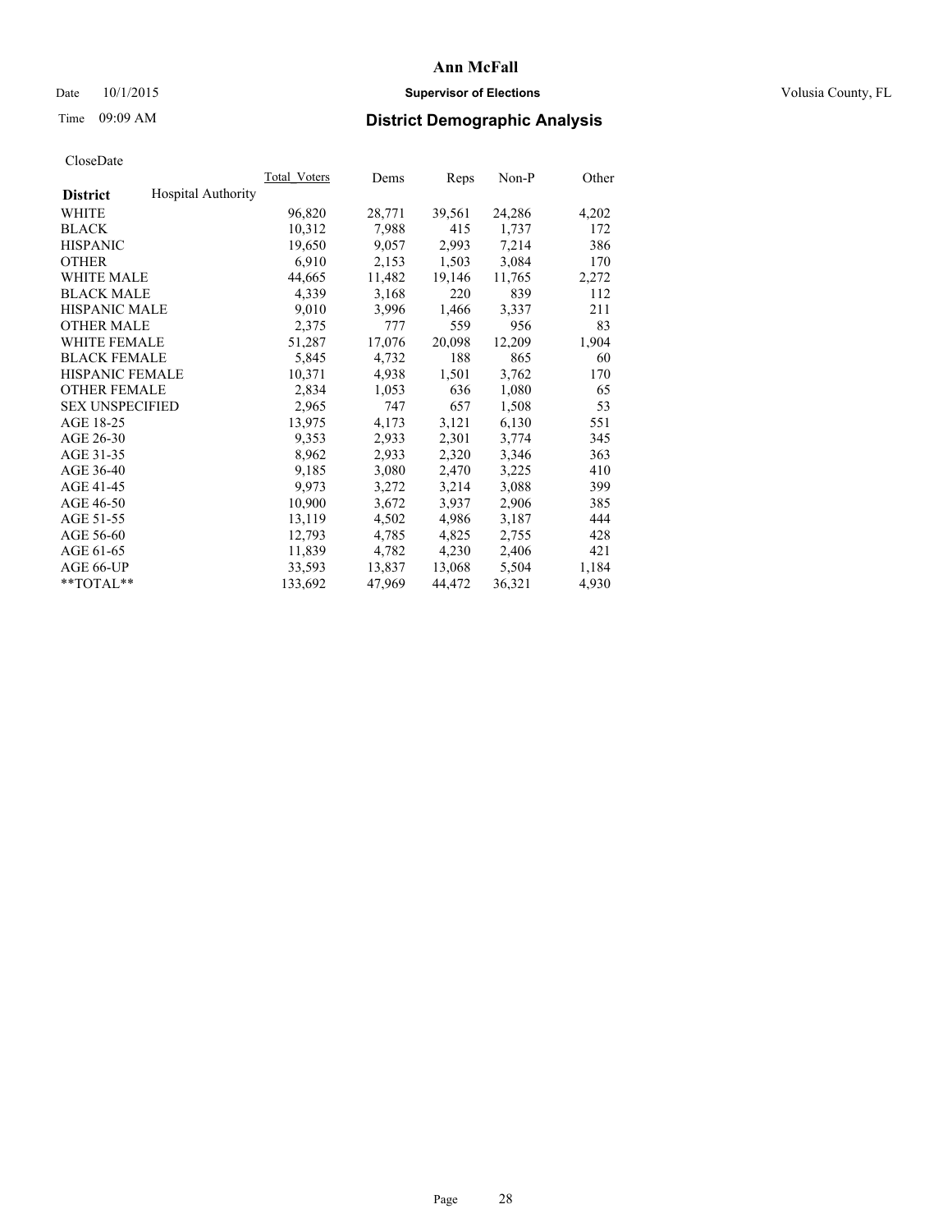# Ann McFall

Date 10/1/2015 **Supervisor of Elections** Volusia County, FL

Time 09:09 AM **District Demographic Analysis**

CloseDate

| **District** | Hospital Authority | Total_Voters | Dems | Reps | Non-P | Other |
|---|---|---|---|---|---|---|
| WHITE | | 96,820 | 28,771 | 39,561 | 24,286 | 4,202 |
| BLACK | | 10,312 | 7,988 | 415 | 1,737 | 172 |
| HISPANIC | | 19,650 | 9,057 | 2,993 | 7,214 | 386 |
| OTHER | | 6,910 | 2,153 | 1,503 | 3,084 | 170 |
| WHITE MALE | | 44,665 | 11,482 | 19,146 | 11,765 | 2,272 |
| BLACK MALE | | 4,339 | 3,168 | 220 | 839 | 112 |
| HISPANIC MALE | | 9,010 | 3,996 | 1,466 | 3,337 | 211 |
| OTHER MALE | | 2,375 | 777 | 559 | 956 | 83 |
| WHITE FEMALE | | 51,287 | 17,076 | 20,098 | 12,209 | 1,904 |
| BLACK FEMALE | | 5,845 | 4,732 | 188 | 865 | 60 |
| HISPANIC FEMALE | | 10,371 | 4,938 | 1,501 | 3,762 | 170 |
| OTHER FEMALE | | 2,834 | 1,053 | 636 | 1,080 | 65 |
| SEX UNSPECIFIED | | 2,965 | 747 | 657 | 1,508 | 53 |
| AGE 18-25 | | 13,975 | 4,173 | 3,121 | 6,130 | 551 |
| AGE 26-30 | | 9,353 | 2,933 | 2,301 | 3,774 | 345 |
| AGE 31-35 | | 8,962 | 2,933 | 2,320 | 3,346 | 363 |
| AGE 36-40 | | 9,185 | 3,080 | 2,470 | 3,225 | 410 |
| AGE 41-45 | | 9,973 | 3,272 | 3,214 | 3,088 | 399 |
| AGE 46-50 | | 10,900 | 3,672 | 3,937 | 2,906 | 385 |
| AGE 51-55 | | 13,119 | 4,502 | 4,986 | 3,187 | 444 |
| AGE 56-60 | | 12,793 | 4,785 | 4,825 | 2,755 | 428 |
| AGE 61-65 | | 11,839 | 4,782 | 4,230 | 2,406 | 421 |
| AGE 66-UP | | 33,593 | 13,837 | 13,068 | 5,504 | 1,184 |
| **TOTAL** | | 133,692 | 47,969 | 44,472 | 36,321 | 4,930 |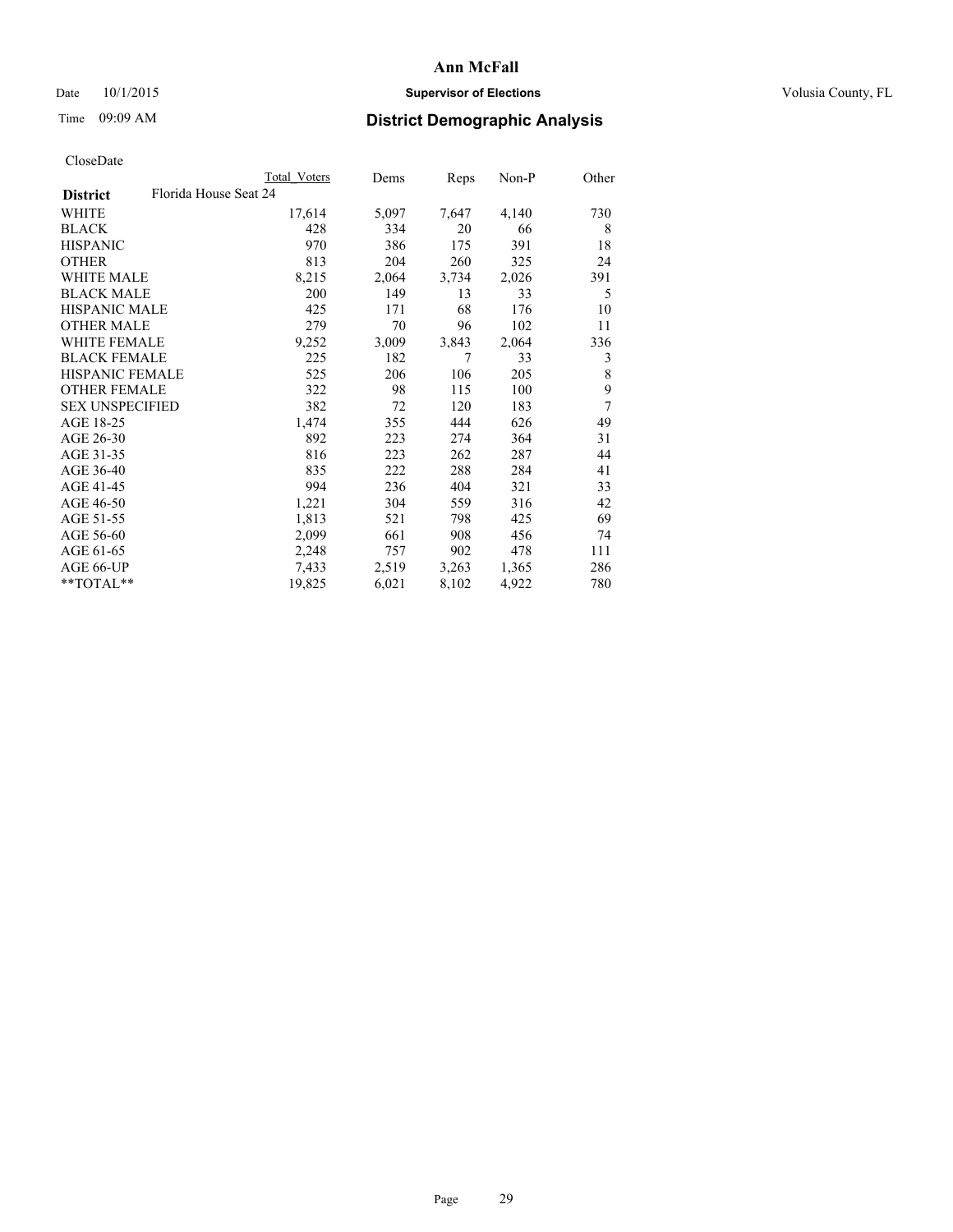**Ann McFall**

Date 10/1/2015 **Supervisor of Elections** Volusia County, FL

Time 09:09 AM **District Demographic Analysis**

CloseDate

| | Total Voters | Dems | Reps | Non-P | Other |
|---|---|---|---|---|---|
| **District** Florida House Seat 24 | | | | | |
| WHITE | 17,614 | 5,097 | 7,647 | 4,140 | 730 |
| BLACK | 428 | 334 | 20 | 66 | 8 |
| HISPANIC | 970 | 386 | 175 | 391 | 18 |
| OTHER | 813 | 204 | 260 | 325 | 24 |
| WHITE MALE | 8,215 | 2,064 | 3,734 | 2,026 | 391 |
| BLACK MALE | 200 | 149 | 13 | 33 | 5 |
| HISPANIC MALE | 425 | 171 | 68 | 176 | 10 |
| OTHER MALE | 279 | 70 | 96 | 102 | 11 |
| WHITE FEMALE | 9,252 | 3,009 | 3,843 | 2,064 | 336 |
| BLACK FEMALE | 225 | 182 | 7 | 33 | 3 |
| HISPANIC FEMALE | 525 | 206 | 106 | 205 | 8 |
| OTHER FEMALE | 322 | 98 | 115 | 100 | 9 |
| SEX UNSPECIFIED | 382 | 72 | 120 | 183 | 7 |
| AGE 18-25 | 1,474 | 355 | 444 | 626 | 49 |
| AGE 26-30 | 892 | 223 | 274 | 364 | 31 |
| AGE 31-35 | 816 | 223 | 262 | 287 | 44 |
| AGE 36-40 | 835 | 222 | 288 | 284 | 41 |
| AGE 41-45 | 994 | 236 | 404 | 321 | 33 |
| AGE 46-50 | 1,221 | 304 | 559 | 316 | 42 |
| AGE 51-55 | 1,813 | 521 | 798 | 425 | 69 |
| AGE 56-60 | 2,099 | 661 | 908 | 456 | 74 |
| AGE 61-65 | 2,248 | 757 | 902 | 478 | 111 |
| AGE 66-UP | 7,433 | 2,519 | 3,263 | 1,365 | 286 |
| **TOTAL** | 19,825 | 6,021 | 8,102 | 4,922 | 780 |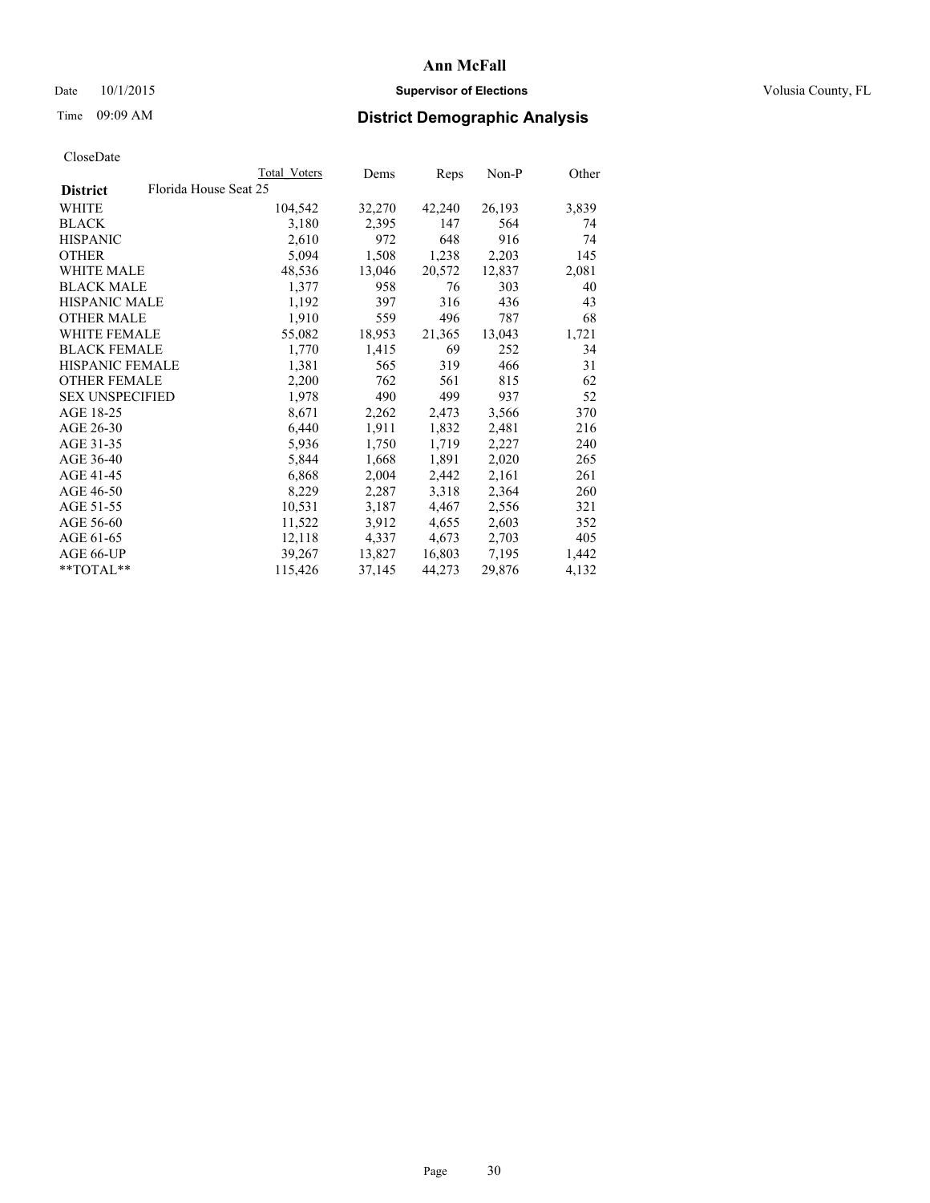# Ann McFall

Date 10/1/2015 **Supervisor of Elections** Volusia County, FL

Time 09:09 AM **District Demographic Analysis**

CloseDate

| | Total Voters | Dems | Reps | Non-P | Other |
|---|---|---|---|---|---|
| **District** Florida House Seat 25 | | | | | |
| WHITE | 104,542 | 32,270 | 42,240 | 26,193 | 3,839 |
| BLACK | 3,180 | 2,395 | 147 | 564 | 74 |
| HISPANIC | 2,610 | 972 | 648 | 916 | 74 |
| OTHER | 5,094 | 1,508 | 1,238 | 2,203 | 145 |
| WHITE MALE | 48,536 | 13,046 | 20,572 | 12,837 | 2,081 |
| BLACK MALE | 1,377 | 958 | 76 | 303 | 40 |
| HISPANIC MALE | 1,192 | 397 | 316 | 436 | 43 |
| OTHER MALE | 1,910 | 559 | 496 | 787 | 68 |
| WHITE FEMALE | 55,082 | 18,953 | 21,365 | 13,043 | 1,721 |
| BLACK FEMALE | 1,770 | 1,415 | 69 | 252 | 34 |
| HISPANIC FEMALE | 1,381 | 565 | 319 | 466 | 31 |
| OTHER FEMALE | 2,200 | 762 | 561 | 815 | 62 |
| SEX UNSPECIFIED | 1,978 | 490 | 499 | 937 | 52 |
| AGE 18-25 | 8,671 | 2,262 | 2,473 | 3,566 | 370 |
| AGE 26-30 | 6,440 | 1,911 | 1,832 | 2,481 | 216 |
| AGE 31-35 | 5,936 | 1,750 | 1,719 | 2,227 | 240 |
| AGE 36-40 | 5,844 | 1,668 | 1,891 | 2,020 | 265 |
| AGE 41-45 | 6,868 | 2,004 | 2,442 | 2,161 | 261 |
| AGE 46-50 | 8,229 | 2,287 | 3,318 | 2,364 | 260 |
| AGE 51-55 | 10,531 | 3,187 | 4,467 | 2,556 | 321 |
| AGE 56-60 | 11,522 | 3,912 | 4,655 | 2,603 | 352 |
| AGE 61-65 | 12,118 | 4,337 | 4,673 | 2,703 | 405 |
| AGE 66-UP | 39,267 | 13,827 | 16,803 | 7,195 | 1,442 |
| **TOTAL** | 115,426 | 37,145 | 44,273 | 29,876 | 4,132 |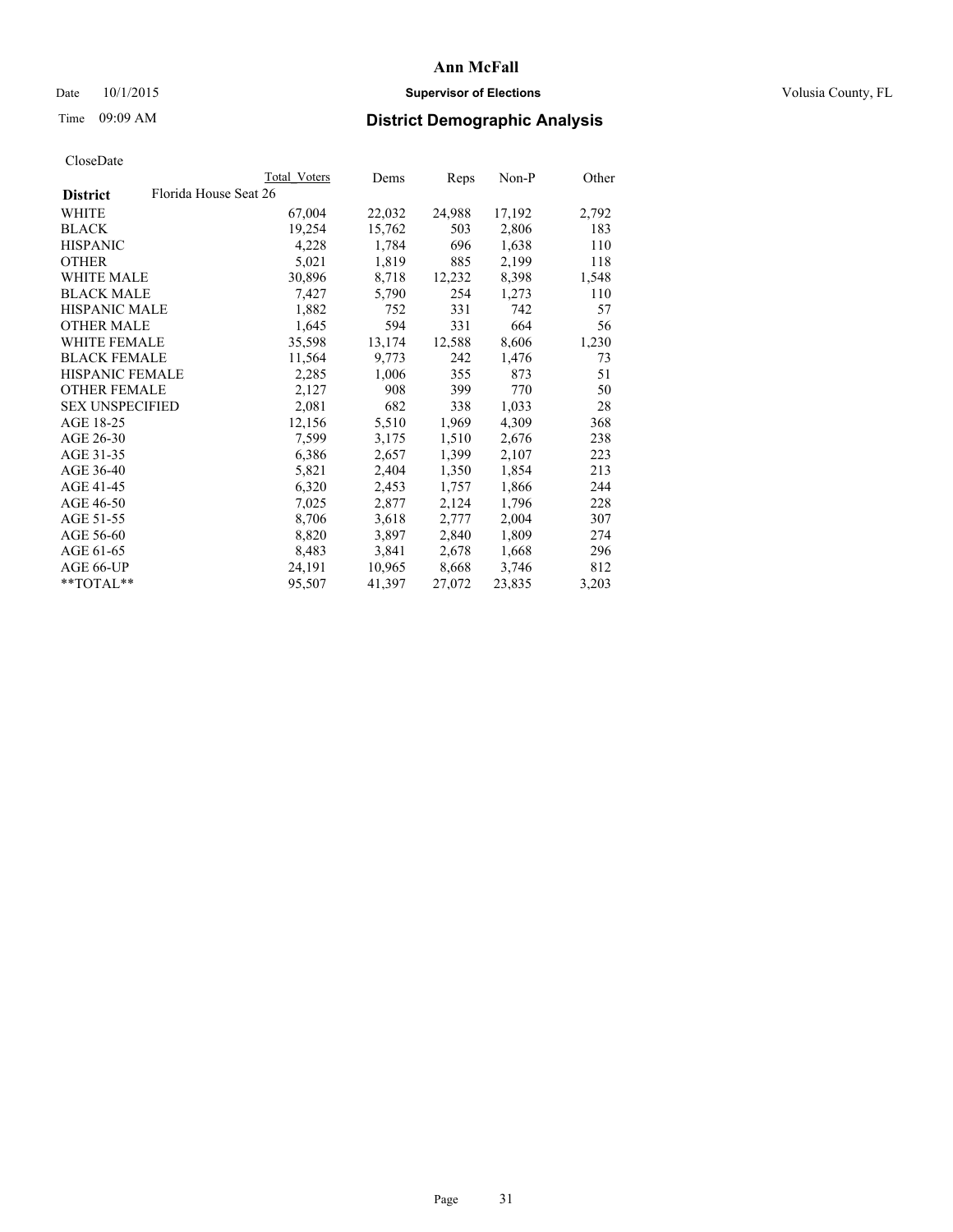# Ann McFall

Date 10/1/2015 **Supervisor of Elections** Volusia County, FL

Time 09:09 AM **District Demographic Analysis**

CloseDate

| | Total Voters | Dems | Reps | Non-P | Other |
|---|---|---|---|---|---|
| **District** Florida House Seat 26 | | | | | |
| WHITE | 67,004 | 22,032 | 24,988 | 17,192 | 2,792 |
| BLACK | 19,254 | 15,762 | 503 | 2,806 | 183 |
| HISPANIC | 4,228 | 1,784 | 696 | 1,638 | 110 |
| OTHER | 5,021 | 1,819 | 885 | 2,199 | 118 |
| WHITE MALE | 30,896 | 8,718 | 12,232 | 8,398 | 1,548 |
| BLACK MALE | 7,427 | 5,790 | 254 | 1,273 | 110 |
| HISPANIC MALE | 1,882 | 752 | 331 | 742 | 57 |
| OTHER MALE | 1,645 | 594 | 331 | 664 | 56 |
| WHITE FEMALE | 35,598 | 13,174 | 12,588 | 8,606 | 1,230 |
| BLACK FEMALE | 11,564 | 9,773 | 242 | 1,476 | 73 |
| HISPANIC FEMALE | 2,285 | 1,006 | 355 | 873 | 51 |
| OTHER FEMALE | 2,127 | 908 | 399 | 770 | 50 |
| SEX UNSPECIFIED | 2,081 | 682 | 338 | 1,033 | 28 |
| AGE 18-25 | 12,156 | 5,510 | 1,969 | 4,309 | 368 |
| AGE 26-30 | 7,599 | 3,175 | 1,510 | 2,676 | 238 |
| AGE 31-35 | 6,386 | 2,657 | 1,399 | 2,107 | 223 |
| AGE 36-40 | 5,821 | 2,404 | 1,350 | 1,854 | 213 |
| AGE 41-45 | 6,320 | 2,453 | 1,757 | 1,866 | 244 |
| AGE 46-50 | 7,025 | 2,877 | 2,124 | 1,796 | 228 |
| AGE 51-55 | 8,706 | 3,618 | 2,777 | 2,004 | 307 |
| AGE 56-60 | 8,820 | 3,897 | 2,840 | 1,809 | 274 |
| AGE 61-65 | 8,483 | 3,841 | 2,678 | 1,668 | 296 |
| AGE 66-UP | 24,191 | 10,965 | 8,668 | 3,746 | 812 |
| **TOTAL** | 95,507 | 41,397 | 27,072 | 23,835 | 3,203 |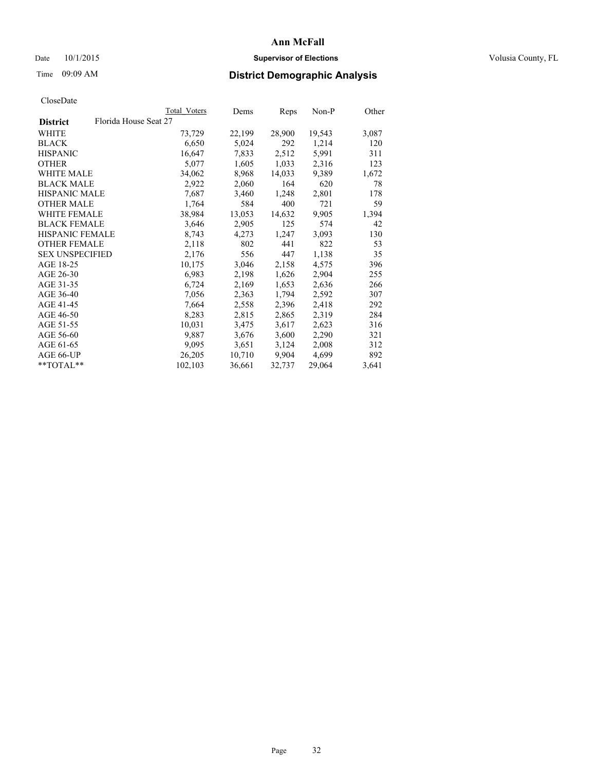# Ann McFall

Date 10/1/2015 **Supervisor of Elections** Volusia County, FL

Time 09:09 AM **District Demographic Analysis**

CloseDate

| | Total Voters | Dems | Reps | Non-P | Other |
|---|---|---|---|---|---|
| **District** Florida House Seat 27 | | | | | |
| WHITE | 73,729 | 22,199 | 28,900 | 19,543 | 3,087 |
| BLACK | 6,650 | 5,024 | 292 | 1,214 | 120 |
| HISPANIC | 16,647 | 7,833 | 2,512 | 5,991 | 311 |
| OTHER | 5,077 | 1,605 | 1,033 | 2,316 | 123 |
| WHITE MALE | 34,062 | 8,968 | 14,033 | 9,389 | 1,672 |
| BLACK MALE | 2,922 | 2,060 | 164 | 620 | 78 |
| HISPANIC MALE | 7,687 | 3,460 | 1,248 | 2,801 | 178 |
| OTHER MALE | 1,764 | 584 | 400 | 721 | 59 |
| WHITE FEMALE | 38,984 | 13,053 | 14,632 | 9,905 | 1,394 |
| BLACK FEMALE | 3,646 | 2,905 | 125 | 574 | 42 |
| HISPANIC FEMALE | 8,743 | 4,273 | 1,247 | 3,093 | 130 |
| OTHER FEMALE | 2,118 | 802 | 441 | 822 | 53 |
| SEX UNSPECIFIED | 2,176 | 556 | 447 | 1,138 | 35 |
| AGE 18-25 | 10,175 | 3,046 | 2,158 | 4,575 | 396 |
| AGE 26-30 | 6,983 | 2,198 | 1,626 | 2,904 | 255 |
| AGE 31-35 | 6,724 | 2,169 | 1,653 | 2,636 | 266 |
| AGE 36-40 | 7,056 | 2,363 | 1,794 | 2,592 | 307 |
| AGE 41-45 | 7,664 | 2,558 | 2,396 | 2,418 | 292 |
| AGE 46-50 | 8,283 | 2,815 | 2,865 | 2,319 | 284 |
| AGE 51-55 | 10,031 | 3,475 | 3,617 | 2,623 | 316 |
| AGE 56-60 | 9,887 | 3,676 | 3,600 | 2,290 | 321 |
| AGE 61-65 | 9,095 | 3,651 | 3,124 | 2,008 | 312 |
| AGE 66-UP | 26,205 | 10,710 | 9,904 | 4,699 | 892 |
| **TOTAL** | 102,103 | 36,661 | 32,737 | 29,064 | 3,641 |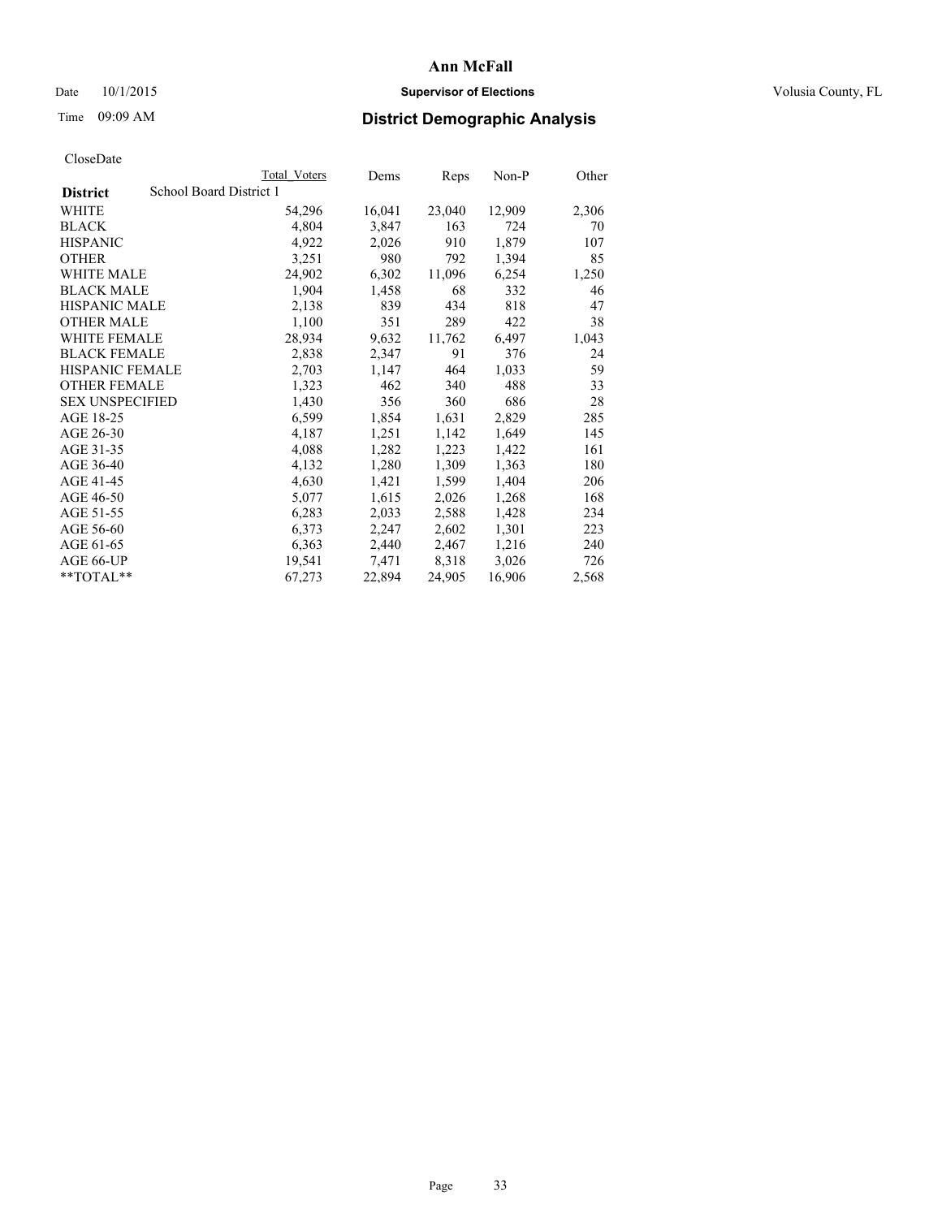# Ann McFall

Date 10/1/2015 **Supervisor of Elections** Volusia County, FL

Time 09:09 AM **District Demographic Analysis**

CloseDate

| District | School Board District 1 | Total Voters | Dems | Reps | Non-P | Other |
|---|---|---|---|---|---|---|
| WHITE | | 54,296 | 16,041 | 23,040 | 12,909 | 2,306 |
| BLACK | | 4,804 | 3,847 | 163 | 724 | 70 |
| HISPANIC | | 4,922 | 2,026 | 910 | 1,879 | 107 |
| OTHER | | 3,251 | 980 | 792 | 1,394 | 85 |
| WHITE MALE | | 24,902 | 6,302 | 11,096 | 6,254 | 1,250 |
| BLACK MALE | | 1,904 | 1,458 | 68 | 332 | 46 |
| HISPANIC MALE | | 2,138 | 839 | 434 | 818 | 47 |
| OTHER MALE | | 1,100 | 351 | 289 | 422 | 38 |
| WHITE FEMALE | | 28,934 | 9,632 | 11,762 | 6,497 | 1,043 |
| BLACK FEMALE | | 2,838 | 2,347 | 91 | 376 | 24 |
| HISPANIC FEMALE | | 2,703 | 1,147 | 464 | 1,033 | 59 |
| OTHER FEMALE | | 1,323 | 462 | 340 | 488 | 33 |
| SEX UNSPECIFIED | | 1,430 | 356 | 360 | 686 | 28 |
| AGE 18-25 | | 6,599 | 1,854 | 1,631 | 2,829 | 285 |
| AGE 26-30 | | 4,187 | 1,251 | 1,142 | 1,649 | 145 |
| AGE 31-35 | | 4,088 | 1,282 | 1,223 | 1,422 | 161 |
| AGE 36-40 | | 4,132 | 1,280 | 1,309 | 1,363 | 180 |
| AGE 41-45 | | 4,630 | 1,421 | 1,599 | 1,404 | 206 |
| AGE 46-50 | | 5,077 | 1,615 | 2,026 | 1,268 | 168 |
| AGE 51-55 | | 6,283 | 2,033 | 2,588 | 1,428 | 234 |
| AGE 56-60 | | 6,373 | 2,247 | 2,602 | 1,301 | 223 |
| AGE 61-65 | | 6,363 | 2,440 | 2,467 | 1,216 | 240 |
| AGE 66-UP | | 19,541 | 7,471 | 8,318 | 3,026 | 726 |
| **TOTAL** | | 67,273 | 22,894 | 24,905 | 16,906 | 2,568 |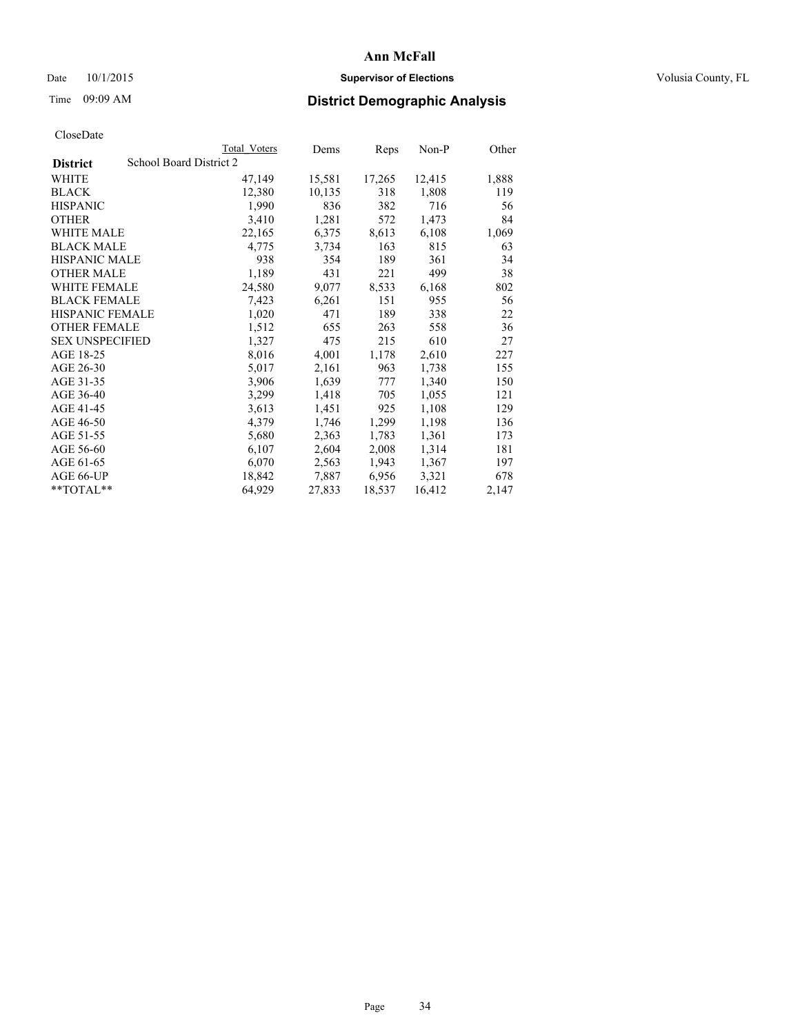# Ann McFall

Date 10/1/2015 **Supervisor of Elections** Volusia County, FL

Time 09:09 AM **District Demographic Analysis**

CloseDate

| | Total Voters | Dems | Reps | Non-P | Other |
|---|---|---|---|---|---|
| **District** School Board District 2 | | | | | |
| WHITE | 47,149 | 15,581 | 17,265 | 12,415 | 1,888 |
| BLACK | 12,380 | 10,135 | 318 | 1,808 | 119 |
| HISPANIC | 1,990 | 836 | 382 | 716 | 56 |
| OTHER | 3,410 | 1,281 | 572 | 1,473 | 84 |
| WHITE MALE | 22,165 | 6,375 | 8,613 | 6,108 | 1,069 |
| BLACK MALE | 4,775 | 3,734 | 163 | 815 | 63 |
| HISPANIC MALE | 938 | 354 | 189 | 361 | 34 |
| OTHER MALE | 1,189 | 431 | 221 | 499 | 38 |
| WHITE FEMALE | 24,580 | 9,077 | 8,533 | 6,168 | 802 |
| BLACK FEMALE | 7,423 | 6,261 | 151 | 955 | 56 |
| HISPANIC FEMALE | 1,020 | 471 | 189 | 338 | 22 |
| OTHER FEMALE | 1,512 | 655 | 263 | 558 | 36 |
| SEX UNSPECIFIED | 1,327 | 475 | 215 | 610 | 27 |
| AGE 18-25 | 8,016 | 4,001 | 1,178 | 2,610 | 227 |
| AGE 26-30 | 5,017 | 2,161 | 963 | 1,738 | 155 |
| AGE 31-35 | 3,906 | 1,639 | 777 | 1,340 | 150 |
| AGE 36-40 | 3,299 | 1,418 | 705 | 1,055 | 121 |
| AGE 41-45 | 3,613 | 1,451 | 925 | 1,108 | 129 |
| AGE 46-50 | 4,379 | 1,746 | 1,299 | 1,198 | 136 |
| AGE 51-55 | 5,680 | 2,363 | 1,783 | 1,361 | 173 |
| AGE 56-60 | 6,107 | 2,604 | 2,008 | 1,314 | 181 |
| AGE 61-65 | 6,070 | 2,563 | 1,943 | 1,367 | 197 |
| AGE 66-UP | 18,842 | 7,887 | 6,956 | 3,321 | 678 |
| **TOTAL** | 64,929 | 27,833 | 18,537 | 16,412 | 2,147 |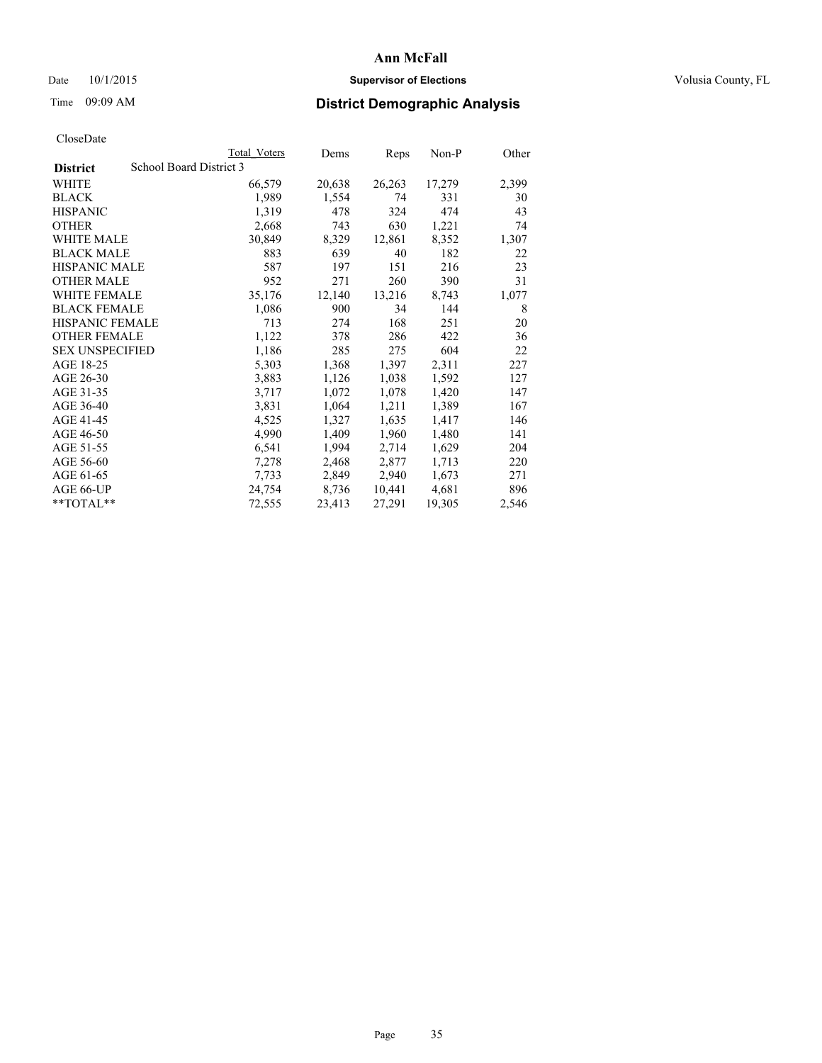# Ann McFall

Date 10/1/2015 **Supervisor of Elections** Volusia County, FL

Time 09:09 AM **District Demographic Analysis**

CloseDate

| District | School Board District 3 | Total Voters | Dems | Reps | Non-P | Other |
|---|---|---|---|---|---|---|
| WHITE | | 66,579 | 20,638 | 26,263 | 17,279 | 2,399 |
| BLACK | | 1,989 | 1,554 | 74 | 331 | 30 |
| HISPANIC | | 1,319 | 478 | 324 | 474 | 43 |
| OTHER | | 2,668 | 743 | 630 | 1,221 | 74 |
| WHITE MALE | | 30,849 | 8,329 | 12,861 | 8,352 | 1,307 |
| BLACK MALE | | 883 | 639 | 40 | 182 | 22 |
| HISPANIC MALE | | 587 | 197 | 151 | 216 | 23 |
| OTHER MALE | | 952 | 271 | 260 | 390 | 31 |
| WHITE FEMALE | | 35,176 | 12,140 | 13,216 | 8,743 | 1,077 |
| BLACK FEMALE | | 1,086 | 900 | 34 | 144 | 8 |
| HISPANIC FEMALE | | 713 | 274 | 168 | 251 | 20 |
| OTHER FEMALE | | 1,122 | 378 | 286 | 422 | 36 |
| SEX UNSPECIFIED | | 1,186 | 285 | 275 | 604 | 22 |
| AGE 18-25 | | 5,303 | 1,368 | 1,397 | 2,311 | 227 |
| AGE 26-30 | | 3,883 | 1,126 | 1,038 | 1,592 | 127 |
| AGE 31-35 | | 3,717 | 1,072 | 1,078 | 1,420 | 147 |
| AGE 36-40 | | 3,831 | 1,064 | 1,211 | 1,389 | 167 |
| AGE 41-45 | | 4,525 | 1,327 | 1,635 | 1,417 | 146 |
| AGE 46-50 | | 4,990 | 1,409 | 1,960 | 1,480 | 141 |
| AGE 51-55 | | 6,541 | 1,994 | 2,714 | 1,629 | 204 |
| AGE 56-60 | | 7,278 | 2,468 | 2,877 | 1,713 | 220 |
| AGE 61-65 | | 7,733 | 2,849 | 2,940 | 1,673 | 271 |
| AGE 66-UP | | 24,754 | 8,736 | 10,441 | 4,681 | 896 |
| **TOTAL** | | 72,555 | 23,413 | 27,291 | 19,305 | 2,546 |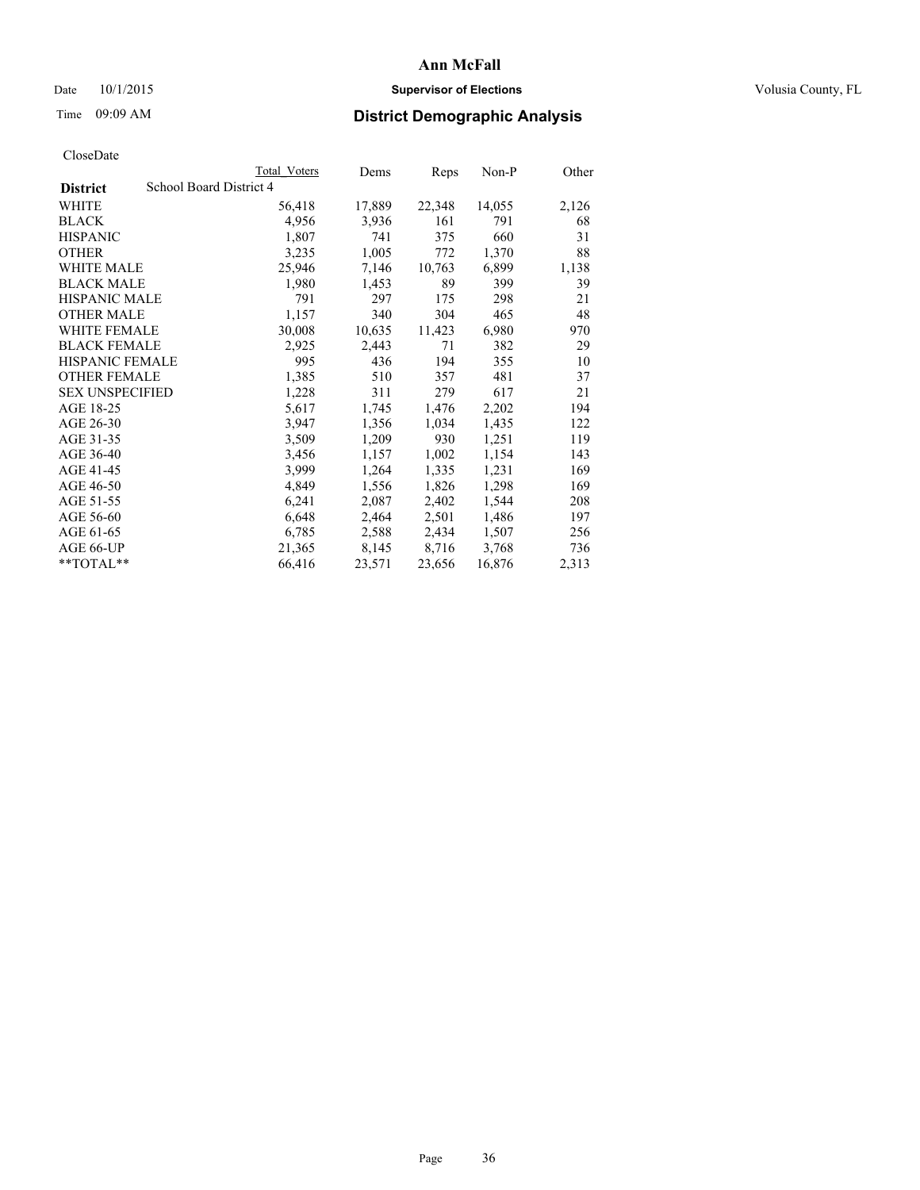# Ann McFall

Date 10/1/2015 **Supervisor of Elections** Volusia County, FL

Time 09:09 AM **District Demographic Analysis**

CloseDate

| | Total Voters | Dems | Reps | Non-P | Other |
|---|---|---|---|---|---|
| **District** School Board District 4 | | | | | |
| WHITE | 56,418 | 17,889 | 22,348 | 14,055 | 2,126 |
| BLACK | 4,956 | 3,936 | 161 | 791 | 68 |
| HISPANIC | 1,807 | 741 | 375 | 660 | 31 |
| OTHER | 3,235 | 1,005 | 772 | 1,370 | 88 |
| WHITE MALE | 25,946 | 7,146 | 10,763 | 6,899 | 1,138 |
| BLACK MALE | 1,980 | 1,453 | 89 | 399 | 39 |
| HISPANIC MALE | 791 | 297 | 175 | 298 | 21 |
| OTHER MALE | 1,157 | 340 | 304 | 465 | 48 |
| WHITE FEMALE | 30,008 | 10,635 | 11,423 | 6,980 | 970 |
| BLACK FEMALE | 2,925 | 2,443 | 71 | 382 | 29 |
| HISPANIC FEMALE | 995 | 436 | 194 | 355 | 10 |
| OTHER FEMALE | 1,385 | 510 | 357 | 481 | 37 |
| SEX UNSPECIFIED | 1,228 | 311 | 279 | 617 | 21 |
| AGE 18-25 | 5,617 | 1,745 | 1,476 | 2,202 | 194 |
| AGE 26-30 | 3,947 | 1,356 | 1,034 | 1,435 | 122 |
| AGE 31-35 | 3,509 | 1,209 | 930 | 1,251 | 119 |
| AGE 36-40 | 3,456 | 1,157 | 1,002 | 1,154 | 143 |
| AGE 41-45 | 3,999 | 1,264 | 1,335 | 1,231 | 169 |
| AGE 46-50 | 4,849 | 1,556 | 1,826 | 1,298 | 169 |
| AGE 51-55 | 6,241 | 2,087 | 2,402 | 1,544 | 208 |
| AGE 56-60 | 6,648 | 2,464 | 2,501 | 1,486 | 197 |
| AGE 61-65 | 6,785 | 2,588 | 2,434 | 1,507 | 256 |
| AGE 66-UP | 21,365 | 8,145 | 8,716 | 3,768 | 736 |
| **TOTAL** | 66,416 | 23,571 | 23,656 | 16,876 | 2,313 |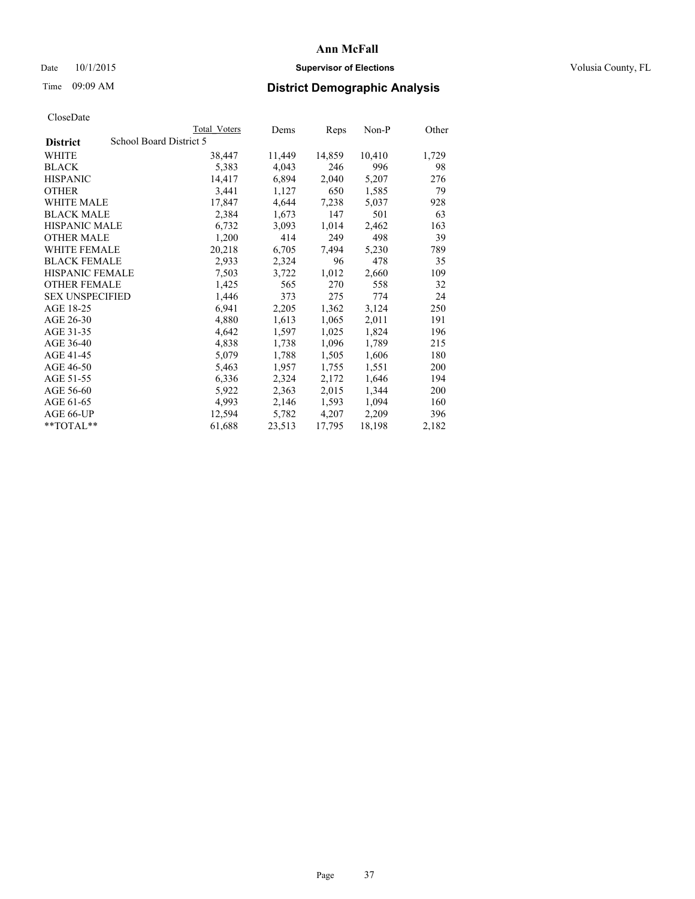# Ann McFall

Date 10/1/2015 **Supervisor of Elections** Volusia County, FL

Time 09:09 AM **District Demographic Analysis**

CloseDate

| | Total Voters | Dems | Reps | Non-P | Other |
|---|---|---|---|---|---|
| **District** School Board District 5 | | | | | |
| WHITE | 38,447 | 11,449 | 14,859 | 10,410 | 1,729 |
| BLACK | 5,383 | 4,043 | 246 | 996 | 98 |
| HISPANIC | 14,417 | 6,894 | 2,040 | 5,207 | 276 |
| OTHER | 3,441 | 1,127 | 650 | 1,585 | 79 |
| WHITE MALE | 17,847 | 4,644 | 7,238 | 5,037 | 928 |
| BLACK MALE | 2,384 | 1,673 | 147 | 501 | 63 |
| HISPANIC MALE | 6,732 | 3,093 | 1,014 | 2,462 | 163 |
| OTHER MALE | 1,200 | 414 | 249 | 498 | 39 |
| WHITE FEMALE | 20,218 | 6,705 | 7,494 | 5,230 | 789 |
| BLACK FEMALE | 2,933 | 2,324 | 96 | 478 | 35 |
| HISPANIC FEMALE | 7,503 | 3,722 | 1,012 | 2,660 | 109 |
| OTHER FEMALE | 1,425 | 565 | 270 | 558 | 32 |
| SEX UNSPECIFIED | 1,446 | 373 | 275 | 774 | 24 |
| AGE 18-25 | 6,941 | 2,205 | 1,362 | 3,124 | 250 |
| AGE 26-30 | 4,880 | 1,613 | 1,065 | 2,011 | 191 |
| AGE 31-35 | 4,642 | 1,597 | 1,025 | 1,824 | 196 |
| AGE 36-40 | 4,838 | 1,738 | 1,096 | 1,789 | 215 |
| AGE 41-45 | 5,079 | 1,788 | 1,505 | 1,606 | 180 |
| AGE 46-50 | 5,463 | 1,957 | 1,755 | 1,551 | 200 |
| AGE 51-55 | 6,336 | 2,324 | 2,172 | 1,646 | 194 |
| AGE 56-60 | 5,922 | 2,363 | 2,015 | 1,344 | 200 |
| AGE 61-65 | 4,993 | 2,146 | 1,593 | 1,094 | 160 |
| AGE 66-UP | 12,594 | 5,782 | 4,207 | 2,209 | 396 |
| **TOTAL** | 61,688 | 23,513 | 17,795 | 18,198 | 2,182 |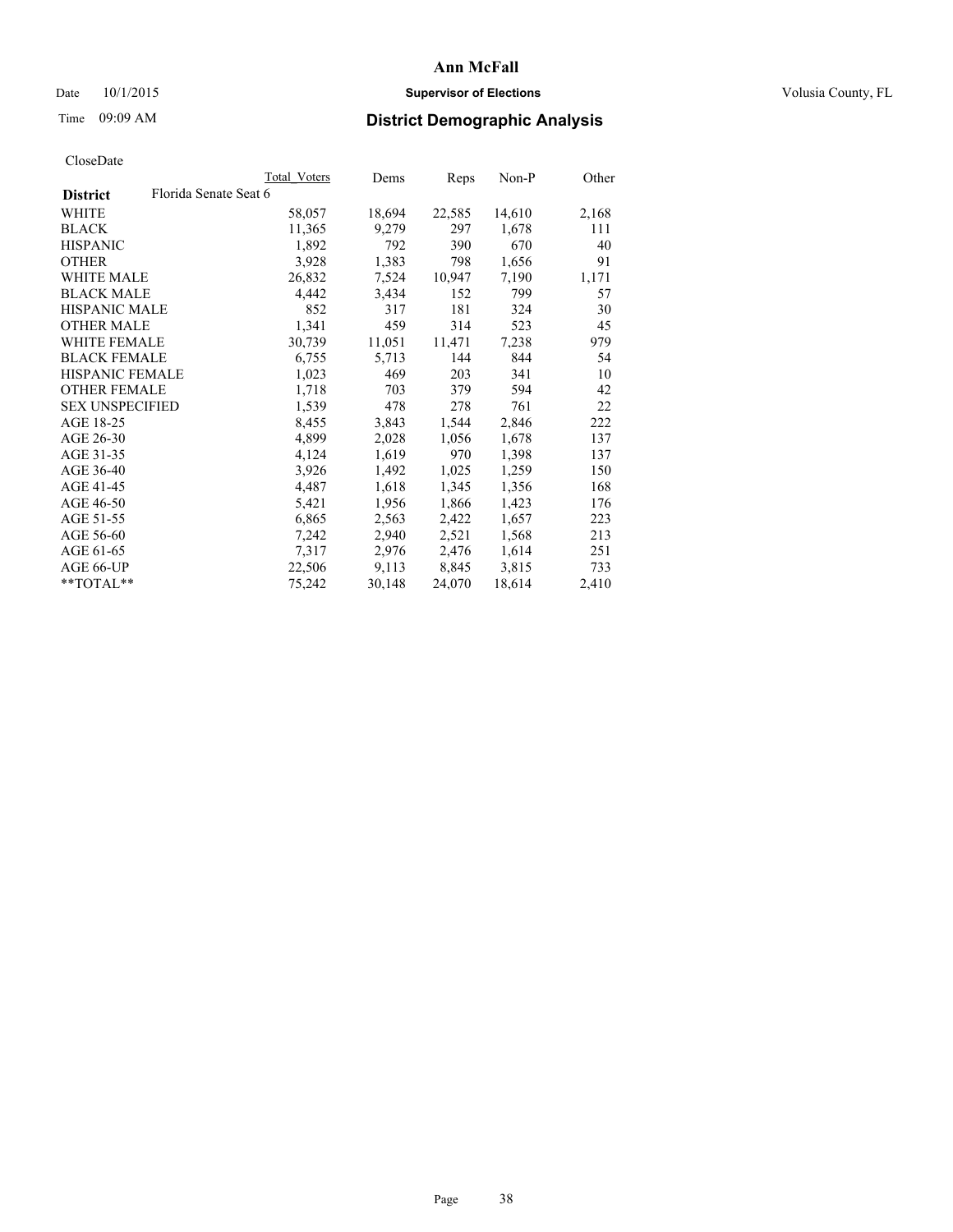# Ann McFall

Date 10/1/2015 **Supervisor of Elections** Volusia County, FL

Time 09:09 AM **District Demographic Analysis**

CloseDate

| | Total_Voters | Dems | Reps | Non-P | Other |
|---|---|---|---|---|---|
| **District** Florida Senate Seat 6 | | | | | |
| WHITE | 58,057 | 18,694 | 22,585 | 14,610 | 2,168 |
| BLACK | 11,365 | 9,279 | 297 | 1,678 | 111 |
| HISPANIC | 1,892 | 792 | 390 | 670 | 40 |
| OTHER | 3,928 | 1,383 | 798 | 1,656 | 91 |
| WHITE MALE | 26,832 | 7,524 | 10,947 | 7,190 | 1,171 |
| BLACK MALE | 4,442 | 3,434 | 152 | 799 | 57 |
| HISPANIC MALE | 852 | 317 | 181 | 324 | 30 |
| OTHER MALE | 1,341 | 459 | 314 | 523 | 45 |
| WHITE FEMALE | 30,739 | 11,051 | 11,471 | 7,238 | 979 |
| BLACK FEMALE | 6,755 | 5,713 | 144 | 844 | 54 |
| HISPANIC FEMALE | 1,023 | 469 | 203 | 341 | 10 |
| OTHER FEMALE | 1,718 | 703 | 379 | 594 | 42 |
| SEX UNSPECIFIED | 1,539 | 478 | 278 | 761 | 22 |
| AGE 18-25 | 8,455 | 3,843 | 1,544 | 2,846 | 222 |
| AGE 26-30 | 4,899 | 2,028 | 1,056 | 1,678 | 137 |
| AGE 31-35 | 4,124 | 1,619 | 970 | 1,398 | 137 |
| AGE 36-40 | 3,926 | 1,492 | 1,025 | 1,259 | 150 |
| AGE 41-45 | 4,487 | 1,618 | 1,345 | 1,356 | 168 |
| AGE 46-50 | 5,421 | 1,956 | 1,866 | 1,423 | 176 |
| AGE 51-55 | 6,865 | 2,563 | 2,422 | 1,657 | 223 |
| AGE 56-60 | 7,242 | 2,940 | 2,521 | 1,568 | 213 |
| AGE 61-65 | 7,317 | 2,976 | 2,476 | 1,614 | 251 |
| AGE 66-UP | 22,506 | 9,113 | 8,845 | 3,815 | 733 |
| **TOTAL** | 75,242 | 30,148 | 24,070 | 18,614 | 2,410 |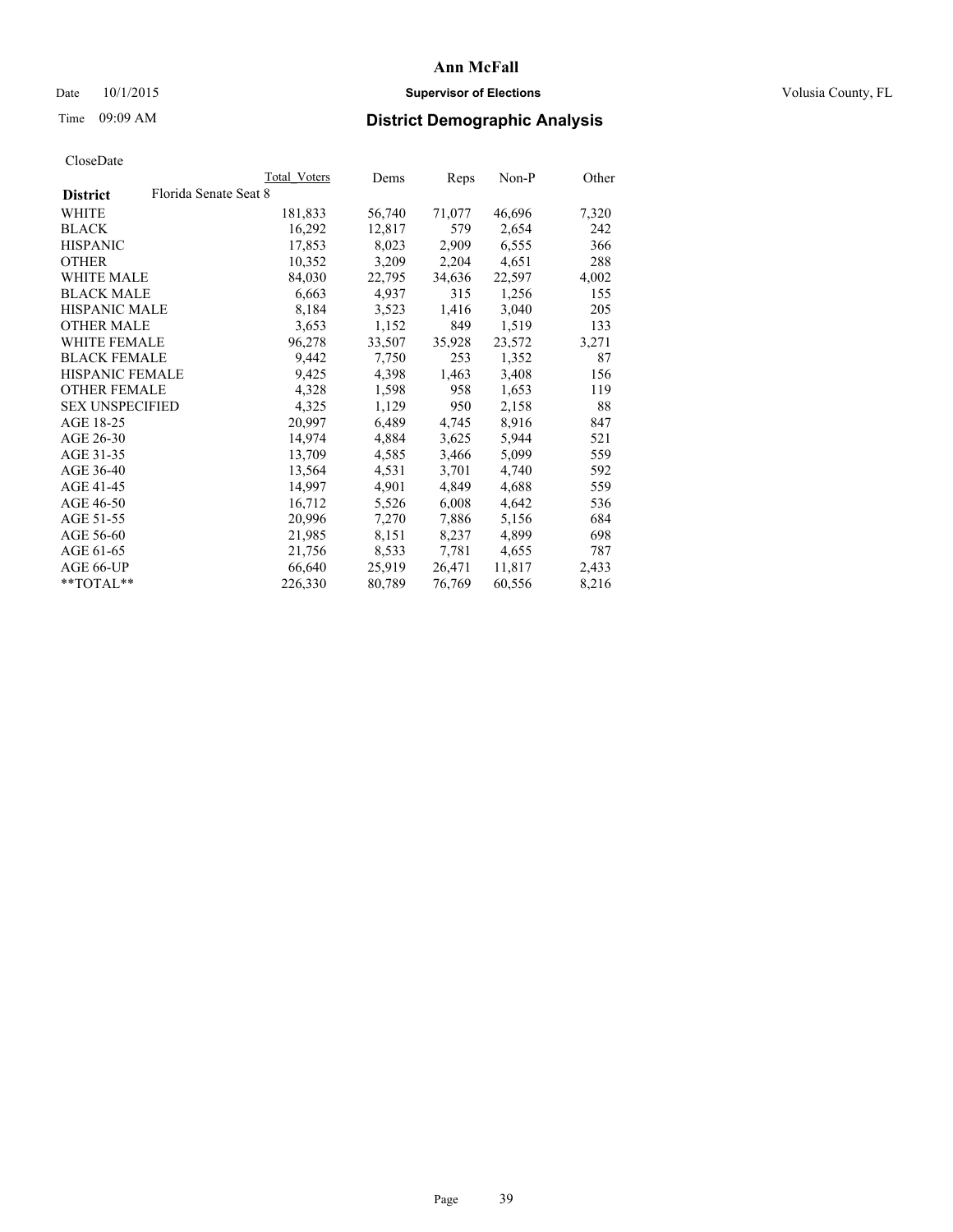# Ann McFall

Date 10/1/2015 **Supervisor of Elections** Volusia County, FL

Time 09:09 AM **District Demographic Analysis**

CloseDate

| | Total Voters | Dems | Reps | Non-P | Other |
|---|---|---|---|---|---|
| **District** Florida Senate Seat 8 | | | | | |
| WHITE | 181,833 | 56,740 | 71,077 | 46,696 | 7,320 |
| BLACK | 16,292 | 12,817 | 579 | 2,654 | 242 |
| HISPANIC | 17,853 | 8,023 | 2,909 | 6,555 | 366 |
| OTHER | 10,352 | 3,209 | 2,204 | 4,651 | 288 |
| WHITE MALE | 84,030 | 22,795 | 34,636 | 22,597 | 4,002 |
| BLACK MALE | 6,663 | 4,937 | 315 | 1,256 | 155 |
| HISPANIC MALE | 8,184 | 3,523 | 1,416 | 3,040 | 205 |
| OTHER MALE | 3,653 | 1,152 | 849 | 1,519 | 133 |
| WHITE FEMALE | 96,278 | 33,507 | 35,928 | 23,572 | 3,271 |
| BLACK FEMALE | 9,442 | 7,750 | 253 | 1,352 | 87 |
| HISPANIC FEMALE | 9,425 | 4,398 | 1,463 | 3,408 | 156 |
| OTHER FEMALE | 4,328 | 1,598 | 958 | 1,653 | 119 |
| SEX UNSPECIFIED | 4,325 | 1,129 | 950 | 2,158 | 88 |
| AGE 18-25 | 20,997 | 6,489 | 4,745 | 8,916 | 847 |
| AGE 26-30 | 14,974 | 4,884 | 3,625 | 5,944 | 521 |
| AGE 31-35 | 13,709 | 4,585 | 3,466 | 5,099 | 559 |
| AGE 36-40 | 13,564 | 4,531 | 3,701 | 4,740 | 592 |
| AGE 41-45 | 14,997 | 4,901 | 4,849 | 4,688 | 559 |
| AGE 46-50 | 16,712 | 5,526 | 6,008 | 4,642 | 536 |
| AGE 51-55 | 20,996 | 7,270 | 7,886 | 5,156 | 684 |
| AGE 56-60 | 21,985 | 8,151 | 8,237 | 4,899 | 698 |
| AGE 61-65 | 21,756 | 8,533 | 7,781 | 4,655 | 787 |
| AGE 66-UP | 66,640 | 25,919 | 26,471 | 11,817 | 2,433 |
| **TOTAL** | 226,330 | 80,789 | 76,769 | 60,556 | 8,216 |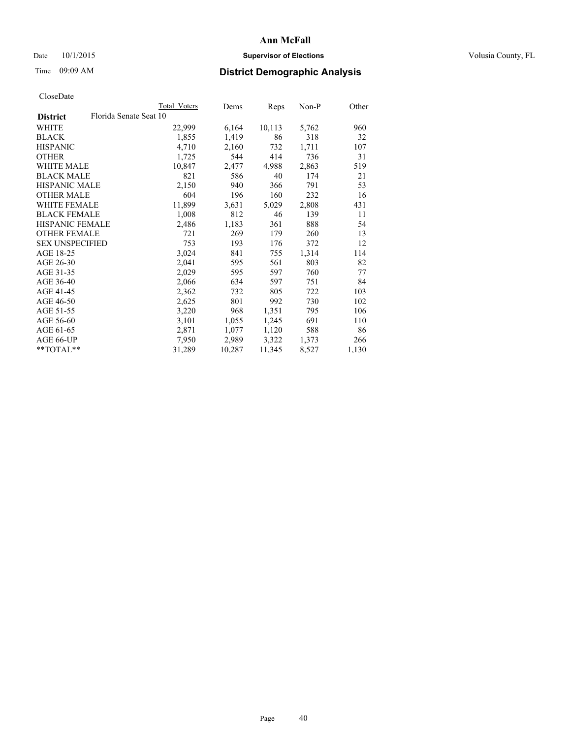# Ann McFall

Date 10/1/2015 **Supervisor of Elections** Volusia County, FL

Time 09:09 AM **District Demographic Analysis**

CloseDate

| | Total Voters | Dems | Reps | Non-P | Other |
|---|---|---|---|---|---|
| **District** Florida Senate Seat 10 | | | | | |
| WHITE | 22,999 | 6,164 | 10,113 | 5,762 | 960 |
| BLACK | 1,855 | 1,419 | 86 | 318 | 32 |
| HISPANIC | 4,710 | 2,160 | 732 | 1,711 | 107 |
| OTHER | 1,725 | 544 | 414 | 736 | 31 |
| WHITE MALE | 10,847 | 2,477 | 4,988 | 2,863 | 519 |
| BLACK MALE | 821 | 586 | 40 | 174 | 21 |
| HISPANIC MALE | 2,150 | 940 | 366 | 791 | 53 |
| OTHER MALE | 604 | 196 | 160 | 232 | 16 |
| WHITE FEMALE | 11,899 | 3,631 | 5,029 | 2,808 | 431 |
| BLACK FEMALE | 1,008 | 812 | 46 | 139 | 11 |
| HISPANIC FEMALE | 2,486 | 1,183 | 361 | 888 | 54 |
| OTHER FEMALE | 721 | 269 | 179 | 260 | 13 |
| SEX UNSPECIFIED | 753 | 193 | 176 | 372 | 12 |
| AGE 18-25 | 3,024 | 841 | 755 | 1,314 | 114 |
| AGE 26-30 | 2,041 | 595 | 561 | 803 | 82 |
| AGE 31-35 | 2,029 | 595 | 597 | 760 | 77 |
| AGE 36-40 | 2,066 | 634 | 597 | 751 | 84 |
| AGE 41-45 | 2,362 | 732 | 805 | 722 | 103 |
| AGE 46-50 | 2,625 | 801 | 992 | 730 | 102 |
| AGE 51-55 | 3,220 | 968 | 1,351 | 795 | 106 |
| AGE 56-60 | 3,101 | 1,055 | 1,245 | 691 | 110 |
| AGE 61-65 | 2,871 | 1,077 | 1,120 | 588 | 86 |
| AGE 66-UP | 7,950 | 2,989 | 3,322 | 1,373 | 266 |
| **TOTAL** | 31,289 | 10,287 | 11,345 | 8,527 | 1,130 |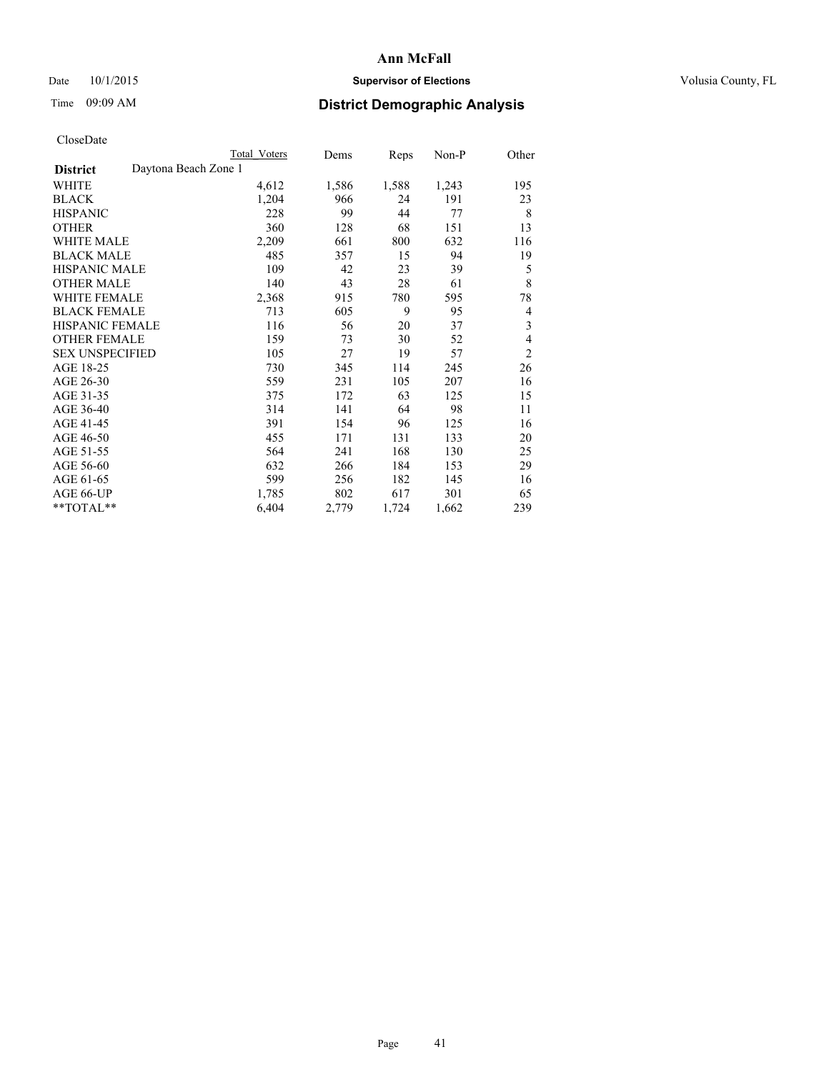**Ann McFall**

Date 10/1/2015 **Supervisor of Elections** Volusia County, FL

Time 09:09 AM **District Demographic Analysis**

CloseDate

| | Total Voters | Dems | Reps | Non-P | Other |
|---|---|---|---|---|---|
| **District** Daytona Beach Zone 1 | | | | | |
| WHITE | 4,612 | 1,586 | 1,588 | 1,243 | 195 |
| BLACK | 1,204 | 966 | 24 | 191 | 23 |
| HISPANIC | 228 | 99 | 44 | 77 | 8 |
| OTHER | 360 | 128 | 68 | 151 | 13 |
| WHITE MALE | 2,209 | 661 | 800 | 632 | 116 |
| BLACK MALE | 485 | 357 | 15 | 94 | 19 |
| HISPANIC MALE | 109 | 42 | 23 | 39 | 5 |
| OTHER MALE | 140 | 43 | 28 | 61 | 8 |
| WHITE FEMALE | 2,368 | 915 | 780 | 595 | 78 |
| BLACK FEMALE | 713 | 605 | 9 | 95 | 4 |
| HISPANIC FEMALE | 116 | 56 | 20 | 37 | 3 |
| OTHER FEMALE | 159 | 73 | 30 | 52 | 4 |
| SEX UNSPECIFIED | 105 | 27 | 19 | 57 | 2 |
| AGE 18-25 | 730 | 345 | 114 | 245 | 26 |
| AGE 26-30 | 559 | 231 | 105 | 207 | 16 |
| AGE 31-35 | 375 | 172 | 63 | 125 | 15 |
| AGE 36-40 | 314 | 141 | 64 | 98 | 11 |
| AGE 41-45 | 391 | 154 | 96 | 125 | 16 |
| AGE 46-50 | 455 | 171 | 131 | 133 | 20 |
| AGE 51-55 | 564 | 241 | 168 | 130 | 25 |
| AGE 56-60 | 632 | 266 | 184 | 153 | 29 |
| AGE 61-65 | 599 | 256 | 182 | 145 | 16 |
| AGE 66-UP | 1,785 | 802 | 617 | 301 | 65 |
| **TOTAL** | 6,404 | 2,779 | 1,724 | 1,662 | 239 |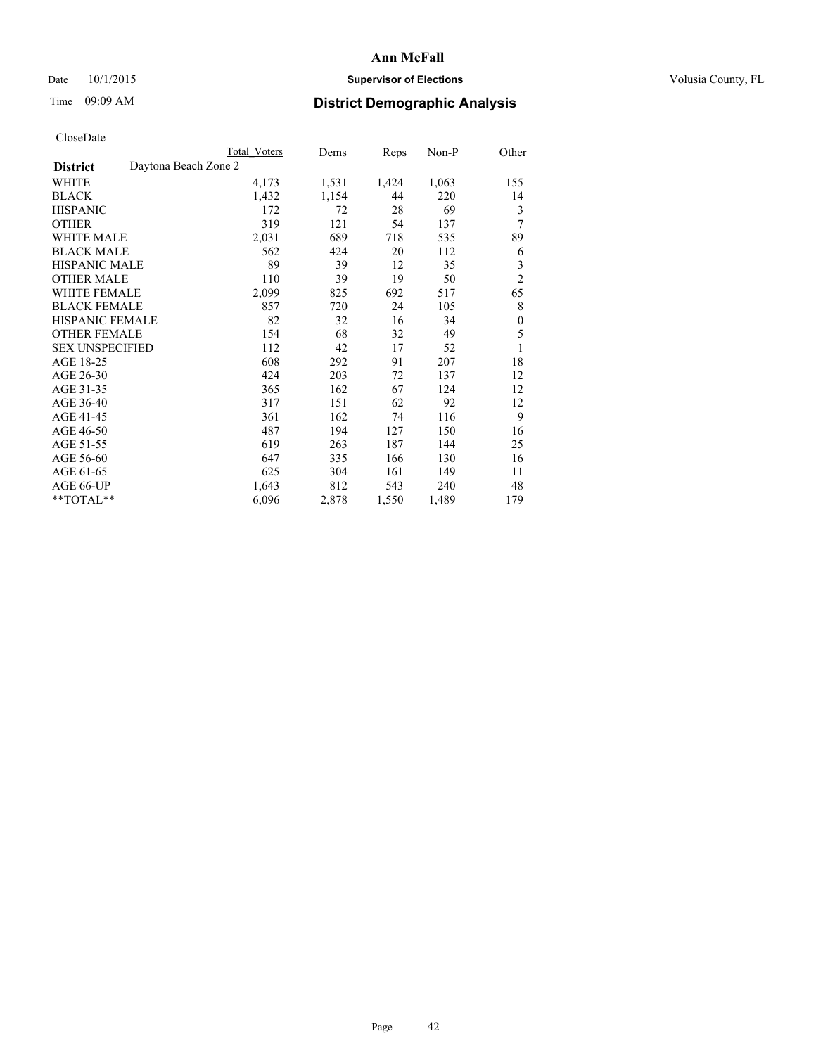# Ann McFall

Date 10/1/2015 **Supervisor of Elections** Volusia County, FL

Time 09:09 AM **District Demographic Analysis**

CloseDate

| | Total Voters | Dems | Reps | Non-P | Other |
|---|---|---|---|---|---|
| **District** Daytona Beach Zone 2 | | | | | |
| WHITE | 4,173 | 1,531 | 1,424 | 1,063 | 155 |
| BLACK | 1,432 | 1,154 | 44 | 220 | 14 |
| HISPANIC | 172 | 72 | 28 | 69 | 3 |
| OTHER | 319 | 121 | 54 | 137 | 7 |
| WHITE MALE | 2,031 | 689 | 718 | 535 | 89 |
| BLACK MALE | 562 | 424 | 20 | 112 | 6 |
| HISPANIC MALE | 89 | 39 | 12 | 35 | 3 |
| OTHER MALE | 110 | 39 | 19 | 50 | 2 |
| WHITE FEMALE | 2,099 | 825 | 692 | 517 | 65 |
| BLACK FEMALE | 857 | 720 | 24 | 105 | 8 |
| HISPANIC FEMALE | 82 | 32 | 16 | 34 | 0 |
| OTHER FEMALE | 154 | 68 | 32 | 49 | 5 |
| SEX UNSPECIFIED | 112 | 42 | 17 | 52 | 1 |
| AGE 18-25 | 608 | 292 | 91 | 207 | 18 |
| AGE 26-30 | 424 | 203 | 72 | 137 | 12 |
| AGE 31-35 | 365 | 162 | 67 | 124 | 12 |
| AGE 36-40 | 317 | 151 | 62 | 92 | 12 |
| AGE 41-45 | 361 | 162 | 74 | 116 | 9 |
| AGE 46-50 | 487 | 194 | 127 | 150 | 16 |
| AGE 51-55 | 619 | 263 | 187 | 144 | 25 |
| AGE 56-60 | 647 | 335 | 166 | 130 | 16 |
| AGE 61-65 | 625 | 304 | 161 | 149 | 11 |
| AGE 66-UP | 1,643 | 812 | 543 | 240 | 48 |
| **TOTAL** | 6,096 | 2,878 | 1,550 | 1,489 | 179 |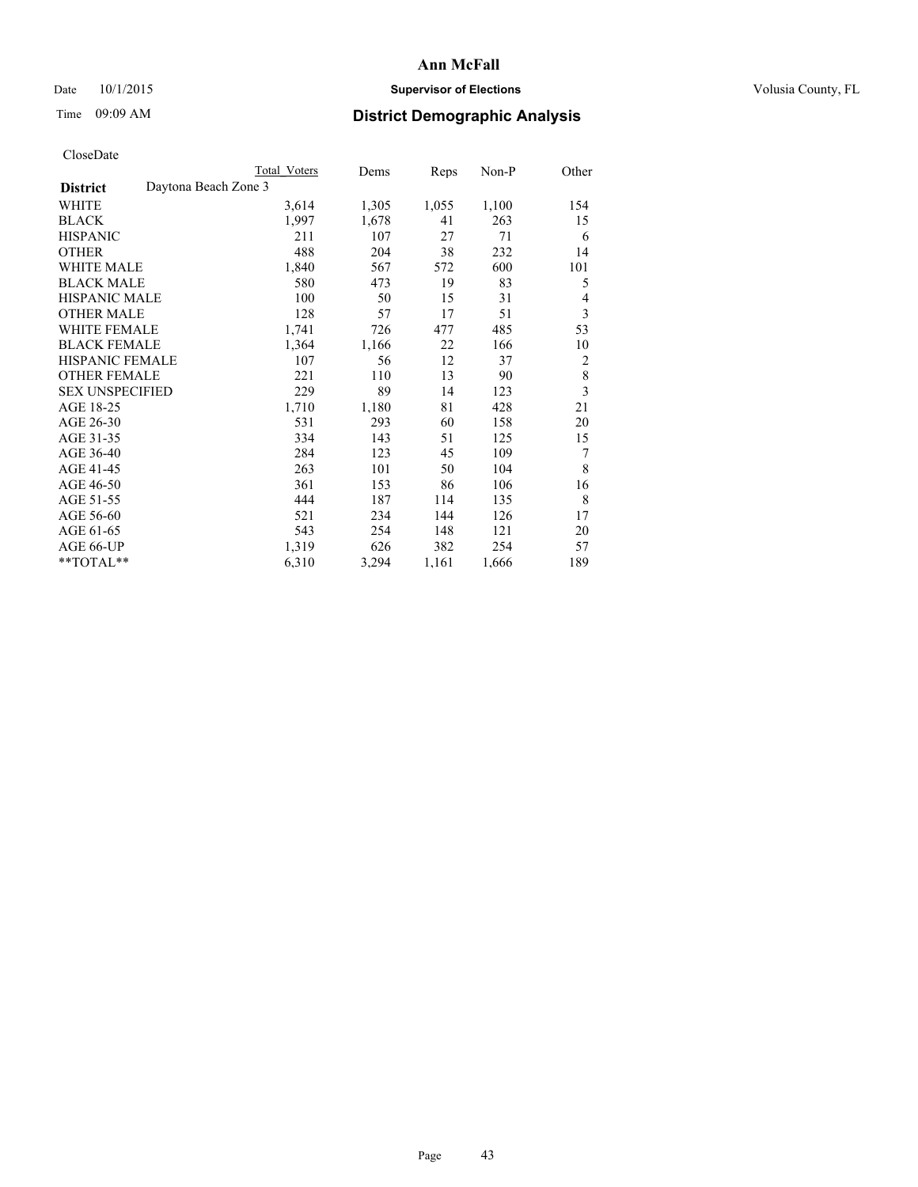# Ann McFall

Date 10/1/2015

**Supervisor of Elections**

Volusia County, FL

Time 09:09 AM

## District Demographic Analysis

CloseDate

| | Total Voters | Dems | Reps | Non-P | Other |
|---|---|---|---|---|---|
| **District** Daytona Beach Zone 3 | | | | | |
| WHITE | 3,614 | 1,305 | 1,055 | 1,100 | 154 |
| BLACK | 1,997 | 1,678 | 41 | 263 | 15 |
| HISPANIC | 211 | 107 | 27 | 71 | 6 |
| OTHER | 488 | 204 | 38 | 232 | 14 |
| WHITE MALE | 1,840 | 567 | 572 | 600 | 101 |
| BLACK MALE | 580 | 473 | 19 | 83 | 5 |
| HISPANIC MALE | 100 | 50 | 15 | 31 | 4 |
| OTHER MALE | 128 | 57 | 17 | 51 | 3 |
| WHITE FEMALE | 1,741 | 726 | 477 | 485 | 53 |
| BLACK FEMALE | 1,364 | 1,166 | 22 | 166 | 10 |
| HISPANIC FEMALE | 107 | 56 | 12 | 37 | 2 |
| OTHER FEMALE | 221 | 110 | 13 | 90 | 8 |
| SEX UNSPECIFIED | 229 | 89 | 14 | 123 | 3 |
| AGE 18-25 | 1,710 | 1,180 | 81 | 428 | 21 |
| AGE 26-30 | 531 | 293 | 60 | 158 | 20 |
| AGE 31-35 | 334 | 143 | 51 | 125 | 15 |
| AGE 36-40 | 284 | 123 | 45 | 109 | 7 |
| AGE 41-45 | 263 | 101 | 50 | 104 | 8 |
| AGE 46-50 | 361 | 153 | 86 | 106 | 16 |
| AGE 51-55 | 444 | 187 | 114 | 135 | 8 |
| AGE 56-60 | 521 | 234 | 144 | 126 | 17 |
| AGE 61-65 | 543 | 254 | 148 | 121 | 20 |
| AGE 66-UP | 1,319 | 626 | 382 | 254 | 57 |
| **TOTAL** | 6,310 | 3,294 | 1,161 | 1,666 | 189 |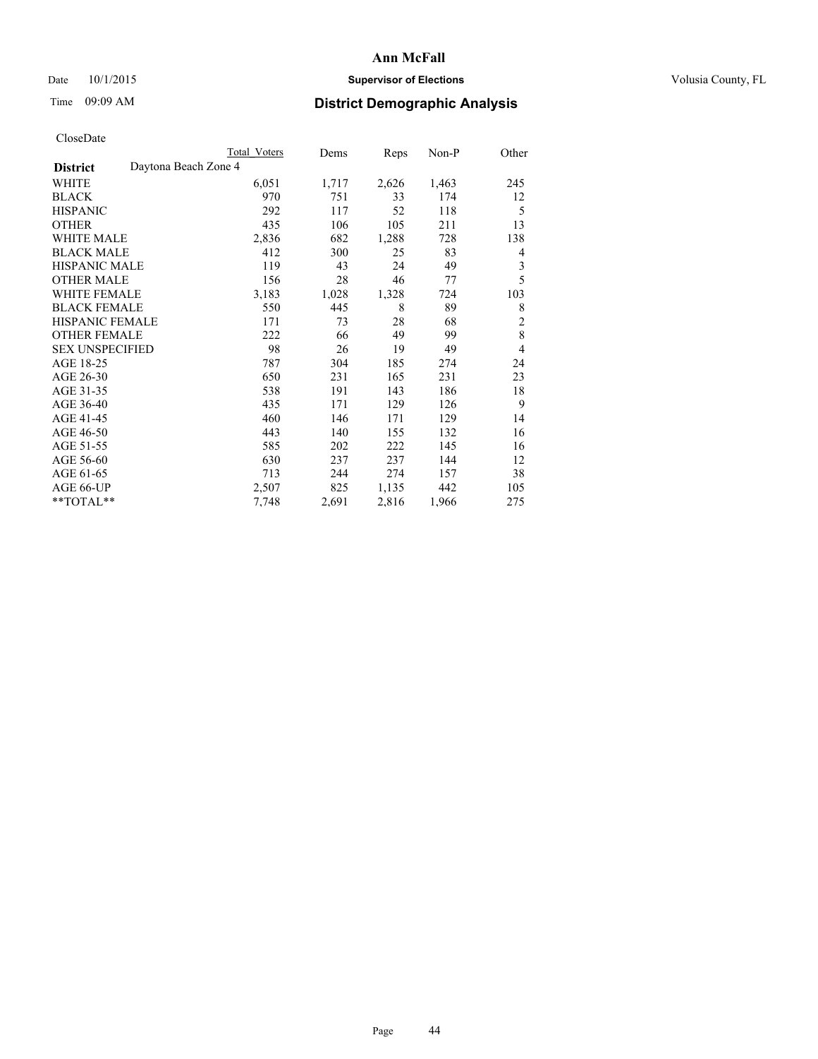# Ann McFall

Date 10/1/2015 **Supervisor of Elections** Volusia County, FL

Time 09:09 AM **District Demographic Analysis**

CloseDate

| District | Daytona Beach Zone 4 | Total Voters | Dems | Reps | Non-P | Other |
|---|---|---|---|---|---|---|
| WHITE | | 6,051 | 1,717 | 2,626 | 1,463 | 245 |
| BLACK | | 970 | 751 | 33 | 174 | 12 |
| HISPANIC | | 292 | 117 | 52 | 118 | 5 |
| OTHER | | 435 | 106 | 105 | 211 | 13 |
| WHITE MALE | | 2,836 | 682 | 1,288 | 728 | 138 |
| BLACK MALE | | 412 | 300 | 25 | 83 | 4 |
| HISPANIC MALE | | 119 | 43 | 24 | 49 | 3 |
| OTHER MALE | | 156 | 28 | 46 | 77 | 5 |
| WHITE FEMALE | | 3,183 | 1,028 | 1,328 | 724 | 103 |
| BLACK FEMALE | | 550 | 445 | 8 | 89 | 8 |
| HISPANIC FEMALE | | 171 | 73 | 28 | 68 | 2 |
| OTHER FEMALE | | 222 | 66 | 49 | 99 | 8 |
| SEX UNSPECIFIED | | 98 | 26 | 19 | 49 | 4 |
| AGE 18-25 | | 787 | 304 | 185 | 274 | 24 |
| AGE 26-30 | | 650 | 231 | 165 | 231 | 23 |
| AGE 31-35 | | 538 | 191 | 143 | 186 | 18 |
| AGE 36-40 | | 435 | 171 | 129 | 126 | 9 |
| AGE 41-45 | | 460 | 146 | 171 | 129 | 14 |
| AGE 46-50 | | 443 | 140 | 155 | 132 | 16 |
| AGE 51-55 | | 585 | 202 | 222 | 145 | 16 |
| AGE 56-60 | | 630 | 237 | 237 | 144 | 12 |
| AGE 61-65 | | 713 | 244 | 274 | 157 | 38 |
| AGE 66-UP | | 2,507 | 825 | 1,135 | 442 | 105 |
| **TOTAL** | | 7,748 | 2,691 | 2,816 | 1,966 | 275 |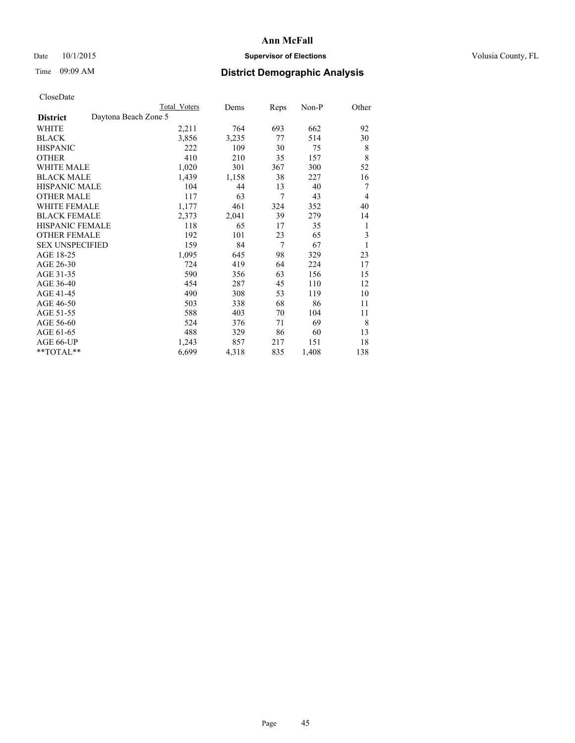# Ann McFall

Date 10/1/2015 **Supervisor of Elections** Volusia County, FL

Time 09:09 AM **District Demographic Analysis**

CloseDate

| | Total Voters | Dems | Reps | Non-P | Other |
|---|---|---|---|---|---|
| **District** Daytona Beach Zone 5 | | | | | |
| WHITE | 2,211 | 764 | 693 | 662 | 92 |
| BLACK | 3,856 | 3,235 | 77 | 514 | 30 |
| HISPANIC | 222 | 109 | 30 | 75 | 8 |
| OTHER | 410 | 210 | 35 | 157 | 8 |
| WHITE MALE | 1,020 | 301 | 367 | 300 | 52 |
| BLACK MALE | 1,439 | 1,158 | 38 | 227 | 16 |
| HISPANIC MALE | 104 | 44 | 13 | 40 | 7 |
| OTHER MALE | 117 | 63 | 7 | 43 | 4 |
| WHITE FEMALE | 1,177 | 461 | 324 | 352 | 40 |
| BLACK FEMALE | 2,373 | 2,041 | 39 | 279 | 14 |
| HISPANIC FEMALE | 118 | 65 | 17 | 35 | 1 |
| OTHER FEMALE | 192 | 101 | 23 | 65 | 3 |
| SEX UNSPECIFIED | 159 | 84 | 7 | 67 | 1 |
| AGE 18-25 | 1,095 | 645 | 98 | 329 | 23 |
| AGE 26-30 | 724 | 419 | 64 | 224 | 17 |
| AGE 31-35 | 590 | 356 | 63 | 156 | 15 |
| AGE 36-40 | 454 | 287 | 45 | 110 | 12 |
| AGE 41-45 | 490 | 308 | 53 | 119 | 10 |
| AGE 46-50 | 503 | 338 | 68 | 86 | 11 |
| AGE 51-55 | 588 | 403 | 70 | 104 | 11 |
| AGE 56-60 | 524 | 376 | 71 | 69 | 8 |
| AGE 61-65 | 488 | 329 | 86 | 60 | 13 |
| AGE 66-UP | 1,243 | 857 | 217 | 151 | 18 |
| **TOTAL** | 6,699 | 4,318 | 835 | 1,408 | 138 |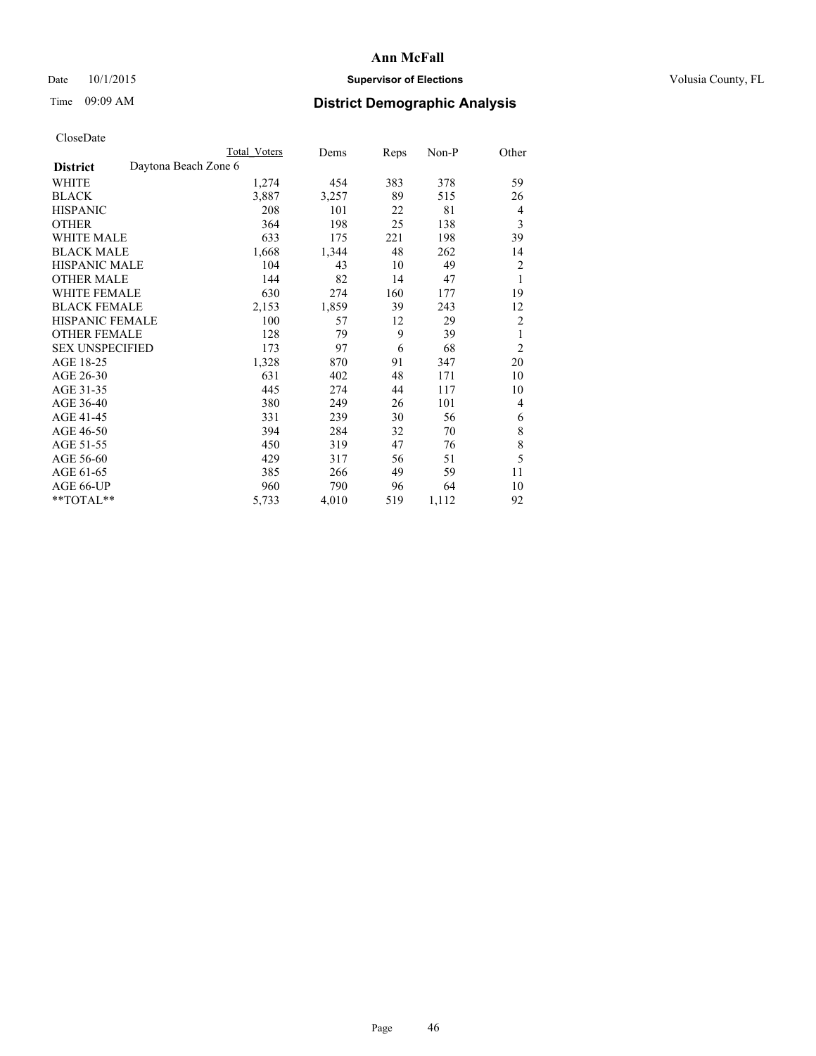# Ann McFall

Date 10/1/2015 **Supervisor of Elections** Volusia County, FL

Time 09:09 AM **District Demographic Analysis**

CloseDate

| | Total Voters | Dems | Reps | Non-P | Other |
|---|---|---|---|---|---|
| **District** Daytona Beach Zone 6 | | | | | |
| WHITE | 1,274 | 454 | 383 | 378 | 59 |
| BLACK | 3,887 | 3,257 | 89 | 515 | 26 |
| HISPANIC | 208 | 101 | 22 | 81 | 4 |
| OTHER | 364 | 198 | 25 | 138 | 3 |
| WHITE MALE | 633 | 175 | 221 | 198 | 39 |
| BLACK MALE | 1,668 | 1,344 | 48 | 262 | 14 |
| HISPANIC MALE | 104 | 43 | 10 | 49 | 2 |
| OTHER MALE | 144 | 82 | 14 | 47 | 1 |
| WHITE FEMALE | 630 | 274 | 160 | 177 | 19 |
| BLACK FEMALE | 2,153 | 1,859 | 39 | 243 | 12 |
| HISPANIC FEMALE | 100 | 57 | 12 | 29 | 2 |
| OTHER FEMALE | 128 | 79 | 9 | 39 | 1 |
| SEX UNSPECIFIED | 173 | 97 | 6 | 68 | 2 |
| AGE 18-25 | 1,328 | 870 | 91 | 347 | 20 |
| AGE 26-30 | 631 | 402 | 48 | 171 | 10 |
| AGE 31-35 | 445 | 274 | 44 | 117 | 10 |
| AGE 36-40 | 380 | 249 | 26 | 101 | 4 |
| AGE 41-45 | 331 | 239 | 30 | 56 | 6 |
| AGE 46-50 | 394 | 284 | 32 | 70 | 8 |
| AGE 51-55 | 450 | 319 | 47 | 76 | 8 |
| AGE 56-60 | 429 | 317 | 56 | 51 | 5 |
| AGE 61-65 | 385 | 266 | 49 | 59 | 11 |
| AGE 66-UP | 960 | 790 | 96 | 64 | 10 |
| **TOTAL** | 5,733 | 4,010 | 519 | 1,112 | 92 |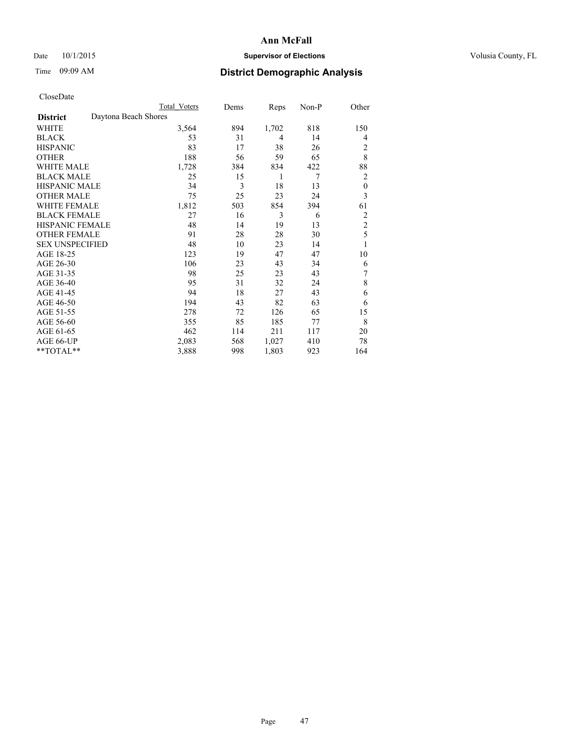**Ann McFall**

Date 10/1/2015 **Supervisor of Elections** Volusia County, FL

Time 09:09 AM **District Demographic Analysis**

CloseDate

| | Total Voters | Dems | Reps | Non-P | Other |
|---|---|---|---|---|---|
| **District** Daytona Beach Shores | | | | | |
| WHITE | 3,564 | 894 | 1,702 | 818 | 150 |
| BLACK | 53 | 31 | 4 | 14 | 4 |
| HISPANIC | 83 | 17 | 38 | 26 | 2 |
| OTHER | 188 | 56 | 59 | 65 | 8 |
| WHITE MALE | 1,728 | 384 | 834 | 422 | 88 |
| BLACK MALE | 25 | 15 | 1 | 7 | 2 |
| HISPANIC MALE | 34 | 3 | 18 | 13 | 0 |
| OTHER MALE | 75 | 25 | 23 | 24 | 3 |
| WHITE FEMALE | 1,812 | 503 | 854 | 394 | 61 |
| BLACK FEMALE | 27 | 16 | 3 | 6 | 2 |
| HISPANIC FEMALE | 48 | 14 | 19 | 13 | 2 |
| OTHER FEMALE | 91 | 28 | 28 | 30 | 5 |
| SEX UNSPECIFIED | 48 | 10 | 23 | 14 | 1 |
| AGE 18-25 | 123 | 19 | 47 | 47 | 10 |
| AGE 26-30 | 106 | 23 | 43 | 34 | 6 |
| AGE 31-35 | 98 | 25 | 23 | 43 | 7 |
| AGE 36-40 | 95 | 31 | 32 | 24 | 8 |
| AGE 41-45 | 94 | 18 | 27 | 43 | 6 |
| AGE 46-50 | 194 | 43 | 82 | 63 | 6 |
| AGE 51-55 | 278 | 72 | 126 | 65 | 15 |
| AGE 56-60 | 355 | 85 | 185 | 77 | 8 |
| AGE 61-65 | 462 | 114 | 211 | 117 | 20 |
| AGE 66-UP | 2,083 | 568 | 1,027 | 410 | 78 |
| **TOTAL** | 3,888 | 998 | 1,803 | 923 | 164 |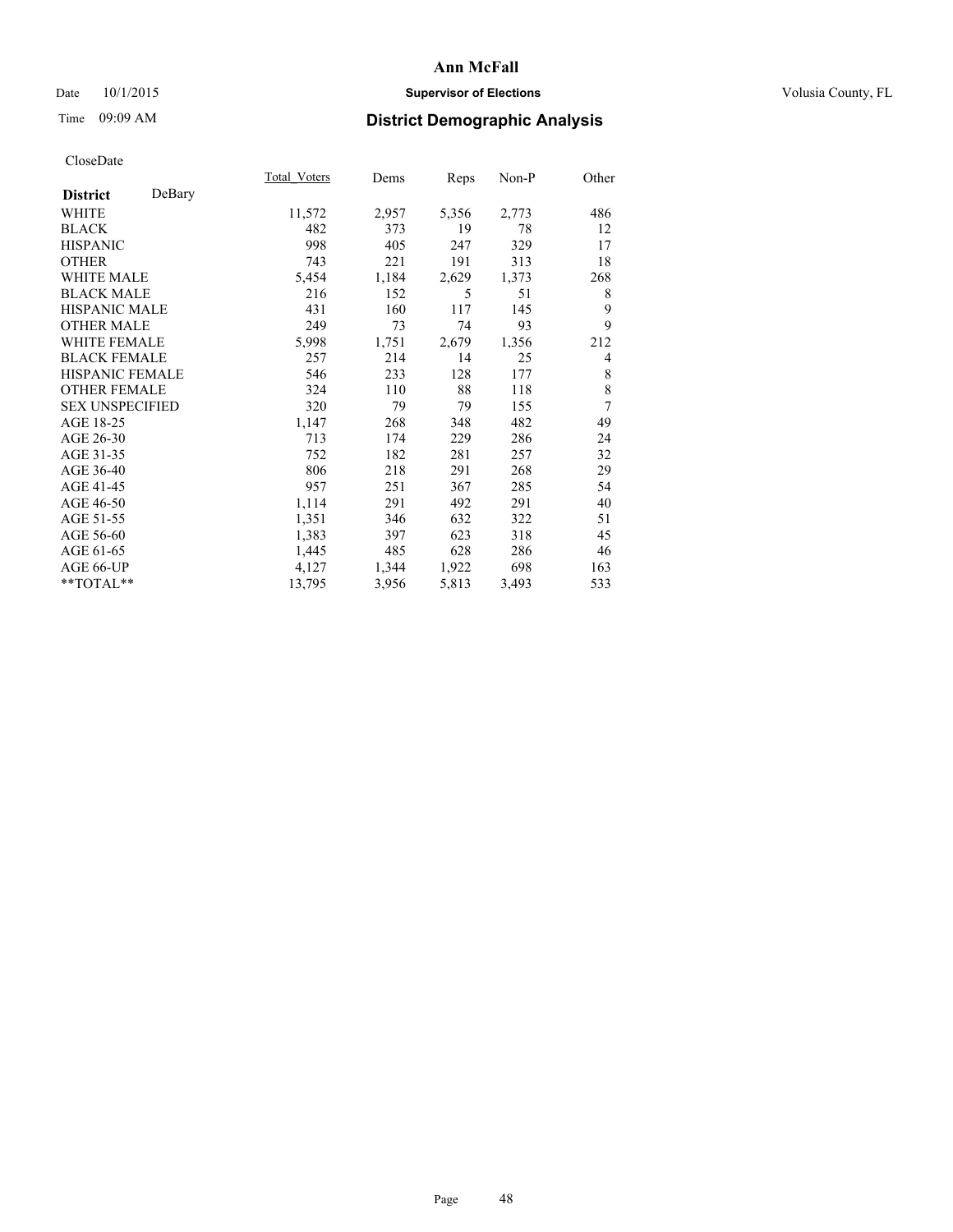# Ann McFall

Date 10/1/2015 **Supervisor of Elections** Volusia County, FL

Time 09:09 AM **District Demographic Analysis**

CloseDate

| **District** DeBary | Total_Voters | Dems | Reps | Non-P | Other |
|---|---|---|---|---|---|
| WHITE | 11,572 | 2,957 | 5,356 | 2,773 | 486 |
| BLACK | 482 | 373 | 19 | 78 | 12 |
| HISPANIC | 998 | 405 | 247 | 329 | 17 |
| OTHER | 743 | 221 | 191 | 313 | 18 |
| WHITE MALE | 5,454 | 1,184 | 2,629 | 1,373 | 268 |
| BLACK MALE | 216 | 152 | 5 | 51 | 8 |
| HISPANIC MALE | 431 | 160 | 117 | 145 | 9 |
| OTHER MALE | 249 | 73 | 74 | 93 | 9 |
| WHITE FEMALE | 5,998 | 1,751 | 2,679 | 1,356 | 212 |
| BLACK FEMALE | 257 | 214 | 14 | 25 | 4 |
| HISPANIC FEMALE | 546 | 233 | 128 | 177 | 8 |
| OTHER FEMALE | 324 | 110 | 88 | 118 | 8 |
| SEX UNSPECIFIED | 320 | 79 | 79 | 155 | 7 |
| AGE 18-25 | 1,147 | 268 | 348 | 482 | 49 |
| AGE 26-30 | 713 | 174 | 229 | 286 | 24 |
| AGE 31-35 | 752 | 182 | 281 | 257 | 32 |
| AGE 36-40 | 806 | 218 | 291 | 268 | 29 |
| AGE 41-45 | 957 | 251 | 367 | 285 | 54 |
| AGE 46-50 | 1,114 | 291 | 492 | 291 | 40 |
| AGE 51-55 | 1,351 | 346 | 632 | 322 | 51 |
| AGE 56-60 | 1,383 | 397 | 623 | 318 | 45 |
| AGE 61-65 | 1,445 | 485 | 628 | 286 | 46 |
| AGE 66-UP | 4,127 | 1,344 | 1,922 | 698 | 163 |
| **TOTAL** | 13,795 | 3,956 | 5,813 | 3,493 | 533 |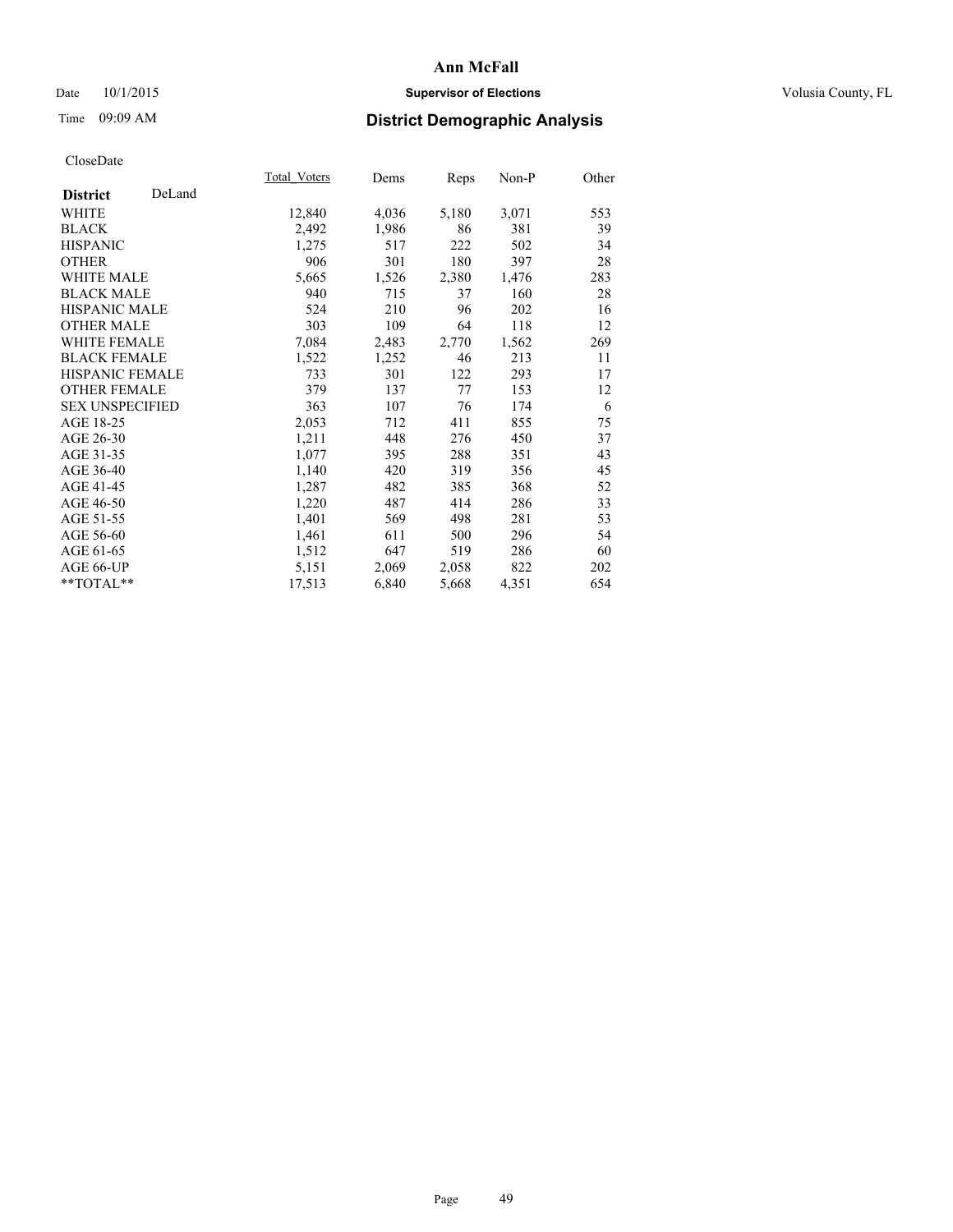**Ann McFall**

Date 10/1/2015 **Supervisor of Elections** Volusia County, FL

Time 09:09 AM **District Demographic Analysis**

CloseDate

| | Total_Voters | Dems | Reps | Non-P | Other |
|---|---|---|---|---|---|
| **District** DeLand | | | | | |
| WHITE | 12,840 | 4,036 | 5,180 | 3,071 | 553 |
| BLACK | 2,492 | 1,986 | 86 | 381 | 39 |
| HISPANIC | 1,275 | 517 | 222 | 502 | 34 |
| OTHER | 906 | 301 | 180 | 397 | 28 |
| WHITE MALE | 5,665 | 1,526 | 2,380 | 1,476 | 283 |
| BLACK MALE | 940 | 715 | 37 | 160 | 28 |
| HISPANIC MALE | 524 | 210 | 96 | 202 | 16 |
| OTHER MALE | 303 | 109 | 64 | 118 | 12 |
| WHITE FEMALE | 7,084 | 2,483 | 2,770 | 1,562 | 269 |
| BLACK FEMALE | 1,522 | 1,252 | 46 | 213 | 11 |
| HISPANIC FEMALE | 733 | 301 | 122 | 293 | 17 |
| OTHER FEMALE | 379 | 137 | 77 | 153 | 12 |
| SEX UNSPECIFIED | 363 | 107 | 76 | 174 | 6 |
| AGE 18-25 | 2,053 | 712 | 411 | 855 | 75 |
| AGE 26-30 | 1,211 | 448 | 276 | 450 | 37 |
| AGE 31-35 | 1,077 | 395 | 288 | 351 | 43 |
| AGE 36-40 | 1,140 | 420 | 319 | 356 | 45 |
| AGE 41-45 | 1,287 | 482 | 385 | 368 | 52 |
| AGE 46-50 | 1,220 | 487 | 414 | 286 | 33 |
| AGE 51-55 | 1,401 | 569 | 498 | 281 | 53 |
| AGE 56-60 | 1,461 | 611 | 500 | 296 | 54 |
| AGE 61-65 | 1,512 | 647 | 519 | 286 | 60 |
| AGE 66-UP | 5,151 | 2,069 | 2,058 | 822 | 202 |
| **TOTAL** | 17,513 | 6,840 | 5,668 | 4,351 | 654 |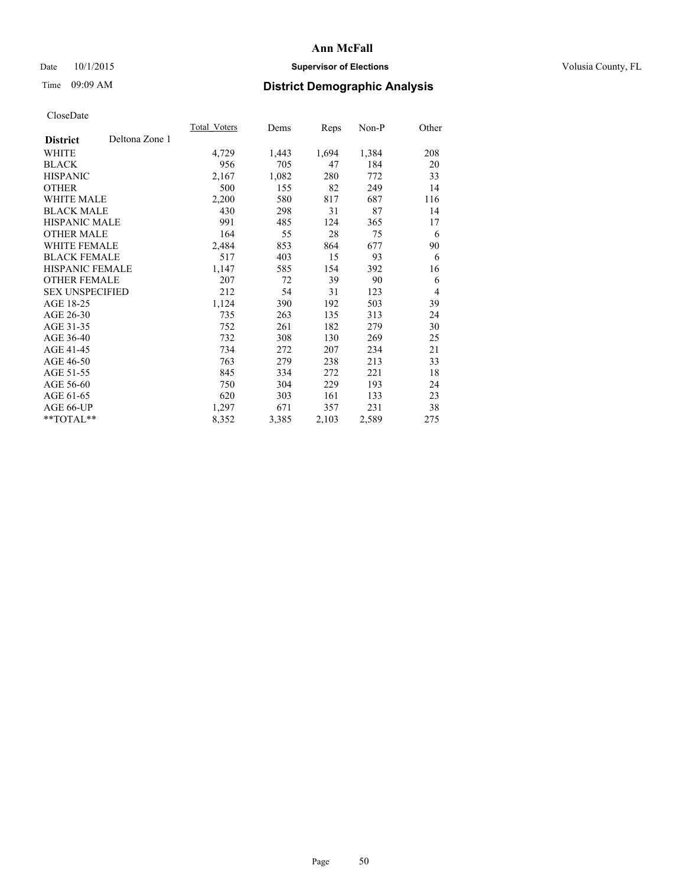Ann McFall

Date 10/1/2015 **Supervisor of Elections** Volusia County, FL

Time 09:09 AM **District Demographic Analysis**

CloseDate

| | Total_Voters | Dems | Reps | Non-P | Other |
|---|---|---|---|---|---|
| **District** Deltona Zone 1 | | | | | |
| WHITE | 4,729 | 1,443 | 1,694 | 1,384 | 208 |
| BLACK | 956 | 705 | 47 | 184 | 20 |
| HISPANIC | 2,167 | 1,082 | 280 | 772 | 33 |
| OTHER | 500 | 155 | 82 | 249 | 14 |
| WHITE MALE | 2,200 | 580 | 817 | 687 | 116 |
| BLACK MALE | 430 | 298 | 31 | 87 | 14 |
| HISPANIC MALE | 991 | 485 | 124 | 365 | 17 |
| OTHER MALE | 164 | 55 | 28 | 75 | 6 |
| WHITE FEMALE | 2,484 | 853 | 864 | 677 | 90 |
| BLACK FEMALE | 517 | 403 | 15 | 93 | 6 |
| HISPANIC FEMALE | 1,147 | 585 | 154 | 392 | 16 |
| OTHER FEMALE | 207 | 72 | 39 | 90 | 6 |
| SEX UNSPECIFIED | 212 | 54 | 31 | 123 | 4 |
| AGE 18-25 | 1,124 | 390 | 192 | 503 | 39 |
| AGE 26-30 | 735 | 263 | 135 | 313 | 24 |
| AGE 31-35 | 752 | 261 | 182 | 279 | 30 |
| AGE 36-40 | 732 | 308 | 130 | 269 | 25 |
| AGE 41-45 | 734 | 272 | 207 | 234 | 21 |
| AGE 46-50 | 763 | 279 | 238 | 213 | 33 |
| AGE 51-55 | 845 | 334 | 272 | 221 | 18 |
| AGE 56-60 | 750 | 304 | 229 | 193 | 24 |
| AGE 61-65 | 620 | 303 | 161 | 133 | 23 |
| AGE 66-UP | 1,297 | 671 | 357 | 231 | 38 |
| **TOTAL** | 8,352 | 3,385 | 2,103 | 2,589 | 275 |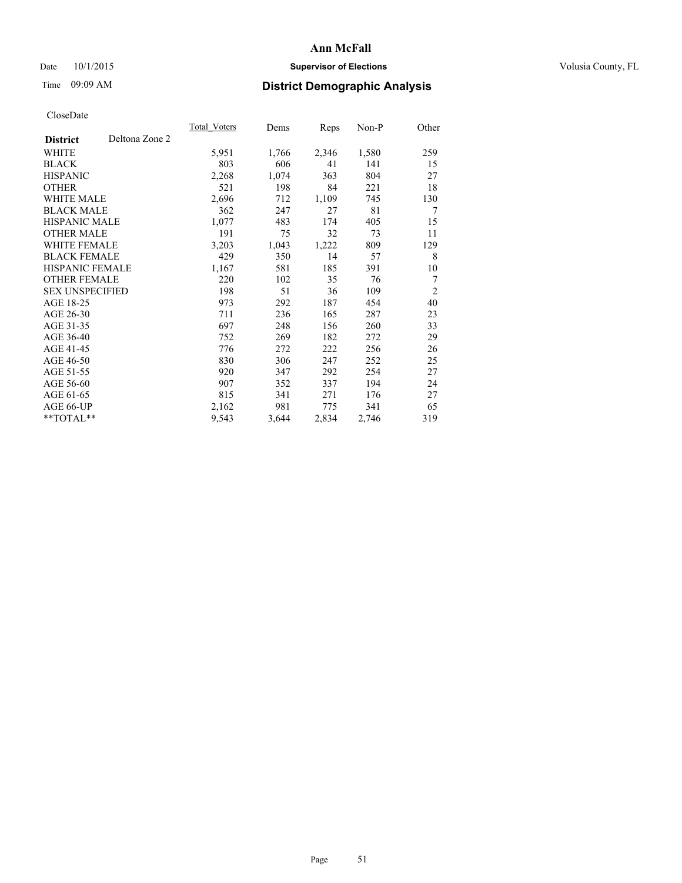**Ann McFall**

Date 10/1/2015 **Supervisor of Elections** Volusia County, FL

Time 09:09 AM **District Demographic Analysis**

CloseDate

| | Total_Voters | Dems | Reps | Non-P | Other |
|---|---|---|---|---|---|
| **District** Deltona Zone 2 | | | | | |
| WHITE | 5,951 | 1,766 | 2,346 | 1,580 | 259 |
| BLACK | 803 | 606 | 41 | 141 | 15 |
| HISPANIC | 2,268 | 1,074 | 363 | 804 | 27 |
| OTHER | 521 | 198 | 84 | 221 | 18 |
| WHITE MALE | 2,696 | 712 | 1,109 | 745 | 130 |
| BLACK MALE | 362 | 247 | 27 | 81 | 7 |
| HISPANIC MALE | 1,077 | 483 | 174 | 405 | 15 |
| OTHER MALE | 191 | 75 | 32 | 73 | 11 |
| WHITE FEMALE | 3,203 | 1,043 | 1,222 | 809 | 129 |
| BLACK FEMALE | 429 | 350 | 14 | 57 | 8 |
| HISPANIC FEMALE | 1,167 | 581 | 185 | 391 | 10 |
| OTHER FEMALE | 220 | 102 | 35 | 76 | 7 |
| SEX UNSPECIFIED | 198 | 51 | 36 | 109 | 2 |
| AGE 18-25 | 973 | 292 | 187 | 454 | 40 |
| AGE 26-30 | 711 | 236 | 165 | 287 | 23 |
| AGE 31-35 | 697 | 248 | 156 | 260 | 33 |
| AGE 36-40 | 752 | 269 | 182 | 272 | 29 |
| AGE 41-45 | 776 | 272 | 222 | 256 | 26 |
| AGE 46-50 | 830 | 306 | 247 | 252 | 25 |
| AGE 51-55 | 920 | 347 | 292 | 254 | 27 |
| AGE 56-60 | 907 | 352 | 337 | 194 | 24 |
| AGE 61-65 | 815 | 341 | 271 | 176 | 27 |
| AGE 66-UP | 2,162 | 981 | 775 | 341 | 65 |
| **TOTAL** | 9,543 | 3,644 | 2,834 | 2,746 | 319 |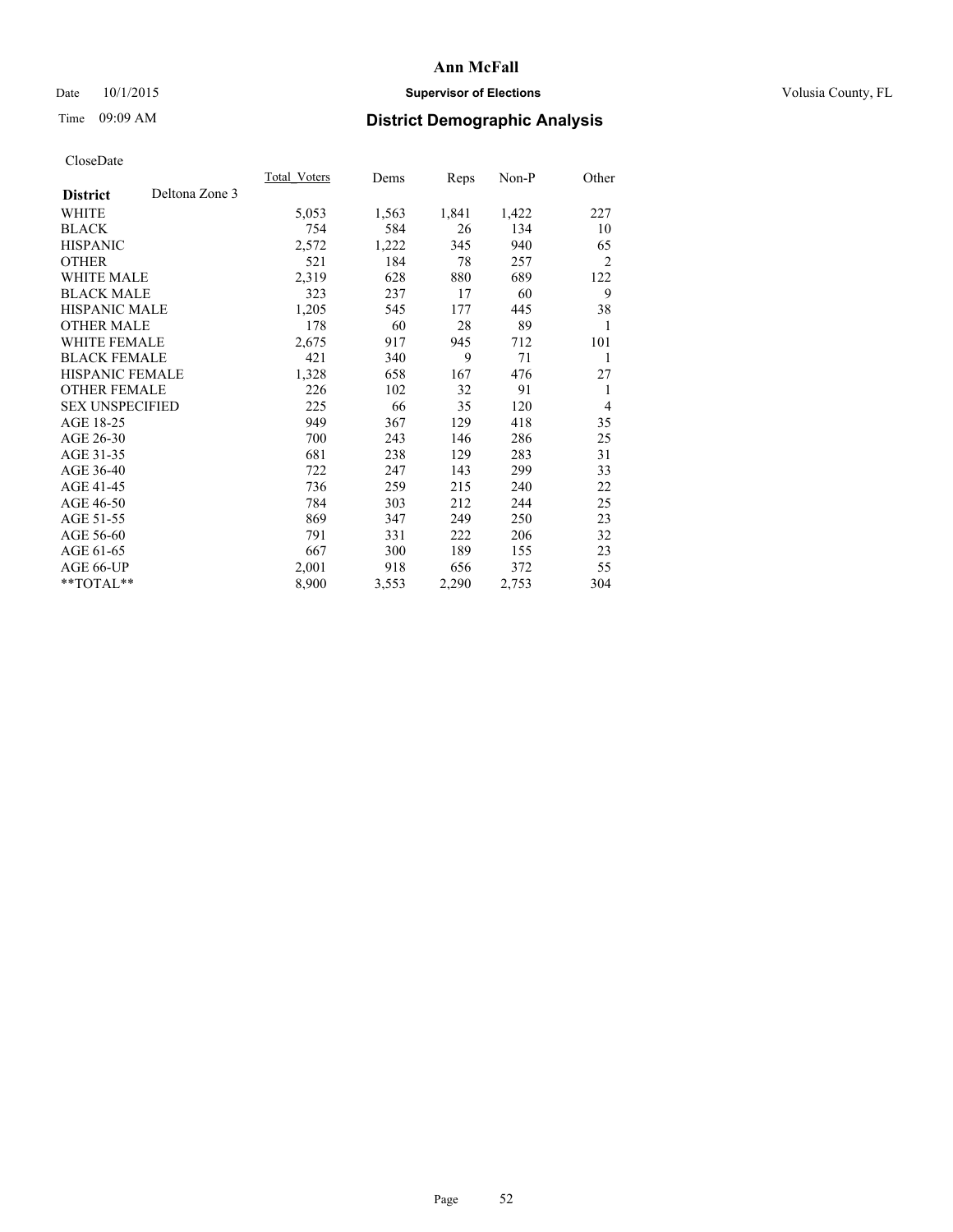# Ann McFall

Date 10/1/2015 **Supervisor of Elections** Volusia County, FL

Time 09:09 AM **District Demographic Analysis**

CloseDate

| **District** Deltona Zone 3 | Total_Voters | Dems | Reps | Non-P | Other |
|---|---|---|---|---|---|
| WHITE | 5,053 | 1,563 | 1,841 | 1,422 | 227 |
| BLACK | 754 | 584 | 26 | 134 | 10 |
| HISPANIC | 2,572 | 1,222 | 345 | 940 | 65 |
| OTHER | 521 | 184 | 78 | 257 | 2 |
| WHITE MALE | 2,319 | 628 | 880 | 689 | 122 |
| BLACK MALE | 323 | 237 | 17 | 60 | 9 |
| HISPANIC MALE | 1,205 | 545 | 177 | 445 | 38 |
| OTHER MALE | 178 | 60 | 28 | 89 | 1 |
| WHITE FEMALE | 2,675 | 917 | 945 | 712 | 101 |
| BLACK FEMALE | 421 | 340 | 9 | 71 | 1 |
| HISPANIC FEMALE | 1,328 | 658 | 167 | 476 | 27 |
| OTHER FEMALE | 226 | 102 | 32 | 91 | 1 |
| SEX UNSPECIFIED | 225 | 66 | 35 | 120 | 4 |
| AGE 18-25 | 949 | 367 | 129 | 418 | 35 |
| AGE 26-30 | 700 | 243 | 146 | 286 | 25 |
| AGE 31-35 | 681 | 238 | 129 | 283 | 31 |
| AGE 36-40 | 722 | 247 | 143 | 299 | 33 |
| AGE 41-45 | 736 | 259 | 215 | 240 | 22 |
| AGE 46-50 | 784 | 303 | 212 | 244 | 25 |
| AGE 51-55 | 869 | 347 | 249 | 250 | 23 |
| AGE 56-60 | 791 | 331 | 222 | 206 | 32 |
| AGE 61-65 | 667 | 300 | 189 | 155 | 23 |
| AGE 66-UP | 2,001 | 918 | 656 | 372 | 55 |
| **TOTAL** | 8,900 | 3,553 | 2,290 | 2,753 | 304 |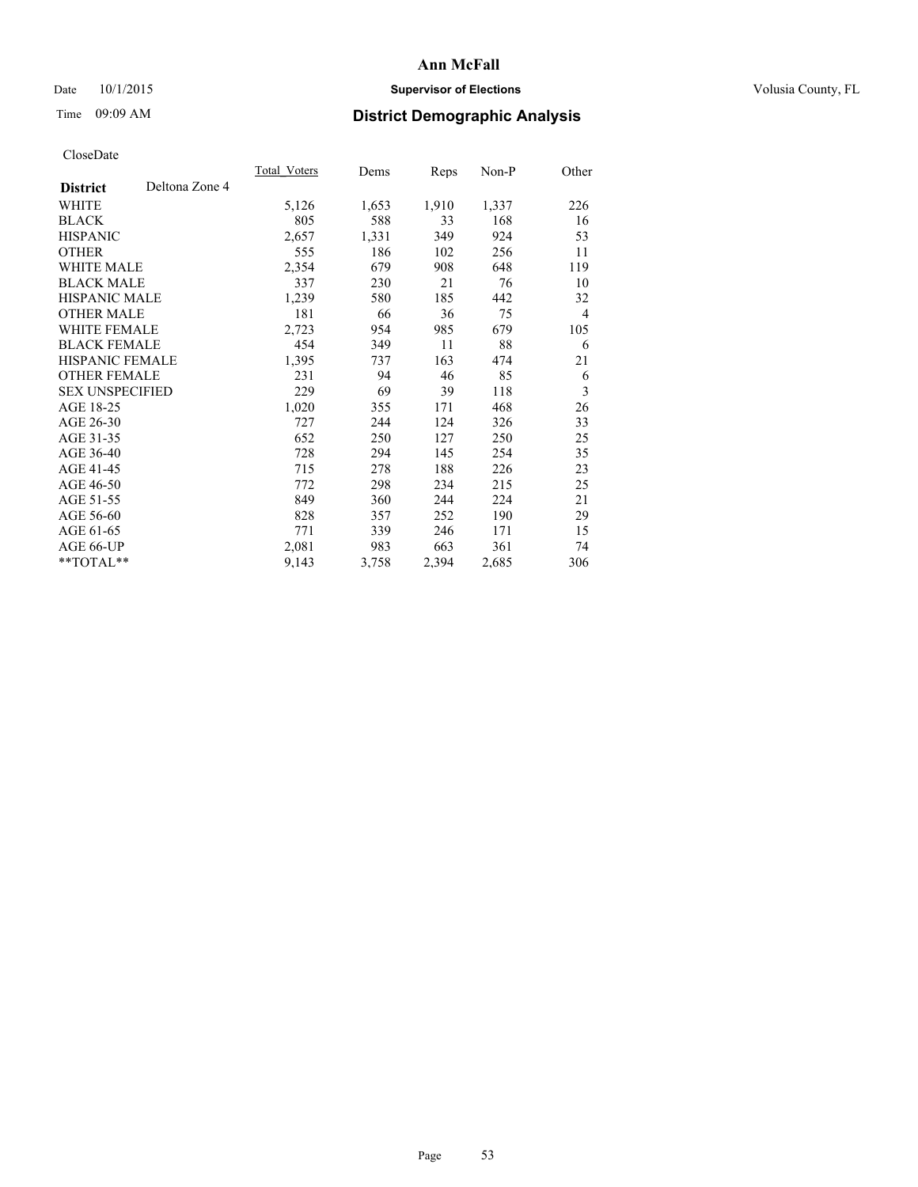# Ann McFall

Date 10/1/2015 **Supervisor of Elections** Volusia County, FL

Time 09:09 AM **District Demographic Analysis**

CloseDate

| District | Deltona Zone 4 | Total_Voters | Dems | Reps | Non-P | Other |
|---|---|---|---|---|---|---|
| WHITE | | 5,126 | 1,653 | 1,910 | 1,337 | 226 |
| BLACK | | 805 | 588 | 33 | 168 | 16 |
| HISPANIC | | 2,657 | 1,331 | 349 | 924 | 53 |
| OTHER | | 555 | 186 | 102 | 256 | 11 |
| WHITE MALE | | 2,354 | 679 | 908 | 648 | 119 |
| BLACK MALE | | 337 | 230 | 21 | 76 | 10 |
| HISPANIC MALE | | 1,239 | 580 | 185 | 442 | 32 |
| OTHER MALE | | 181 | 66 | 36 | 75 | 4 |
| WHITE FEMALE | | 2,723 | 954 | 985 | 679 | 105 |
| BLACK FEMALE | | 454 | 349 | 11 | 88 | 6 |
| HISPANIC FEMALE | | 1,395 | 737 | 163 | 474 | 21 |
| OTHER FEMALE | | 231 | 94 | 46 | 85 | 6 |
| SEX UNSPECIFIED | | 229 | 69 | 39 | 118 | 3 |
| AGE 18-25 | | 1,020 | 355 | 171 | 468 | 26 |
| AGE 26-30 | | 727 | 244 | 124 | 326 | 33 |
| AGE 31-35 | | 652 | 250 | 127 | 250 | 25 |
| AGE 36-40 | | 728 | 294 | 145 | 254 | 35 |
| AGE 41-45 | | 715 | 278 | 188 | 226 | 23 |
| AGE 46-50 | | 772 | 298 | 234 | 215 | 25 |
| AGE 51-55 | | 849 | 360 | 244 | 224 | 21 |
| AGE 56-60 | | 828 | 357 | 252 | 190 | 29 |
| AGE 61-65 | | 771 | 339 | 246 | 171 | 15 |
| AGE 66-UP | | 2,081 | 983 | 663 | 361 | 74 |
| **TOTAL** | | 9,143 | 3,758 | 2,394 | 2,685 | 306 |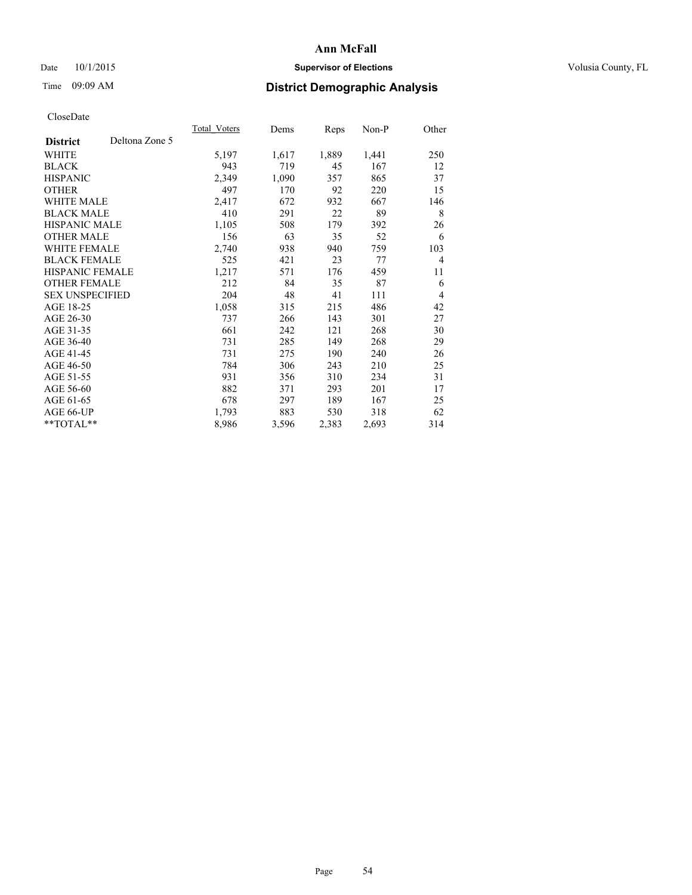# Ann McFall

Date 10/1/2015 **Supervisor of Elections** Volusia County, FL

Time 09:09 AM **District Demographic Analysis**

CloseDate

| **District** Deltona Zone 5 | Total_Voters | Dems | Reps | Non-P | Other |
|---|---|---|---|---|---|
| WHITE | 5,197 | 1,617 | 1,889 | 1,441 | 250 |
| BLACK | 943 | 719 | 45 | 167 | 12 |
| HISPANIC | 2,349 | 1,090 | 357 | 865 | 37 |
| OTHER | 497 | 170 | 92 | 220 | 15 |
| WHITE MALE | 2,417 | 672 | 932 | 667 | 146 |
| BLACK MALE | 410 | 291 | 22 | 89 | 8 |
| HISPANIC MALE | 1,105 | 508 | 179 | 392 | 26 |
| OTHER MALE | 156 | 63 | 35 | 52 | 6 |
| WHITE FEMALE | 2,740 | 938 | 940 | 759 | 103 |
| BLACK FEMALE | 525 | 421 | 23 | 77 | 4 |
| HISPANIC FEMALE | 1,217 | 571 | 176 | 459 | 11 |
| OTHER FEMALE | 212 | 84 | 35 | 87 | 6 |
| SEX UNSPECIFIED | 204 | 48 | 41 | 111 | 4 |
| AGE 18-25 | 1,058 | 315 | 215 | 486 | 42 |
| AGE 26-30 | 737 | 266 | 143 | 301 | 27 |
| AGE 31-35 | 661 | 242 | 121 | 268 | 30 |
| AGE 36-40 | 731 | 285 | 149 | 268 | 29 |
| AGE 41-45 | 731 | 275 | 190 | 240 | 26 |
| AGE 46-50 | 784 | 306 | 243 | 210 | 25 |
| AGE 51-55 | 931 | 356 | 310 | 234 | 31 |
| AGE 56-60 | 882 | 371 | 293 | 201 | 17 |
| AGE 61-65 | 678 | 297 | 189 | 167 | 25 |
| AGE 66-UP | 1,793 | 883 | 530 | 318 | 62 |
| **TOTAL** | 8,986 | 3,596 | 2,383 | 2,693 | 314 |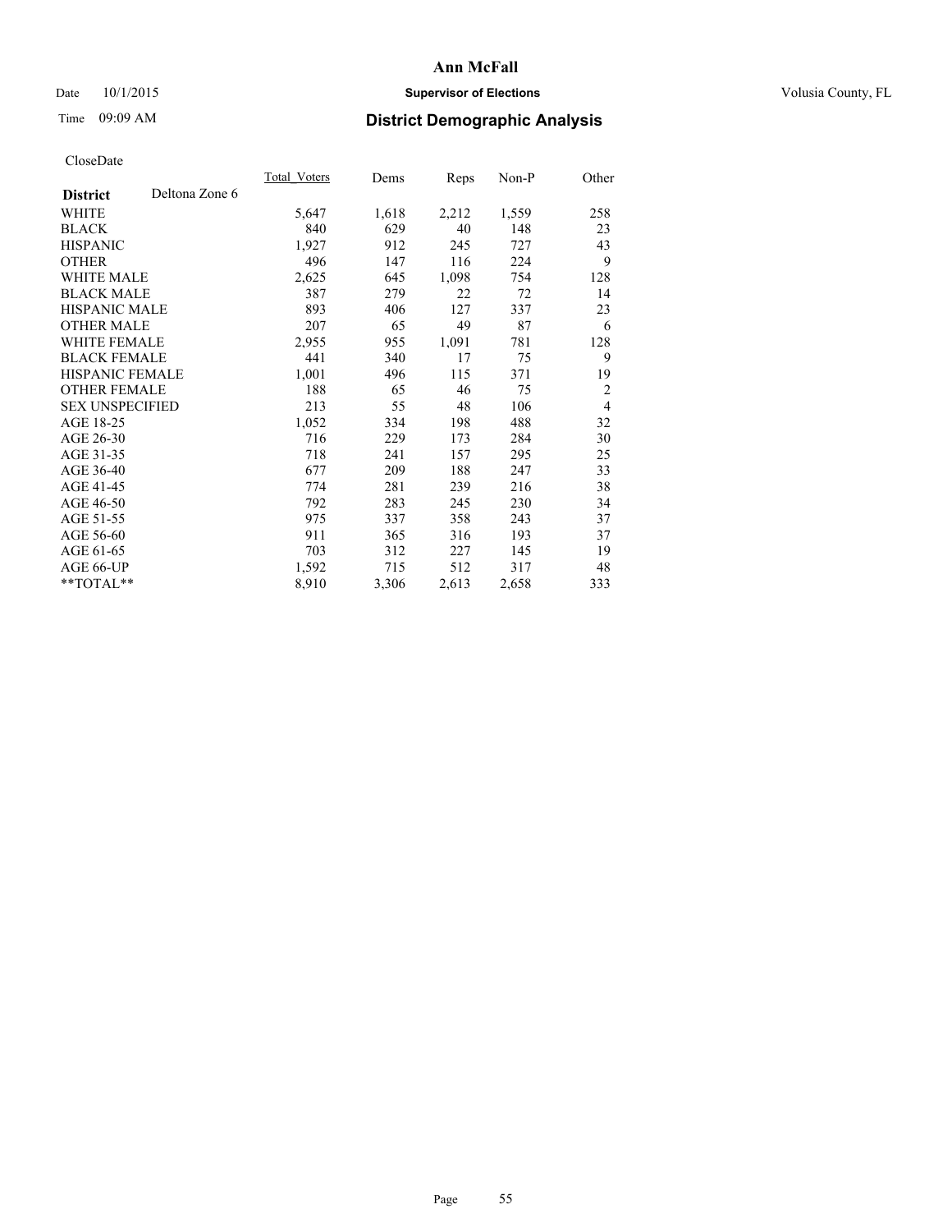Ann McFall

Date 10/1/2015

**Supervisor of Elections**

Volusia County, FL

Time 09:09 AM

## District Demographic Analysis

CloseDate

| **District** Deltona Zone 6 | Total_Voters | Dems | Reps | Non-P | Other |
|---|---|---|---|---|---|
| WHITE | 5,647 | 1,618 | 2,212 | 1,559 | 258 |
| BLACK | 840 | 629 | 40 | 148 | 23 |
| HISPANIC | 1,927 | 912 | 245 | 727 | 43 |
| OTHER | 496 | 147 | 116 | 224 | 9 |
| WHITE MALE | 2,625 | 645 | 1,098 | 754 | 128 |
| BLACK MALE | 387 | 279 | 22 | 72 | 14 |
| HISPANIC MALE | 893 | 406 | 127 | 337 | 23 |
| OTHER MALE | 207 | 65 | 49 | 87 | 6 |
| WHITE FEMALE | 2,955 | 955 | 1,091 | 781 | 128 |
| BLACK FEMALE | 441 | 340 | 17 | 75 | 9 |
| HISPANIC FEMALE | 1,001 | 496 | 115 | 371 | 19 |
| OTHER FEMALE | 188 | 65 | 46 | 75 | 2 |
| SEX UNSPECIFIED | 213 | 55 | 48 | 106 | 4 |
| AGE 18-25 | 1,052 | 334 | 198 | 488 | 32 |
| AGE 26-30 | 716 | 229 | 173 | 284 | 30 |
| AGE 31-35 | 718 | 241 | 157 | 295 | 25 |
| AGE 36-40 | 677 | 209 | 188 | 247 | 33 |
| AGE 41-45 | 774 | 281 | 239 | 216 | 38 |
| AGE 46-50 | 792 | 283 | 245 | 230 | 34 |
| AGE 51-55 | 975 | 337 | 358 | 243 | 37 |
| AGE 56-60 | 911 | 365 | 316 | 193 | 37 |
| AGE 61-65 | 703 | 312 | 227 | 145 | 19 |
| AGE 66-UP | 1,592 | 715 | 512 | 317 | 48 |
| **TOTAL** | 8,910 | 3,306 | 2,613 | 2,658 | 333 |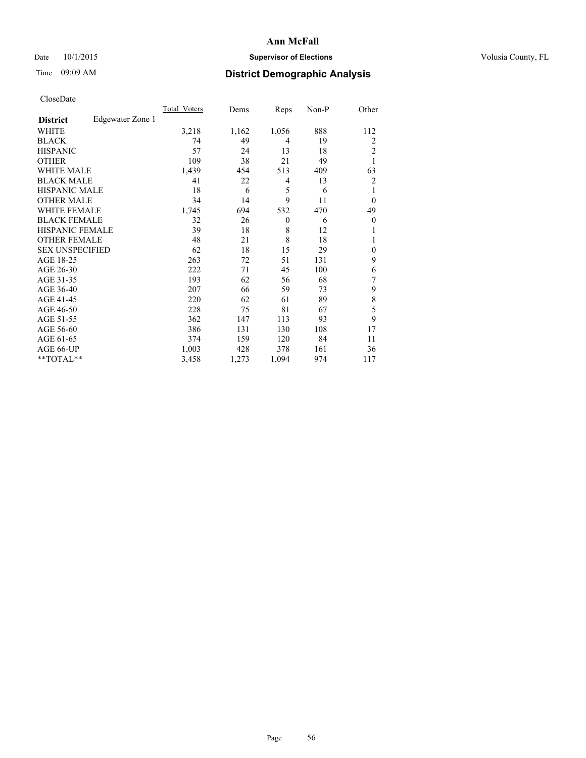**Ann McFall**

Date 10/1/2015 **Supervisor of Elections** Volusia County, FL

Time 09:09 AM **District Demographic Analysis**

CloseDate

| | Total_Voters | Dems | Reps | Non-P | Other |
|---|---|---|---|---|---|
| **District** Edgewater Zone 1 | | | | | |
| WHITE | 3,218 | 1,162 | 1,056 | 888 | 112 |
| BLACK | 74 | 49 | 4 | 19 | 2 |
| HISPANIC | 57 | 24 | 13 | 18 | 2 |
| OTHER | 109 | 38 | 21 | 49 | 1 |
| WHITE MALE | 1,439 | 454 | 513 | 409 | 63 |
| BLACK MALE | 41 | 22 | 4 | 13 | 2 |
| HISPANIC MALE | 18 | 6 | 5 | 6 | 1 |
| OTHER MALE | 34 | 14 | 9 | 11 | 0 |
| WHITE FEMALE | 1,745 | 694 | 532 | 470 | 49 |
| BLACK FEMALE | 32 | 26 | 0 | 6 | 0 |
| HISPANIC FEMALE | 39 | 18 | 8 | 12 | 1 |
| OTHER FEMALE | 48 | 21 | 8 | 18 | 1 |
| SEX UNSPECIFIED | 62 | 18 | 15 | 29 | 0 |
| AGE 18-25 | 263 | 72 | 51 | 131 | 9 |
| AGE 26-30 | 222 | 71 | 45 | 100 | 6 |
| AGE 31-35 | 193 | 62 | 56 | 68 | 7 |
| AGE 36-40 | 207 | 66 | 59 | 73 | 9 |
| AGE 41-45 | 220 | 62 | 61 | 89 | 8 |
| AGE 46-50 | 228 | 75 | 81 | 67 | 5 |
| AGE 51-55 | 362 | 147 | 113 | 93 | 9 |
| AGE 56-60 | 386 | 131 | 130 | 108 | 17 |
| AGE 61-65 | 374 | 159 | 120 | 84 | 11 |
| AGE 66-UP | 1,003 | 428 | 378 | 161 | 36 |
| **TOTAL** | 3,458 | 1,273 | 1,094 | 974 | 117 |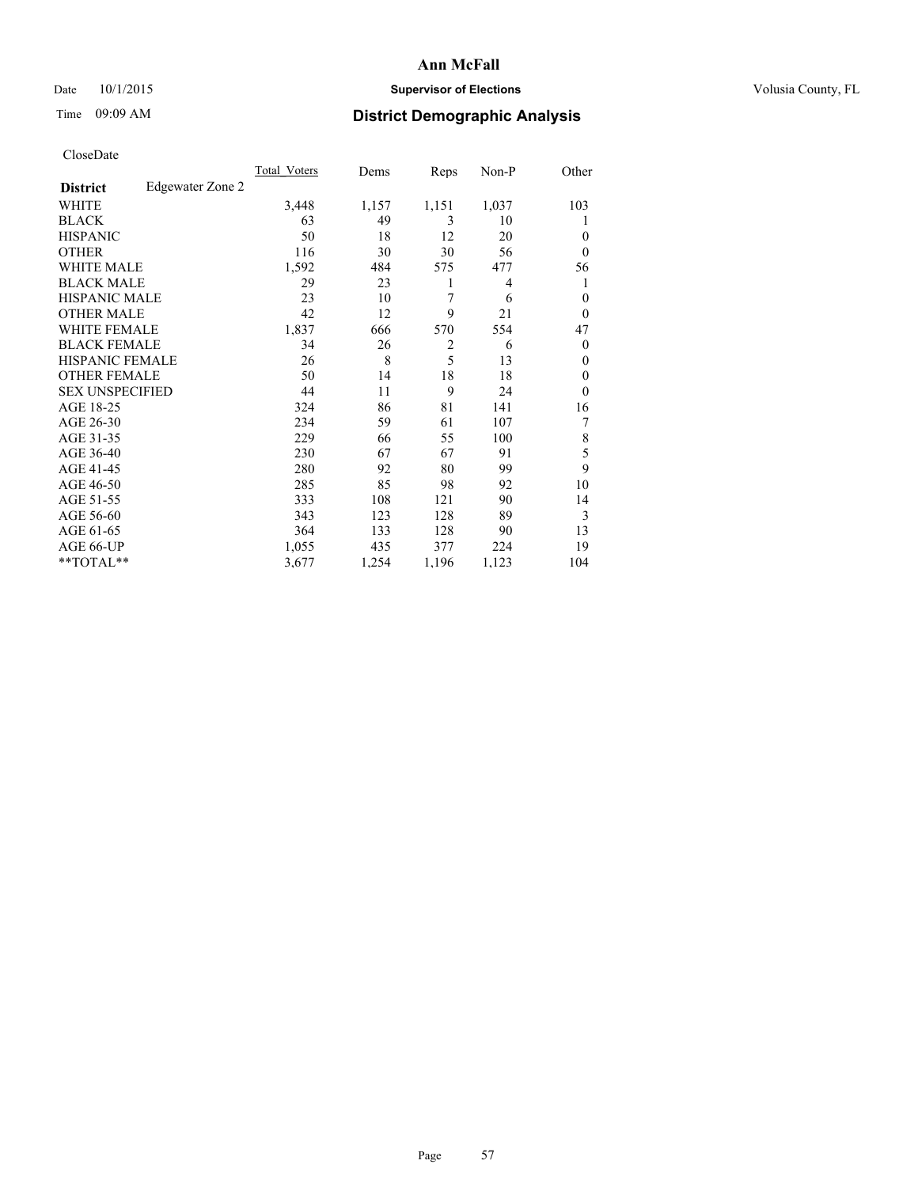# Ann McFall

Date 10/1/2015 **Supervisor of Elections** Volusia County, FL

Time 09:09 AM **District Demographic Analysis**

CloseDate

| **District** Edgewater Zone 2 | Total_Voters | Dems | Reps | Non-P | Other |
|---|---|---|---|---|---|
| WHITE | 3,448 | 1,157 | 1,151 | 1,037 | 103 |
| BLACK | 63 | 49 | 3 | 10 | 1 |
| HISPANIC | 50 | 18 | 12 | 20 | 0 |
| OTHER | 116 | 30 | 30 | 56 | 0 |
| WHITE MALE | 1,592 | 484 | 575 | 477 | 56 |
| BLACK MALE | 29 | 23 | 1 | 4 | 1 |
| HISPANIC MALE | 23 | 10 | 7 | 6 | 0 |
| OTHER MALE | 42 | 12 | 9 | 21 | 0 |
| WHITE FEMALE | 1,837 | 666 | 570 | 554 | 47 |
| BLACK FEMALE | 34 | 26 | 2 | 6 | 0 |
| HISPANIC FEMALE | 26 | 8 | 5 | 13 | 0 |
| OTHER FEMALE | 50 | 14 | 18 | 18 | 0 |
| SEX UNSPECIFIED | 44 | 11 | 9 | 24 | 0 |
| AGE 18-25 | 324 | 86 | 81 | 141 | 16 |
| AGE 26-30 | 234 | 59 | 61 | 107 | 7 |
| AGE 31-35 | 229 | 66 | 55 | 100 | 8 |
| AGE 36-40 | 230 | 67 | 67 | 91 | 5 |
| AGE 41-45 | 280 | 92 | 80 | 99 | 9 |
| AGE 46-50 | 285 | 85 | 98 | 92 | 10 |
| AGE 51-55 | 333 | 108 | 121 | 90 | 14 |
| AGE 56-60 | 343 | 123 | 128 | 89 | 3 |
| AGE 61-65 | 364 | 133 | 128 | 90 | 13 |
| AGE 66-UP | 1,055 | 435 | 377 | 224 | 19 |
| **TOTAL** | 3,677 | 1,254 | 1,196 | 1,123 | 104 |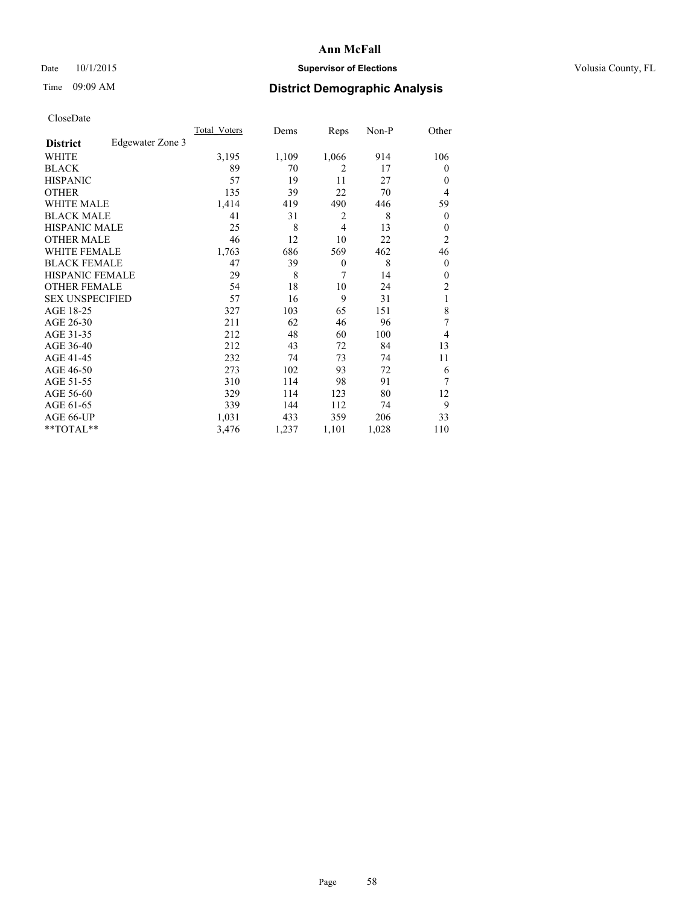**Ann McFall**

Date 10/1/2015 **Supervisor of Elections** Volusia County, FL

Time 09:09 AM **District Demographic Analysis**

CloseDate

| **District** Edgewater Zone 3 | Total_Voters | Dems | Reps | Non-P | Other |
|---|---|---|---|---|---|
| WHITE | 3,195 | 1,109 | 1,066 | 914 | 106 |
| BLACK | 89 | 70 | 2 | 17 | 0 |
| HISPANIC | 57 | 19 | 11 | 27 | 0 |
| OTHER | 135 | 39 | 22 | 70 | 4 |
| WHITE MALE | 1,414 | 419 | 490 | 446 | 59 |
| BLACK MALE | 41 | 31 | 2 | 8 | 0 |
| HISPANIC MALE | 25 | 8 | 4 | 13 | 0 |
| OTHER MALE | 46 | 12 | 10 | 22 | 2 |
| WHITE FEMALE | 1,763 | 686 | 569 | 462 | 46 |
| BLACK FEMALE | 47 | 39 | 0 | 8 | 0 |
| HISPANIC FEMALE | 29 | 8 | 7 | 14 | 0 |
| OTHER FEMALE | 54 | 18 | 10 | 24 | 2 |
| SEX UNSPECIFIED | 57 | 16 | 9 | 31 | 1 |
| AGE 18-25 | 327 | 103 | 65 | 151 | 8 |
| AGE 26-30 | 211 | 62 | 46 | 96 | 7 |
| AGE 31-35 | 212 | 48 | 60 | 100 | 4 |
| AGE 36-40 | 212 | 43 | 72 | 84 | 13 |
| AGE 41-45 | 232 | 74 | 73 | 74 | 11 |
| AGE 46-50 | 273 | 102 | 93 | 72 | 6 |
| AGE 51-55 | 310 | 114 | 98 | 91 | 7 |
| AGE 56-60 | 329 | 114 | 123 | 80 | 12 |
| AGE 61-65 | 339 | 144 | 112 | 74 | 9 |
| AGE 66-UP | 1,031 | 433 | 359 | 206 | 33 |
| **TOTAL** | 3,476 | 1,237 | 1,101 | 1,028 | 110 |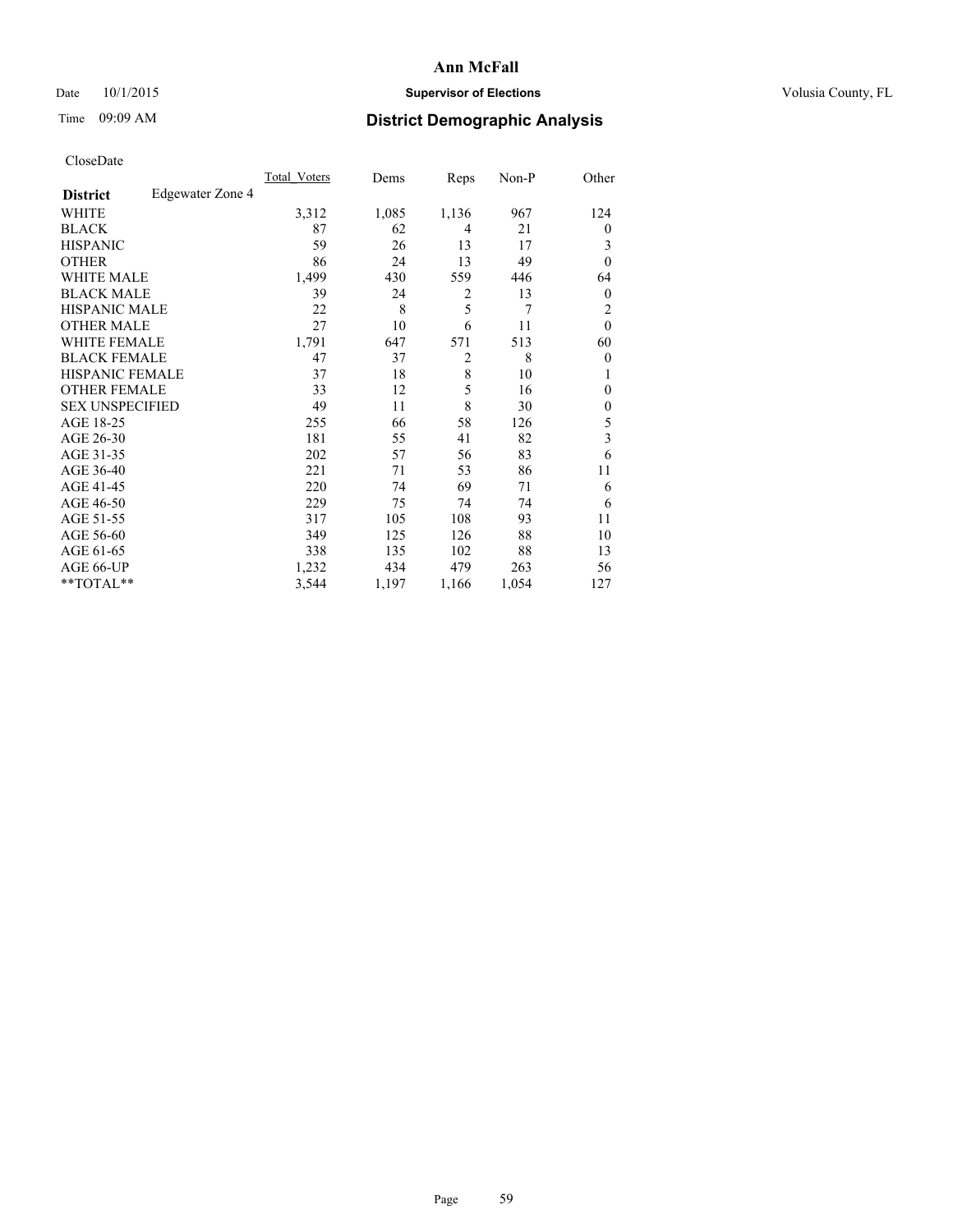# Ann McFall

Date 10/1/2015 **Supervisor of Elections** Volusia County, FL

Time 09:09 AM **District Demographic Analysis**

CloseDate

| **District** Edgewater Zone 4 | Total_Voters | Dems | Reps | Non-P | Other |
|---|---|---|---|---|---|
| WHITE | 3,312 | 1,085 | 1,136 | 967 | 124 |
| BLACK | 87 | 62 | 4 | 21 | 0 |
| HISPANIC | 59 | 26 | 13 | 17 | 3 |
| OTHER | 86 | 24 | 13 | 49 | 0 |
| WHITE MALE | 1,499 | 430 | 559 | 446 | 64 |
| BLACK MALE | 39 | 24 | 2 | 13 | 0 |
| HISPANIC MALE | 22 | 8 | 5 | 7 | 2 |
| OTHER MALE | 27 | 10 | 6 | 11 | 0 |
| WHITE FEMALE | 1,791 | 647 | 571 | 513 | 60 |
| BLACK FEMALE | 47 | 37 | 2 | 8 | 0 |
| HISPANIC FEMALE | 37 | 18 | 8 | 10 | 1 |
| OTHER FEMALE | 33 | 12 | 5 | 16 | 0 |
| SEX UNSPECIFIED | 49 | 11 | 8 | 30 | 0 |
| AGE 18-25 | 255 | 66 | 58 | 126 | 5 |
| AGE 26-30 | 181 | 55 | 41 | 82 | 3 |
| AGE 31-35 | 202 | 57 | 56 | 83 | 6 |
| AGE 36-40 | 221 | 71 | 53 | 86 | 11 |
| AGE 41-45 | 220 | 74 | 69 | 71 | 6 |
| AGE 46-50 | 229 | 75 | 74 | 74 | 6 |
| AGE 51-55 | 317 | 105 | 108 | 93 | 11 |
| AGE 56-60 | 349 | 125 | 126 | 88 | 10 |
| AGE 61-65 | 338 | 135 | 102 | 88 | 13 |
| AGE 66-UP | 1,232 | 434 | 479 | 263 | 56 |
| **TOTAL** | 3,544 | 1,197 | 1,166 | 1,054 | 127 |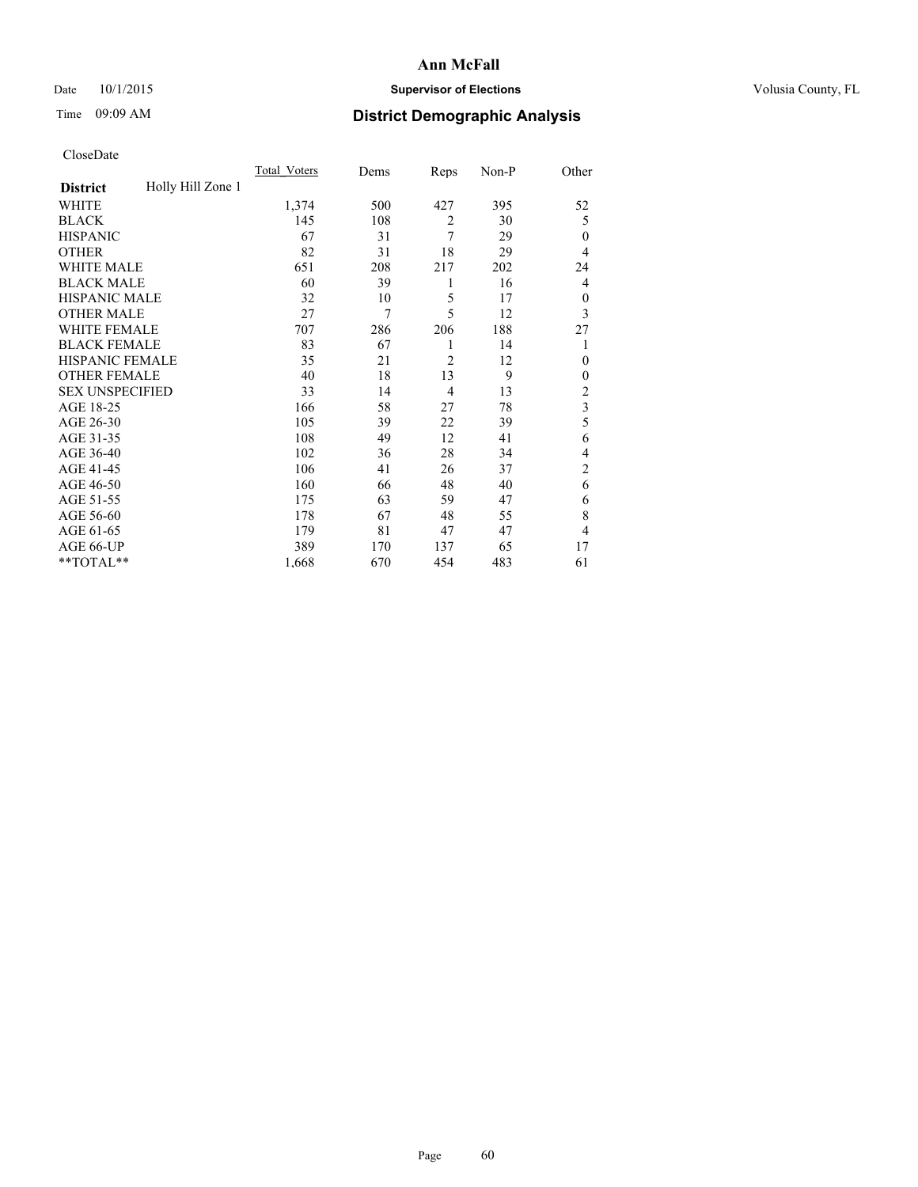# Ann McFall

Date 10/1/2015 **Supervisor of Elections** Volusia County, FL

Time 09:09 AM **District Demographic Analysis**

CloseDate

| | Total_Voters | Dems | Reps | Non-P | Other |
|---|---|---|---|---|---|
| **District** Holly Hill Zone 1 | | | | | |
| WHITE | 1,374 | 500 | 427 | 395 | 52 |
| BLACK | 145 | 108 | 2 | 30 | 5 |
| HISPANIC | 67 | 31 | 7 | 29 | 0 |
| OTHER | 82 | 31 | 18 | 29 | 4 |
| WHITE MALE | 651 | 208 | 217 | 202 | 24 |
| BLACK MALE | 60 | 39 | 1 | 16 | 4 |
| HISPANIC MALE | 32 | 10 | 5 | 17 | 0 |
| OTHER MALE | 27 | 7 | 5 | 12 | 3 |
| WHITE FEMALE | 707 | 286 | 206 | 188 | 27 |
| BLACK FEMALE | 83 | 67 | 1 | 14 | 1 |
| HISPANIC FEMALE | 35 | 21 | 2 | 12 | 0 |
| OTHER FEMALE | 40 | 18 | 13 | 9 | 0 |
| SEX UNSPECIFIED | 33 | 14 | 4 | 13 | 2 |
| AGE 18-25 | 166 | 58 | 27 | 78 | 3 |
| AGE 26-30 | 105 | 39 | 22 | 39 | 5 |
| AGE 31-35 | 108 | 49 | 12 | 41 | 6 |
| AGE 36-40 | 102 | 36 | 28 | 34 | 4 |
| AGE 41-45 | 106 | 41 | 26 | 37 | 2 |
| AGE 46-50 | 160 | 66 | 48 | 40 | 6 |
| AGE 51-55 | 175 | 63 | 59 | 47 | 6 |
| AGE 56-60 | 178 | 67 | 48 | 55 | 8 |
| AGE 61-65 | 179 | 81 | 47 | 47 | 4 |
| AGE 66-UP | 389 | 170 | 137 | 65 | 17 |
| **TOTAL** | 1,668 | 670 | 454 | 483 | 61 |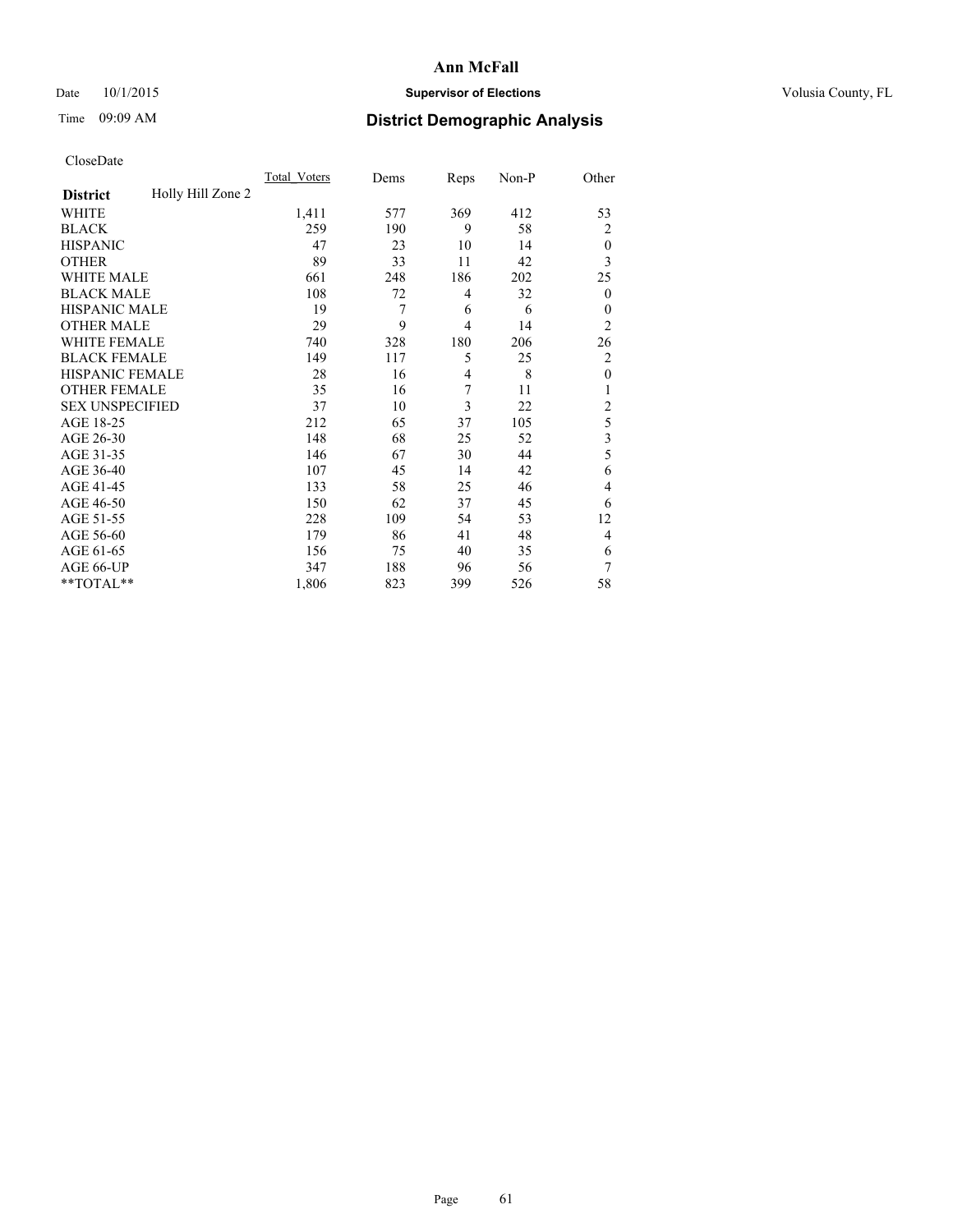# Ann McFall

Date 10/1/2015 **Supervisor of Elections** Volusia County, FL

Time 09:09 AM **District Demographic Analysis**

CloseDate

| **District** Holly Hill Zone 2 | Total_Voters | Dems | Reps | Non-P | Other |
|---|---|---|---|---|---|
| WHITE | 1,411 | 577 | 369 | 412 | 53 |
| BLACK | 259 | 190 | 9 | 58 | 2 |
| HISPANIC | 47 | 23 | 10 | 14 | 0 |
| OTHER | 89 | 33 | 11 | 42 | 3 |
| WHITE MALE | 661 | 248 | 186 | 202 | 25 |
| BLACK MALE | 108 | 72 | 4 | 32 | 0 |
| HISPANIC MALE | 19 | 7 | 6 | 6 | 0 |
| OTHER MALE | 29 | 9 | 4 | 14 | 2 |
| WHITE FEMALE | 740 | 328 | 180 | 206 | 26 |
| BLACK FEMALE | 149 | 117 | 5 | 25 | 2 |
| HISPANIC FEMALE | 28 | 16 | 4 | 8 | 0 |
| OTHER FEMALE | 35 | 16 | 7 | 11 | 1 |
| SEX UNSPECIFIED | 37 | 10 | 3 | 22 | 2 |
| AGE 18-25 | 212 | 65 | 37 | 105 | 5 |
| AGE 26-30 | 148 | 68 | 25 | 52 | 3 |
| AGE 31-35 | 146 | 67 | 30 | 44 | 5 |
| AGE 36-40 | 107 | 45 | 14 | 42 | 6 |
| AGE 41-45 | 133 | 58 | 25 | 46 | 4 |
| AGE 46-50 | 150 | 62 | 37 | 45 | 6 |
| AGE 51-55 | 228 | 109 | 54 | 53 | 12 |
| AGE 56-60 | 179 | 86 | 41 | 48 | 4 |
| AGE 61-65 | 156 | 75 | 40 | 35 | 6 |
| AGE 66-UP | 347 | 188 | 96 | 56 | 7 |
| **TOTAL** | 1,806 | 823 | 399 | 526 | 58 |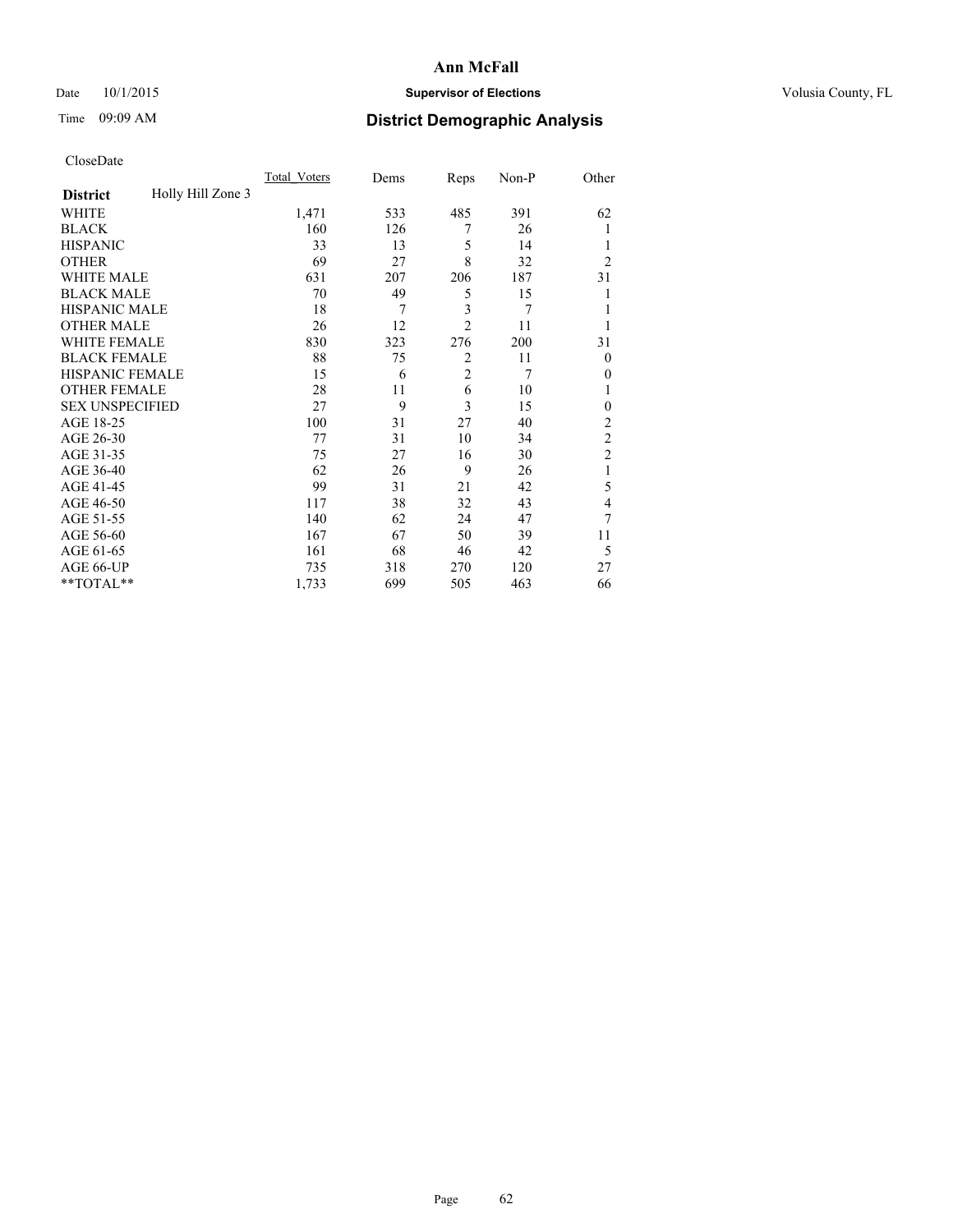# Ann McFall

Date 10/1/2015 **Supervisor of Elections** Volusia County, FL

Time 09:09 AM **District Demographic Analysis**

CloseDate

| **District** Holly Hill Zone 3 | Total_Voters | Dems | Reps | Non-P | Other |
|---|---|---|---|---|---|
| WHITE | 1,471 | 533 | 485 | 391 | 62 |
| BLACK | 160 | 126 | 7 | 26 | 1 |
| HISPANIC | 33 | 13 | 5 | 14 | 1 |
| OTHER | 69 | 27 | 8 | 32 | 2 |
| WHITE MALE | 631 | 207 | 206 | 187 | 31 |
| BLACK MALE | 70 | 49 | 5 | 15 | 1 |
| HISPANIC MALE | 18 | 7 | 3 | 7 | 1 |
| OTHER MALE | 26 | 12 | 2 | 11 | 1 |
| WHITE FEMALE | 830 | 323 | 276 | 200 | 31 |
| BLACK FEMALE | 88 | 75 | 2 | 11 | 0 |
| HISPANIC FEMALE | 15 | 6 | 2 | 7 | 0 |
| OTHER FEMALE | 28 | 11 | 6 | 10 | 1 |
| SEX UNSPECIFIED | 27 | 9 | 3 | 15 | 0 |
| AGE 18-25 | 100 | 31 | 27 | 40 | 2 |
| AGE 26-30 | 77 | 31 | 10 | 34 | 2 |
| AGE 31-35 | 75 | 27 | 16 | 30 | 2 |
| AGE 36-40 | 62 | 26 | 9 | 26 | 1 |
| AGE 41-45 | 99 | 31 | 21 | 42 | 5 |
| AGE 46-50 | 117 | 38 | 32 | 43 | 4 |
| AGE 51-55 | 140 | 62 | 24 | 47 | 7 |
| AGE 56-60 | 167 | 67 | 50 | 39 | 11 |
| AGE 61-65 | 161 | 68 | 46 | 42 | 5 |
| AGE 66-UP | 735 | 318 | 270 | 120 | 27 |
| **TOTAL** | 1,733 | 699 | 505 | 463 | 66 |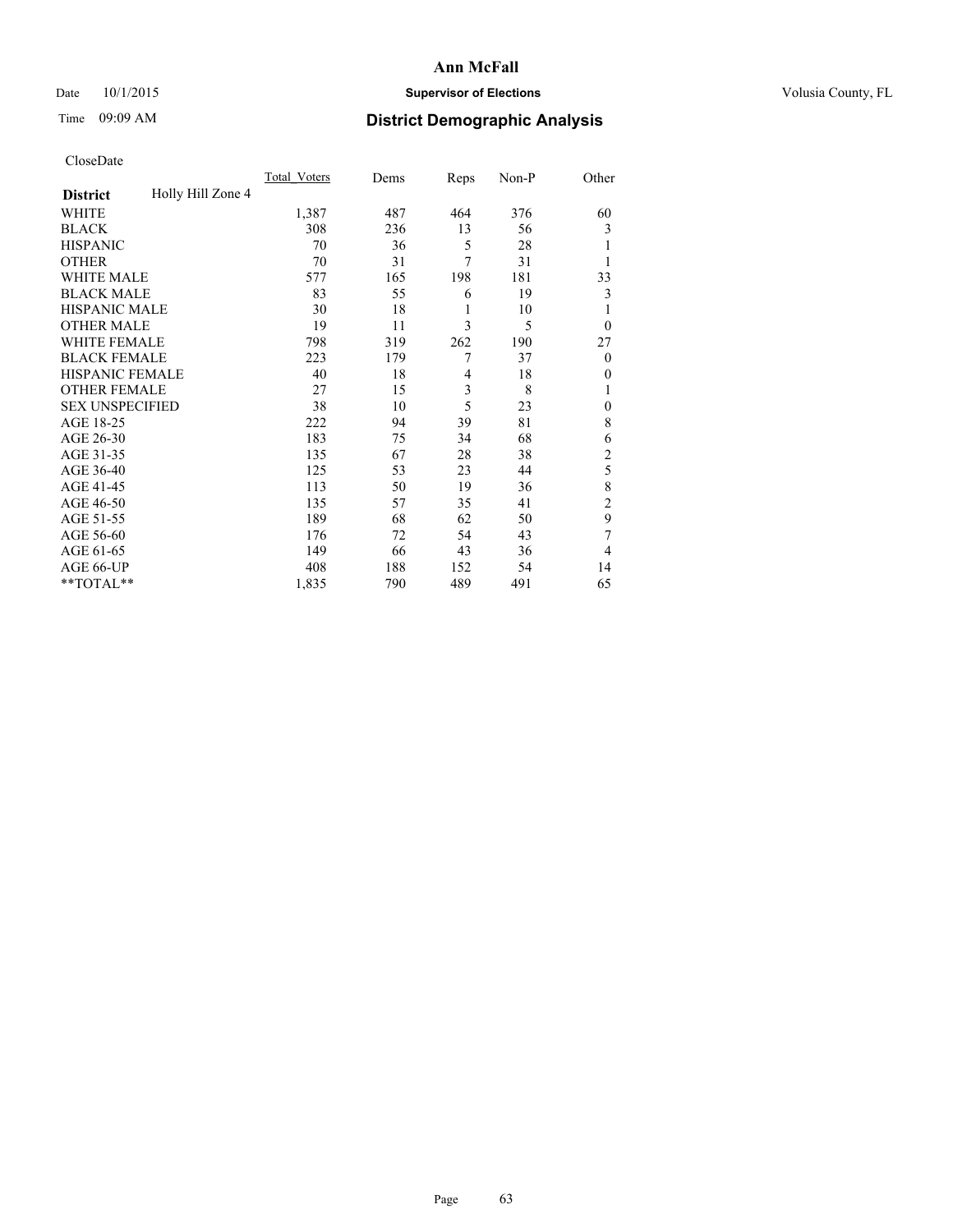# Ann McFall

Date 10/1/2015 **Supervisor of Elections** Volusia County, FL

Time 09:09 AM **District Demographic Analysis**

CloseDate

| **District** Holly Hill Zone 4 | Total_Voters | Dems | Reps | Non-P | Other |
|---|---|---|---|---|---|
| WHITE | 1,387 | 487 | 464 | 376 | 60 |
| BLACK | 308 | 236 | 13 | 56 | 3 |
| HISPANIC | 70 | 36 | 5 | 28 | 1 |
| OTHER | 70 | 31 | 7 | 31 | 1 |
| WHITE MALE | 577 | 165 | 198 | 181 | 33 |
| BLACK MALE | 83 | 55 | 6 | 19 | 3 |
| HISPANIC MALE | 30 | 18 | 1 | 10 | 1 |
| OTHER MALE | 19 | 11 | 3 | 5 | 0 |
| WHITE FEMALE | 798 | 319 | 262 | 190 | 27 |
| BLACK FEMALE | 223 | 179 | 7 | 37 | 0 |
| HISPANIC FEMALE | 40 | 18 | 4 | 18 | 0 |
| OTHER FEMALE | 27 | 15 | 3 | 8 | 1 |
| SEX UNSPECIFIED | 38 | 10 | 5 | 23 | 0 |
| AGE 18-25 | 222 | 94 | 39 | 81 | 8 |
| AGE 26-30 | 183 | 75 | 34 | 68 | 6 |
| AGE 31-35 | 135 | 67 | 28 | 38 | 2 |
| AGE 36-40 | 125 | 53 | 23 | 44 | 5 |
| AGE 41-45 | 113 | 50 | 19 | 36 | 8 |
| AGE 46-50 | 135 | 57 | 35 | 41 | 2 |
| AGE 51-55 | 189 | 68 | 62 | 50 | 9 |
| AGE 56-60 | 176 | 72 | 54 | 43 | 7 |
| AGE 61-65 | 149 | 66 | 43 | 36 | 4 |
| AGE 66-UP | 408 | 188 | 152 | 54 | 14 |
| **TOTAL** | 1,835 | 790 | 489 | 491 | 65 |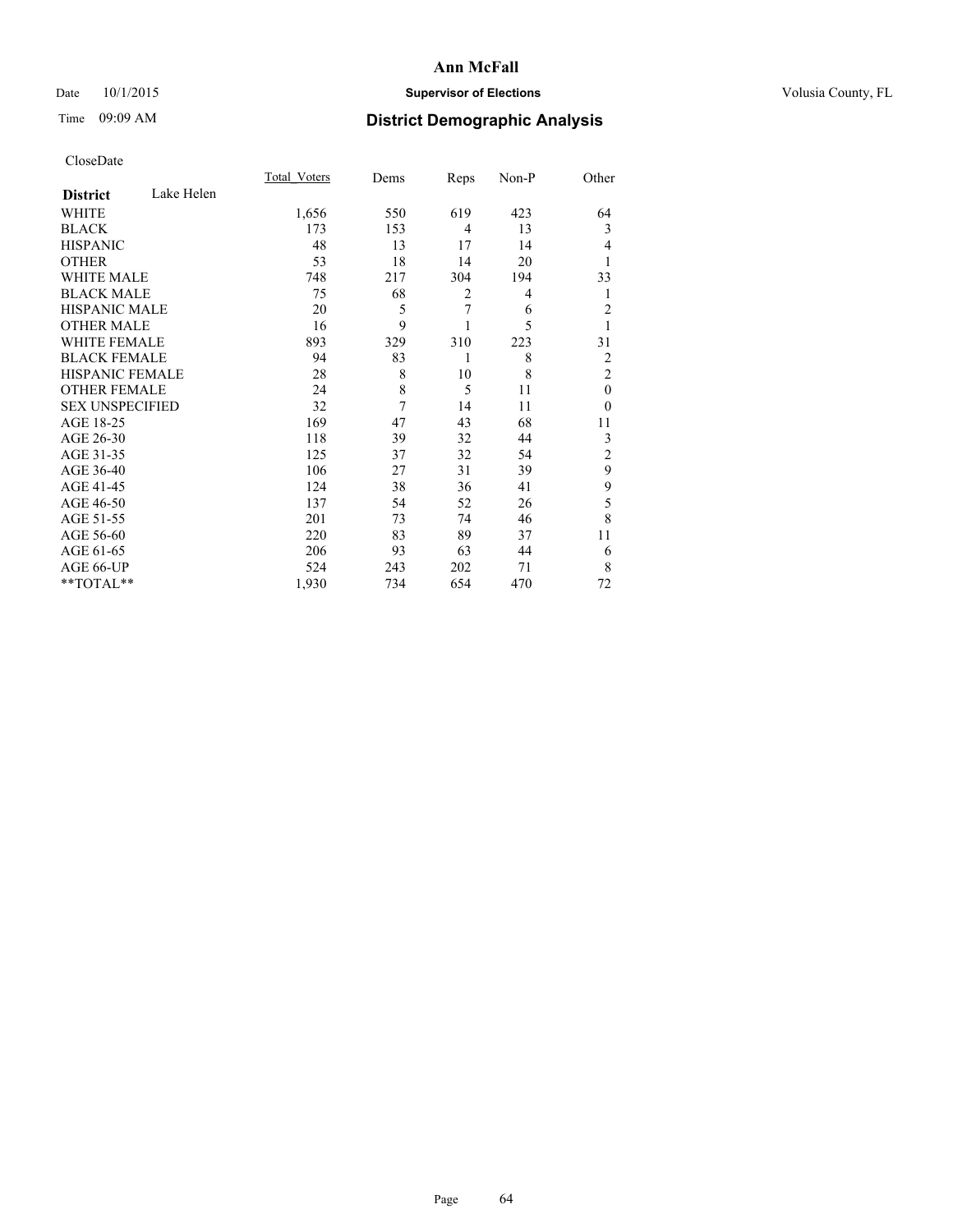# Ann McFall

Date 10/1/2015 **Supervisor of Elections** Volusia County, FL

Time 09:09 AM **District Demographic Analysis**

CloseDate

| **District** Lake Helen | Total_Voters | Dems | Reps | Non-P | Other |
|---|---|---|---|---|---|
| WHITE | 1,656 | 550 | 619 | 423 | 64 |
| BLACK | 173 | 153 | 4 | 13 | 3 |
| HISPANIC | 48 | 13 | 17 | 14 | 4 |
| OTHER | 53 | 18 | 14 | 20 | 1 |
| WHITE MALE | 748 | 217 | 304 | 194 | 33 |
| BLACK MALE | 75 | 68 | 2 | 4 | 1 |
| HISPANIC MALE | 20 | 5 | 7 | 6 | 2 |
| OTHER MALE | 16 | 9 | 1 | 5 | 1 |
| WHITE FEMALE | 893 | 329 | 310 | 223 | 31 |
| BLACK FEMALE | 94 | 83 | 1 | 8 | 2 |
| HISPANIC FEMALE | 28 | 8 | 10 | 8 | 2 |
| OTHER FEMALE | 24 | 8 | 5 | 11 | 0 |
| SEX UNSPECIFIED | 32 | 7 | 14 | 11 | 0 |
| AGE 18-25 | 169 | 47 | 43 | 68 | 11 |
| AGE 26-30 | 118 | 39 | 32 | 44 | 3 |
| AGE 31-35 | 125 | 37 | 32 | 54 | 2 |
| AGE 36-40 | 106 | 27 | 31 | 39 | 9 |
| AGE 41-45 | 124 | 38 | 36 | 41 | 9 |
| AGE 46-50 | 137 | 54 | 52 | 26 | 5 |
| AGE 51-55 | 201 | 73 | 74 | 46 | 8 |
| AGE 56-60 | 220 | 83 | 89 | 37 | 11 |
| AGE 61-65 | 206 | 93 | 63 | 44 | 6 |
| AGE 66-UP | 524 | 243 | 202 | 71 | 8 |
| **TOTAL** | 1,930 | 734 | 654 | 470 | 72 |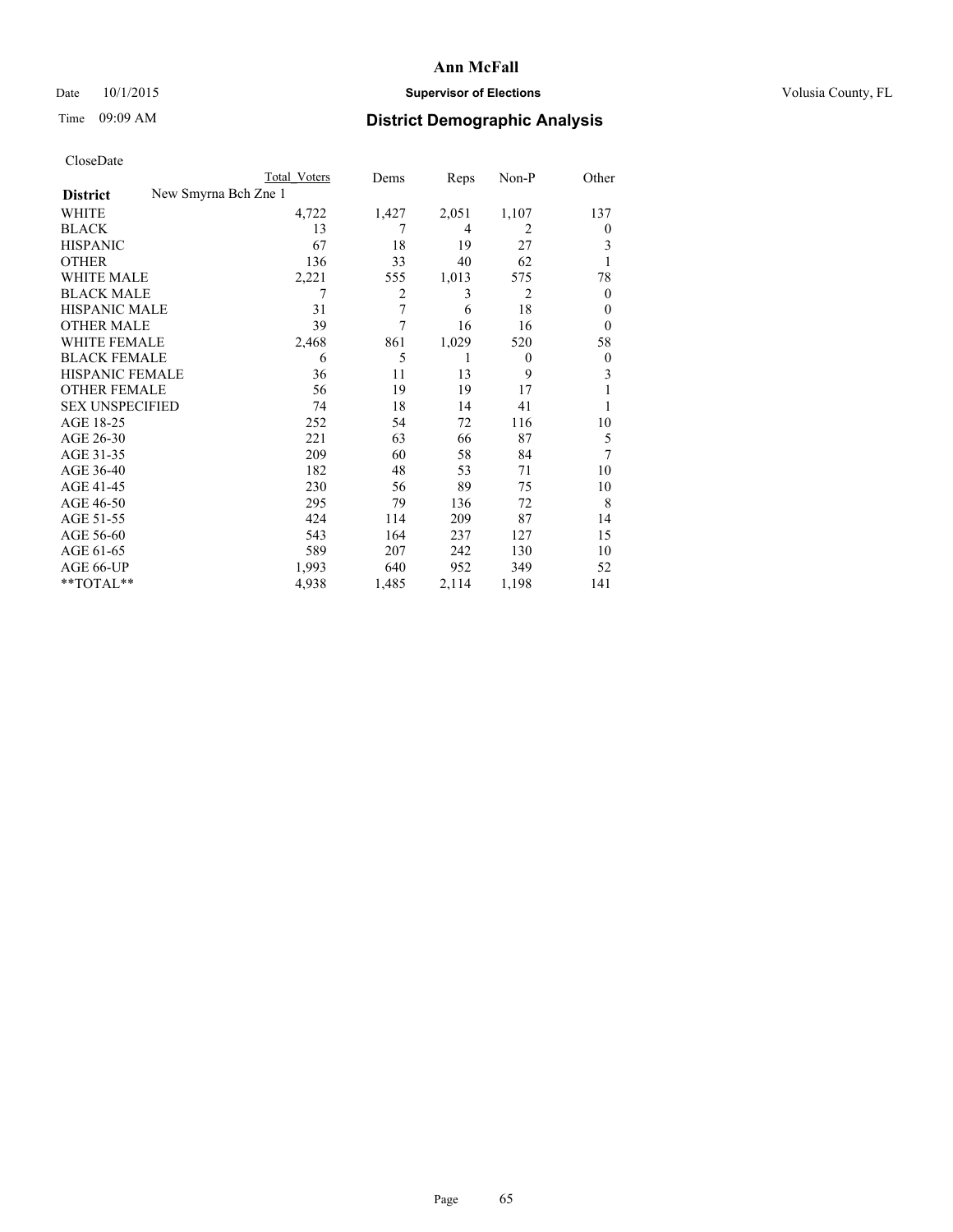# Ann McFall

Date 10/1/2015 | **Supervisor of Elections** | Volusia County, FL

Time 09:09 AM | **District Demographic Analysis**

CloseDate

| **District** New Smyrna Bch Zne 1 | Total Voters | Dems | Reps | Non-P | Other |
|---|---|---|---|---|---|
| WHITE | 4,722 | 1,427 | 2,051 | 1,107 | 137 |
| BLACK | 13 | 7 | 4 | 2 | 0 |
| HISPANIC | 67 | 18 | 19 | 27 | 3 |
| OTHER | 136 | 33 | 40 | 62 | 1 |
| WHITE MALE | 2,221 | 555 | 1,013 | 575 | 78 |
| BLACK MALE | 7 | 2 | 3 | 2 | 0 |
| HISPANIC MALE | 31 | 7 | 6 | 18 | 0 |
| OTHER MALE | 39 | 7 | 16 | 16 | 0 |
| WHITE FEMALE | 2,468 | 861 | 1,029 | 520 | 58 |
| BLACK FEMALE | 6 | 5 | 1 | 0 | 0 |
| HISPANIC FEMALE | 36 | 11 | 13 | 9 | 3 |
| OTHER FEMALE | 56 | 19 | 19 | 17 | 1 |
| SEX UNSPECIFIED | 74 | 18 | 14 | 41 | 1 |
| AGE 18-25 | 252 | 54 | 72 | 116 | 10 |
| AGE 26-30 | 221 | 63 | 66 | 87 | 5 |
| AGE 31-35 | 209 | 60 | 58 | 84 | 7 |
| AGE 36-40 | 182 | 48 | 53 | 71 | 10 |
| AGE 41-45 | 230 | 56 | 89 | 75 | 10 |
| AGE 46-50 | 295 | 79 | 136 | 72 | 8 |
| AGE 51-55 | 424 | 114 | 209 | 87 | 14 |
| AGE 56-60 | 543 | 164 | 237 | 127 | 15 |
| AGE 61-65 | 589 | 207 | 242 | 130 | 10 |
| AGE 66-UP | 1,993 | 640 | 952 | 349 | 52 |
| **TOTAL** | 4,938 | 1,485 | 2,114 | 1,198 | 141 |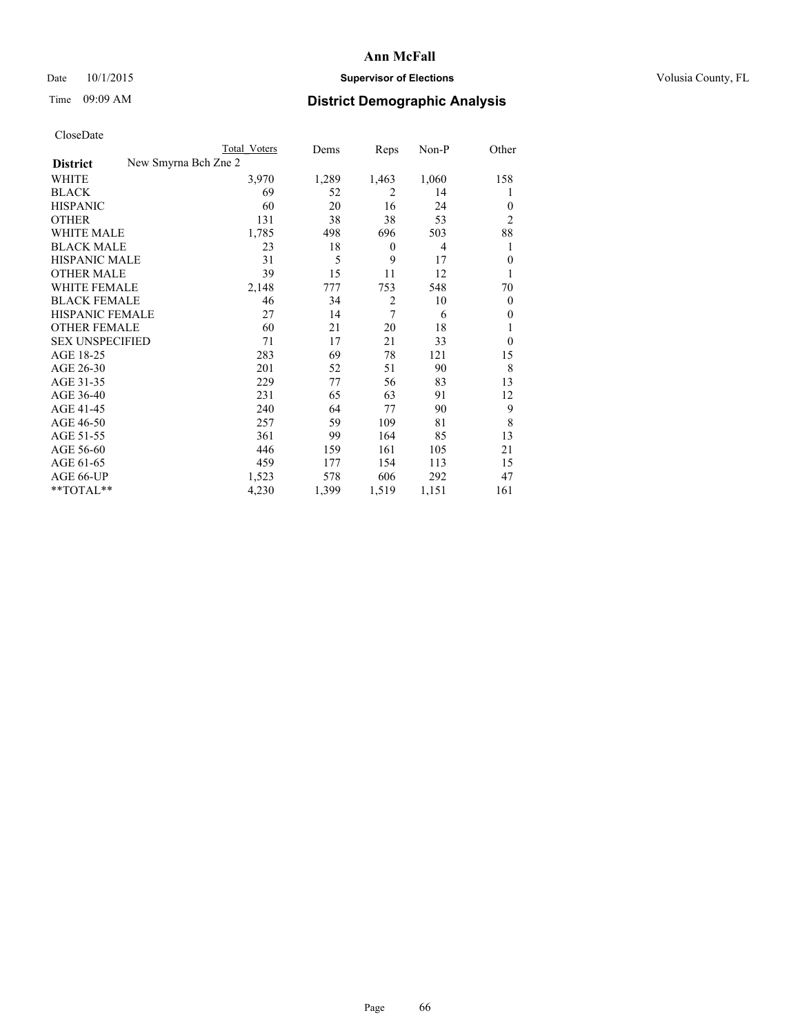**Ann McFall**

Date 10/1/2015 **Supervisor of Elections** Volusia County, FL

Time 09:09 AM **District Demographic Analysis**

CloseDate

| | Total Voters | Dems | Reps | Non-P | Other |
|---|---|---|---|---|---|
| **District** New Smyrna Bch Zne 2 | | | | | |
| WHITE | 3,970 | 1,289 | 1,463 | 1,060 | 158 |
| BLACK | 69 | 52 | 2 | 14 | 1 |
| HISPANIC | 60 | 20 | 16 | 24 | 0 |
| OTHER | 131 | 38 | 38 | 53 | 2 |
| WHITE MALE | 1,785 | 498 | 696 | 503 | 88 |
| BLACK MALE | 23 | 18 | 0 | 4 | 1 |
| HISPANIC MALE | 31 | 5 | 9 | 17 | 0 |
| OTHER MALE | 39 | 15 | 11 | 12 | 1 |
| WHITE FEMALE | 2,148 | 777 | 753 | 548 | 70 |
| BLACK FEMALE | 46 | 34 | 2 | 10 | 0 |
| HISPANIC FEMALE | 27 | 14 | 7 | 6 | 0 |
| OTHER FEMALE | 60 | 21 | 20 | 18 | 1 |
| SEX UNSPECIFIED | 71 | 17 | 21 | 33 | 0 |
| AGE 18-25 | 283 | 69 | 78 | 121 | 15 |
| AGE 26-30 | 201 | 52 | 51 | 90 | 8 |
| AGE 31-35 | 229 | 77 | 56 | 83 | 13 |
| AGE 36-40 | 231 | 65 | 63 | 91 | 12 |
| AGE 41-45 | 240 | 64 | 77 | 90 | 9 |
| AGE 46-50 | 257 | 59 | 109 | 81 | 8 |
| AGE 51-55 | 361 | 99 | 164 | 85 | 13 |
| AGE 56-60 | 446 | 159 | 161 | 105 | 21 |
| AGE 61-65 | 459 | 177 | 154 | 113 | 15 |
| AGE 66-UP | 1,523 | 578 | 606 | 292 | 47 |
| **TOTAL** | 4,230 | 1,399 | 1,519 | 1,151 | 161 |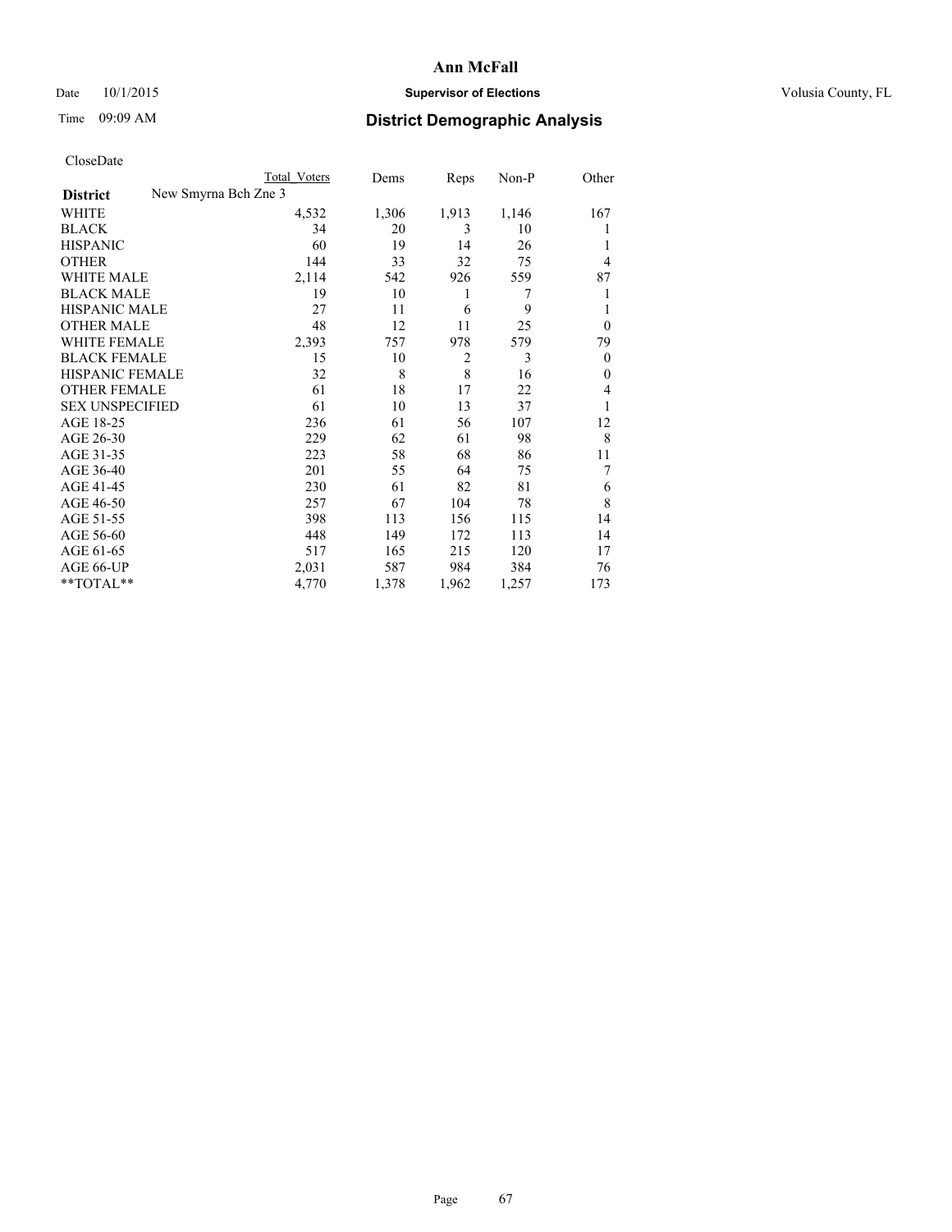# Ann McFall

Date 10/1/2015 **Supervisor of Elections** Volusia County, FL

Time 09:09 AM **District Demographic Analysis**

CloseDate

| | Total Voters | Dems | Reps | Non-P | Other |
|---|---|---|---|---|---|
| **District** New Smyrna Bch Zne 3 | | | | | |
| WHITE | 4,532 | 1,306 | 1,913 | 1,146 | 167 |
| BLACK | 34 | 20 | 3 | 10 | 1 |
| HISPANIC | 60 | 19 | 14 | 26 | 1 |
| OTHER | 144 | 33 | 32 | 75 | 4 |
| WHITE MALE | 2,114 | 542 | 926 | 559 | 87 |
| BLACK MALE | 19 | 10 | 1 | 7 | 1 |
| HISPANIC MALE | 27 | 11 | 6 | 9 | 1 |
| OTHER MALE | 48 | 12 | 11 | 25 | 0 |
| WHITE FEMALE | 2,393 | 757 | 978 | 579 | 79 |
| BLACK FEMALE | 15 | 10 | 2 | 3 | 0 |
| HISPANIC FEMALE | 32 | 8 | 8 | 16 | 0 |
| OTHER FEMALE | 61 | 18 | 17 | 22 | 4 |
| SEX UNSPECIFIED | 61 | 10 | 13 | 37 | 1 |
| AGE 18-25 | 236 | 61 | 56 | 107 | 12 |
| AGE 26-30 | 229 | 62 | 61 | 98 | 8 |
| AGE 31-35 | 223 | 58 | 68 | 86 | 11 |
| AGE 36-40 | 201 | 55 | 64 | 75 | 7 |
| AGE 41-45 | 230 | 61 | 82 | 81 | 6 |
| AGE 46-50 | 257 | 67 | 104 | 78 | 8 |
| AGE 51-55 | 398 | 113 | 156 | 115 | 14 |
| AGE 56-60 | 448 | 149 | 172 | 113 | 14 |
| AGE 61-65 | 517 | 165 | 215 | 120 | 17 |
| AGE 66-UP | 2,031 | 587 | 984 | 384 | 76 |
| **TOTAL** | 4,770 | 1,378 | 1,962 | 1,257 | 173 |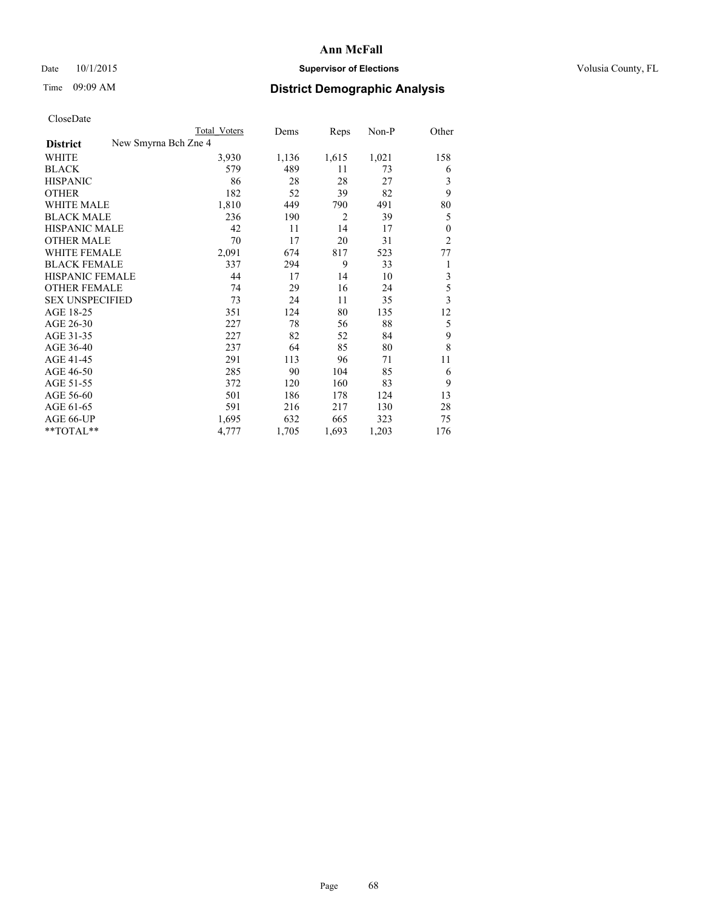Date 10/1/2015

Time 09:09 AM

# Ann McFall

## Supervisor of Elections

Volusia County, FL

## District Demographic Analysis

CloseDate

| District | New Smyrna Bch Zne 4 | Total Voters | Dems | Reps | Non-P | Other |
|---|---|---|---|---|---|---|
| WHITE | | 3,930 | 1,136 | 1,615 | 1,021 | 158 |
| BLACK | | 579 | 489 | 11 | 73 | 6 |
| HISPANIC | | 86 | 28 | 28 | 27 | 3 |
| OTHER | | 182 | 52 | 39 | 82 | 9 |
| WHITE MALE | | 1,810 | 449 | 790 | 491 | 80 |
| BLACK MALE | | 236 | 190 | 2 | 39 | 5 |
| HISPANIC MALE | | 42 | 11 | 14 | 17 | 0 |
| OTHER MALE | | 70 | 17 | 20 | 31 | 2 |
| WHITE FEMALE | | 2,091 | 674 | 817 | 523 | 77 |
| BLACK FEMALE | | 337 | 294 | 9 | 33 | 1 |
| HISPANIC FEMALE | | 44 | 17 | 14 | 10 | 3 |
| OTHER FEMALE | | 74 | 29 | 16 | 24 | 5 |
| SEX UNSPECIFIED | | 73 | 24 | 11 | 35 | 3 |
| AGE 18-25 | | 351 | 124 | 80 | 135 | 12 |
| AGE 26-30 | | 227 | 78 | 56 | 88 | 5 |
| AGE 31-35 | | 227 | 82 | 52 | 84 | 9 |
| AGE 36-40 | | 237 | 64 | 85 | 80 | 8 |
| AGE 41-45 | | 291 | 113 | 96 | 71 | 11 |
| AGE 46-50 | | 285 | 90 | 104 | 85 | 6 |
| AGE 51-55 | | 372 | 120 | 160 | 83 | 9 |
| AGE 56-60 | | 501 | 186 | 178 | 124 | 13 |
| AGE 61-65 | | 591 | 216 | 217 | 130 | 28 |
| AGE 66-UP | | 1,695 | 632 | 665 | 323 | 75 |
| **TOTAL** | | 4,777 | 1,705 | 1,693 | 1,203 | 176 |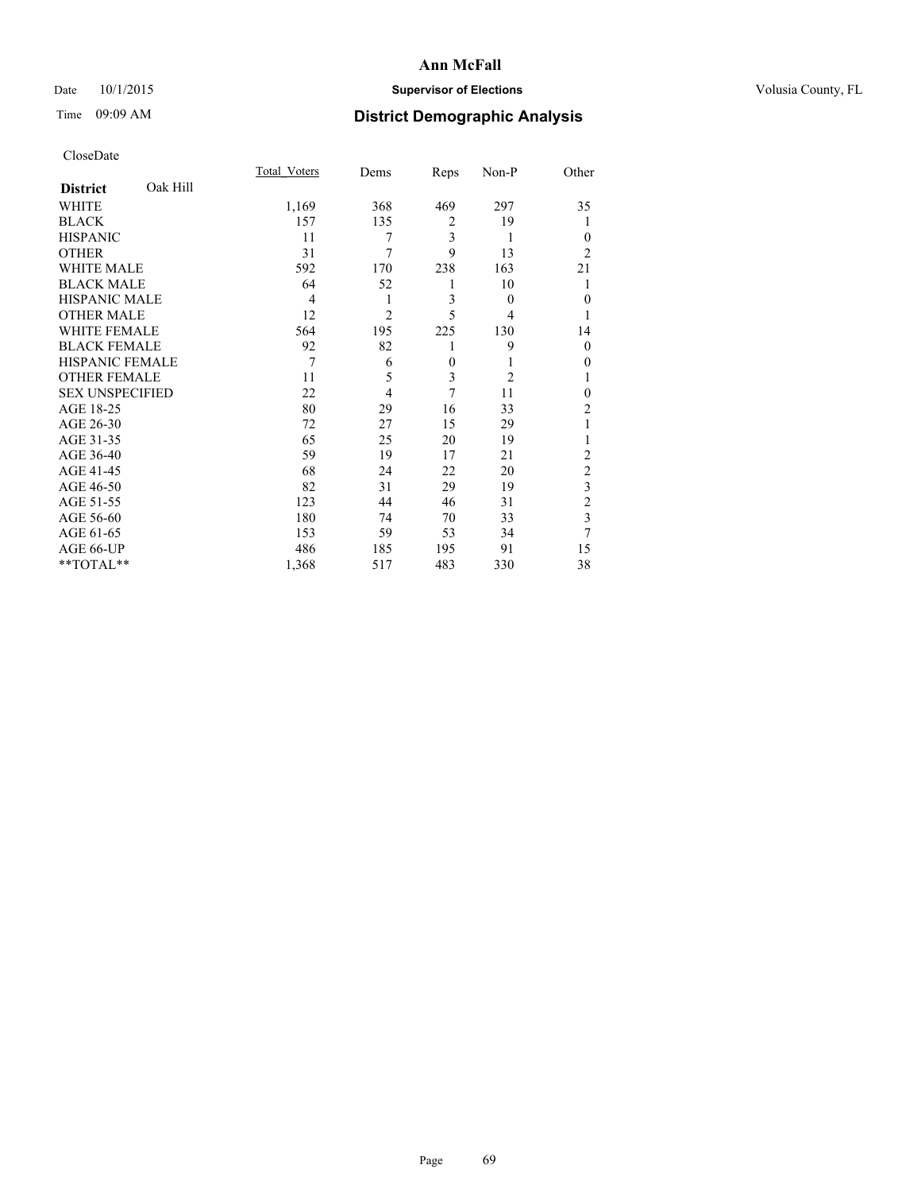# Ann McFall

Date 10/1/2015 **Supervisor of Elections** Volusia County, FL

Time 09:09 AM **District Demographic Analysis**

CloseDate

| **District** Oak Hill | Total_Voters | Dems | Reps | Non-P | Other |
|---|---|---|---|---|---|
| WHITE | 1,169 | 368 | 469 | 297 | 35 |
| BLACK | 157 | 135 | 2 | 19 | 1 |
| HISPANIC | 11 | 7 | 3 | 1 | 0 |
| OTHER | 31 | 7 | 9 | 13 | 2 |
| WHITE MALE | 592 | 170 | 238 | 163 | 21 |
| BLACK MALE | 64 | 52 | 1 | 10 | 1 |
| HISPANIC MALE | 4 | 1 | 3 | 0 | 0 |
| OTHER MALE | 12 | 2 | 5 | 4 | 1 |
| WHITE FEMALE | 564 | 195 | 225 | 130 | 14 |
| BLACK FEMALE | 92 | 82 | 1 | 9 | 0 |
| HISPANIC FEMALE | 7 | 6 | 0 | 1 | 0 |
| OTHER FEMALE | 11 | 5 | 3 | 2 | 1 |
| SEX UNSPECIFIED | 22 | 4 | 7 | 11 | 0 |
| AGE 18-25 | 80 | 29 | 16 | 33 | 2 |
| AGE 26-30 | 72 | 27 | 15 | 29 | 1 |
| AGE 31-35 | 65 | 25 | 20 | 19 | 1 |
| AGE 36-40 | 59 | 19 | 17 | 21 | 2 |
| AGE 41-45 | 68 | 24 | 22 | 20 | 2 |
| AGE 46-50 | 82 | 31 | 29 | 19 | 3 |
| AGE 51-55 | 123 | 44 | 46 | 31 | 2 |
| AGE 56-60 | 180 | 74 | 70 | 33 | 3 |
| AGE 61-65 | 153 | 59 | 53 | 34 | 7 |
| AGE 66-UP | 486 | 185 | 195 | 91 | 15 |
| **TOTAL** | 1,368 | 517 | 483 | 330 | 38 |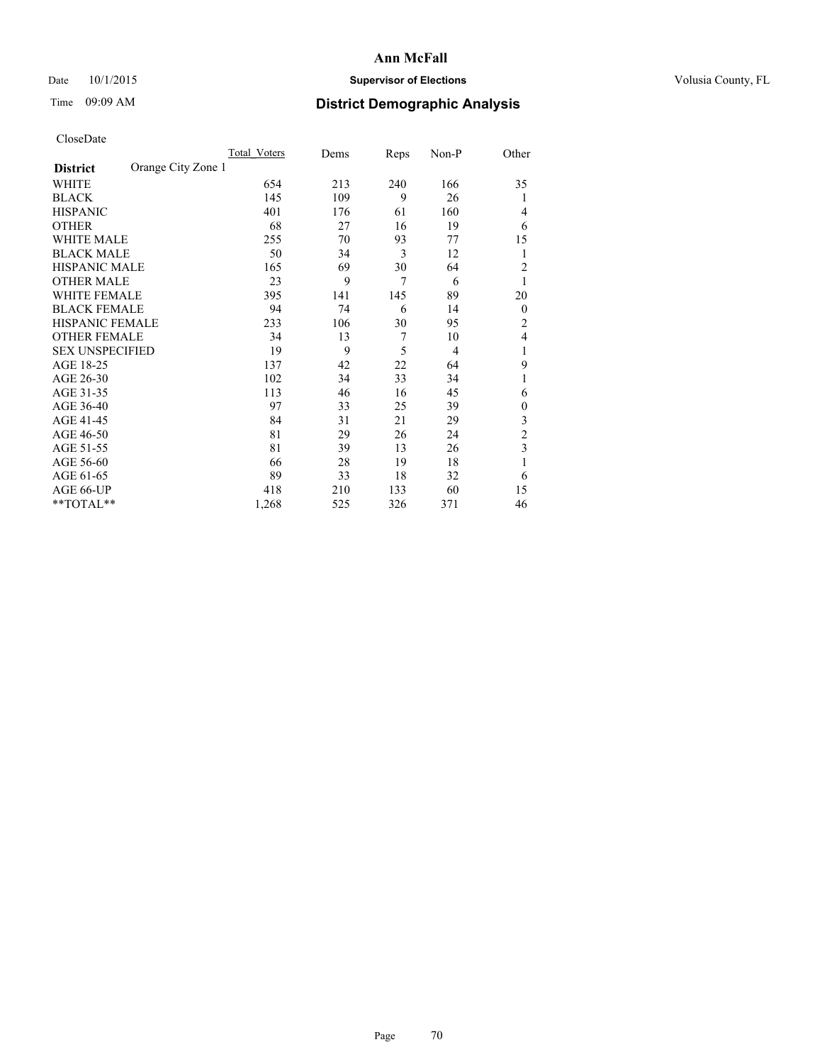**Ann McFall**

Date 10/1/2015 **Supervisor of Elections** Volusia County, FL

Time 09:09 AM **District Demographic Analysis**

CloseDate

| | Total_Voters | Dems | Reps | Non-P | Other |
|---|---|---|---|---|---|
| **District** Orange City Zone 1 | | | | | |
| WHITE | 654 | 213 | 240 | 166 | 35 |
| BLACK | 145 | 109 | 9 | 26 | 1 |
| HISPANIC | 401 | 176 | 61 | 160 | 4 |
| OTHER | 68 | 27 | 16 | 19 | 6 |
| WHITE MALE | 255 | 70 | 93 | 77 | 15 |
| BLACK MALE | 50 | 34 | 3 | 12 | 1 |
| HISPANIC MALE | 165 | 69 | 30 | 64 | 2 |
| OTHER MALE | 23 | 9 | 7 | 6 | 1 |
| WHITE FEMALE | 395 | 141 | 145 | 89 | 20 |
| BLACK FEMALE | 94 | 74 | 6 | 14 | 0 |
| HISPANIC FEMALE | 233 | 106 | 30 | 95 | 2 |
| OTHER FEMALE | 34 | 13 | 7 | 10 | 4 |
| SEX UNSPECIFIED | 19 | 9 | 5 | 4 | 1 |
| AGE 18-25 | 137 | 42 | 22 | 64 | 9 |
| AGE 26-30 | 102 | 34 | 33 | 34 | 1 |
| AGE 31-35 | 113 | 46 | 16 | 45 | 6 |
| AGE 36-40 | 97 | 33 | 25 | 39 | 0 |
| AGE 41-45 | 84 | 31 | 21 | 29 | 3 |
| AGE 46-50 | 81 | 29 | 26 | 24 | 2 |
| AGE 51-55 | 81 | 39 | 13 | 26 | 3 |
| AGE 56-60 | 66 | 28 | 19 | 18 | 1 |
| AGE 61-65 | 89 | 33 | 18 | 32 | 6 |
| AGE 66-UP | 418 | 210 | 133 | 60 | 15 |
| **TOTAL** | 1,268 | 525 | 326 | 371 | 46 |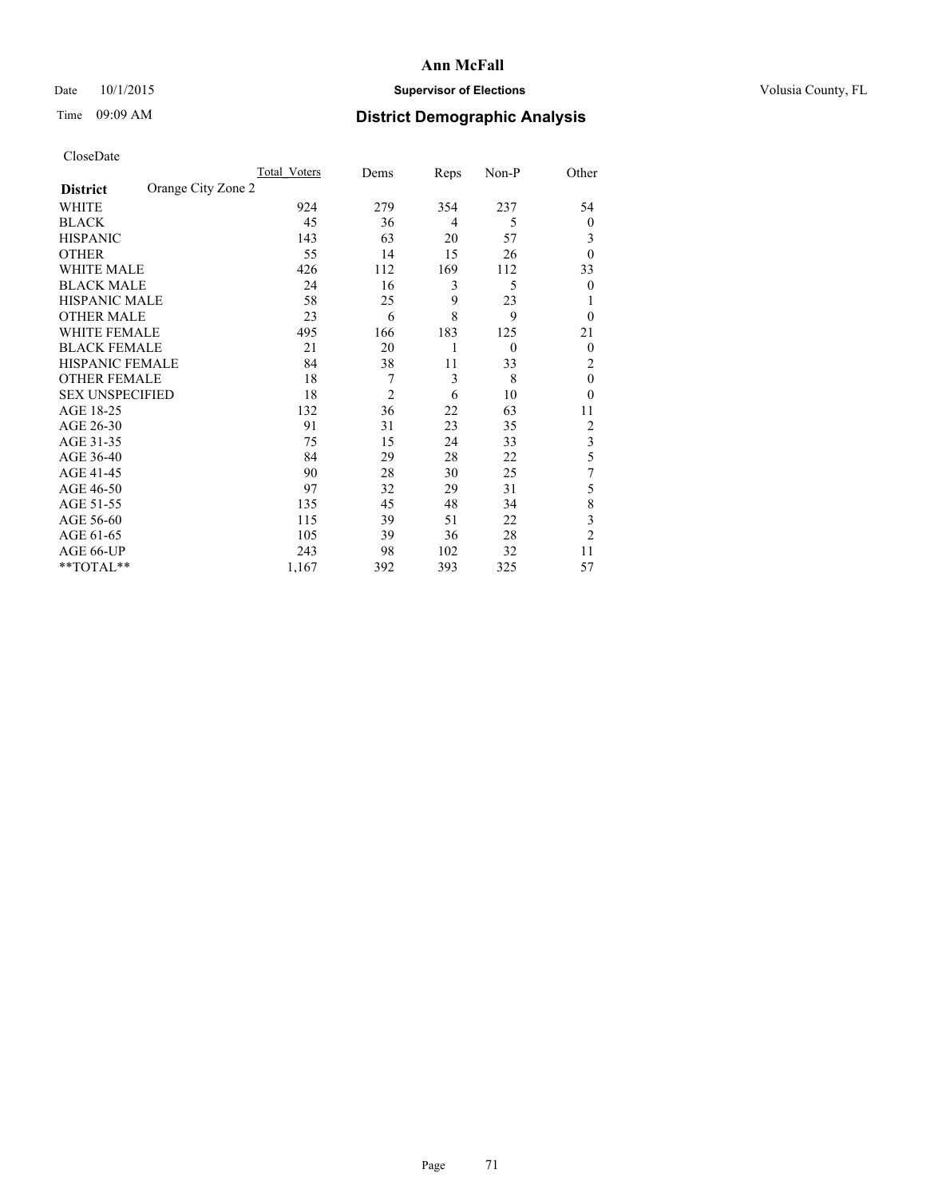**Ann McFall**

Date 10/1/2015 **Supervisor of Elections** Volusia County, FL

Time 09:09 AM **District Demographic Analysis**

CloseDate

| **District** Orange City Zone 2 | Total_Voters | Dems | Reps | Non-P | Other |
|---|---|---|---|---|---|
| WHITE | 924 | 279 | 354 | 237 | 54 |
| BLACK | 45 | 36 | 4 | 5 | 0 |
| HISPANIC | 143 | 63 | 20 | 57 | 3 |
| OTHER | 55 | 14 | 15 | 26 | 0 |
| WHITE MALE | 426 | 112 | 169 | 112 | 33 |
| BLACK MALE | 24 | 16 | 3 | 5 | 0 |
| HISPANIC MALE | 58 | 25 | 9 | 23 | 1 |
| OTHER MALE | 23 | 6 | 8 | 9 | 0 |
| WHITE FEMALE | 495 | 166 | 183 | 125 | 21 |
| BLACK FEMALE | 21 | 20 | 1 | 0 | 0 |
| HISPANIC FEMALE | 84 | 38 | 11 | 33 | 2 |
| OTHER FEMALE | 18 | 7 | 3 | 8 | 0 |
| SEX UNSPECIFIED | 18 | 2 | 6 | 10 | 0 |
| AGE 18-25 | 132 | 36 | 22 | 63 | 11 |
| AGE 26-30 | 91 | 31 | 23 | 35 | 2 |
| AGE 31-35 | 75 | 15 | 24 | 33 | 3 |
| AGE 36-40 | 84 | 29 | 28 | 22 | 5 |
| AGE 41-45 | 90 | 28 | 30 | 25 | 7 |
| AGE 46-50 | 97 | 32 | 29 | 31 | 5 |
| AGE 51-55 | 135 | 45 | 48 | 34 | 8 |
| AGE 56-60 | 115 | 39 | 51 | 22 | 3 |
| AGE 61-65 | 105 | 39 | 36 | 28 | 2 |
| AGE 66-UP | 243 | 98 | 102 | 32 | 11 |
| **TOTAL** | 1,167 | 392 | 393 | 325 | 57 |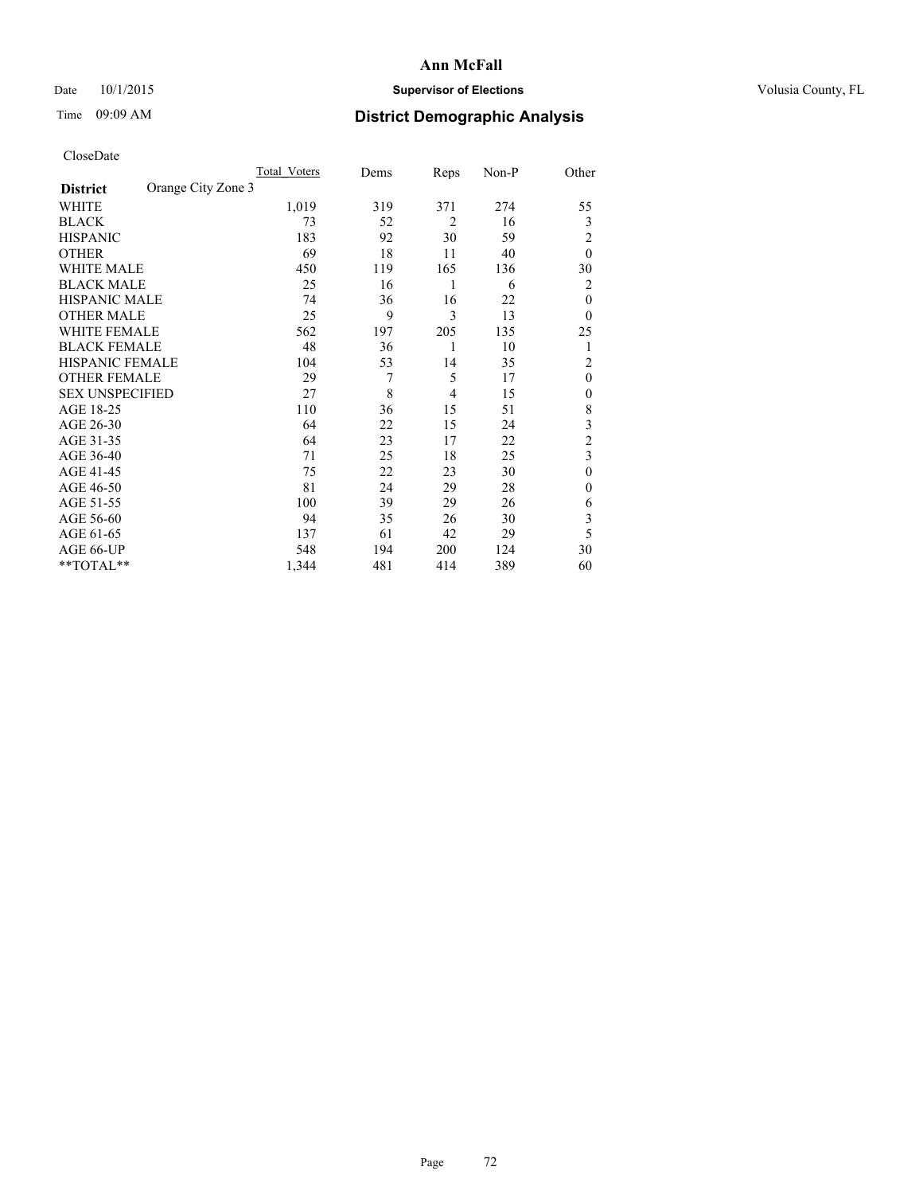# Ann McFall

Date 10/1/2015

**Supervisor of Elections**

Volusia County, FL

Time 09:09 AM

## District Demographic Analysis

CloseDate

| **District** Orange City Zone 3 | Total_Voters | Dems | Reps | Non-P | Other |
|---|---|---|---|---|---|
| WHITE | 1,019 | 319 | 371 | 274 | 55 |
| BLACK | 73 | 52 | 2 | 16 | 3 |
| HISPANIC | 183 | 92 | 30 | 59 | 2 |
| OTHER | 69 | 18 | 11 | 40 | 0 |
| WHITE MALE | 450 | 119 | 165 | 136 | 30 |
| BLACK MALE | 25 | 16 | 1 | 6 | 2 |
| HISPANIC MALE | 74 | 36 | 16 | 22 | 0 |
| OTHER MALE | 25 | 9 | 3 | 13 | 0 |
| WHITE FEMALE | 562 | 197 | 205 | 135 | 25 |
| BLACK FEMALE | 48 | 36 | 1 | 10 | 1 |
| HISPANIC FEMALE | 104 | 53 | 14 | 35 | 2 |
| OTHER FEMALE | 29 | 7 | 5 | 17 | 0 |
| SEX UNSPECIFIED | 27 | 8 | 4 | 15 | 0 |
| AGE 18-25 | 110 | 36 | 15 | 51 | 8 |
| AGE 26-30 | 64 | 22 | 15 | 24 | 3 |
| AGE 31-35 | 64 | 23 | 17 | 22 | 2 |
| AGE 36-40 | 71 | 25 | 18 | 25 | 3 |
| AGE 41-45 | 75 | 22 | 23 | 30 | 0 |
| AGE 46-50 | 81 | 24 | 29 | 28 | 0 |
| AGE 51-55 | 100 | 39 | 29 | 26 | 6 |
| AGE 56-60 | 94 | 35 | 26 | 30 | 3 |
| AGE 61-65 | 137 | 61 | 42 | 29 | 5 |
| AGE 66-UP | 548 | 194 | 200 | 124 | 30 |
| **TOTAL** | 1,344 | 481 | 414 | 389 | 60 |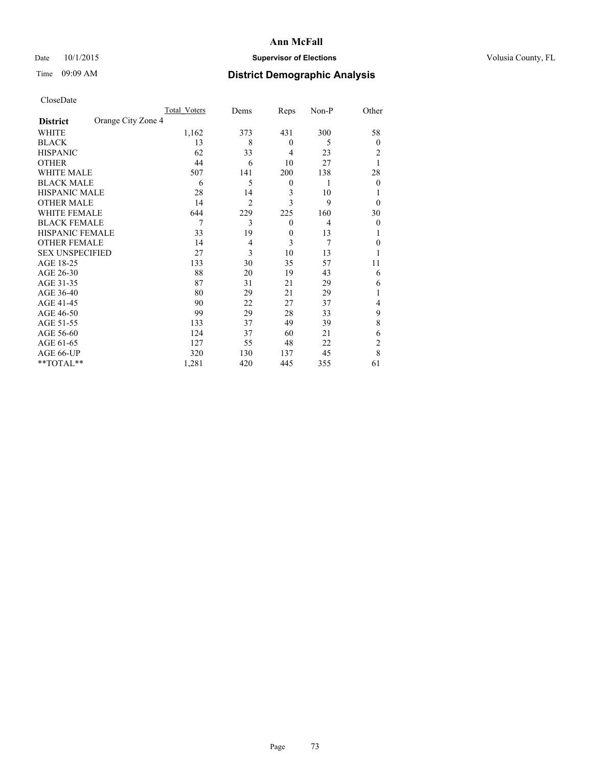# Ann McFall

Date 10/1/2015 **Supervisor of Elections** Volusia County, FL

Time 09:09 AM **District Demographic Analysis**

CloseDate

| **District** Orange City Zone 4 | Total Voters | Dems | Reps | Non-P | Other |
|---|---|---|---|---|---|
| WHITE | 1,162 | 373 | 431 | 300 | 58 |
| BLACK | 13 | 8 | 0 | 5 | 0 |
| HISPANIC | 62 | 33 | 4 | 23 | 2 |
| OTHER | 44 | 6 | 10 | 27 | 1 |
| WHITE MALE | 507 | 141 | 200 | 138 | 28 |
| BLACK MALE | 6 | 5 | 0 | 1 | 0 |
| HISPANIC MALE | 28 | 14 | 3 | 10 | 1 |
| OTHER MALE | 14 | 2 | 3 | 9 | 0 |
| WHITE FEMALE | 644 | 229 | 225 | 160 | 30 |
| BLACK FEMALE | 7 | 3 | 0 | 4 | 0 |
| HISPANIC FEMALE | 33 | 19 | 0 | 13 | 1 |
| OTHER FEMALE | 14 | 4 | 3 | 7 | 0 |
| SEX UNSPECIFIED | 27 | 3 | 10 | 13 | 1 |
| AGE 18-25 | 133 | 30 | 35 | 57 | 11 |
| AGE 26-30 | 88 | 20 | 19 | 43 | 6 |
| AGE 31-35 | 87 | 31 | 21 | 29 | 6 |
| AGE 36-40 | 80 | 29 | 21 | 29 | 1 |
| AGE 41-45 | 90 | 22 | 27 | 37 | 4 |
| AGE 46-50 | 99 | 29 | 28 | 33 | 9 |
| AGE 51-55 | 133 | 37 | 49 | 39 | 8 |
| AGE 56-60 | 124 | 37 | 60 | 21 | 6 |
| AGE 61-65 | 127 | 55 | 48 | 22 | 2 |
| AGE 66-UP | 320 | 130 | 137 | 45 | 8 |
| **TOTAL** | 1,281 | 420 | 445 | 355 | 61 |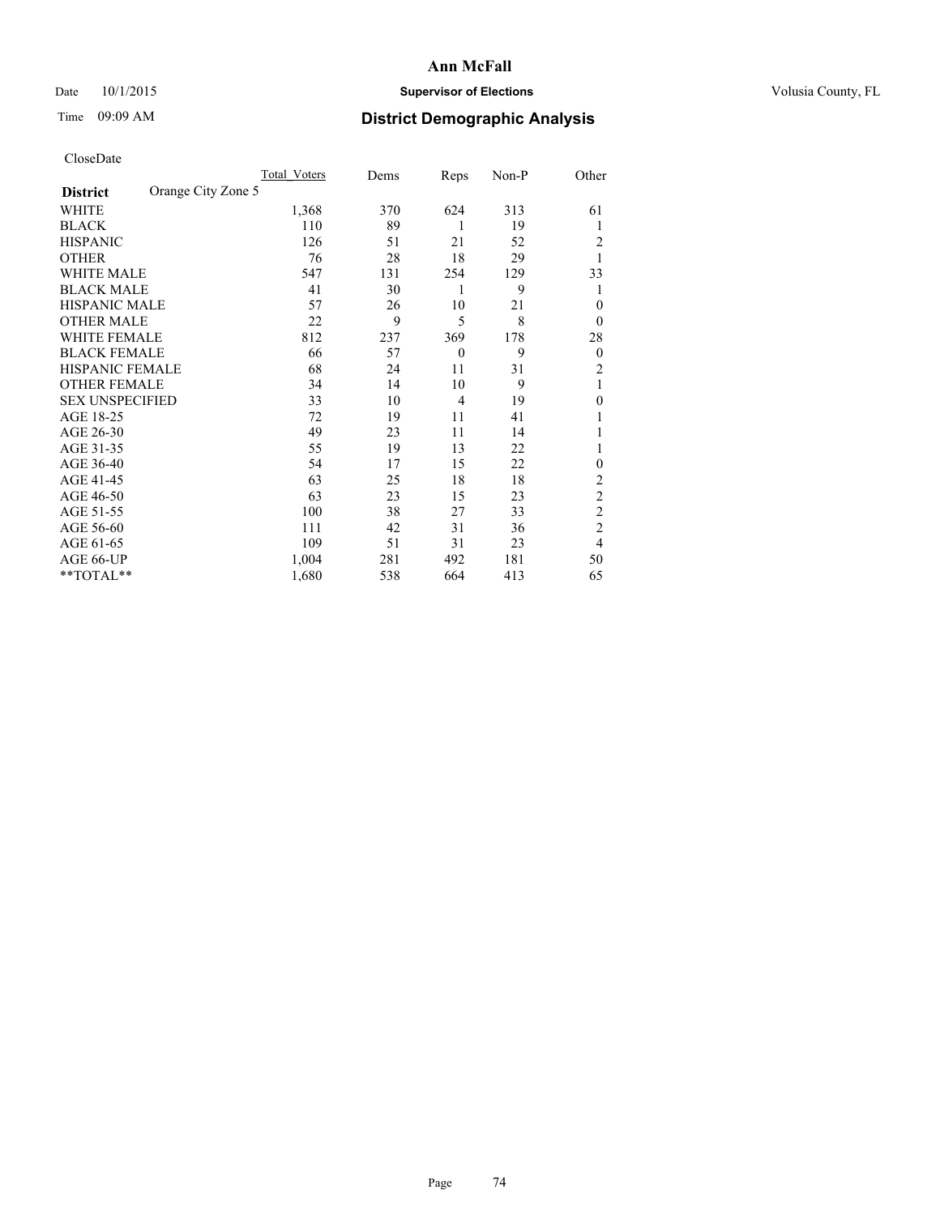# Ann McFall

Date 10/1/2015 **Supervisor of Elections** Volusia County, FL

Time 09:09 AM **District Demographic Analysis**

CloseDate

| **District** Orange City Zone 5 | Total_Voters | Dems | Reps | Non-P | Other |
|---|---|---|---|---|---|
| WHITE | 1,368 | 370 | 624 | 313 | 61 |
| BLACK | 110 | 89 | 1 | 19 | 1 |
| HISPANIC | 126 | 51 | 21 | 52 | 2 |
| OTHER | 76 | 28 | 18 | 29 | 1 |
| WHITE MALE | 547 | 131 | 254 | 129 | 33 |
| BLACK MALE | 41 | 30 | 1 | 9 | 1 |
| HISPANIC MALE | 57 | 26 | 10 | 21 | 0 |
| OTHER MALE | 22 | 9 | 5 | 8 | 0 |
| WHITE FEMALE | 812 | 237 | 369 | 178 | 28 |
| BLACK FEMALE | 66 | 57 | 0 | 9 | 0 |
| HISPANIC FEMALE | 68 | 24 | 11 | 31 | 2 |
| OTHER FEMALE | 34 | 14 | 10 | 9 | 1 |
| SEX UNSPECIFIED | 33 | 10 | 4 | 19 | 0 |
| AGE 18-25 | 72 | 19 | 11 | 41 | 1 |
| AGE 26-30 | 49 | 23 | 11 | 14 | 1 |
| AGE 31-35 | 55 | 19 | 13 | 22 | 1 |
| AGE 36-40 | 54 | 17 | 15 | 22 | 0 |
| AGE 41-45 | 63 | 25 | 18 | 18 | 2 |
| AGE 46-50 | 63 | 23 | 15 | 23 | 2 |
| AGE 51-55 | 100 | 38 | 27 | 33 | 2 |
| AGE 56-60 | 111 | 42 | 31 | 36 | 2 |
| AGE 61-65 | 109 | 51 | 31 | 23 | 4 |
| AGE 66-UP | 1,004 | 281 | 492 | 181 | 50 |
| **TOTAL** | 1,680 | 538 | 664 | 413 | 65 |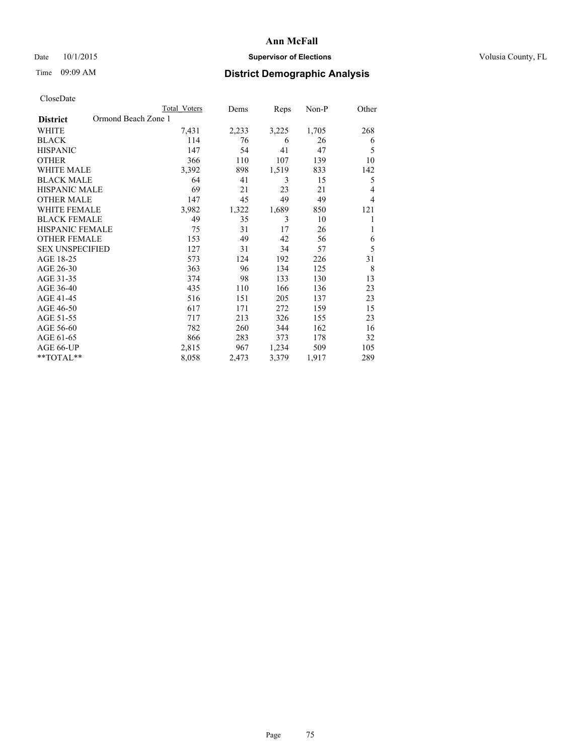# Ann McFall

Date 10/1/2015 **Supervisor of Elections** Volusia County, FL

Time 09:09 AM **District Demographic Analysis**

CloseDate

| | Total Voters | Dems | Reps | Non-P | Other |
|---|---|---|---|---|---|
| **District** Ormond Beach Zone 1 | | | | | |
| WHITE | 7,431 | 2,233 | 3,225 | 1,705 | 268 |
| BLACK | 114 | 76 | 6 | 26 | 6 |
| HISPANIC | 147 | 54 | 41 | 47 | 5 |
| OTHER | 366 | 110 | 107 | 139 | 10 |
| WHITE MALE | 3,392 | 898 | 1,519 | 833 | 142 |
| BLACK MALE | 64 | 41 | 3 | 15 | 5 |
| HISPANIC MALE | 69 | 21 | 23 | 21 | 4 |
| OTHER MALE | 147 | 45 | 49 | 49 | 4 |
| WHITE FEMALE | 3,982 | 1,322 | 1,689 | 850 | 121 |
| BLACK FEMALE | 49 | 35 | 3 | 10 | 1 |
| HISPANIC FEMALE | 75 | 31 | 17 | 26 | 1 |
| OTHER FEMALE | 153 | 49 | 42 | 56 | 6 |
| SEX UNSPECIFIED | 127 | 31 | 34 | 57 | 5 |
| AGE 18-25 | 573 | 124 | 192 | 226 | 31 |
| AGE 26-30 | 363 | 96 | 134 | 125 | 8 |
| AGE 31-35 | 374 | 98 | 133 | 130 | 13 |
| AGE 36-40 | 435 | 110 | 166 | 136 | 23 |
| AGE 41-45 | 516 | 151 | 205 | 137 | 23 |
| AGE 46-50 | 617 | 171 | 272 | 159 | 15 |
| AGE 51-55 | 717 | 213 | 326 | 155 | 23 |
| AGE 56-60 | 782 | 260 | 344 | 162 | 16 |
| AGE 61-65 | 866 | 283 | 373 | 178 | 32 |
| AGE 66-UP | 2,815 | 967 | 1,234 | 509 | 105 |
| **TOTAL** | 8,058 | 2,473 | 3,379 | 1,917 | 289 |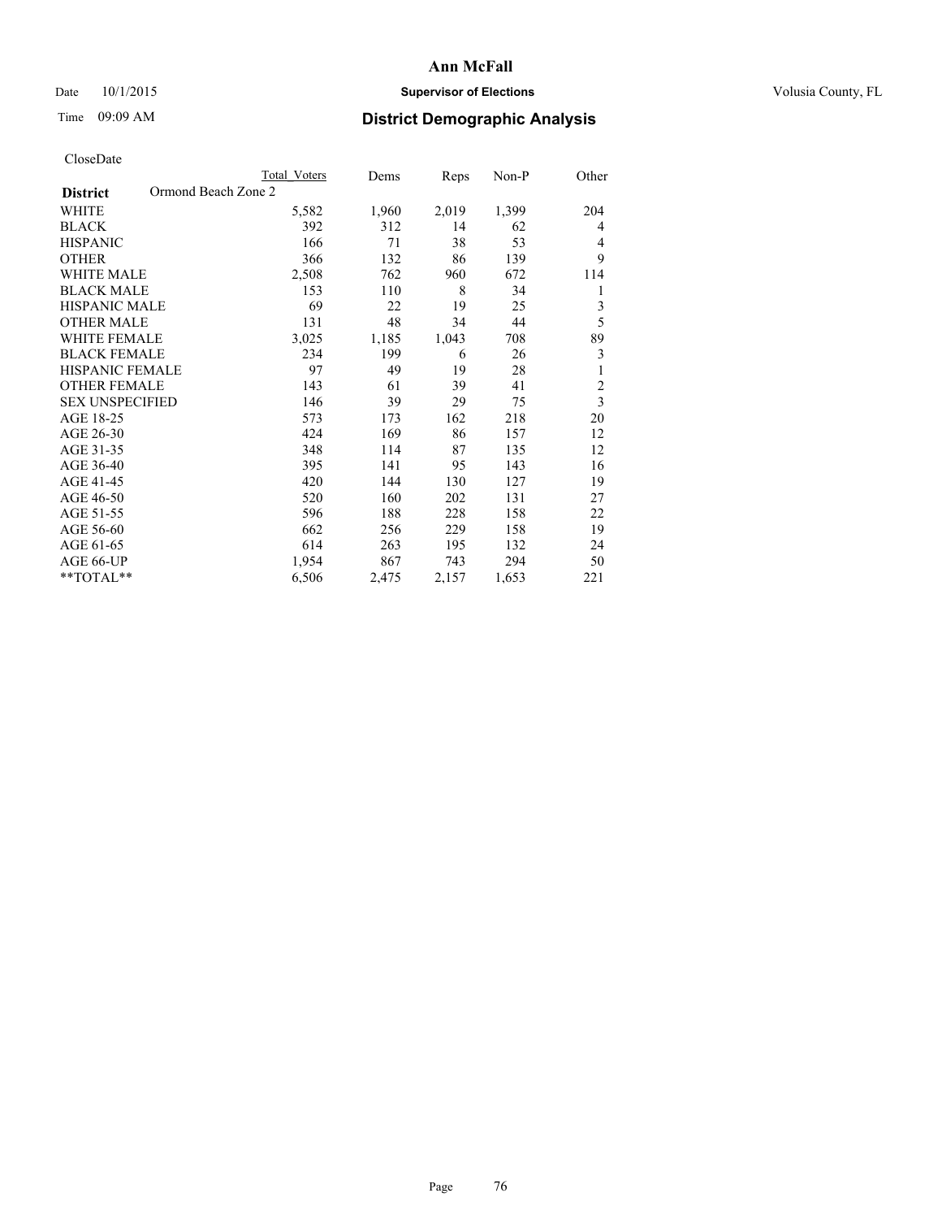# Ann McFall

Date 10/1/2015 **Supervisor of Elections** Volusia County, FL

Time 09:09 AM **District Demographic Analysis**

CloseDate

| | Total Voters | Dems | Reps | Non-P | Other |
|---|---|---|---|---|---|
| **District** Ormond Beach Zone 2 | | | | | |
| WHITE | 5,582 | 1,960 | 2,019 | 1,399 | 204 |
| BLACK | 392 | 312 | 14 | 62 | 4 |
| HISPANIC | 166 | 71 | 38 | 53 | 4 |
| OTHER | 366 | 132 | 86 | 139 | 9 |
| WHITE MALE | 2,508 | 762 | 960 | 672 | 114 |
| BLACK MALE | 153 | 110 | 8 | 34 | 1 |
| HISPANIC MALE | 69 | 22 | 19 | 25 | 3 |
| OTHER MALE | 131 | 48 | 34 | 44 | 5 |
| WHITE FEMALE | 3,025 | 1,185 | 1,043 | 708 | 89 |
| BLACK FEMALE | 234 | 199 | 6 | 26 | 3 |
| HISPANIC FEMALE | 97 | 49 | 19 | 28 | 1 |
| OTHER FEMALE | 143 | 61 | 39 | 41 | 2 |
| SEX UNSPECIFIED | 146 | 39 | 29 | 75 | 3 |
| AGE 18-25 | 573 | 173 | 162 | 218 | 20 |
| AGE 26-30 | 424 | 169 | 86 | 157 | 12 |
| AGE 31-35 | 348 | 114 | 87 | 135 | 12 |
| AGE 36-40 | 395 | 141 | 95 | 143 | 16 |
| AGE 41-45 | 420 | 144 | 130 | 127 | 19 |
| AGE 46-50 | 520 | 160 | 202 | 131 | 27 |
| AGE 51-55 | 596 | 188 | 228 | 158 | 22 |
| AGE 56-60 | 662 | 256 | 229 | 158 | 19 |
| AGE 61-65 | 614 | 263 | 195 | 132 | 24 |
| AGE 66-UP | 1,954 | 867 | 743 | 294 | 50 |
| **TOTAL** | 6,506 | 2,475 | 2,157 | 1,653 | 221 |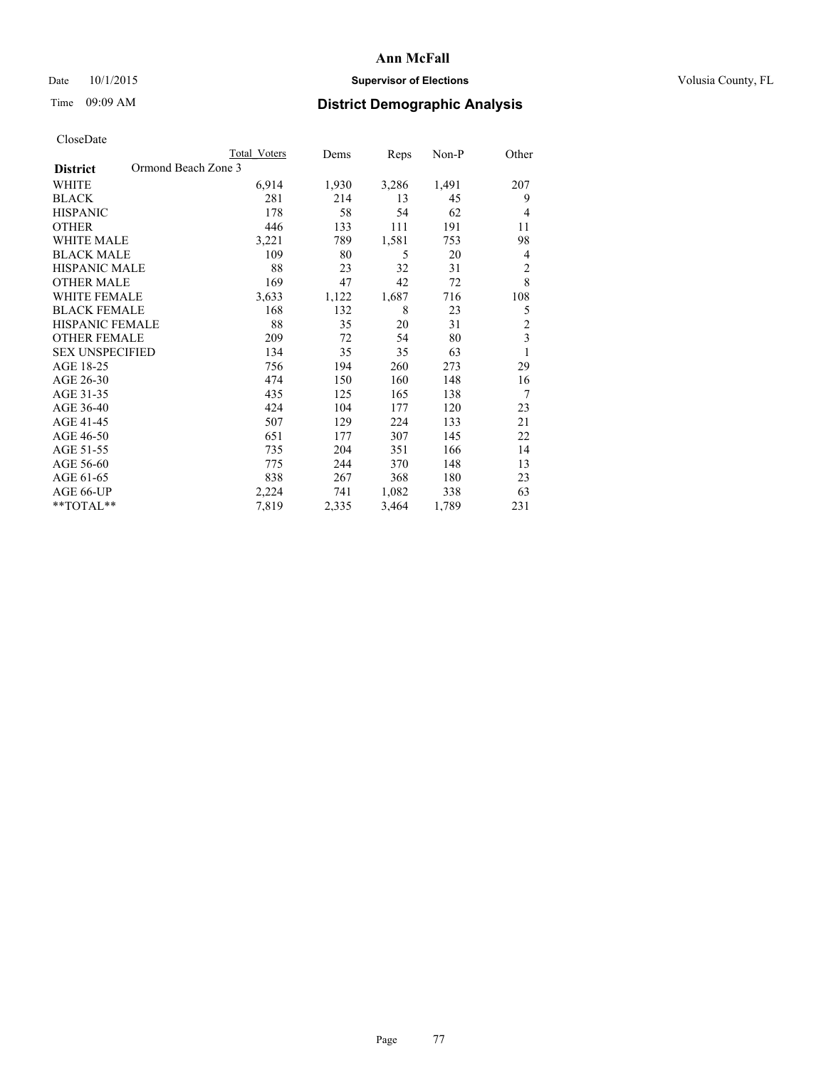**Ann McFall**

Date 10/1/2015 **Supervisor of Elections** Volusia County, FL

Time 09:09 AM **District Demographic Analysis**

CloseDate

| District: Ormond Beach Zone 3 | Total Voters | Dems | Reps | Non-P | Other |
|---|---|---|---|---|---|
| WHITE | 6,914 | 1,930 | 3,286 | 1,491 | 207 |
| BLACK | 281 | 214 | 13 | 45 | 9 |
| HISPANIC | 178 | 58 | 54 | 62 | 4 |
| OTHER | 446 | 133 | 111 | 191 | 11 |
| WHITE MALE | 3,221 | 789 | 1,581 | 753 | 98 |
| BLACK MALE | 109 | 80 | 5 | 20 | 4 |
| HISPANIC MALE | 88 | 23 | 32 | 31 | 2 |
| OTHER MALE | 169 | 47 | 42 | 72 | 8 |
| WHITE FEMALE | 3,633 | 1,122 | 1,687 | 716 | 108 |
| BLACK FEMALE | 168 | 132 | 8 | 23 | 5 |
| HISPANIC FEMALE | 88 | 35 | 20 | 31 | 2 |
| OTHER FEMALE | 209 | 72 | 54 | 80 | 3 |
| SEX UNSPECIFIED | 134 | 35 | 35 | 63 | 1 |
| AGE 18-25 | 756 | 194 | 260 | 273 | 29 |
| AGE 26-30 | 474 | 150 | 160 | 148 | 16 |
| AGE 31-35 | 435 | 125 | 165 | 138 | 7 |
| AGE 36-40 | 424 | 104 | 177 | 120 | 23 |
| AGE 41-45 | 507 | 129 | 224 | 133 | 21 |
| AGE 46-50 | 651 | 177 | 307 | 145 | 22 |
| AGE 51-55 | 735 | 204 | 351 | 166 | 14 |
| AGE 56-60 | 775 | 244 | 370 | 148 | 13 |
| AGE 61-65 | 838 | 267 | 368 | 180 | 23 |
| AGE 66-UP | 2,224 | 741 | 1,082 | 338 | 63 |
| **TOTAL** | 7,819 | 2,335 | 3,464 | 1,789 | 231 |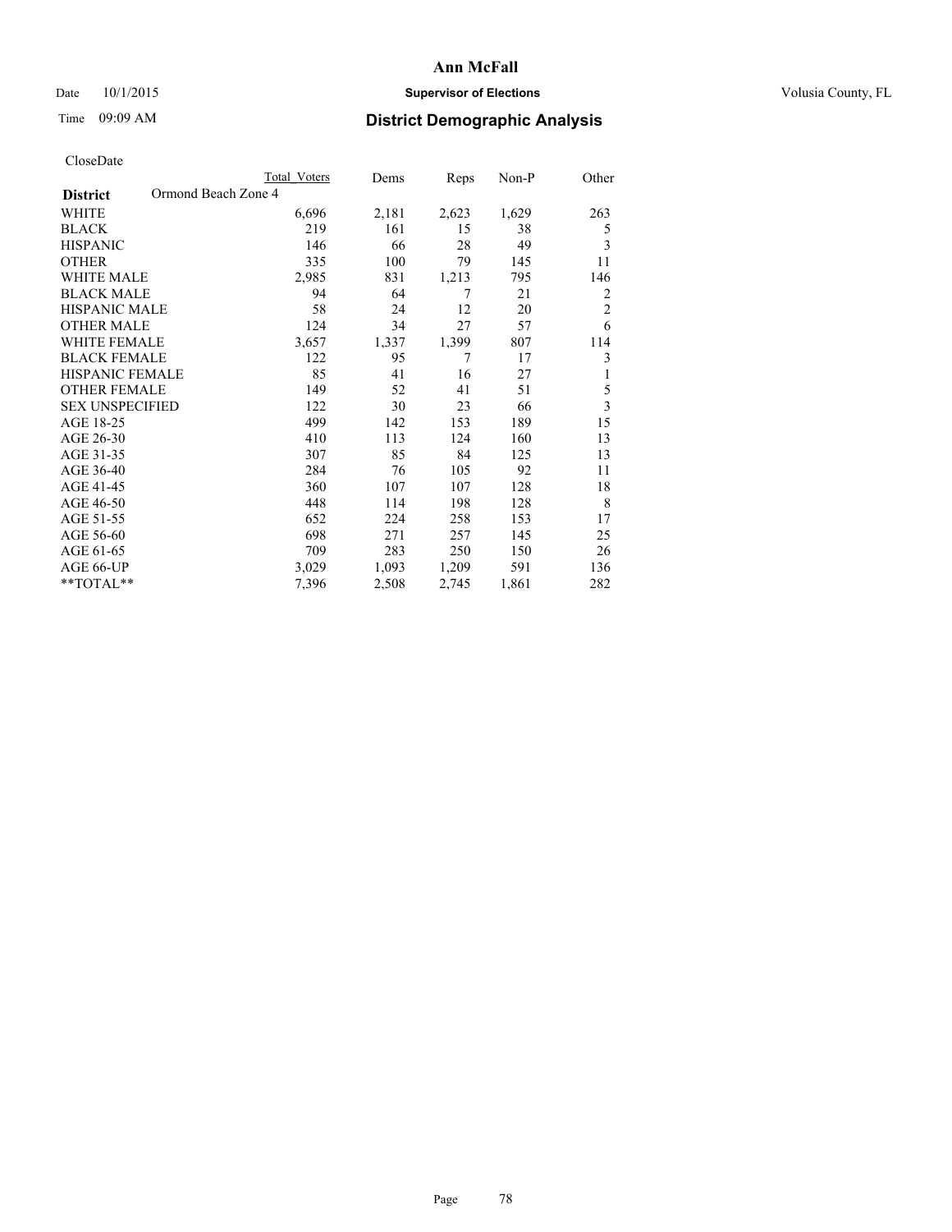Date 10/1/2015

Time 09:09 AM

# Ann McFall

**Supervisor of Elections**

Volusia County, FL

## District Demographic Analysis

CloseDate

| **District** Ormond Beach Zone 4 | Total Voters | Dems | Reps | Non-P | Other |
|---|---|---|---|---|---|
| WHITE | 6,696 | 2,181 | 2,623 | 1,629 | 263 |
| BLACK | 219 | 161 | 15 | 38 | 5 |
| HISPANIC | 146 | 66 | 28 | 49 | 3 |
| OTHER | 335 | 100 | 79 | 145 | 11 |
| WHITE MALE | 2,985 | 831 | 1,213 | 795 | 146 |
| BLACK MALE | 94 | 64 | 7 | 21 | 2 |
| HISPANIC MALE | 58 | 24 | 12 | 20 | 2 |
| OTHER MALE | 124 | 34 | 27 | 57 | 6 |
| WHITE FEMALE | 3,657 | 1,337 | 1,399 | 807 | 114 |
| BLACK FEMALE | 122 | 95 | 7 | 17 | 3 |
| HISPANIC FEMALE | 85 | 41 | 16 | 27 | 1 |
| OTHER FEMALE | 149 | 52 | 41 | 51 | 5 |
| SEX UNSPECIFIED | 122 | 30 | 23 | 66 | 3 |
| AGE 18-25 | 499 | 142 | 153 | 189 | 15 |
| AGE 26-30 | 410 | 113 | 124 | 160 | 13 |
| AGE 31-35 | 307 | 85 | 84 | 125 | 13 |
| AGE 36-40 | 284 | 76 | 105 | 92 | 11 |
| AGE 41-45 | 360 | 107 | 107 | 128 | 18 |
| AGE 46-50 | 448 | 114 | 198 | 128 | 8 |
| AGE 51-55 | 652 | 224 | 258 | 153 | 17 |
| AGE 56-60 | 698 | 271 | 257 | 145 | 25 |
| AGE 61-65 | 709 | 283 | 250 | 150 | 26 |
| AGE 66-UP | 3,029 | 1,093 | 1,209 | 591 | 136 |
| **TOTAL** | 7,396 | 2,508 | 2,745 | 1,861 | 282 |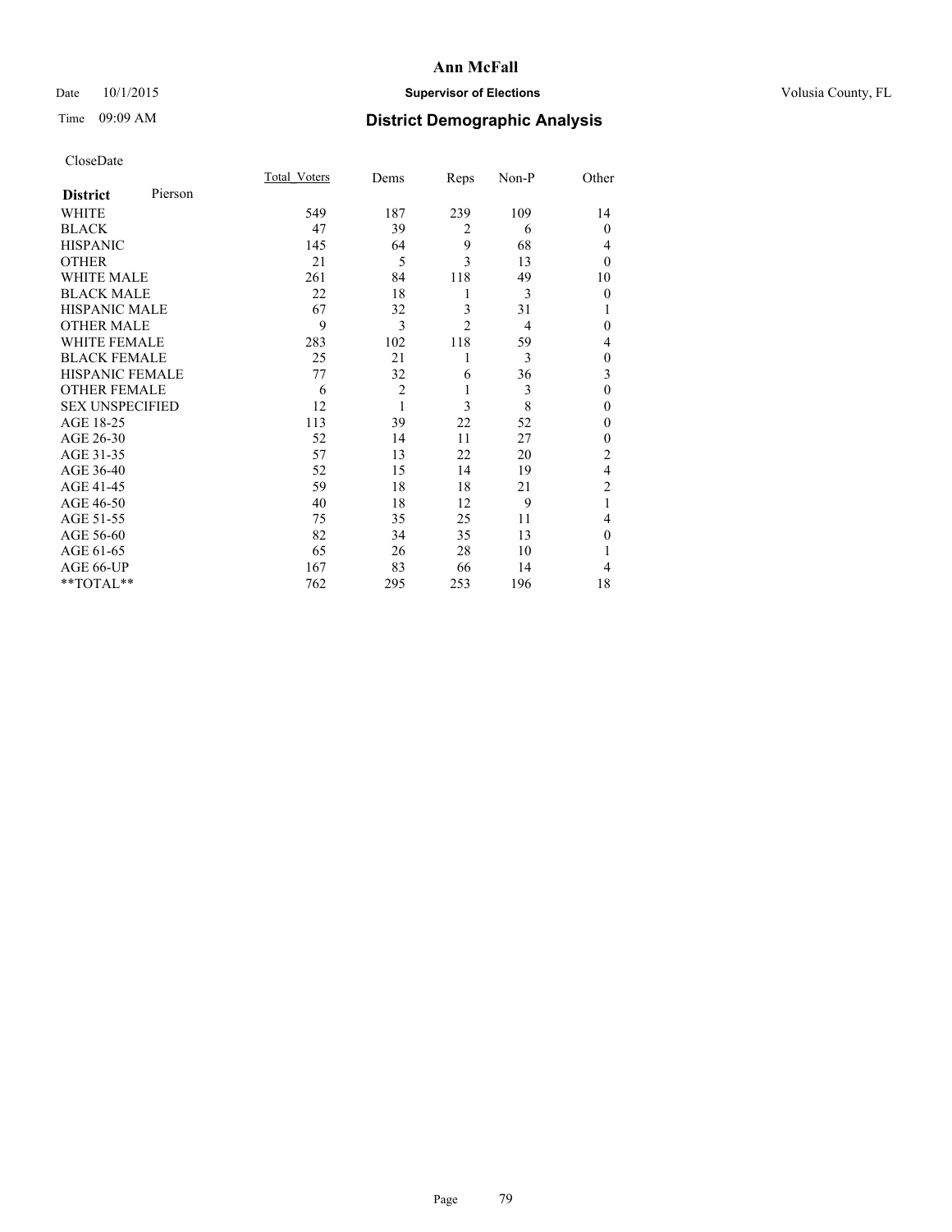# Ann McFall

Date 10/1/2015 **Supervisor of Elections** Volusia County, FL

Time 09:09 AM **District Demographic Analysis**

CloseDate

| **District** Pierson | Total_Voters | Dems | Reps | Non-P | Other |
|---|---|---|---|---|---|
| WHITE | 549 | 187 | 239 | 109 | 14 |
| BLACK | 47 | 39 | 2 | 6 | 0 |
| HISPANIC | 145 | 64 | 9 | 68 | 4 |
| OTHER | 21 | 5 | 3 | 13 | 0 |
| WHITE MALE | 261 | 84 | 118 | 49 | 10 |
| BLACK MALE | 22 | 18 | 1 | 3 | 0 |
| HISPANIC MALE | 67 | 32 | 3 | 31 | 1 |
| OTHER MALE | 9 | 3 | 2 | 4 | 0 |
| WHITE FEMALE | 283 | 102 | 118 | 59 | 4 |
| BLACK FEMALE | 25 | 21 | 1 | 3 | 0 |
| HISPANIC FEMALE | 77 | 32 | 6 | 36 | 3 |
| OTHER FEMALE | 6 | 2 | 1 | 3 | 0 |
| SEX UNSPECIFIED | 12 | 1 | 3 | 8 | 0 |
| AGE 18-25 | 113 | 39 | 22 | 52 | 0 |
| AGE 26-30 | 52 | 14 | 11 | 27 | 0 |
| AGE 31-35 | 57 | 13 | 22 | 20 | 2 |
| AGE 36-40 | 52 | 15 | 14 | 19 | 4 |
| AGE 41-45 | 59 | 18 | 18 | 21 | 2 |
| AGE 46-50 | 40 | 18 | 12 | 9 | 1 |
| AGE 51-55 | 75 | 35 | 25 | 11 | 4 |
| AGE 56-60 | 82 | 34 | 35 | 13 | 0 |
| AGE 61-65 | 65 | 26 | 28 | 10 | 1 |
| AGE 66-UP | 167 | 83 | 66 | 14 | 4 |
| **TOTAL** | 762 | 295 | 253 | 196 | 18 |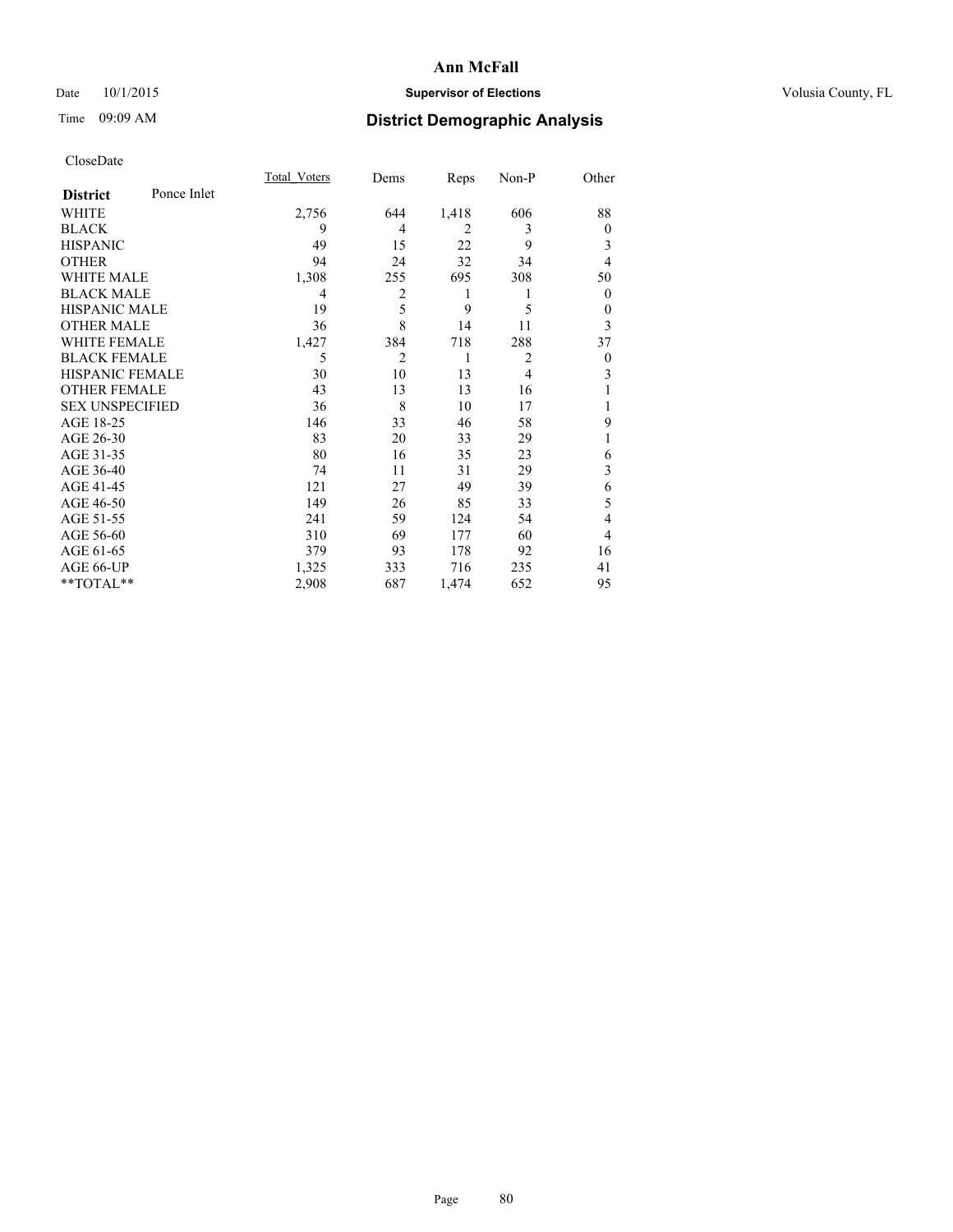**Ann McFall**

Date 10/1/2015 **Supervisor of Elections** Volusia County, FL

Time 09:09 AM **District Demographic Analysis**

CloseDate

| **District** Ponce Inlet | Total_Voters | Dems | Reps | Non-P | Other |
|---|---|---|---|---|---|
| WHITE | 2,756 | 644 | 1,418 | 606 | 88 |
| BLACK | 9 | 4 | 2 | 3 | 0 |
| HISPANIC | 49 | 15 | 22 | 9 | 3 |
| OTHER | 94 | 24 | 32 | 34 | 4 |
| WHITE MALE | 1,308 | 255 | 695 | 308 | 50 |
| BLACK MALE | 4 | 2 | 1 | 1 | 0 |
| HISPANIC MALE | 19 | 5 | 9 | 5 | 0 |
| OTHER MALE | 36 | 8 | 14 | 11 | 3 |
| WHITE FEMALE | 1,427 | 384 | 718 | 288 | 37 |
| BLACK FEMALE | 5 | 2 | 1 | 2 | 0 |
| HISPANIC FEMALE | 30 | 10 | 13 | 4 | 3 |
| OTHER FEMALE | 43 | 13 | 13 | 16 | 1 |
| SEX UNSPECIFIED | 36 | 8 | 10 | 17 | 1 |
| AGE 18-25 | 146 | 33 | 46 | 58 | 9 |
| AGE 26-30 | 83 | 20 | 33 | 29 | 1 |
| AGE 31-35 | 80 | 16 | 35 | 23 | 6 |
| AGE 36-40 | 74 | 11 | 31 | 29 | 3 |
| AGE 41-45 | 121 | 27 | 49 | 39 | 6 |
| AGE 46-50 | 149 | 26 | 85 | 33 | 5 |
| AGE 51-55 | 241 | 59 | 124 | 54 | 4 |
| AGE 56-60 | 310 | 69 | 177 | 60 | 4 |
| AGE 61-65 | 379 | 93 | 178 | 92 | 16 |
| AGE 66-UP | 1,325 | 333 | 716 | 235 | 41 |
| **TOTAL** | 2,908 | 687 | 1,474 | 652 | 95 |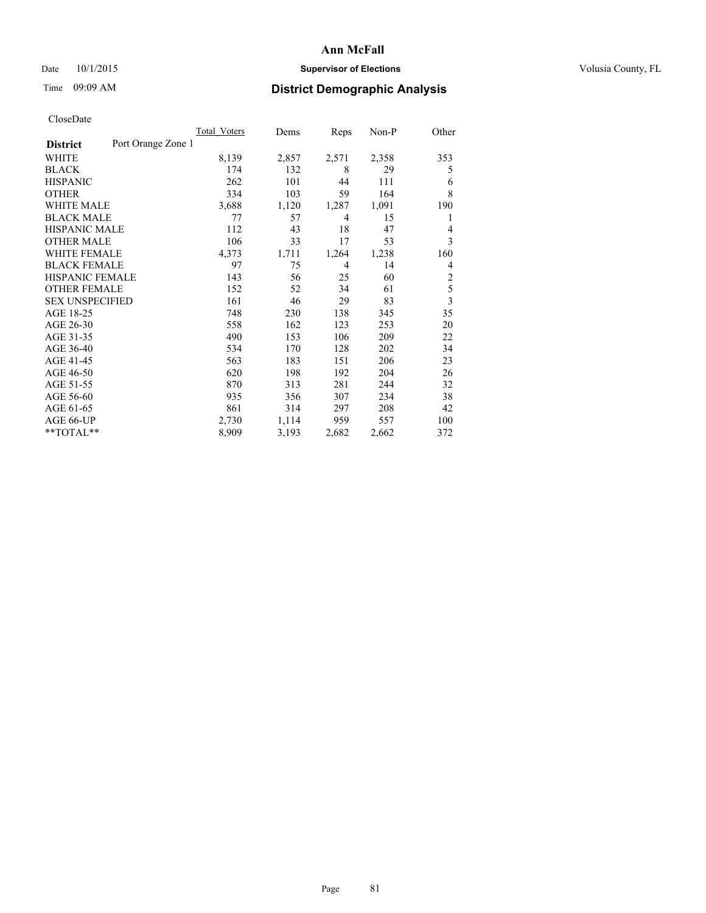# Ann McFall

Date 10/1/2015 **Supervisor of Elections** Volusia County, FL

Time 09:09 AM **District Demographic Analysis**

CloseDate

| | Total_Voters | Dems | Reps | Non-P | Other |
|---|---|---|---|---|---|
| **District** Port Orange Zone 1 | | | | | |
| WHITE | 8,139 | 2,857 | 2,571 | 2,358 | 353 |
| BLACK | 174 | 132 | 8 | 29 | 5 |
| HISPANIC | 262 | 101 | 44 | 111 | 6 |
| OTHER | 334 | 103 | 59 | 164 | 8 |
| WHITE MALE | 3,688 | 1,120 | 1,287 | 1,091 | 190 |
| BLACK MALE | 77 | 57 | 4 | 15 | 1 |
| HISPANIC MALE | 112 | 43 | 18 | 47 | 4 |
| OTHER MALE | 106 | 33 | 17 | 53 | 3 |
| WHITE FEMALE | 4,373 | 1,711 | 1,264 | 1,238 | 160 |
| BLACK FEMALE | 97 | 75 | 4 | 14 | 4 |
| HISPANIC FEMALE | 143 | 56 | 25 | 60 | 2 |
| OTHER FEMALE | 152 | 52 | 34 | 61 | 5 |
| SEX UNSPECIFIED | 161 | 46 | 29 | 83 | 3 |
| AGE 18-25 | 748 | 230 | 138 | 345 | 35 |
| AGE 26-30 | 558 | 162 | 123 | 253 | 20 |
| AGE 31-35 | 490 | 153 | 106 | 209 | 22 |
| AGE 36-40 | 534 | 170 | 128 | 202 | 34 |
| AGE 41-45 | 563 | 183 | 151 | 206 | 23 |
| AGE 46-50 | 620 | 198 | 192 | 204 | 26 |
| AGE 51-55 | 870 | 313 | 281 | 244 | 32 |
| AGE 56-60 | 935 | 356 | 307 | 234 | 38 |
| AGE 61-65 | 861 | 314 | 297 | 208 | 42 |
| AGE 66-UP | 2,730 | 1,114 | 959 | 557 | 100 |
| **TOTAL** | 8,909 | 3,193 | 2,682 | 2,662 | 372 |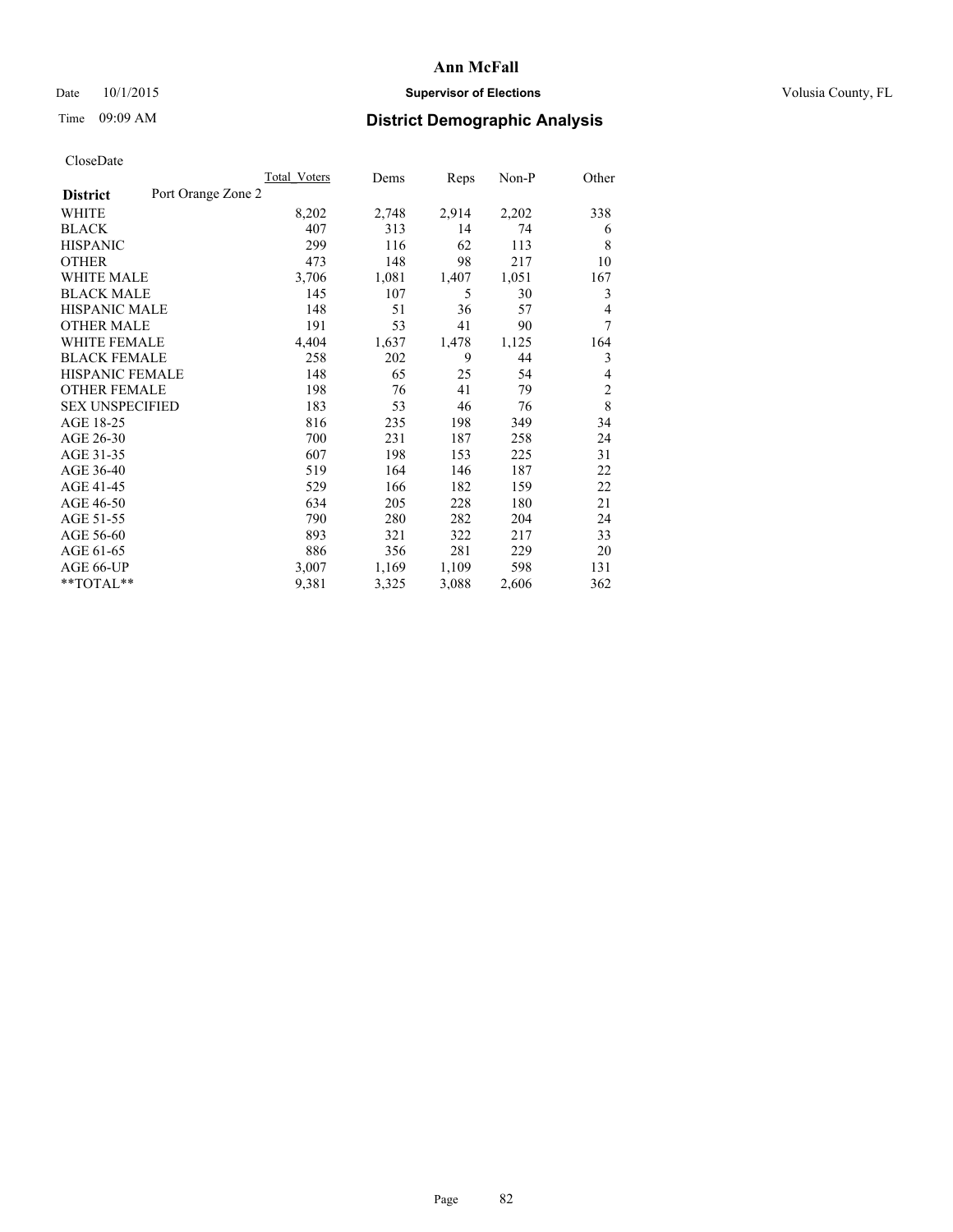# Ann McFall

Date 10/1/2015 **Supervisor of Elections** Volusia County, FL

Time 09:09 AM **District Demographic Analysis**

CloseDate

| **District** Port Orange Zone 2 | Total_Voters | Dems | Reps | Non-P | Other |
|---|---|---|---|---|---|
| WHITE | 8,202 | 2,748 | 2,914 | 2,202 | 338 |
| BLACK | 407 | 313 | 14 | 74 | 6 |
| HISPANIC | 299 | 116 | 62 | 113 | 8 |
| OTHER | 473 | 148 | 98 | 217 | 10 |
| WHITE MALE | 3,706 | 1,081 | 1,407 | 1,051 | 167 |
| BLACK MALE | 145 | 107 | 5 | 30 | 3 |
| HISPANIC MALE | 148 | 51 | 36 | 57 | 4 |
| OTHER MALE | 191 | 53 | 41 | 90 | 7 |
| WHITE FEMALE | 4,404 | 1,637 | 1,478 | 1,125 | 164 |
| BLACK FEMALE | 258 | 202 | 9 | 44 | 3 |
| HISPANIC FEMALE | 148 | 65 | 25 | 54 | 4 |
| OTHER FEMALE | 198 | 76 | 41 | 79 | 2 |
| SEX UNSPECIFIED | 183 | 53 | 46 | 76 | 8 |
| AGE 18-25 | 816 | 235 | 198 | 349 | 34 |
| AGE 26-30 | 700 | 231 | 187 | 258 | 24 |
| AGE 31-35 | 607 | 198 | 153 | 225 | 31 |
| AGE 36-40 | 519 | 164 | 146 | 187 | 22 |
| AGE 41-45 | 529 | 166 | 182 | 159 | 22 |
| AGE 46-50 | 634 | 205 | 228 | 180 | 21 |
| AGE 51-55 | 790 | 280 | 282 | 204 | 24 |
| AGE 56-60 | 893 | 321 | 322 | 217 | 33 |
| AGE 61-65 | 886 | 356 | 281 | 229 | 20 |
| AGE 66-UP | 3,007 | 1,169 | 1,109 | 598 | 131 |
| **TOTAL** | 9,381 | 3,325 | 3,088 | 2,606 | 362 |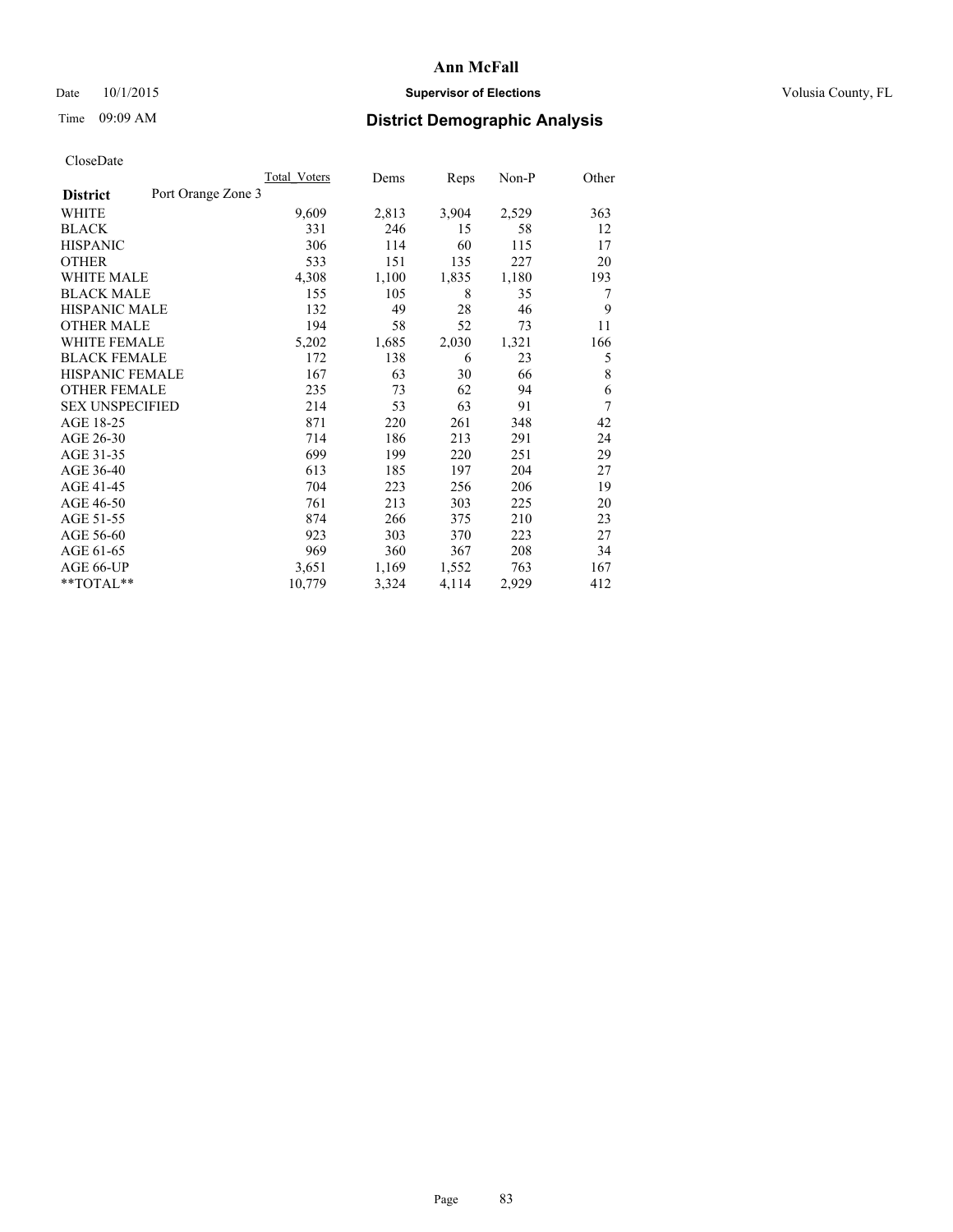# Ann McFall

Date 10/1/2015 **Supervisor of Elections** Volusia County, FL

Time 09:09 AM **District Demographic Analysis**

CloseDate

| | Total Voters | Dems | Reps | Non-P | Other |
|---|---|---|---|---|---|
| **District** Port Orange Zone 3 | | | | | |
| WHITE | 9,609 | 2,813 | 3,904 | 2,529 | 363 |
| BLACK | 331 | 246 | 15 | 58 | 12 |
| HISPANIC | 306 | 114 | 60 | 115 | 17 |
| OTHER | 533 | 151 | 135 | 227 | 20 |
| WHITE MALE | 4,308 | 1,100 | 1,835 | 1,180 | 193 |
| BLACK MALE | 155 | 105 | 8 | 35 | 7 |
| HISPANIC MALE | 132 | 49 | 28 | 46 | 9 |
| OTHER MALE | 194 | 58 | 52 | 73 | 11 |
| WHITE FEMALE | 5,202 | 1,685 | 2,030 | 1,321 | 166 |
| BLACK FEMALE | 172 | 138 | 6 | 23 | 5 |
| HISPANIC FEMALE | 167 | 63 | 30 | 66 | 8 |
| OTHER FEMALE | 235 | 73 | 62 | 94 | 6 |
| SEX UNSPECIFIED | 214 | 53 | 63 | 91 | 7 |
| AGE 18-25 | 871 | 220 | 261 | 348 | 42 |
| AGE 26-30 | 714 | 186 | 213 | 291 | 24 |
| AGE 31-35 | 699 | 199 | 220 | 251 | 29 |
| AGE 36-40 | 613 | 185 | 197 | 204 | 27 |
| AGE 41-45 | 704 | 223 | 256 | 206 | 19 |
| AGE 46-50 | 761 | 213 | 303 | 225 | 20 |
| AGE 51-55 | 874 | 266 | 375 | 210 | 23 |
| AGE 56-60 | 923 | 303 | 370 | 223 | 27 |
| AGE 61-65 | 969 | 360 | 367 | 208 | 34 |
| AGE 66-UP | 3,651 | 1,169 | 1,552 | 763 | 167 |
| **TOTAL** | 10,779 | 3,324 | 4,114 | 2,929 | 412 |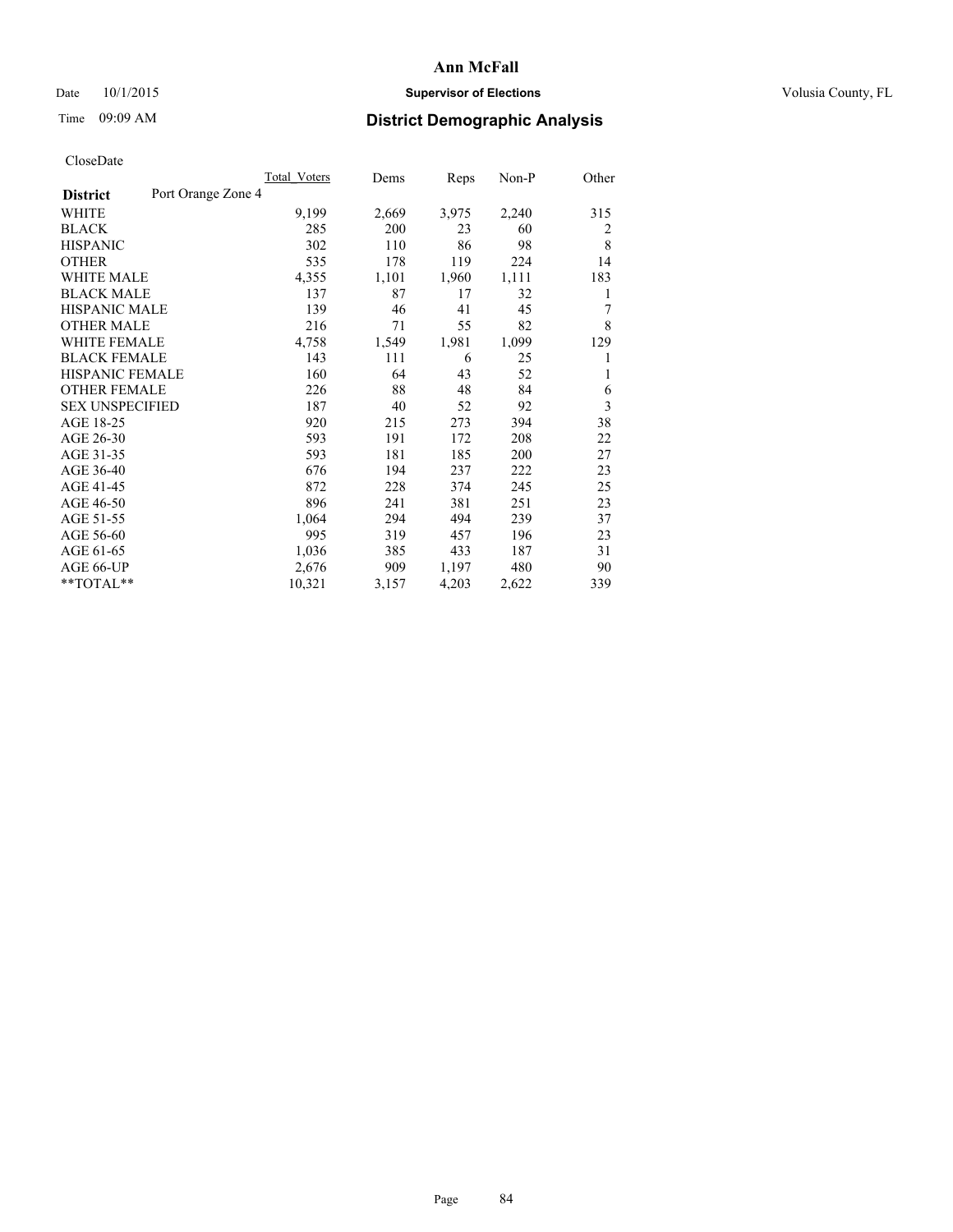Ann McFall

Date 10/1/2015 **Supervisor of Elections** Volusia County, FL

Time 09:09 AM **District Demographic Analysis**

CloseDate

| | Total_Voters | Dems | Reps | Non-P | Other |
|---|---|---|---|---|---|
| **District** Port Orange Zone 4 | | | | | |
| WHITE | 9,199 | 2,669 | 3,975 | 2,240 | 315 |
| BLACK | 285 | 200 | 23 | 60 | 2 |
| HISPANIC | 302 | 110 | 86 | 98 | 8 |
| OTHER | 535 | 178 | 119 | 224 | 14 |
| WHITE MALE | 4,355 | 1,101 | 1,960 | 1,111 | 183 |
| BLACK MALE | 137 | 87 | 17 | 32 | 1 |
| HISPANIC MALE | 139 | 46 | 41 | 45 | 7 |
| OTHER MALE | 216 | 71 | 55 | 82 | 8 |
| WHITE FEMALE | 4,758 | 1,549 | 1,981 | 1,099 | 129 |
| BLACK FEMALE | 143 | 111 | 6 | 25 | 1 |
| HISPANIC FEMALE | 160 | 64 | 43 | 52 | 1 |
| OTHER FEMALE | 226 | 88 | 48 | 84 | 6 |
| SEX UNSPECIFIED | 187 | 40 | 52 | 92 | 3 |
| AGE 18-25 | 920 | 215 | 273 | 394 | 38 |
| AGE 26-30 | 593 | 191 | 172 | 208 | 22 |
| AGE 31-35 | 593 | 181 | 185 | 200 | 27 |
| AGE 36-40 | 676 | 194 | 237 | 222 | 23 |
| AGE 41-45 | 872 | 228 | 374 | 245 | 25 |
| AGE 46-50 | 896 | 241 | 381 | 251 | 23 |
| AGE 51-55 | 1,064 | 294 | 494 | 239 | 37 |
| AGE 56-60 | 995 | 319 | 457 | 196 | 23 |
| AGE 61-65 | 1,036 | 385 | 433 | 187 | 31 |
| AGE 66-UP | 2,676 | 909 | 1,197 | 480 | 90 |
| **TOTAL** | 10,321 | 3,157 | 4,203 | 2,622 | 339 |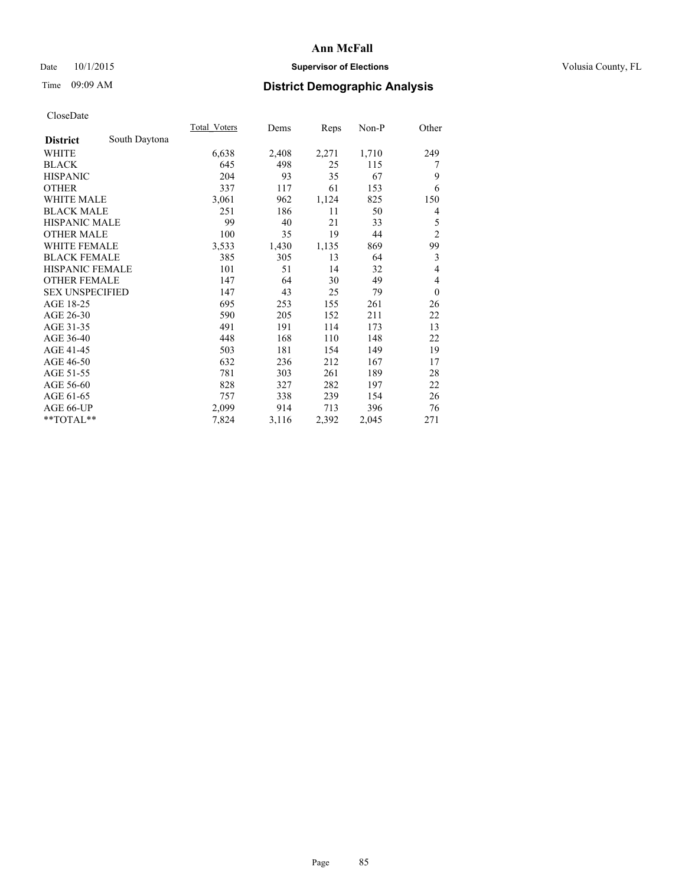**Ann McFall**

Date 10/1/2015 **Supervisor of Elections** Volusia County, FL

Time 09:09 AM **District Demographic Analysis**

CloseDate

| | Total_Voters | Dems | Reps | Non-P | Other |
|---|---|---|---|---|---|
| **District** South Daytona | | | | | |
| WHITE | 6,638 | 2,408 | 2,271 | 1,710 | 249 |
| BLACK | 645 | 498 | 25 | 115 | 7 |
| HISPANIC | 204 | 93 | 35 | 67 | 9 |
| OTHER | 337 | 117 | 61 | 153 | 6 |
| WHITE MALE | 3,061 | 962 | 1,124 | 825 | 150 |
| BLACK MALE | 251 | 186 | 11 | 50 | 4 |
| HISPANIC MALE | 99 | 40 | 21 | 33 | 5 |
| OTHER MALE | 100 | 35 | 19 | 44 | 2 |
| WHITE FEMALE | 3,533 | 1,430 | 1,135 | 869 | 99 |
| BLACK FEMALE | 385 | 305 | 13 | 64 | 3 |
| HISPANIC FEMALE | 101 | 51 | 14 | 32 | 4 |
| OTHER FEMALE | 147 | 64 | 30 | 49 | 4 |
| SEX UNSPECIFIED | 147 | 43 | 25 | 79 | 0 |
| AGE 18-25 | 695 | 253 | 155 | 261 | 26 |
| AGE 26-30 | 590 | 205 | 152 | 211 | 22 |
| AGE 31-35 | 491 | 191 | 114 | 173 | 13 |
| AGE 36-40 | 448 | 168 | 110 | 148 | 22 |
| AGE 41-45 | 503 | 181 | 154 | 149 | 19 |
| AGE 46-50 | 632 | 236 | 212 | 167 | 17 |
| AGE 51-55 | 781 | 303 | 261 | 189 | 28 |
| AGE 56-60 | 828 | 327 | 282 | 197 | 22 |
| AGE 61-65 | 757 | 338 | 239 | 154 | 26 |
| AGE 66-UP | 2,099 | 914 | 713 | 396 | 76 |
| **TOTAL** | 7,824 | 3,116 | 2,392 | 2,045 | 271 |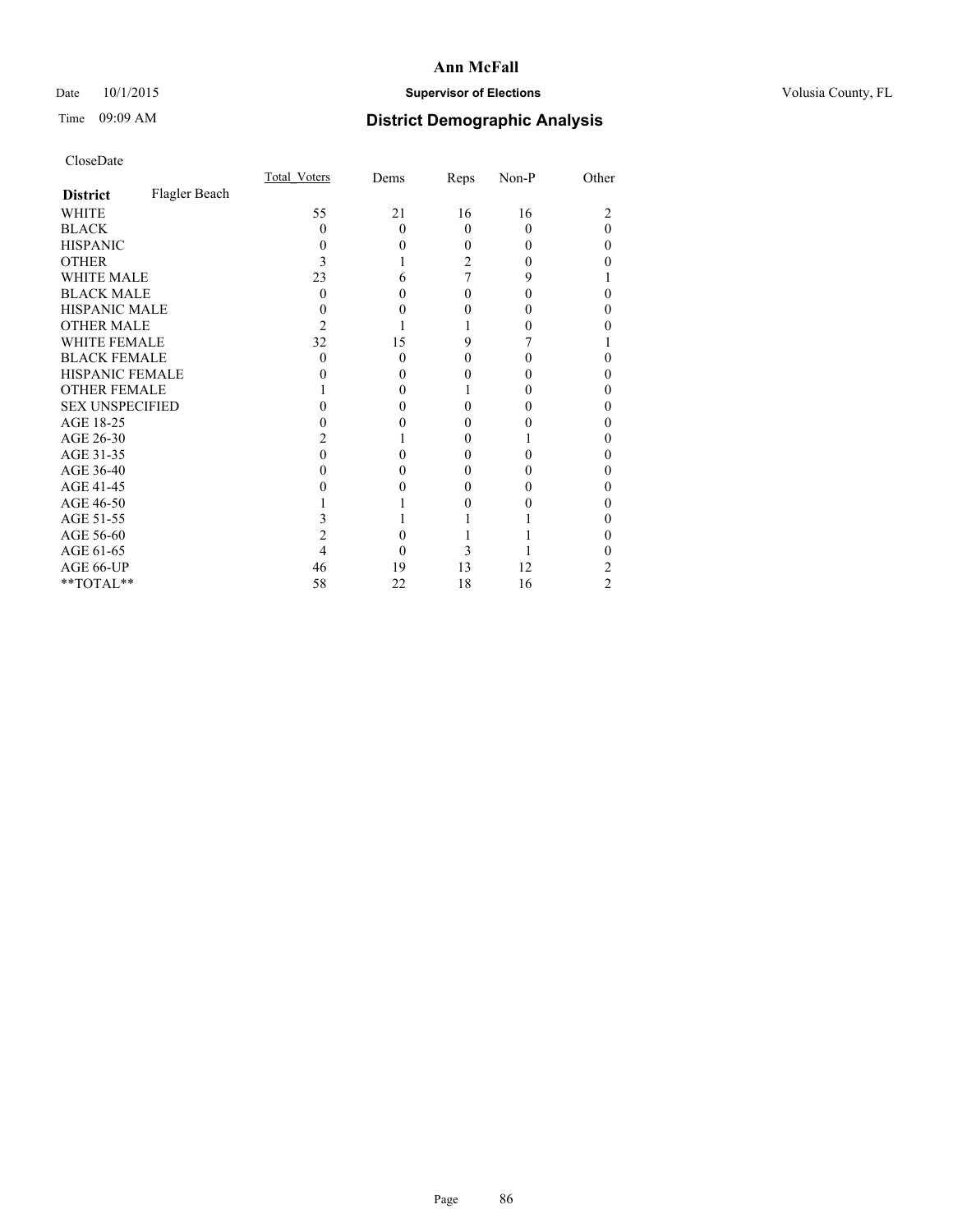# Ann McFall

Date 10/1/2015 **Supervisor of Elections** Volusia County, FL

Time 09:09 AM **District Demographic Analysis**

CloseDate

| | Total_Voters | Dems | Reps | Non-P | Other |
|---|---|---|---|---|---|
| **District** Flagler Beach | | | | | |
| WHITE | 55 | 21 | 16 | 16 | 2 |
| BLACK | 0 | 0 | 0 | 0 | 0 |
| HISPANIC | 0 | 0 | 0 | 0 | 0 |
| OTHER | 3 | 1 | 2 | 0 | 0 |
| WHITE MALE | 23 | 6 | 7 | 9 | 1 |
| BLACK MALE | 0 | 0 | 0 | 0 | 0 |
| HISPANIC MALE | 0 | 0 | 0 | 0 | 0 |
| OTHER MALE | 2 | 1 | 1 | 0 | 0 |
| WHITE FEMALE | 32 | 15 | 9 | 7 | 1 |
| BLACK FEMALE | 0 | 0 | 0 | 0 | 0 |
| HISPANIC FEMALE | 0 | 0 | 0 | 0 | 0 |
| OTHER FEMALE | 1 | 0 | 1 | 0 | 0 |
| SEX UNSPECIFIED | 0 | 0 | 0 | 0 | 0 |
| AGE 18-25 | 0 | 0 | 0 | 0 | 0 |
| AGE 26-30 | 2 | 1 | 0 | 1 | 0 |
| AGE 31-35 | 0 | 0 | 0 | 0 | 0 |
| AGE 36-40 | 0 | 0 | 0 | 0 | 0 |
| AGE 41-45 | 0 | 0 | 0 | 0 | 0 |
| AGE 46-50 | 1 | 1 | 0 | 0 | 0 |
| AGE 51-55 | 3 | 1 | 1 | 1 | 0 |
| AGE 56-60 | 2 | 0 | 1 | 1 | 0 |
| AGE 61-65 | 4 | 0 | 3 | 1 | 0 |
| AGE 66-UP | 46 | 19 | 13 | 12 | 2 |
| **TOTAL** | 58 | 22 | 18 | 16 | 2 |